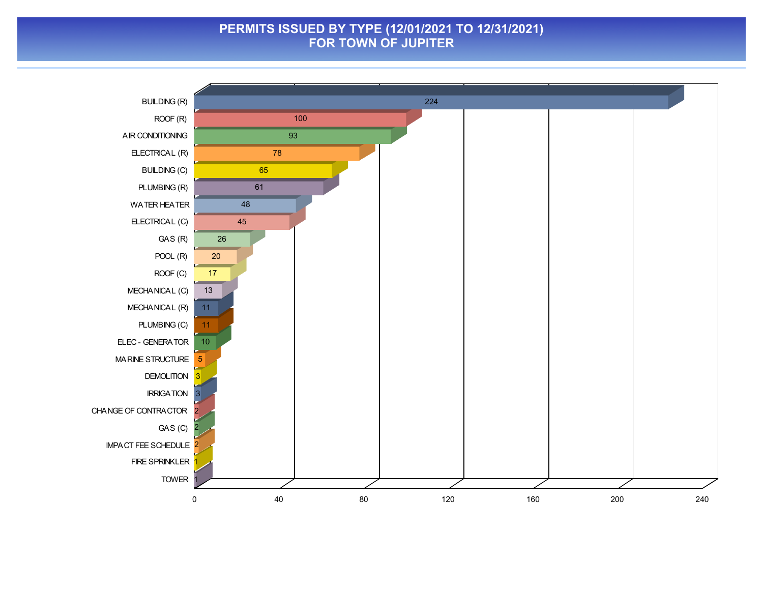# PERMITS ISSUED BY TYPE (12/01/2021 TO 12/31/2021)
## FOR TOWN OF JUPITER

| Permit Type | Count |
|---|---|
| BUILDING (R) | 224 |
| ROOF (R) | 100 |
| AIR CONDITIONING | 93 |
| ELECTRICAL (R) | 78 |
| BUILDING (C) | 65 |
| PLUMBING (R) | 61 |
| WATER HEATER | 48 |
| ELECTRICAL (C) | 45 |
| GAS (R) | 26 |
| POOL (R) | 20 |
| ROOF (C) | 17 |
| MECHANICAL (C) | 13 |
| MECHANICAL (R) | 11 |
| PLUMBING (C) | 11 |
| ELEC - GENERATOR | 10 |
| MARINE STRUCTURE | 5 |
| DEMOLITION | 3 |
| IRRIGATION | 3 |
| CHANGE OF CONTRACTOR | 2 |
| GAS (C) | 2 |
| IMPACT FEE SCHEDULE | 2 |
| FIRE SPRINKLER | 1 |
| TOWER | 1 |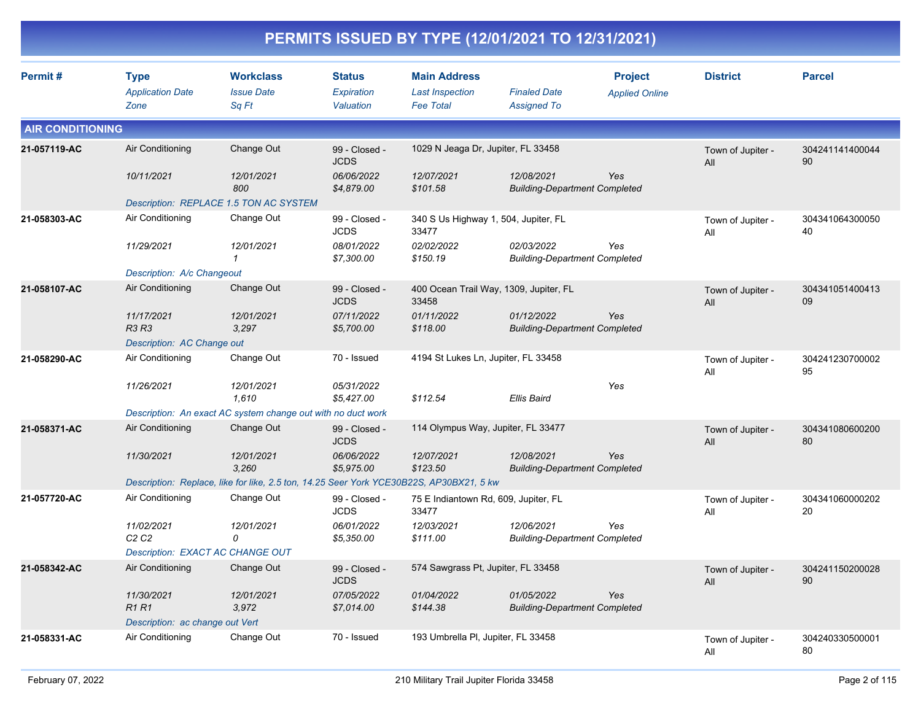# PERMITS ISSUED BY TYPE (12/01/2021 TO 12/31/2021)

| Permit # | Type<br>*Application Date*<br>*Zone* | Workclass<br>*Issue Date*<br>*Sq Ft* | Status<br>*Expiration*<br>*Valuation* | Main Address<br>*Last Inspection*<br>*Fee Total* | *Finaled Date*<br>*Assigned To* | Project<br>*Applied Online* | District | Parcel |
|---|---|---|---|---|---|---|---|---|

## AIR CONDITIONING

| Permit # | Type<br>*Application Date*<br>*Zone* | Workclass<br>*Issue Date*<br>*Sq Ft* | Status<br>*Expiration*<br>*Valuation* | Main Address<br>*Last Inspection*<br>*Fee Total* | *Finaled Date*<br>*Assigned To* | Project<br>*Applied Online* | District | Parcel |
|---|---|---|---|---|---|---|---|---|
| 21-057119-AC | Air Conditioning<br>*10/11/2021* | Change Out<br>*12/01/2021*<br>*800* | 99 - Closed - JCDS<br>*06/06/2022*<br>*$4,879.00* | 1029 N Jeaga Dr, Jupiter, FL 33458<br>*12/07/2021*<br>*$101.58* | *12/08/2021*<br>*Building-Department Completed* | *Yes* | Town of Jupiter - All | 30424114140004490 |
| | *Description: REPLACE 1.5 TON AC SYSTEM* | | | | | | | |
| 21-058303-AC | Air Conditioning<br>*11/29/2021* | Change Out<br>*12/01/2021*<br>*1* | 99 - Closed - JCDS<br>*08/01/2022*<br>*$7,300.00* | 340 S Us Highway 1, 504, Jupiter, FL 33477<br>*02/02/2022*<br>*$150.19* | *02/03/2022*<br>*Building-Department Completed* | *Yes* | Town of Jupiter - All | 30434106430005040 |
| | *Description: A/c Changeout* | | | | | | | |
| 21-058107-AC | Air Conditioning<br>*11/17/2021*<br>*R3 R3* | Change Out<br>*12/01/2021*<br>*3,297* | 99 - Closed - JCDS<br>*07/11/2022*<br>*$5,700.00* | 400 Ocean Trail Way, 1309, Jupiter, FL 33458<br>*01/11/2022*<br>*$118.00* | *01/12/2022*<br>*Building-Department Completed* | *Yes* | Town of Jupiter - All | 30434105140041309 |
| | *Description: AC Change out* | | | | | | | |
| 21-058290-AC | Air Conditioning<br>*11/26/2021* | Change Out<br>*12/01/2021*<br>*1,610* | 70 - Issued<br>*05/31/2022*<br>*$5,427.00* | 4194 St Lukes Ln, Jupiter, FL 33458<br><br>*$112.54* | <br>*Ellis Baird* | *Yes* | Town of Jupiter - All | 30424123070000295 |
| | *Description: An exact AC system change out with no duct work* | | | | | | | |
| 21-058371-AC | Air Conditioning<br>*11/30/2021* | Change Out<br>*12/01/2021*<br>*3,260* | 99 - Closed - JCDS<br>*06/06/2022*<br>*$5,975.00* | 114 Olympus Way, Jupiter, FL 33477<br>*12/07/2021*<br>*$123.50* | *12/08/2021*<br>*Building-Department Completed* | *Yes* | Town of Jupiter - All | 30434108060020080 |
| | *Description: Replace, like for like, 2.5 ton, 14.25 Seer York YCE30B22S, AP30BX21, 5 kw* | | | | | | | |
| 21-057720-AC | Air Conditioning<br>*11/02/2021*<br>*C2 C2* | Change Out<br>*12/01/2021*<br>*0* | 99 - Closed - JCDS<br>*06/01/2022*<br>*$5,350.00* | 75 E Indiantown Rd, 609, Jupiter, FL 33477<br>*12/03/2021*<br>*$111.00* | *12/06/2021*<br>*Building-Department Completed* | *Yes* | Town of Jupiter - All | 30434106000020220 |
| | *Description: EXACT AC CHANGE OUT* | | | | | | | |
| 21-058342-AC | Air Conditioning<br>*11/30/2021*<br>*R1 R1* | Change Out<br>*12/01/2021*<br>*3,972* | 99 - Closed - JCDS<br>*07/05/2022*<br>*$7,014.00* | 574 Sawgrass Pt, Jupiter, FL 33458<br>*01/04/2022*<br>*$144.38* | *01/05/2022*<br>*Building-Department Completed* | *Yes* | Town of Jupiter - All | 30424115020002890 |
| | *Description: ac change out Vert* | | | | | | | |
| 21-058331-AC | Air Conditioning | Change Out | 70 - Issued | 193 Umbrella Pl, Jupiter, FL 33458 | | | Town of Jupiter - All | 30424033050000180 |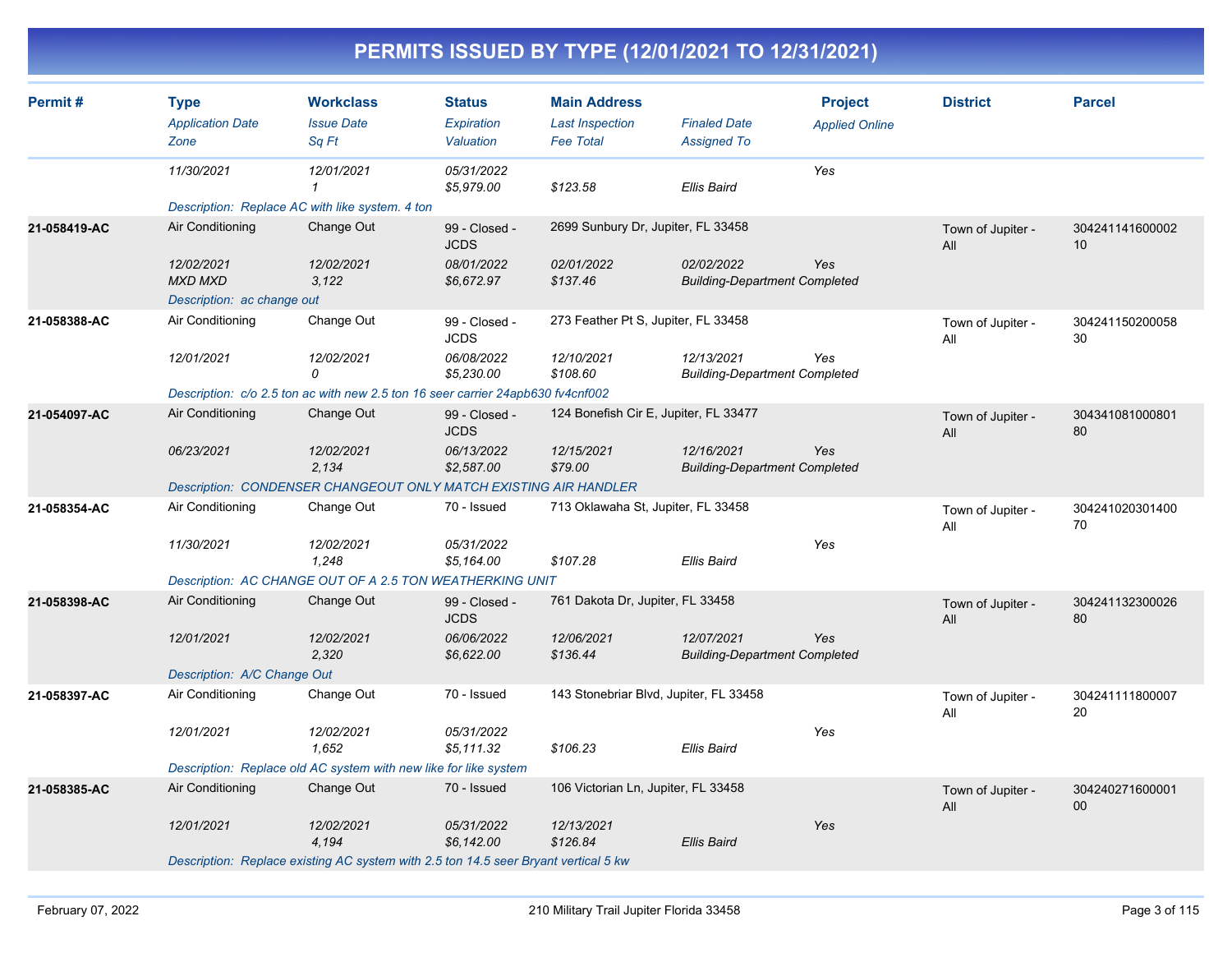# PERMITS ISSUED BY TYPE (12/01/2021 TO 12/31/2021)

| Permit # | Type<br>*Application Date*<br>*Zone* | Workclass<br>*Issue Date*<br>*Sq Ft* | Status<br>*Expiration*<br>*Valuation* | Main Address<br>*Last Inspection*<br>*Fee Total* | *Finaled Date*<br>*Assigned To* | Project<br>*Applied Online* | District | Parcel |
|---|---|---|---|---|---|---|---|---|
| | *11/30/2021* | *12/01/2021*<br>*1* | *05/31/2022*<br>*$5,979.00* | *$123.58* | *Ellis Baird* | *Yes* | | |
| | *Description: Replace AC with like system. 4 ton* | | | | | | | |
| **21-058419-AC** | Air Conditioning<br>*12/02/2021*<br>*MXD MXD* | Change Out<br>*12/02/2021*<br>*3,122* | 99 - Closed - JCDS<br>*08/01/2022*<br>*$6,672.97* | 2699 Sunbury Dr, Jupiter, FL 33458<br>*02/01/2022*<br>*$137.46* | *02/02/2022*<br>*Building-Department Completed* | *Yes* | Town of Jupiter - All | 30424114160000210 |
| | *Description: ac change out* | | | | | | | |
| **21-058388-AC** | Air Conditioning<br>*12/01/2021* | Change Out<br>*12/02/2021*<br>*0* | 99 - Closed - JCDS<br>*06/08/2022*<br>*$5,230.00* | 273 Feather Pt S, Jupiter, FL 33458<br>*12/10/2021*<br>*$108.60* | *12/13/2021*<br>*Building-Department Completed* | *Yes* | Town of Jupiter - All | 30424115020005830 |
| | *Description: c/o 2.5 ton ac with new 2.5 ton 16 seer carrier 24apb630 fv4cnf002* | | | | | | | |
| **21-054097-AC** | Air Conditioning<br>*06/23/2021* | Change Out<br>*12/02/2021*<br>*2,134* | 99 - Closed - JCDS<br>*06/13/2022*<br>*$2,587.00* | 124 Bonefish Cir E, Jupiter, FL 33477<br>*12/15/2021*<br>*$79.00* | *12/16/2021*<br>*Building-Department Completed* | *Yes* | Town of Jupiter - All | 30434108100080180 |
| | *Description: CONDENSER CHANGEOUT ONLY MATCH EXISTING AIR HANDLER* | | | | | | | |
| **21-058354-AC** | Air Conditioning<br>*11/30/2021* | Change Out<br>*12/02/2021*<br>*1,248* | 70 - Issued<br>*05/31/2022*<br>*$5,164.00* | 713 Oklawaha St, Jupiter, FL 33458<br><br>*$107.28* | *Ellis Baird* | *Yes* | Town of Jupiter - All | 30424102030140070 |
| | *Description: AC CHANGE OUT OF A 2.5 TON WEATHERKING UNIT* | | | | | | | |
| **21-058398-AC** | Air Conditioning<br>*12/01/2021* | Change Out<br>*12/02/2021*<br>*2,320* | 99 - Closed - JCDS<br>*06/06/2022*<br>*$6,622.00* | 761 Dakota Dr, Jupiter, FL 33458<br>*12/06/2021*<br>*$136.44* | *12/07/2021*<br>*Building-Department Completed* | *Yes* | Town of Jupiter - All | 30424113230002680 |
| | *Description: A/C Change Out* | | | | | | | |
| **21-058397-AC** | Air Conditioning<br>*12/01/2021* | Change Out<br>*12/02/2021*<br>*1,652* | 70 - Issued<br>*05/31/2022*<br>*$5,111.32* | 143 Stonebriar Blvd, Jupiter, FL 33458<br><br>*$106.23* | *Ellis Baird* | *Yes* | Town of Jupiter - All | 30424111180000720 |
| | *Description: Replace old AC system with new like for like system* | | | | | | | |
| **21-058385-AC** | Air Conditioning<br>*12/01/2021* | Change Out<br>*12/02/2021*<br>*4,194* | 70 - Issued<br>*05/31/2022*<br>*$6,142.00* | 106 Victorian Ln, Jupiter, FL 33458<br>*12/13/2021*<br>*$126.84* | *Ellis Baird* | *Yes* | Town of Jupiter - All | 30424027160000100 |
| | *Description: Replace existing AC system with 2.5 ton 14.5 seer Bryant vertical 5 kw* | | | | | | | |

February 07, 2022 — 210 Military Trail Jupiter Florida 33458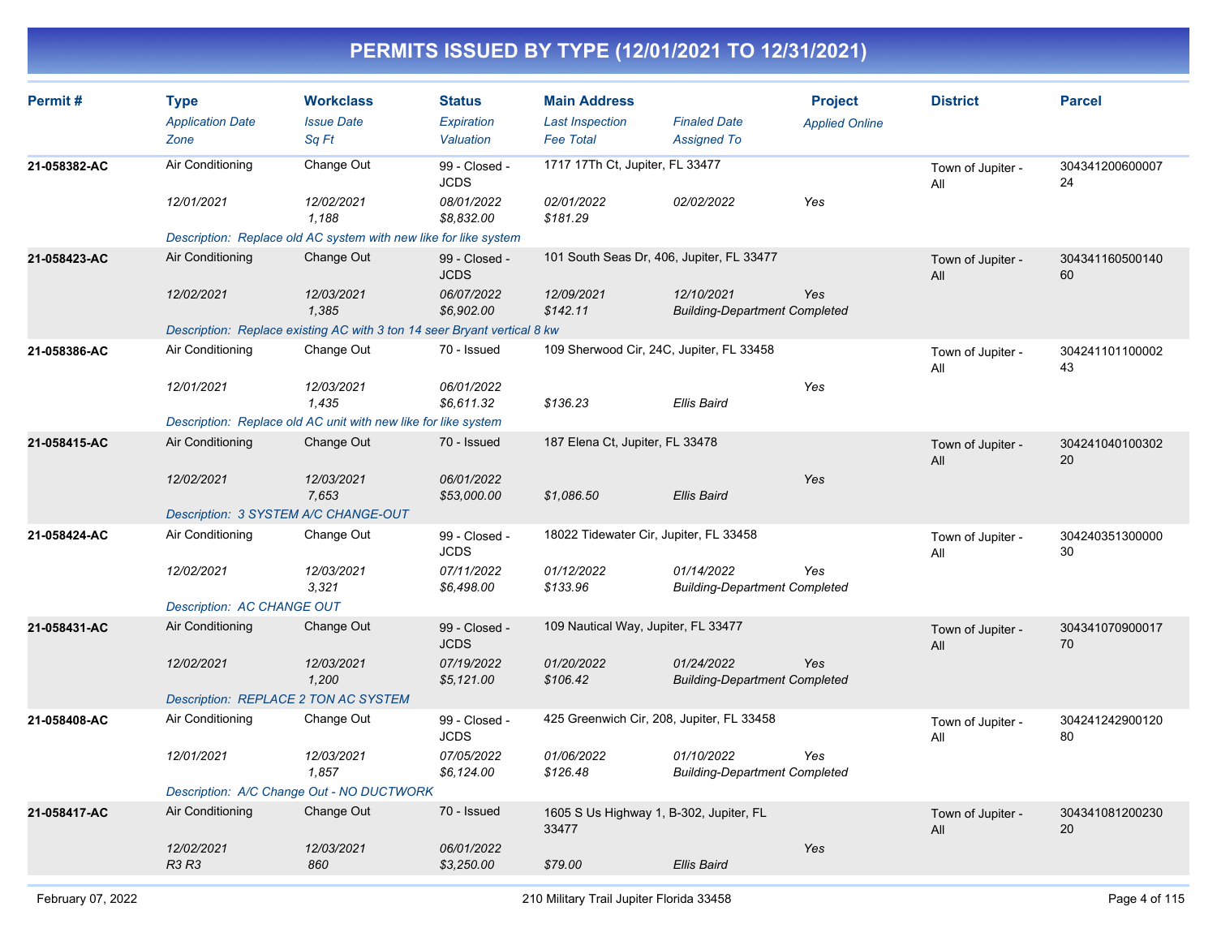# PERMITS ISSUED BY TYPE (12/01/2021 TO 12/31/2021)

| Permit # | Type | Workclass | Status | Main Address | | Project | District | Parcel |
|---|---|---|---|---|---|---|---|---|
| | *Application Date* | *Issue Date* | *Expiration* | *Last Inspection* | *Finaled Date* | *Applied Online* | | |
| | *Zone* | *Sq Ft* | *Valuation* | *Fee Total* | *Assigned To* | | | |
| **21-058382-AC** | Air Conditioning | Change Out | 99 - Closed - JCDS | 1717 17Th Ct, Jupiter, FL 33477 | | | Town of Jupiter - All | 30434120060000724 |
| | *12/01/2021* | *12/02/2021* | *08/01/2022* | *02/01/2022* | *02/02/2022* | Yes | | |
| | | *1,188* | *$8,832.00* | *$181.29* | | | | |
| | *Description: Replace old AC system with new like for like system* | | | | | | | |
| **21-058423-AC** | Air Conditioning | Change Out | 99 - Closed - JCDS | 101 South Seas Dr, 406, Jupiter, FL 33477 | | | Town of Jupiter - All | 30434116050014060 |
| | *12/02/2021* | *12/03/2021* | *06/07/2022* | *12/09/2021* | *12/10/2021* | Yes | | |
| | | *1,385* | *$6,902.00* | *$142.11* | *Building-Department Completed* | | | |
| | *Description: Replace existing AC with 3 ton 14 seer Bryant vertical 8 kw* | | | | | | | |
| **21-058386-AC** | Air Conditioning | Change Out | 70 - Issued | 109 Sherwood Cir, 24C, Jupiter, FL 33458 | | | Town of Jupiter - All | 30424110110000243 |
| | *12/01/2021* | *12/03/2021* | *06/01/2022* | | | Yes | | |
| | | *1,435* | *$6,611.32* | *$136.23* | *Ellis Baird* | | | |
| | *Description: Replace old AC unit with new like for like system* | | | | | | | |
| **21-058415-AC** | Air Conditioning | Change Out | 70 - Issued | 187 Elena Ct, Jupiter, FL 33478 | | | Town of Jupiter - All | 30424104010030220 |
| | *12/02/2021* | *12/03/2021* | *06/01/2022* | | | Yes | | |
| | | *7,653* | *$53,000.00* | *$1,086.50* | *Ellis Baird* | | | |
| | *Description: 3 SYSTEM A/C CHANGE-OUT* | | | | | | | |
| **21-058424-AC** | Air Conditioning | Change Out | 99 - Closed - JCDS | 18022 Tidewater Cir, Jupiter, FL 33458 | | | Town of Jupiter - All | 30424035130000030 |
| | *12/02/2021* | *12/03/2021* | *07/11/2022* | *01/12/2022* | *01/14/2022* | Yes | | |
| | | *3,321* | *$6,498.00* | *$133.96* | *Building-Department Completed* | | | |
| | *Description: AC CHANGE OUT* | | | | | | | |
| **21-058431-AC** | Air Conditioning | Change Out | 99 - Closed - JCDS | 109 Nautical Way, Jupiter, FL 33477 | | | Town of Jupiter - All | 30434107090001770 |
| | *12/02/2021* | *12/03/2021* | *07/19/2022* | *01/20/2022* | *01/24/2022* | Yes | | |
| | | *1,200* | *$5,121.00* | *$106.42* | *Building-Department Completed* | | | |
| | *Description: REPLACE 2 TON AC SYSTEM* | | | | | | | |
| **21-058408-AC** | Air Conditioning | Change Out | 99 - Closed - JCDS | 425 Greenwich Cir, 208, Jupiter, FL 33458 | | | Town of Jupiter - All | 30424124290012080 |
| | *12/01/2021* | *12/03/2021* | *07/05/2022* | *01/06/2022* | *01/10/2022* | Yes | | |
| | | *1,857* | *$6,124.00* | *$126.48* | *Building-Department Completed* | | | |
| | *Description: A/C Change Out - NO DUCTWORK* | | | | | | | |
| **21-058417-AC** | Air Conditioning | Change Out | 70 - Issued | 1605 S Us Highway 1, B-302, Jupiter, FL 33477 | | | Town of Jupiter - All | 30434108120023020 |
| | *12/02/2021* | *12/03/2021* | *06/01/2022* | | | Yes | | |
| | *R3 R3* | *860* | *$3,250.00* | *$79.00* | *Ellis Baird* | | | |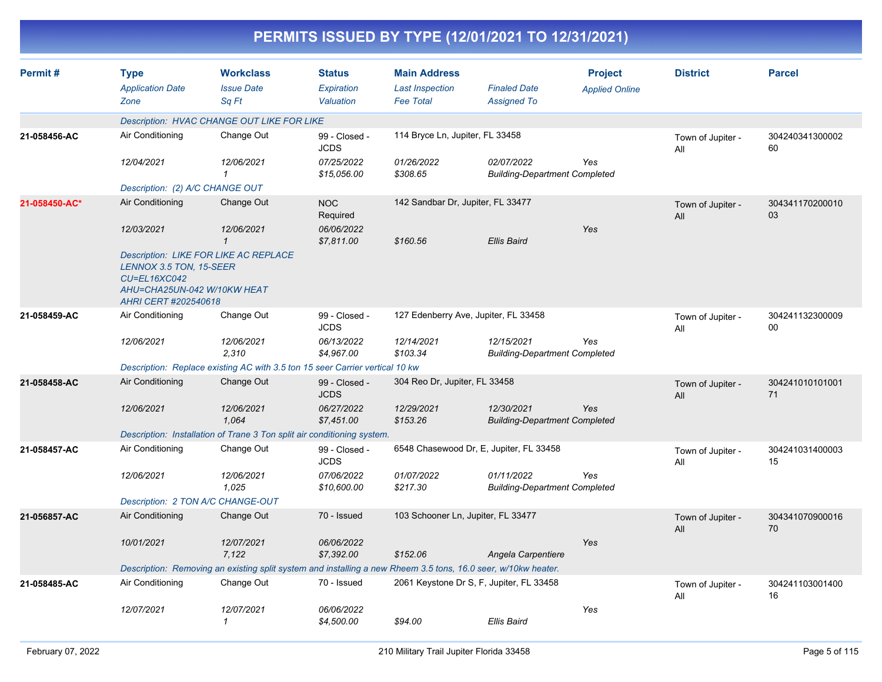# PERMITS ISSUED BY TYPE (12/01/2021 TO 12/31/2021)

| Permit # | Type<br>*Application Date*<br>*Zone* | Workclass<br>*Issue Date*<br>*Sq Ft* | Status<br>*Expiration*<br>*Valuation* | Main Address<br>*Last Inspection*<br>*Fee Total* | *Finaled Date*<br>*Assigned To* | Project<br>*Applied Online* | District | Parcel |
|---|---|---|---|---|---|---|---|---|
| | *Description: HVAC CHANGE OUT LIKE FOR LIKE* | | | | | | | |
| **21-058456-AC** | Air Conditioning<br>*12/04/2021* | Change Out<br>*12/06/2021*<br>*1* | 99 - Closed - JCDS<br>*07/25/2022*<br>*$15,056.00* | 114 Bryce Ln, Jupiter, FL 33458<br>*01/26/2022*<br>*$308.65* | *02/07/2022*<br>*Building-Department Completed* | *Yes* | Town of Jupiter - All | 30424034130000260 |
| | *Description: (2) A/C CHANGE OUT* | | | | | | | |
| **21-058450-AC*** | Air Conditioning<br>*12/03/2021* | Change Out<br>*12/06/2021*<br>*1* | NOC Required<br>*06/06/2022*<br>*$7,811.00* | 142 Sandbar Dr, Jupiter, FL 33477<br><br>*$160.56* | <br>*Ellis Baird* | *Yes* | Town of Jupiter - All | 30434117020001003 |
| | *Description: LIKE FOR LIKE AC REPLACE LENNOX 3.5 TON, 15-SEER CU=EL16XC042 AHU=CHA25UN-042 W/10KW HEAT AHRI CERT #202540618* | | | | | | | |
| **21-058459-AC** | Air Conditioning<br>*12/06/2021* | Change Out<br>*12/06/2021*<br>*2,310* | 99 - Closed - JCDS<br>*06/13/2022*<br>*$4,967.00* | 127 Edenberry Ave, Jupiter, FL 33458<br>*12/14/2021*<br>*$103.34* | *12/15/2021*<br>*Building-Department Completed* | *Yes* | Town of Jupiter - All | 30424113230000900 |
| | *Description: Replace existing AC with 3.5 ton 15 seer Carrier vertical 10 kw* | | | | | | | |
| **21-058458-AC** | Air Conditioning<br>*12/06/2021* | Change Out<br>*12/06/2021*<br>*1,064* | 99 - Closed - JCDS<br>*06/27/2022*<br>*$7,451.00* | 304 Reo Dr, Jupiter, FL 33458<br>*12/29/2021*<br>*$153.26* | *12/30/2021*<br>*Building-Department Completed* | *Yes* | Town of Jupiter - All | 30424101010100171 |
| | *Description: Installation of Trane 3 Ton split air conditioning system.* | | | | | | | |
| **21-058457-AC** | Air Conditioning<br>*12/06/2021* | Change Out<br>*12/06/2021*<br>*1,025* | 99 - Closed - JCDS<br>*07/06/2022*<br>*$10,600.00* | 6548 Chasewood Dr, E, Jupiter, FL 33458<br>*01/07/2022*<br>*$217.30* | *01/11/2022*<br>*Building-Department Completed* | *Yes* | Town of Jupiter - All | 30424103140000315 |
| | *Description: 2 TON A/C CHANGE-OUT* | | | | | | | |
| **21-056857-AC** | Air Conditioning<br>*10/01/2021* | Change Out<br>*12/07/2021*<br>*7,122* | 70 - Issued<br>*06/06/2022*<br>*$7,392.00* | 103 Schooner Ln, Jupiter, FL 33477<br><br>*$152.06* | <br>*Angela Carpentiere* | *Yes* | Town of Jupiter - All | 30434107090001670 |
| | *Description: Removing an existing split system and installing a new Rheem 3.5 tons, 16.0 seer, w/10kw heater.* | | | | | | | |
| **21-058485-AC** | Air Conditioning<br>*12/07/2021* | Change Out<br>*12/07/2021*<br>*1* | 70 - Issued<br>*06/06/2022*<br>*$4,500.00* | 2061 Keystone Dr S, F, Jupiter, FL 33458<br><br>*$94.00* | <br>*Ellis Baird* | *Yes* | Town of Jupiter - All | 30424110300140016 |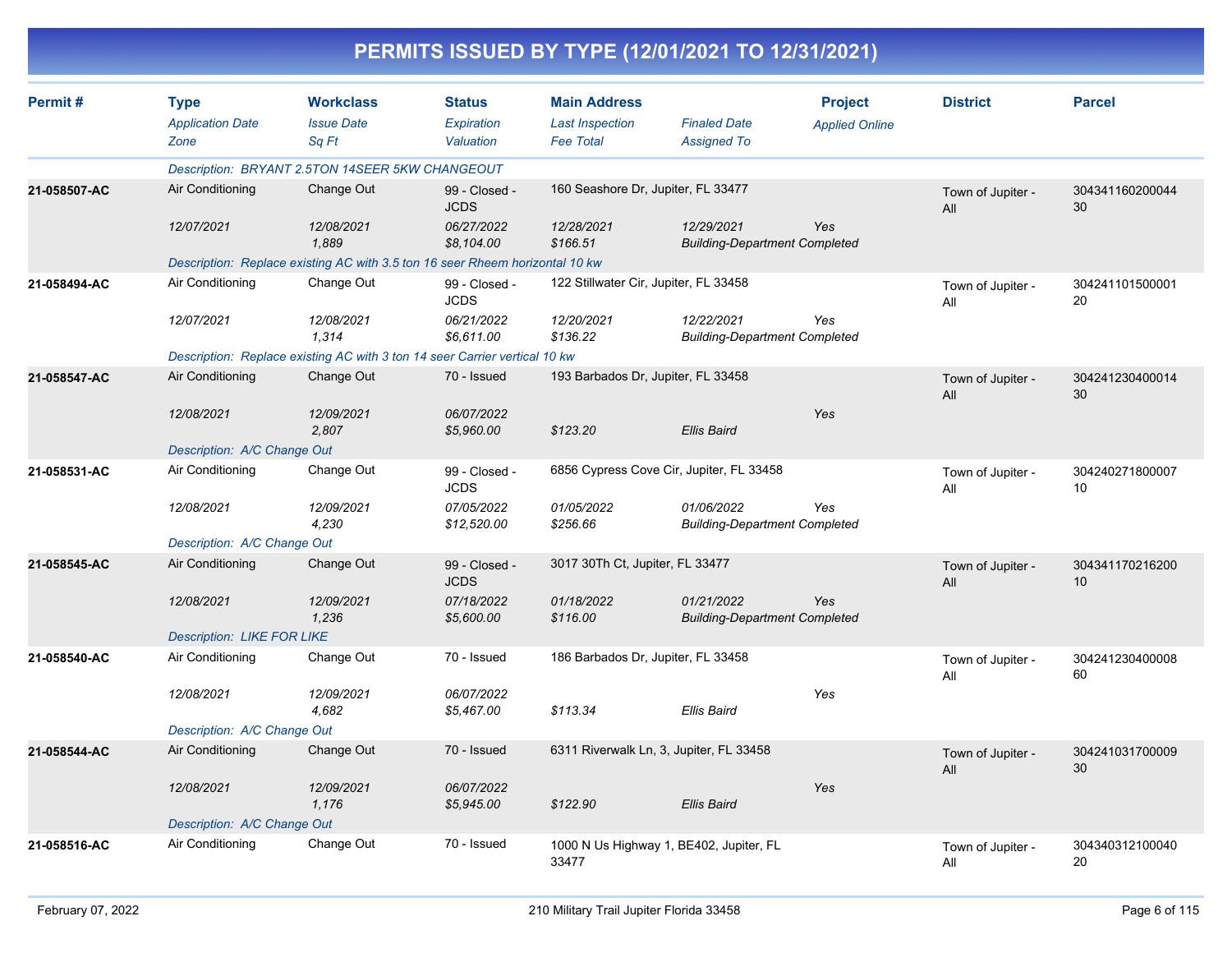# PERMITS ISSUED BY TYPE (12/01/2021 TO 12/31/2021)

| Permit # | Type / Application Date / Zone | Workclass / Issue Date / Sq Ft | Status / Expiration / Valuation | Main Address / Last Inspection / Fee Total | Finaled Date / Assigned To | Project / Applied Online | District | Parcel |
|---|---|---|---|---|---|---|---|---|
| | Description: BRYANT 2.5TON 14SEER 5KW CHANGEOUT | | | | | | | |
| 21-058507-AC | Air Conditioning | Change Out | 99 - Closed - JCDS | 160 Seashore Dr, Jupiter, FL 33477 | | | Town of Jupiter - All | 30434116020004430 |
| | 12/07/2021 | 12/08/2021 | 06/27/2022 | 12/28/2021 | 12/29/2021 | Yes | | |
| | | 1,889 | $8,104.00 | $166.51 | Building-Department Completed | | | |
| | Description: Replace existing AC with 3.5 ton 16 seer Rheem horizontal 10 kw | | | | | | | |
| 21-058494-AC | Air Conditioning | Change Out | 99 - Closed - JCDS | 122 Stillwater Cir, Jupiter, FL 33458 | | | Town of Jupiter - All | 30424110150000120 |
| | 12/07/2021 | 12/08/2021 | 06/21/2022 | 12/20/2021 | 12/22/2021 | Yes | | |
| | | 1,314 | $6,611.00 | $136.22 | Building-Department Completed | | | |
| | Description: Replace existing AC with 3 ton 14 seer Carrier vertical 10 kw | | | | | | | |
| 21-058547-AC | Air Conditioning | Change Out | 70 - Issued | 193 Barbados Dr, Jupiter, FL 33458 | | | Town of Jupiter - All | 30424123040001430 |
| | 12/08/2021 | 12/09/2021 | 06/07/2022 | | | Yes | | |
| | | 2,807 | $5,960.00 | $123.20 | Ellis Baird | | | |
| | Description: A/C Change Out | | | | | | | |
| 21-058531-AC | Air Conditioning | Change Out | 99 - Closed - JCDS | 6856 Cypress Cove Cir, Jupiter, FL 33458 | | | Town of Jupiter - All | 30424027180000710 |
| | 12/08/2021 | 12/09/2021 | 07/05/2022 | 01/05/2022 | 01/06/2022 | Yes | | |
| | | 4,230 | $12,520.00 | $256.66 | Building-Department Completed | | | |
| | Description: A/C Change Out | | | | | | | |
| 21-058545-AC | Air Conditioning | Change Out | 99 - Closed - JCDS | 3017 30Th Ct, Jupiter, FL 33477 | | | Town of Jupiter - All | 30434117021620010 |
| | 12/08/2021 | 12/09/2021 | 07/18/2022 | 01/18/2022 | 01/21/2022 | Yes | | |
| | | 1,236 | $5,600.00 | $116.00 | Building-Department Completed | | | |
| | Description: LIKE FOR LIKE | | | | | | | |
| 21-058540-AC | Air Conditioning | Change Out | 70 - Issued | 186 Barbados Dr, Jupiter, FL 33458 | | | Town of Jupiter - All | 30424123040000860 |
| | 12/08/2021 | 12/09/2021 | 06/07/2022 | | | Yes | | |
| | | 4,682 | $5,467.00 | $113.34 | Ellis Baird | | | |
| | Description: A/C Change Out | | | | | | | |
| 21-058544-AC | Air Conditioning | Change Out | 70 - Issued | 6311 Riverwalk Ln, 3, Jupiter, FL 33458 | | | Town of Jupiter - All | 30424103170000930 |
| | 12/08/2021 | 12/09/2021 | 06/07/2022 | | | Yes | | |
| | | 1,176 | $5,945.00 | $122.90 | Ellis Baird | | | |
| | Description: A/C Change Out | | | | | | | |
| 21-058516-AC | Air Conditioning | Change Out | 70 - Issued | 1000 N Us Highway 1, BE402, Jupiter, FL 33477 | | | Town of Jupiter - All | 30434031210004020 |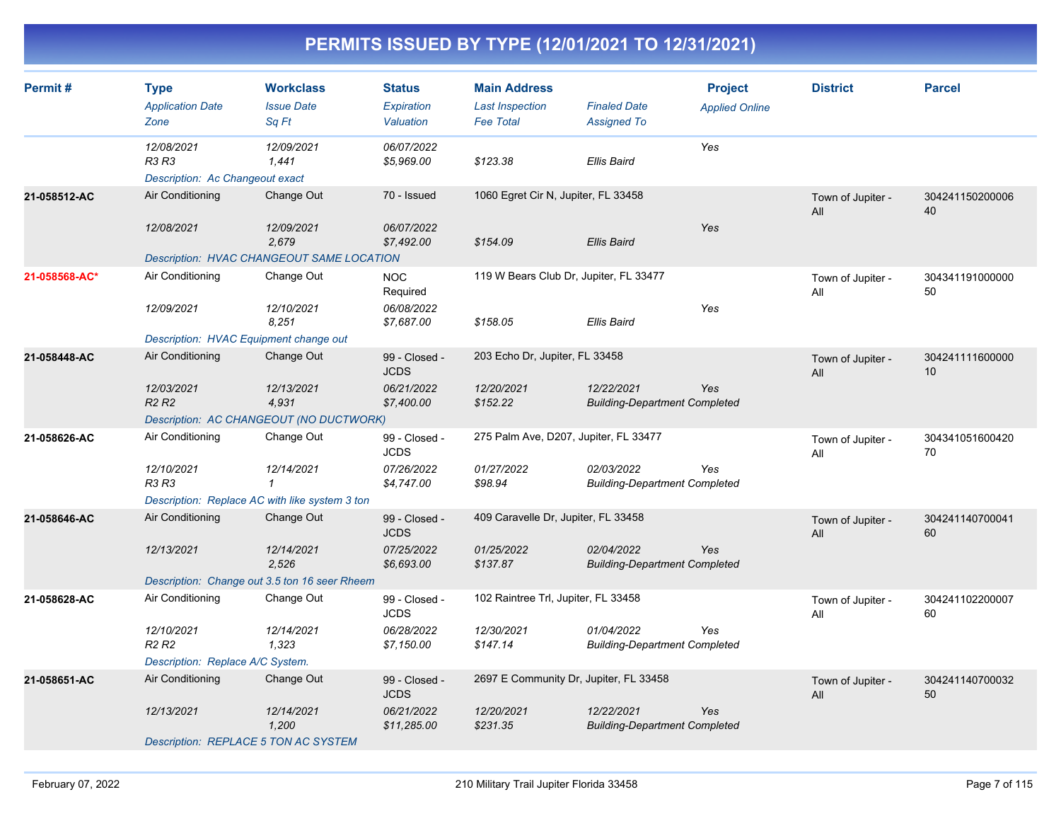# PERMITS ISSUED BY TYPE (12/01/2021 TO 12/31/2021)

| Permit # | Type / Application Date / Zone | Workclass / Issue Date / Sq Ft | Status / Expiration / Valuation | Main Address / Last Inspection / Fee Total | Finaled Date / Assigned To | Project / Applied Online | District | Parcel |
|---|---|---|---|---|---|---|---|---|
| | 12/08/2021<br>R3 R3 | 12/09/2021<br>1,441 | 06/07/2022<br>$5,969.00 | <br>$123.38 | <br>Ellis Baird | Yes | | |
| | Description: Ac Changeout exact | | | | | | | |
| 21-058512-AC | Air Conditioning<br>12/08/2021 | Change Out<br>12/09/2021<br>2,679 | 70 - Issued<br>06/07/2022<br>$7,492.00 | 1060 Egret Cir N, Jupiter, FL 33458<br><br>$154.09 | <br>Ellis Baird | <br>Yes | Town of Jupiter - All | 30424115020000640 |
| | Description: HVAC CHANGEOUT SAME LOCATION | | | | | | | |
| 21-058568-AC* | Air Conditioning<br>12/09/2021 | Change Out<br>12/10/2021<br>8,251 | NOC Required<br>06/08/2022<br>$7,687.00 | 119 W Bears Club Dr, Jupiter, FL 33477<br><br>$158.05 | <br>Ellis Baird | <br>Yes | Town of Jupiter - All | 30434119100000050 |
| | Description: HVAC Equipment change out | | | | | | | |
| 21-058448-AC | Air Conditioning<br>12/03/2021<br>R2 R2 | Change Out<br>12/13/2021<br>4,931 | 99 - Closed - JCDS<br>06/21/2022<br>$7,400.00 | 203 Echo Dr, Jupiter, FL 33458<br>12/20/2021<br>$152.22 | 12/22/2021<br>Building-Department Completed | <br>Yes | Town of Jupiter - All | 30424111160000010 |
| | Description: AC CHANGEOUT (NO DUCTWORK) | | | | | | | |
| 21-058626-AC | Air Conditioning<br>12/10/2021<br>R3 R3 | Change Out<br>12/14/2021<br>1 | 99 - Closed - JCDS<br>07/26/2022<br>$4,747.00 | 275 Palm Ave, D207, Jupiter, FL 33477<br>01/27/2022<br>$98.94 | 02/03/2022<br>Building-Department Completed | <br>Yes | Town of Jupiter - All | 30434105160042070 |
| | Description: Replace AC with like system 3 ton | | | | | | | |
| 21-058646-AC | Air Conditioning<br>12/13/2021 | Change Out<br>12/14/2021<br>2,526 | 99 - Closed - JCDS<br>07/25/2022<br>$6,693.00 | 409 Caravelle Dr, Jupiter, FL 33458<br>01/25/2022<br>$137.87 | 02/04/2022<br>Building-Department Completed | <br>Yes | Town of Jupiter - All | 30424114070004160 |
| | Description: Change out 3.5 ton 16 seer Rheem | | | | | | | |
| 21-058628-AC | Air Conditioning<br>12/10/2021<br>R2 R2 | Change Out<br>12/14/2021<br>1,323 | 99 - Closed - JCDS<br>06/28/2022<br>$7,150.00 | 102 Raintree Trl, Jupiter, FL 33458<br>12/30/2021<br>$147.14 | 01/04/2022<br>Building-Department Completed | <br>Yes | Town of Jupiter - All | 30424110220000760 |
| | Description: Replace A/C System. | | | | | | | |
| 21-058651-AC | Air Conditioning<br>12/13/2021 | Change Out<br>12/14/2021<br>1,200 | 99 - Closed - JCDS<br>06/21/2022<br>$11,285.00 | 2697 E Community Dr, Jupiter, FL 33458<br>12/20/2021<br>$231.35 | 12/22/2021<br>Building-Department Completed | <br>Yes | Town of Jupiter - All | 30424114070003250 |
| | Description: REPLACE 5 TON AC SYSTEM | | | | | | | |

February 07, 2022 — 210 Military Trail Jupiter Florida 33458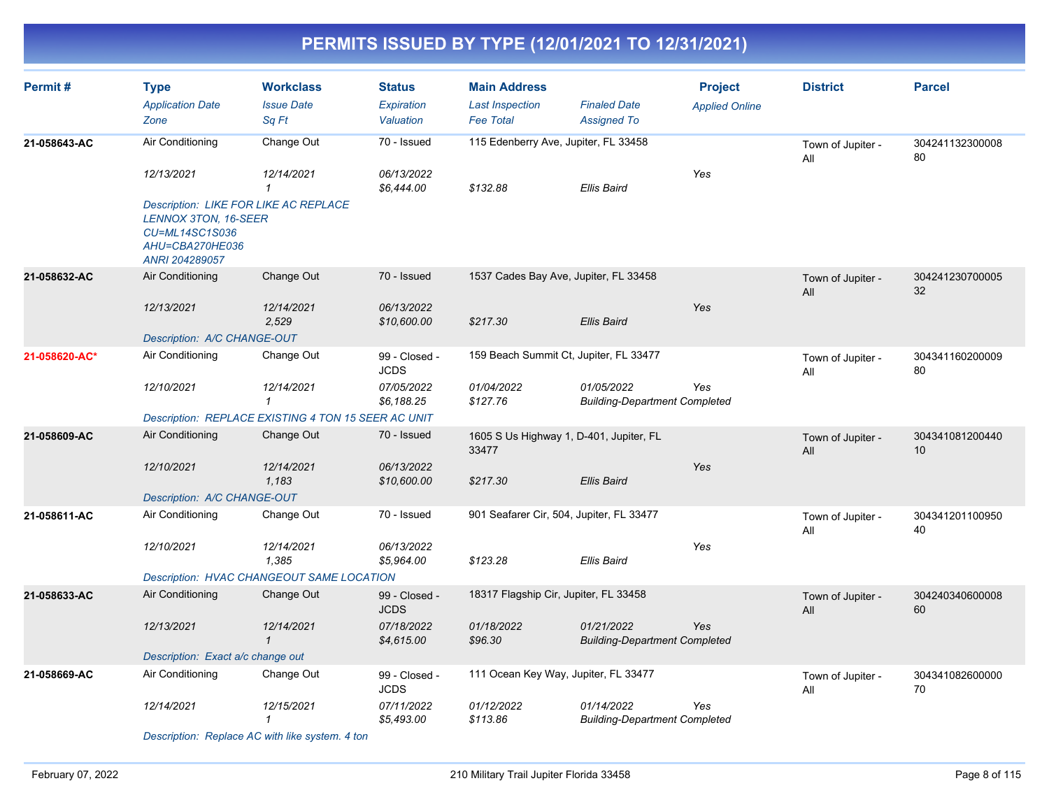# PERMITS ISSUED BY TYPE (12/01/2021 TO 12/31/2021)

| Permit # | Type / *Application Date* / *Zone* | Workclass / *Issue Date* / *Sq Ft* | Status / *Expiration* / *Valuation* | Main Address / *Last Inspection* / *Fee Total* | *Finaled Date* / *Assigned To* | Project / *Applied Online* | District | Parcel |
|---|---|---|---|---|---|---|---|---|
| 21-058643-AC | Air Conditioning | Change Out | 70 - Issued | 115 Edenberry Ave, Jupiter, FL 33458 | | | Town of Jupiter - All | 30424113230000880 |
| | *12/13/2021* | *12/14/2021* | *06/13/2022* | | | *Yes* | | |
| | | *1* | *$6,444.00* | *$132.88* | *Ellis Baird* | | | |
| | *Description: LIKE FOR LIKE AC REPLACE LENNOX 3TON, 16-SEER CU=ML14SC1S036 AHU=CBA270HE036 ANRI 204289057* | | | | | | | |
| 21-058632-AC | Air Conditioning | Change Out | 70 - Issued | 1537 Cades Bay Ave, Jupiter, FL 33458 | | | Town of Jupiter - All | 30424123070000532 |
| | *12/13/2021* | *12/14/2021* | *06/13/2022* | | | *Yes* | | |
| | | *2,529* | *$10,600.00* | *$217.30* | *Ellis Baird* | | | |
| | *Description: A/C CHANGE-OUT* | | | | | | | |
| 21-058620-AC* | Air Conditioning | Change Out | 99 - Closed - JCDS | 159 Beach Summit Ct, Jupiter, FL 33477 | | | Town of Jupiter - All | 30434116020000980 |
| | *12/10/2021* | *12/14/2021* | *07/05/2022* | *01/04/2022* | *01/05/2022* | *Yes* | | |
| | | *1* | *$6,188.25* | *$127.76* | *Building-Department Completed* | | | |
| | *Description: REPLACE EXISTING 4 TON 15 SEER AC UNIT* | | | | | | | |
| 21-058609-AC | Air Conditioning | Change Out | 70 - Issued | 1605 S Us Highway 1, D-401, Jupiter, FL 33477 | | | Town of Jupiter - All | 30434108120044010 |
| | *12/10/2021* | *12/14/2021* | *06/13/2022* | | | *Yes* | | |
| | | *1,183* | *$10,600.00* | *$217.30* | *Ellis Baird* | | | |
| | *Description: A/C CHANGE-OUT* | | | | | | | |
| 21-058611-AC | Air Conditioning | Change Out | 70 - Issued | 901 Seafarer Cir, 504, Jupiter, FL 33477 | | | Town of Jupiter - All | 30434120110095040 |
| | *12/10/2021* | *12/14/2021* | *06/13/2022* | | | *Yes* | | |
| | | *1,385* | *$5,964.00* | *$123.28* | *Ellis Baird* | | | |
| | *Description: HVAC CHANGEOUT SAME LOCATION* | | | | | | | |
| 21-058633-AC | Air Conditioning | Change Out | 99 - Closed - JCDS | 18317 Flagship Cir, Jupiter, FL 33458 | | | Town of Jupiter - All | 30424034060000860 |
| | *12/13/2021* | *12/14/2021* | *07/18/2022* | *01/18/2022* | *01/21/2022* | *Yes* | | |
| | | *1* | *$4,615.00* | *$96.30* | *Building-Department Completed* | | | |
| | *Description: Exact a/c change out* | | | | | | | |
| 21-058669-AC | Air Conditioning | Change Out | 99 - Closed - JCDS | 111 Ocean Key Way, Jupiter, FL 33477 | | | Town of Jupiter - All | 30434108260000070 |
| | *12/14/2021* | *12/15/2021* | *07/11/2022* | *01/12/2022* | *01/14/2022* | *Yes* | | |
| | | *1* | *$5,493.00* | *$113.86* | *Building-Department Completed* | | | |
| | *Description: Replace AC with like system. 4 ton* | | | | | | | |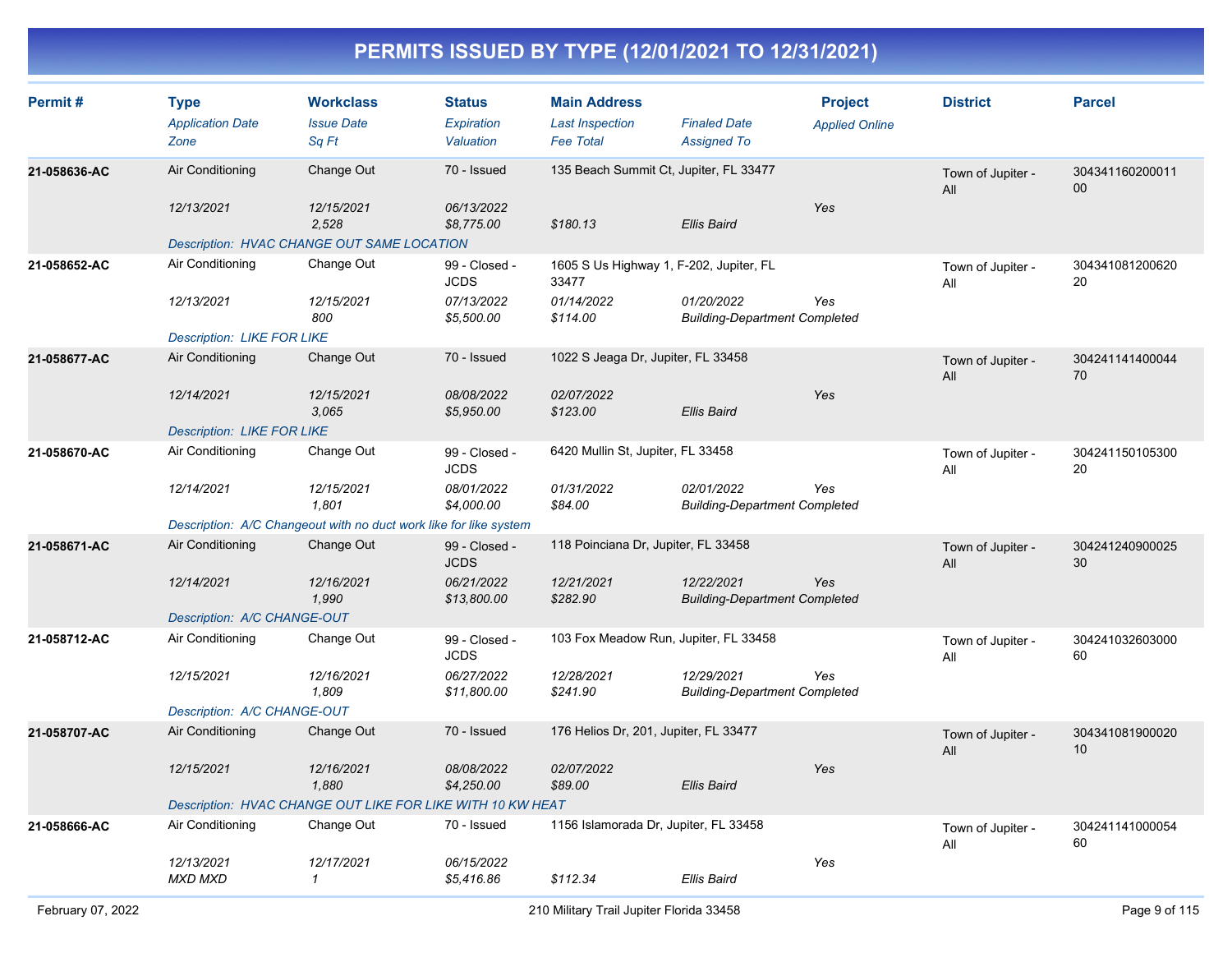# PERMITS ISSUED BY TYPE (12/01/2021 TO 12/31/2021)

| Permit # | Type<br>*Application Date*<br>*Zone* | Workclass<br>*Issue Date*<br>*Sq Ft* | Status<br>*Expiration*<br>*Valuation* | Main Address<br>*Last Inspection*<br>*Fee Total* | *Finaled Date*<br>*Assigned To* | Project<br>*Applied Online* | District | Parcel |
|---|---|---|---|---|---|---|---|---|
| 21-058636-AC | Air Conditioning<br>*12/13/2021* | Change Out<br>*12/15/2021*<br>*2,528* | 70 - Issued<br>*06/13/2022*<br>*$8,775.00* | 135 Beach Summit Ct, Jupiter, FL 33477<br><br>*$180.13* | <br><br>*Ellis Baird* | <br>*Yes* | Town of Jupiter - All | 30434116020001100 |
| | *Description: HVAC CHANGE OUT SAME LOCATION* | | | | | | | |
| 21-058652-AC | Air Conditioning<br>*12/13/2021* | Change Out<br>*12/15/2021*<br>*800* | 99 - Closed - JCDS<br>*07/13/2022*<br>*$5,500.00* | 1605 S Us Highway 1, F-202, Jupiter, FL 33477<br>*01/14/2022*<br>*$114.00* | <br>*01/20/2022*<br>*Building-Department Completed* | <br>*Yes* | Town of Jupiter - All | 30434108120062020 |
| | *Description: LIKE FOR LIKE* | | | | | | | |
| 21-058677-AC | Air Conditioning<br>*12/14/2021* | Change Out<br>*12/15/2021*<br>*3,065* | 70 - Issued<br>*08/08/2022*<br>*$5,950.00* | 1022 S Jeaga Dr, Jupiter, FL 33458<br>*02/07/2022*<br>*$123.00* | <br><br>*Ellis Baird* | <br>*Yes* | Town of Jupiter - All | 30424114140004470 |
| | *Description: LIKE FOR LIKE* | | | | | | | |
| 21-058670-AC | Air Conditioning<br>*12/14/2021* | Change Out<br>*12/15/2021*<br>*1,801* | 99 - Closed - JCDS<br>*08/01/2022*<br>*$4,000.00* | 6420 Mullin St, Jupiter, FL 33458<br>*01/31/2022*<br>*$84.00* | <br>*02/01/2022*<br>*Building-Department Completed* | <br>*Yes* | Town of Jupiter - All | 30424115010530020 |
| | *Description: A/C Changeout with no duct work like for like system* | | | | | | | |
| 21-058671-AC | Air Conditioning<br>*12/14/2021* | Change Out<br>*12/16/2021*<br>*1,990* | 99 - Closed - JCDS<br>*06/21/2022*<br>*$13,800.00* | 118 Poinciana Dr, Jupiter, FL 33458<br>*12/21/2021*<br>*$282.90* | <br>*12/22/2021*<br>*Building-Department Completed* | <br>*Yes* | Town of Jupiter - All | 30424124090002530 |
| | *Description: A/C CHANGE-OUT* | | | | | | | |
| 21-058712-AC | Air Conditioning<br>*12/15/2021* | Change Out<br>*12/16/2021*<br>*1,809* | 99 - Closed - JCDS<br>*06/27/2022*<br>*$11,800.00* | 103 Fox Meadow Run, Jupiter, FL 33458<br>*12/28/2021*<br>*$241.90* | <br>*12/29/2021*<br>*Building-Department Completed* | <br>*Yes* | Town of Jupiter - All | 30424103260300060 |
| | *Description: A/C CHANGE-OUT* | | | | | | | |
| 21-058707-AC | Air Conditioning<br>*12/15/2021* | Change Out<br>*12/16/2021*<br>*1,880* | 70 - Issued<br>*08/08/2022*<br>*$4,250.00* | 176 Helios Dr, 201, Jupiter, FL 33477<br>*02/07/2022*<br>*$89.00* | <br><br>*Ellis Baird* | <br>*Yes* | Town of Jupiter - All | 30434108190002010 |
| | *Description: HVAC CHANGE OUT LIKE FOR LIKE WITH 10 KW HEAT* | | | | | | | |
| 21-058666-AC | Air Conditioning<br>*12/13/2021*<br>*MXD MXD* | Change Out<br>*12/17/2021*<br>*1* | 70 - Issued<br>*06/15/2022*<br>*$5,416.86* | 1156 Islamorada Dr, Jupiter, FL 33458<br><br>*$112.34* | <br><br>*Ellis Baird* | <br>*Yes* | Town of Jupiter - All | 30424114100005460 |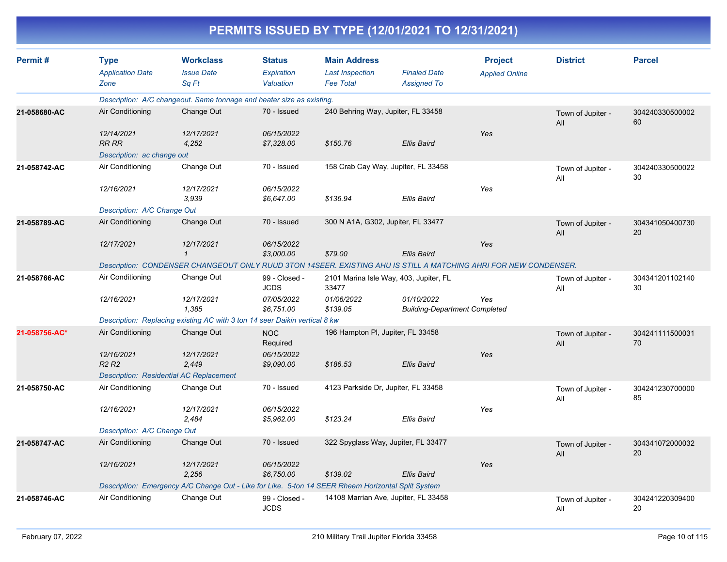# PERMITS ISSUED BY TYPE (12/01/2021 TO 12/31/2021)

| Permit # | Type / Application Date / Zone | Workclass / Issue Date / Sq Ft | Status / Expiration / Valuation | Main Address / Last Inspection / Fee Total | Finaled Date / Assigned To | Project / Applied Online | District | Parcel |
|---|---|---|---|---|---|---|---|---|
| | Description: A/C changeout. Same tonnage and heater size as existing. | | | | | | | |
| **21-058680-AC** | Air Conditioning | Change Out | 70 - Issued | 240 Behring Way, Jupiter, FL 33458 | | | Town of Jupiter - All | 30424033050000260 |
| | 12/14/2021 | 12/17/2021 | 06/15/2022 | | | Yes | | |
| | RR RR | 4,252 | $7,328.00 | $150.76 | Ellis Baird | | | |
| | Description: ac change out | | | | | | | |
| **21-058742-AC** | Air Conditioning | Change Out | 70 - Issued | 158 Crab Cay Way, Jupiter, FL 33458 | | | Town of Jupiter - All | 30424033050002230 |
| | 12/16/2021 | 12/17/2021 | 06/15/2022 | | | Yes | | |
| | | 3,939 | $6,647.00 | $136.94 | Ellis Baird | | | |
| | Description: A/C Change Out | | | | | | | |
| **21-058789-AC** | Air Conditioning | Change Out | 70 - Issued | 300 N A1A, G302, Jupiter, FL 33477 | | | Town of Jupiter - All | 30434105040073020 |
| | 12/17/2021 | 12/17/2021 | 06/15/2022 | | | Yes | | |
| | | 1 | $3,000.00 | $79.00 | Ellis Baird | | | |
| | Description: CONDENSER CHANGEOUT ONLY RUUD 3TON 14SEER. EXISTING AHU IS STILL A MATCHING AHRI FOR NEW CONDENSER. | | | | | | | |
| **21-058766-AC** | Air Conditioning | Change Out | 99 - Closed - JCDS | 2101 Marina Isle Way, 403, Jupiter, FL 33477 | | | Town of Jupiter - All | 30434120110214030 |
| | 12/16/2021 | 12/17/2021 | 07/05/2022 | 01/06/2022 | 01/10/2022 | Yes | | |
| | | 1,385 | $6,751.00 | $139.05 | Building-Department Completed | | | |
| | Description: Replacing existing AC with 3 ton 14 seer Daikin vertical 8 kw | | | | | | | |
| **21-058756-AC*** | Air Conditioning | Change Out | NOC Required | 196 Hampton Pl, Jupiter, FL 33458 | | | Town of Jupiter - All | 30424111150003170 |
| | 12/16/2021 | 12/17/2021 | 06/15/2022 | | | Yes | | |
| | R2 R2 | 2,449 | $9,090.00 | $186.53 | Ellis Baird | | | |
| | Description: Residential AC Replacement | | | | | | | |
| **21-058750-AC** | Air Conditioning | Change Out | 70 - Issued | 4123 Parkside Dr, Jupiter, FL 33458 | | | Town of Jupiter - All | 30424123070000085 |
| | 12/16/2021 | 12/17/2021 | 06/15/2022 | | | Yes | | |
| | | 2,484 | $5,962.00 | $123.24 | Ellis Baird | | | |
| | Description: A/C Change Out | | | | | | | |
| **21-058747-AC** | Air Conditioning | Change Out | 70 - Issued | 322 Spyglass Way, Jupiter, FL 33477 | | | Town of Jupiter - All | 30434107200003220 |
| | 12/16/2021 | 12/17/2021 | 06/15/2022 | | | Yes | | |
| | | 2,256 | $6,750.00 | $139.02 | Ellis Baird | | | |
| | Description: Emergency A/C Change Out - Like for Like. 5-ton 14 SEER Rheem Horizontal Split System | | | | | | | |
| **21-058746-AC** | Air Conditioning | Change Out | 99 - Closed - JCDS | 14108 Marrian Ave, Jupiter, FL 33458 | | | Town of Jupiter - All | 30424122030940020 |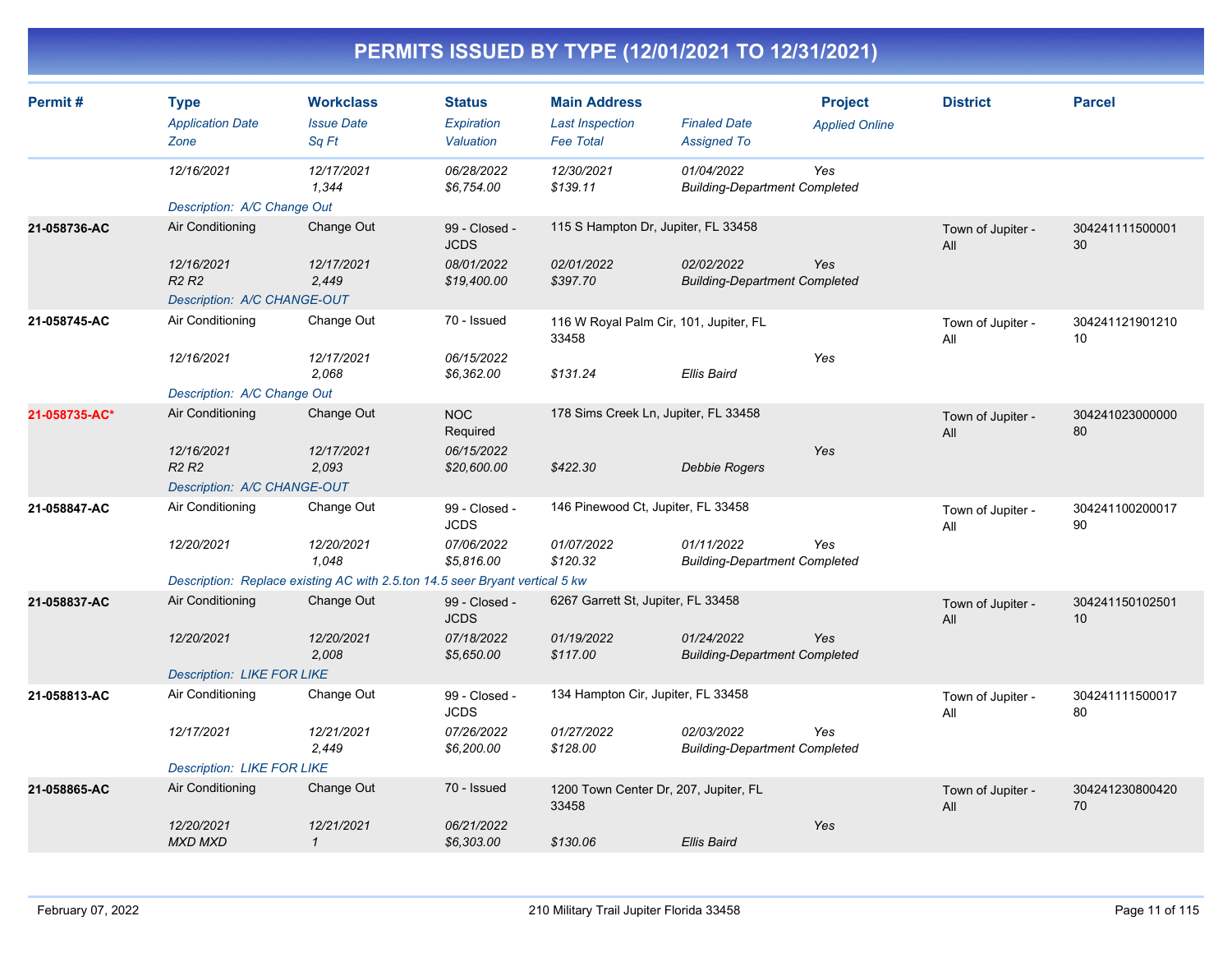# PERMITS ISSUED BY TYPE (12/01/2021 TO 12/31/2021)

| Permit # | Type | Workclass | Status | Main Address | | Project | District | Parcel |
|---|---|---|---|---|---|---|---|---|
| | *Application Date* | *Issue Date* | *Expiration* | *Last Inspection* | *Finaled Date* | *Applied Online* | | |
| | *Zone* | *Sq Ft* | *Valuation* | *Fee Total* | *Assigned To* | | | |
| | *12/16/2021* | *12/17/2021* | *06/28/2022* | *12/30/2021* | *01/04/2022* | *Yes* | | |
| | | *1,344* | *$6,754.00* | *$139.11* | *Building-Department Completed* | | | |
| | *Description: A/C Change Out* | | | | | | | |
| **21-058736-AC** | Air Conditioning | Change Out | 99 - Closed - JCDS | 115 S Hampton Dr, Jupiter, FL 33458 | | | Town of Jupiter - All | 30424111150000130 |
| | *12/16/2021* | *12/17/2021* | *08/01/2022* | *02/01/2022* | *02/02/2022* | *Yes* | | |
| | *R2 R2* | *2,449* | *$19,400.00* | *$397.70* | *Building-Department Completed* | | | |
| | *Description: A/C CHANGE-OUT* | | | | | | | |
| **21-058745-AC** | Air Conditioning | Change Out | 70 - Issued | 116 W Royal Palm Cir, 101, Jupiter, FL 33458 | | | Town of Jupiter - All | 30424112190121010 |
| | *12/16/2021* | *12/17/2021* | *06/15/2022* | | | *Yes* | | |
| | | *2,068* | *$6,362.00* | *$131.24* | *Ellis Baird* | | | |
| | *Description: A/C Change Out* | | | | | | | |
| **21-058735-AC*** | Air Conditioning | Change Out | NOC Required | 178 Sims Creek Ln, Jupiter, FL 33458 | | | Town of Jupiter - All | 30424102300000080 |
| | *12/16/2021* | *12/17/2021* | *06/15/2022* | | | *Yes* | | |
| | *R2 R2* | *2,093* | *$20,600.00* | *$422.30* | *Debbie Rogers* | | | |
| | *Description: A/C CHANGE-OUT* | | | | | | | |
| **21-058847-AC** | Air Conditioning | Change Out | 99 - Closed - JCDS | 146 Pinewood Ct, Jupiter, FL 33458 | | | Town of Jupiter - All | 30424110020001790 |
| | *12/20/2021* | *12/20/2021* | *07/06/2022* | *01/07/2022* | *01/11/2022* | *Yes* | | |
| | | *1,048* | *$5,816.00* | *$120.32* | *Building-Department Completed* | | | |
| | *Description: Replace existing AC with 2.5.ton 14.5 seer Bryant vertical 5 kw* | | | | | | | |
| **21-058837-AC** | Air Conditioning | Change Out | 99 - Closed - JCDS | 6267 Garrett St, Jupiter, FL 33458 | | | Town of Jupiter - All | 30424115010250110 |
| | *12/20/2021* | *12/20/2021* | *07/18/2022* | *01/19/2022* | *01/24/2022* | *Yes* | | |
| | | *2,008* | *$5,650.00* | *$117.00* | *Building-Department Completed* | | | |
| | *Description: LIKE FOR LIKE* | | | | | | | |
| **21-058813-AC** | Air Conditioning | Change Out | 99 - Closed - JCDS | 134 Hampton Cir, Jupiter, FL 33458 | | | Town of Jupiter - All | 30424111150001780 |
| | *12/17/2021* | *12/21/2021* | *07/26/2022* | *01/27/2022* | *02/03/2022* | *Yes* | | |
| | | *2,449* | *$6,200.00* | *$128.00* | *Building-Department Completed* | | | |
| | *Description: LIKE FOR LIKE* | | | | | | | |
| **21-058865-AC** | Air Conditioning | Change Out | 70 - Issued | 1200 Town Center Dr, 207, Jupiter, FL 33458 | | | Town of Jupiter - All | 30424123080042070 |
| | *12/20/2021* | *12/21/2021* | *06/21/2022* | | | *Yes* | | |
| | *MXD MXD* | *1* | *$6,303.00* | *$130.06* | *Ellis Baird* | | | |

February 07, 2022 — 210 Military Trail Jupiter Florida 33458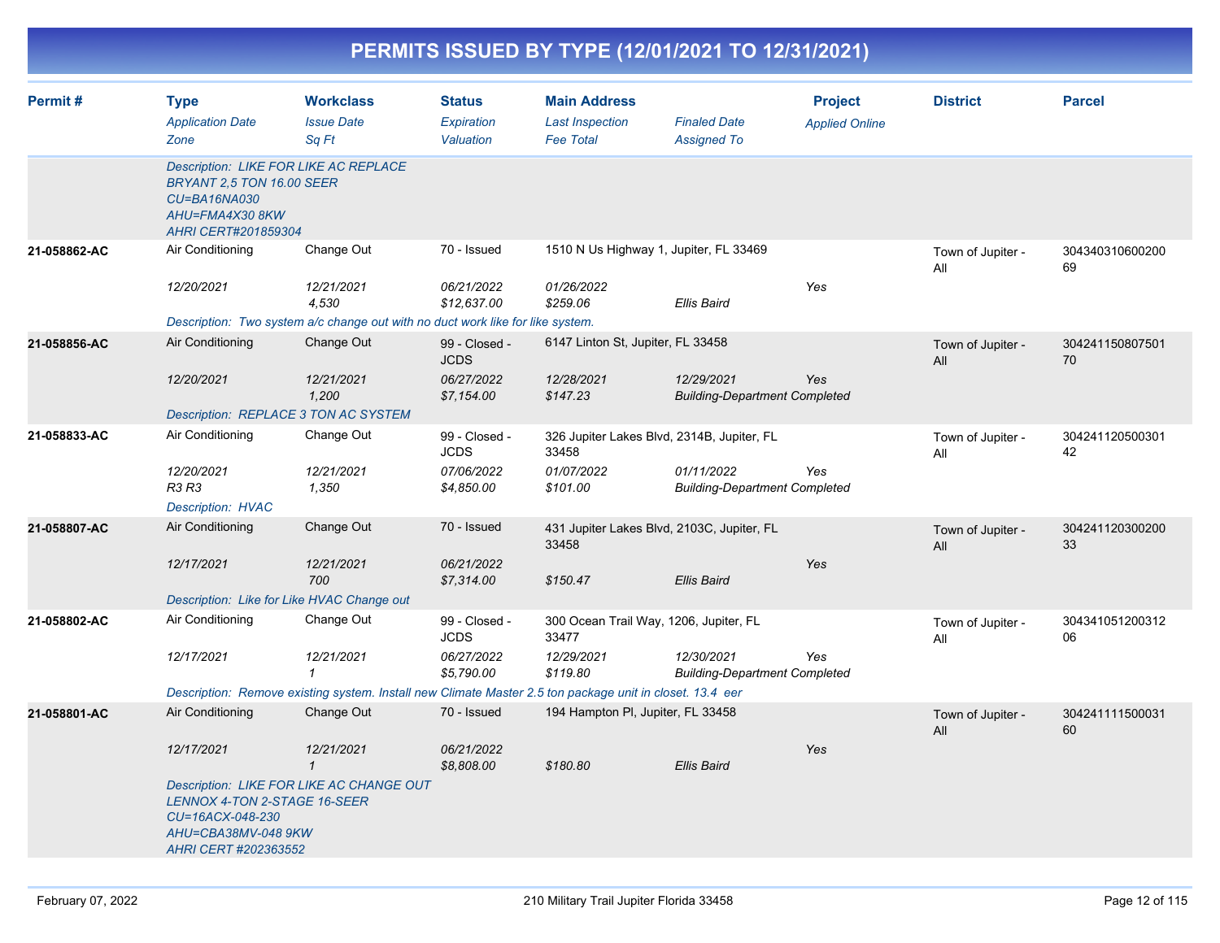# PERMITS ISSUED BY TYPE (12/01/2021 TO 12/31/2021)

| Permit # | Type<br>*Application Date*<br>*Zone* | Workclass<br>*Issue Date*<br>*Sq Ft* | Status<br>*Expiration*<br>*Valuation* | Main Address<br>*Last Inspection*<br>*Fee Total* | *Finaled Date*<br>*Assigned To* | Project<br>*Applied Online* | District | Parcel |
|---|---|---|---|---|---|---|---|---|
| | *Description: LIKE FOR LIKE AC REPLACE BRYANT 2,5 TON 16.00 SEER CU=BA16NA030 AHU=FMA4X30 8KW AHRI CERT#201859304* | | | | | | | |
| **21-058862-AC** | Air Conditioning | Change Out | 70 - Issued | 1510 N Us Highway 1, Jupiter, FL 33469 | | | Town of Jupiter - All | 30434031060020069 |
| | *12/20/2021* | *12/21/2021*<br>*4,530* | *06/21/2022*<br>*$12,637.00* | *01/26/2022*<br>*$259.06* | *Ellis Baird* | *Yes* | | |
| | *Description: Two system a/c change out with no duct work like for like system.* | | | | | | | |
| **21-058856-AC** | Air Conditioning | Change Out | 99 - Closed - JCDS | 6147 Linton St, Jupiter, FL 33458 | | | Town of Jupiter - All | 30424115080750170 |
| | *12/20/2021* | *12/21/2021*<br>*1,200* | *06/27/2022*<br>*$7,154.00* | *12/28/2021*<br>*$147.23* | *12/29/2021*<br>*Building-Department Completed* | *Yes* | | |
| | *Description: REPLACE 3 TON AC SYSTEM* | | | | | | | |
| **21-058833-AC** | Air Conditioning | Change Out | 99 - Closed - JCDS | 326 Jupiter Lakes Blvd, 2314B, Jupiter, FL 33458 | | | Town of Jupiter - All | 30424112050030142 |
| | *12/20/2021*<br>*R3 R3* | *12/21/2021*<br>*1,350* | *07/06/2022*<br>*$4,850.00* | *01/07/2022*<br>*$101.00* | *01/11/2022*<br>*Building-Department Completed* | *Yes* | | |
| | *Description: HVAC* | | | | | | | |
| **21-058807-AC** | Air Conditioning | Change Out | 70 - Issued | 431 Jupiter Lakes Blvd, 2103C, Jupiter, FL 33458 | | | Town of Jupiter - All | 30424112030020033 |
| | *12/17/2021* | *12/21/2021*<br>*700* | *06/21/2022*<br>*$7,314.00* | *$150.47* | *Ellis Baird* | *Yes* | | |
| | *Description: Like for Like HVAC Change out* | | | | | | | |
| **21-058802-AC** | Air Conditioning | Change Out | 99 - Closed - JCDS | 300 Ocean Trail Way, 1206, Jupiter, FL 33477 | | | Town of Jupiter - All | 30434105120031206 |
| | *12/17/2021* | *12/21/2021*<br>*1* | *06/27/2022*<br>*$5,790.00* | *12/29/2021*<br>*$119.80* | *12/30/2021*<br>*Building-Department Completed* | *Yes* | | |
| | *Description: Remove existing system. Install new Climate Master 2.5 ton package unit in closet. 13.4 eer* | | | | | | | |
| **21-058801-AC** | Air Conditioning | Change Out | 70 - Issued | 194 Hampton Pl, Jupiter, FL 33458 | | | Town of Jupiter - All | 30424111150003160 |
| | *12/17/2021* | *12/21/2021*<br>*1* | *06/21/2022*<br>*$8,808.00* | *$180.80* | *Ellis Baird* | *Yes* | | |
| | *Description: LIKE FOR LIKE AC CHANGE OUT LENNOX 4-TON 2-STAGE 16-SEER CU=16ACX-048-230 AHU=CBA38MV-048 9KW AHRI CERT #202363552* | | | | | | | |

February 07, 2022 — 210 Military Trail Jupiter Florida 33458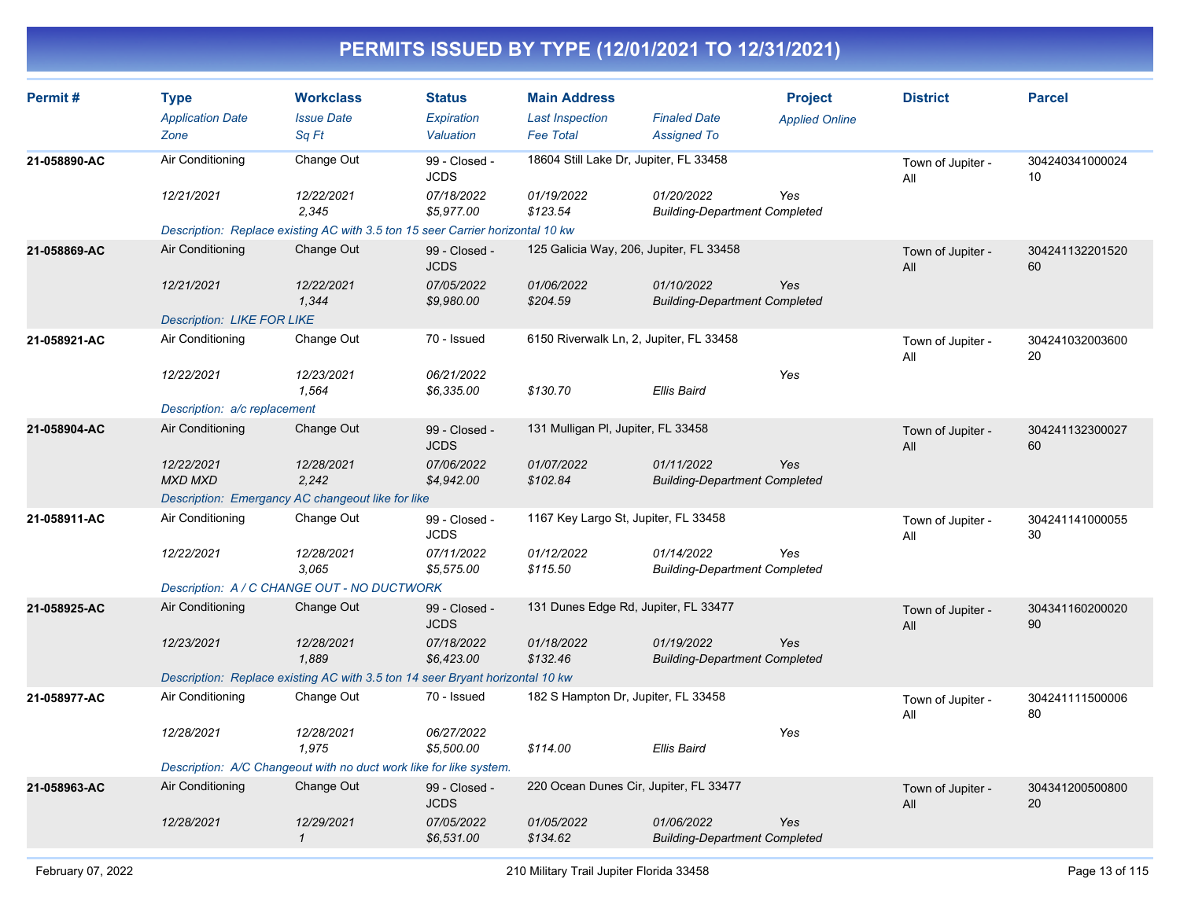# PERMITS ISSUED BY TYPE (12/01/2021 TO 12/31/2021)

| Permit # | Type / Application Date / Zone | Workclass / Issue Date / Sq Ft | Status / Expiration / Valuation | Main Address / Last Inspection / Fee Total | Finaled Date / Assigned To | Project / Applied Online | District | Parcel |
|---|---|---|---|---|---|---|---|---|
| 21-058890-AC | Air Conditioning | Change Out | 99 - Closed - JCDS | 18604 Still Lake Dr, Jupiter, FL 33458 | | | Town of Jupiter - All | 30424034100002410 |
| | 12/21/2021 | 12/22/2021 | 07/18/2022 | 01/19/2022 | 01/20/2022 | Yes | | |
| | | 2,345 | $5,977.00 | $123.54 | Building-Department Completed | | | |
| | Description: Replace existing AC with 3.5 ton 15 seer Carrier horizontal 10 kw | | | | | | | |
| 21-058869-AC | Air Conditioning | Change Out | 99 - Closed - JCDS | 125 Galicia Way, 206, Jupiter, FL 33458 | | | Town of Jupiter - All | 30424113220152060 |
| | 12/21/2021 | 12/22/2021 | 07/05/2022 | 01/06/2022 | 01/10/2022 | Yes | | |
| | | 1,344 | $9,980.00 | $204.59 | Building-Department Completed | | | |
| | Description: LIKE FOR LIKE | | | | | | | |
| 21-058921-AC | Air Conditioning | Change Out | 70 - Issued | 6150 Riverwalk Ln, 2, Jupiter, FL 33458 | | | Town of Jupiter - All | 30424103200360020 |
| | 12/22/2021 | 12/23/2021 | 06/21/2022 | | | Yes | | |
| | | 1,564 | $6,335.00 | $130.70 | Ellis Baird | | | |
| | Description: a/c replacement | | | | | | | |
| 21-058904-AC | Air Conditioning | Change Out | 99 - Closed - JCDS | 131 Mulligan Pl, Jupiter, FL 33458 | | | Town of Jupiter - All | 30424113230002760 |
| | 12/22/2021 | 12/28/2021 | 07/06/2022 | 01/07/2022 | 01/11/2022 | Yes | | |
| | MXD MXD | 2,242 | $4,942.00 | $102.84 | Building-Department Completed | | | |
| | Description: Emergancy AC changeout like for like | | | | | | | |
| 21-058911-AC | Air Conditioning | Change Out | 99 - Closed - JCDS | 1167 Key Largo St, Jupiter, FL 33458 | | | Town of Jupiter - All | 30424114100005530 |
| | 12/22/2021 | 12/28/2021 | 07/11/2022 | 01/12/2022 | 01/14/2022 | Yes | | |
| | | 3,065 | $5,575.00 | $115.50 | Building-Department Completed | | | |
| | Description: A / C CHANGE OUT - NO DUCTWORK | | | | | | | |
| 21-058925-AC | Air Conditioning | Change Out | 99 - Closed - JCDS | 131 Dunes Edge Rd, Jupiter, FL 33477 | | | Town of Jupiter - All | 30434116020002090 |
| | 12/23/2021 | 12/28/2021 | 07/18/2022 | 01/18/2022 | 01/19/2022 | Yes | | |
| | | 1,889 | $6,423.00 | $132.46 | Building-Department Completed | | | |
| | Description: Replace existing AC with 3.5 ton 14 seer Bryant horizontal 10 kw | | | | | | | |
| 21-058977-AC | Air Conditioning | Change Out | 70 - Issued | 182 S Hampton Dr, Jupiter, FL 33458 | | | Town of Jupiter - All | 30424111150000680 |
| | 12/28/2021 | 12/28/2021 | 06/27/2022 | | | Yes | | |
| | | 1,975 | $5,500.00 | $114.00 | Ellis Baird | | | |
| | Description: A/C Changeout with no duct work like for like system. | | | | | | | |
| 21-058963-AC | Air Conditioning | Change Out | 99 - Closed - JCDS | 220 Ocean Dunes Cir, Jupiter, FL 33477 | | | Town of Jupiter - All | 30434120050080020 |
| | 12/28/2021 | 12/29/2021 | 07/05/2022 | 01/05/2022 | 01/06/2022 | Yes | | |
| | | 1 | $6,531.00 | $134.62 | Building-Department Completed | | | |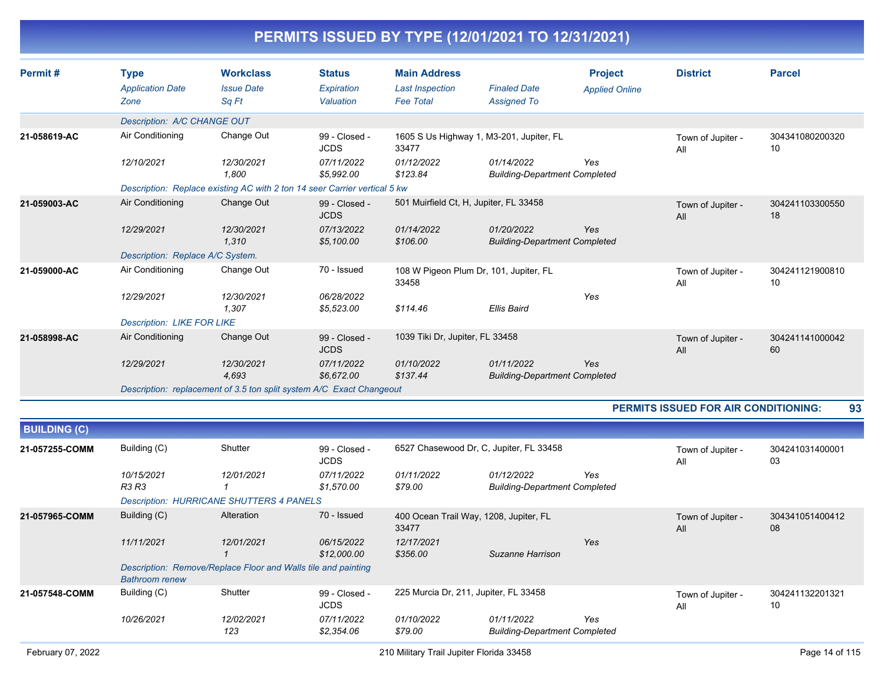# PERMITS ISSUED BY TYPE (12/01/2021 TO 12/31/2021)

| Permit # | Type / Application Date / Zone | Workclass / Issue Date / Sq Ft | Status / Expiration / Valuation | Main Address / Last Inspection / Fee Total | Finaled Date / Assigned To | Project / Applied Online | District | Parcel |
|---|---|---|---|---|---|---|---|---|
| | Description: A/C CHANGE OUT | | | | | | | |
| 21-058619-AC | Air Conditioning | Change Out | 99 - Closed - JCDS | 1605 S Us Highway 1, M3-201, Jupiter, FL 33477 | | | Town of Jupiter - All | 30434108020032010 |
| | 12/10/2021 | 12/30/2021 | 07/11/2022 | 01/12/2022 | 01/14/2022 | Yes | | |
| | | 1,800 | $5,992.00 | $123.84 | Building-Department Completed | | | |
| | Description: Replace existing AC with 2 ton 14 seer Carrier vertical 5 kw | | | | | | | |
| 21-059003-AC | Air Conditioning | Change Out | 99 - Closed - JCDS | 501 Muirfield Ct, H, Jupiter, FL 33458 | | | Town of Jupiter - All | 30424110330055018 |
| | 12/29/2021 | 12/30/2021 | 07/13/2022 | 01/14/2022 | 01/20/2022 | Yes | | |
| | | 1,310 | $5,100.00 | $106.00 | Building-Department Completed | | | |
| | Description: Replace A/C System. | | | | | | | |
| 21-059000-AC | Air Conditioning | Change Out | 70 - Issued | 108 W Pigeon Plum Dr, 101, Jupiter, FL 33458 | | | Town of Jupiter - All | 30424112190081010 |
| | 12/29/2021 | 12/30/2021 | 06/28/2022 | | | Yes | | |
| | | 1,307 | $5,523.00 | $114.46 | Ellis Baird | | | |
| | Description: LIKE FOR LIKE | | | | | | | |
| 21-058998-AC | Air Conditioning | Change Out | 99 - Closed - JCDS | 1039 Tiki Dr, Jupiter, FL 33458 | | | Town of Jupiter - All | 30424114100004260 |
| | 12/29/2021 | 12/30/2021 | 07/11/2022 | 01/10/2022 | 01/11/2022 | Yes | | |
| | | 4,693 | $6,672.00 | $137.44 | Building-Department Completed | | | |
| | Description: replacement of 3.5 ton split system A/C Exact Changeout | | | | | | | |

**PERMITS ISSUED FOR AIR CONDITIONING: 93**

## BUILDING (C)

| Permit # | Type / Application Date / Zone | Workclass / Issue Date / Sq Ft | Status / Expiration / Valuation | Main Address / Last Inspection / Fee Total | Finaled Date / Assigned To | Project / Applied Online | District | Parcel |
|---|---|---|---|---|---|---|---|---|
| 21-057255-COMM | Building (C) | Shutter | 99 - Closed - JCDS | 6527 Chasewood Dr, C, Jupiter, FL 33458 | | | Town of Jupiter - All | 30424103140000103 |
| | 10/15/2021 | 12/01/2021 | 07/11/2022 | 01/11/2022 | 01/12/2022 | Yes | | |
| | R3 R3 | 1 | $1,570.00 | $79.00 | Building-Department Completed | | | |
| | Description: HURRICANE SHUTTERS 4 PANELS | | | | | | | |
| 21-057965-COMM | Building (C) | Alteration | 70 - Issued | 400 Ocean Trail Way, 1208, Jupiter, FL 33477 | | | Town of Jupiter - All | 30434105140041208 |
| | 11/11/2021 | 12/01/2021 | 06/15/2022 | 12/17/2021 | | Yes | | |
| | | 1 | $12,000.00 | $356.00 | Suzanne Harrison | | | |
| | Description: Remove/Replace Floor and Walls tile and painting Bathroom renew | | | | | | | |
| 21-057548-COMM | Building (C) | Shutter | 99 - Closed - JCDS | 225 Murcia Dr, 211, Jupiter, FL 33458 | | | Town of Jupiter - All | 30424113220132110 |
| | 10/26/2021 | 12/02/2021 | 07/11/2022 | 01/10/2022 | 01/11/2022 | Yes | | |
| | | 123 | $2,354.06 | $79.00 | Building-Department Completed | | | |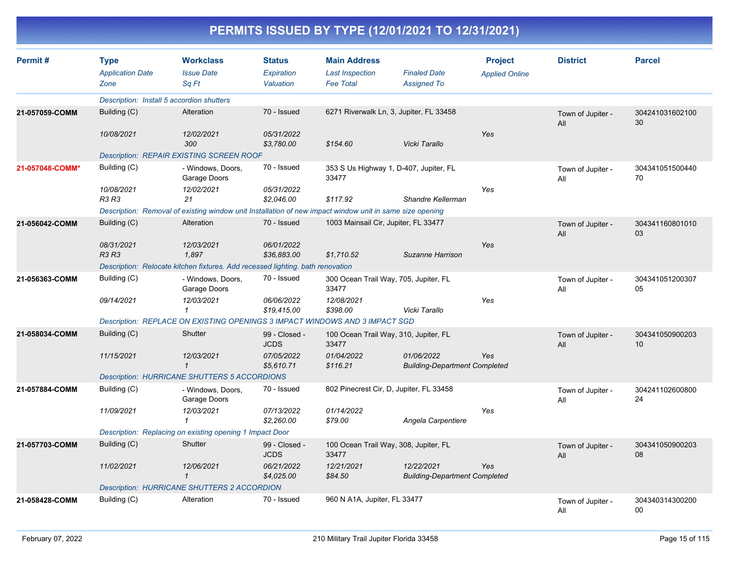# PERMITS ISSUED BY TYPE (12/01/2021 TO 12/31/2021)

| Permit # | Type<br>*Application Date*<br>*Zone* | Workclass<br>*Issue Date*<br>*Sq Ft* | Status<br>*Expiration*<br>*Valuation* | Main Address<br>*Last Inspection*<br>*Fee Total* | *Finaled Date*<br>*Assigned To* | Project<br>*Applied Online* | District | Parcel |
|---|---|---|---|---|---|---|---|---|
| | *Description: Install 5 accordion shutters* | | | | | | | |
| **21-057059-COMM** | Building (C)<br>*10/08/2021* | Alteration<br>*12/02/2021*<br>*300* | 70 - Issued<br>*05/31/2022*<br>*$3,780.00* | 6271 Riverwalk Ln, 3, Jupiter, FL 33458<br><br>*$154.60* | <br><br>*Vicki Tarallo* | <br>*Yes* | Town of Jupiter - All | 30424103160210030 |
| | *Description: REPAIR EXISTING SCREEN ROOF* | | | | | | | |
| **21-057048-COMM*** | Building (C)<br>*10/08/2021*<br>*R3 R3* | - Windows, Doors, Garage Doors<br>*12/02/2021*<br>*21* | 70 - Issued<br>*05/31/2022*<br>*$2,046.00* | 353 S Us Highway 1, D-407, Jupiter, FL 33477<br><br>*$117.92* | <br><br>*Shandre Kellerman* | <br>*Yes* | Town of Jupiter - All | 30434105150044070 |
| | *Description: Removal of existing window unit Installation of new impact window unit in same size opening* | | | | | | | |
| **21-056042-COMM** | Building (C)<br>*08/31/2021*<br>*R3 R3* | Alteration<br>*12/03/2021*<br>*1,897* | 70 - Issued<br>*06/01/2022*<br>*$36,883.00* | 1003 Mainsail Cir, Jupiter, FL 33477<br><br>*$1,710.52* | <br><br>*Suzanne Harrison* | <br>*Yes* | Town of Jupiter - All | 30434116080101003 |
| | *Description: Relocate kitchen fixtures. Add recessed lighting. bath renovation* | | | | | | | |
| **21-056363-COMM** | Building (C)<br>*09/14/2021* | - Windows, Doors, Garage Doors<br>*12/03/2021*<br>*1* | 70 - Issued<br>*06/06/2022*<br>*$19,415.00* | 300 Ocean Trail Way, 705, Jupiter, FL 33477<br>*12/08/2021*<br>*$398.00* | <br><br>*Vicki Tarallo* | <br>*Yes* | Town of Jupiter - All | 30434105120030705 |
| | *Description: REPLACE ON EXISTING OPENINGS 3 IMPACT WINDOWS AND 3 IMPACT SGD* | | | | | | | |
| **21-058034-COMM** | Building (C)<br>*11/15/2021* | Shutter<br>*12/03/2021*<br>*1* | 99 - Closed - JCDS<br>*07/05/2022*<br>*$5,610.71* | 100 Ocean Trail Way, 310, Jupiter, FL 33477<br>*01/04/2022*<br>*$116.21* | <br>*01/06/2022*<br>*Building-Department Completed* | <br>*Yes* | Town of Jupiter - All | 30434105090020310 |
| | *Description: HURRICANE SHUTTERS 5 ACCORDIONS* | | | | | | | |
| **21-057884-COMM** | Building (C)<br>*11/09/2021* | - Windows, Doors, Garage Doors<br>*12/03/2021*<br>*1* | 70 - Issued<br>*07/13/2022*<br>*$2,260.00* | 802 Pinecrest Cir, D, Jupiter, FL 33458<br>*01/14/2022*<br>*$79.00* | <br><br>*Angela Carpentiere* | <br>*Yes* | Town of Jupiter - All | 30424110260080024 |
| | *Description: Replacing on existing opening 1 Impact Door* | | | | | | | |
| **21-057703-COMM** | Building (C)<br>*11/02/2021* | Shutter<br>*12/06/2021*<br>*1* | 99 - Closed - JCDS<br>*06/21/2022*<br>*$4,025.00* | 100 Ocean Trail Way, 308, Jupiter, FL 33477<br>*12/21/2021*<br>*$84.50* | <br>*12/22/2021*<br>*Building-Department Completed* | <br>*Yes* | Town of Jupiter - All | 30434105090020308 |
| | *Description: HURRICANE SHUTTERS 2 ACCORDION* | | | | | | | |
| **21-058428-COMM** | Building (C) | Alteration | 70 - Issued | 960 N A1A, Jupiter, FL 33477 | | | Town of Jupiter - All | 30434031430020000 |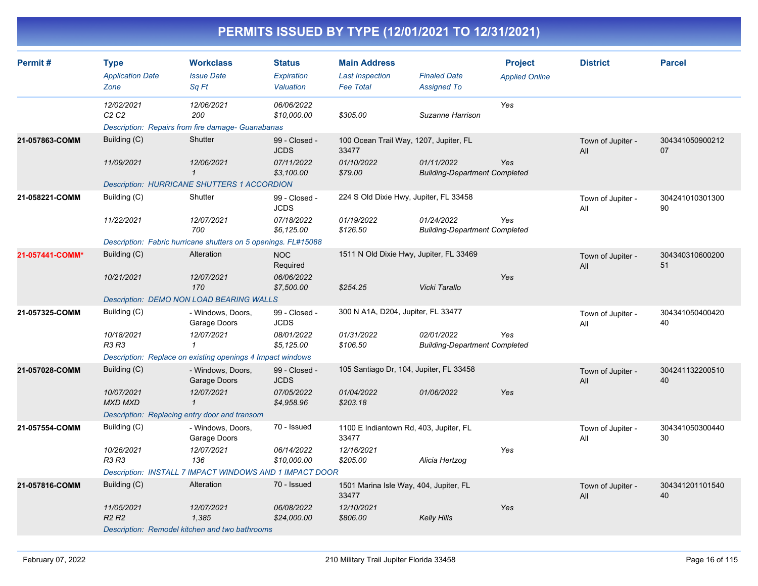# PERMITS ISSUED BY TYPE (12/01/2021 TO 12/31/2021)

| Permit # | Type | Workclass | Status | Main Address | | Project | District | Parcel |
|---|---|---|---|---|---|---|---|---|
| | *Application Date* | *Issue Date* | *Expiration* | *Last Inspection* | *Finaled Date* | *Applied Online* | | |
| | *Zone* | *Sq Ft* | *Valuation* | *Fee Total* | *Assigned To* | | | |
| | *12/02/2021* | *12/06/2021* | *06/06/2022* | | | *Yes* | | |
| | *C2 C2* | *200* | *$10,000.00* | *$305.00* | *Suzanne Harrison* | | | |
| | *Description: Repairs from fire damage- Guanabanas* | | | | | | | |
| **21-057863-COMM** | Building (C) | Shutter | 99 - Closed - JCDS | 100 Ocean Trail Way, 1207, Jupiter, FL 33477 | | | Town of Jupiter - All | 30434105090021207 |
| | *11/09/2021* | *12/06/2021* | *07/11/2022* | *01/10/2022* | *01/11/2022* | *Yes* | | |
| | | *1* | *$3,100.00* | *$79.00* | *Building-Department Completed* | | | |
| | *Description: HURRICANE SHUTTERS 1 ACCORDION* | | | | | | | |
| **21-058221-COMM** | Building (C) | Shutter | 99 - Closed - JCDS | 224 S Old Dixie Hwy, Jupiter, FL 33458 | | | Town of Jupiter - All | 30424101030130090 |
| | *11/22/2021* | *12/07/2021* | *07/18/2022* | *01/19/2022* | *01/24/2022* | *Yes* | | |
| | | *700* | *$6,125.00* | *$126.50* | *Building-Department Completed* | | | |
| | *Description: Fabric hurricane shutters on 5 openings. FL#15088* | | | | | | | |
| **21-057441-COMM*** | Building (C) | Alteration | NOC Required | 1511 N Old Dixie Hwy, Jupiter, FL 33469 | | | Town of Jupiter - All | 30434031060020051 |
| | *10/21/2021* | *12/07/2021* | *06/06/2022* | | | *Yes* | | |
| | | *170* | *$7,500.00* | *$254.25* | *Vicki Tarallo* | | | |
| | *Description: DEMO NON LOAD BEARING WALLS* | | | | | | | |
| **21-057325-COMM** | Building (C) | - Windows, Doors, Garage Doors | 99 - Closed - JCDS | 300 N A1A, D204, Jupiter, FL 33477 | | | Town of Jupiter - All | 30434105040042040 |
| | *10/18/2021* | *12/07/2021* | *08/01/2022* | *01/31/2022* | *02/01/2022* | *Yes* | | |
| | *R3 R3* | *1* | *$5,125.00* | *$106.50* | *Building-Department Completed* | | | |
| | *Description: Replace on existing openings 4 Impact windows* | | | | | | | |
| **21-057028-COMM** | Building (C) | - Windows, Doors, Garage Doors | 99 - Closed - JCDS | 105 Santiago Dr, 104, Jupiter, FL 33458 | | | Town of Jupiter - All | 30424113220051040 |
| | *10/07/2021* | *12/07/2021* | *07/05/2022* | *01/04/2022* | *01/06/2022* | *Yes* | | |
| | *MXD MXD* | *1* | *$4,958.96* | *$203.18* | | | | |
| | *Description: Replacing entry door and transom* | | | | | | | |
| **21-057554-COMM** | Building (C) | - Windows, Doors, Garage Doors | 70 - Issued | 1100 E Indiantown Rd, 403, Jupiter, FL 33477 | | | Town of Jupiter - All | 30434105030044030 |
| | *10/26/2021* | *12/07/2021* | *06/14/2022* | *12/16/2021* | | *Yes* | | |
| | *R3 R3* | *136* | *$10,000.00* | *$205.00* | *Alicia Hertzog* | | | |
| | *Description: INSTALL 7 IMPACT WINDOWS AND 1 IMPACT DOOR* | | | | | | | |
| **21-057816-COMM** | Building (C) | Alteration | 70 - Issued | 1501 Marina Isle Way, 404, Jupiter, FL 33477 | | | Town of Jupiter - All | 30434120110154040 |
| | *11/05/2021* | *12/07/2021* | *06/08/2022* | *12/10/2021* | | *Yes* | | |
| | *R2 R2* | *1,385* | *$24,000.00* | *$806.00* | *Kelly Hills* | | | |
| | *Description: Remodel kitchen and two bathrooms* | | | | | | | |

February 07, 2022 — 210 Military Trail Jupiter Florida 33458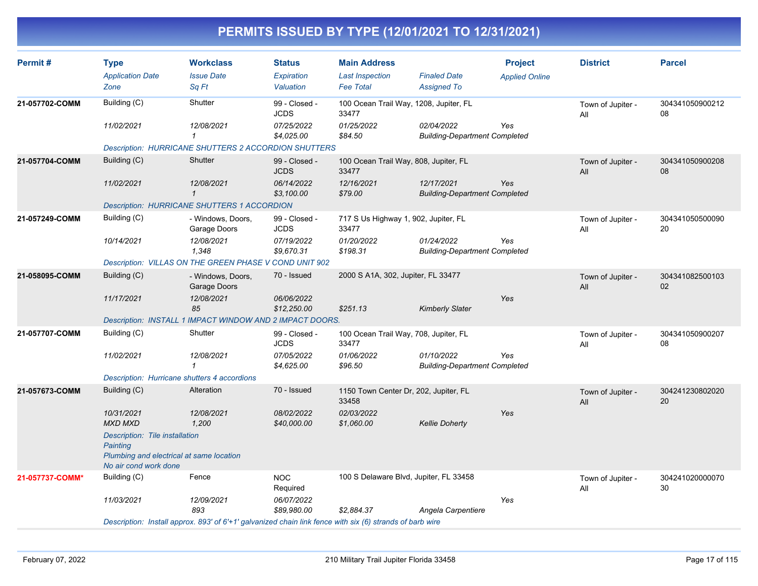# PERMITS ISSUED BY TYPE (12/01/2021 TO 12/31/2021)

| Permit # | Type / Application Date / Zone | Workclass / Issue Date / Sq Ft | Status / Expiration / Valuation | Main Address / Last Inspection / Fee Total | Finaled Date / Assigned To | Project / Applied Online | District | Parcel |
|---|---|---|---|---|---|---|---|---|
| **21-057702-COMM** | Building (C) | Shutter | 99 - Closed - JCDS | 100 Ocean Trail Way, 1208, Jupiter, FL 33477 | | | Town of Jupiter - All | 30434105090021208 |
| | *11/02/2021* | *12/08/2021* | *07/25/2022* | *01/25/2022* | *02/04/2022* | *Yes* | | |
| | | *1* | *$4,025.00* | *$84.50* | *Building-Department Completed* | | | |
| | *Description: HURRICANE SHUTTERS 2 ACCORDION SHUTTERS* | | | | | | | |
| **21-057704-COMM** | Building (C) | Shutter | 99 - Closed - JCDS | 100 Ocean Trail Way, 808, Jupiter, FL 33477 | | | Town of Jupiter - All | 30434105090020808 |
| | *11/02/2021* | *12/08/2021* | *06/14/2022* | *12/16/2021* | *12/17/2021* | *Yes* | | |
| | | *1* | *$3,100.00* | *$79.00* | *Building-Department Completed* | | | |
| | *Description: HURRICANE SHUTTERS 1 ACCORDION* | | | | | | | |
| **21-057249-COMM** | Building (C) | - Windows, Doors, Garage Doors | 99 - Closed - JCDS | 717 S Us Highway 1, 902, Jupiter, FL 33477 | | | Town of Jupiter - All | 30434105050009020 |
| | *10/14/2021* | *12/08/2021* | *07/19/2022* | *01/20/2022* | *01/24/2022* | *Yes* | | |
| | | *1,348* | *$9,670.31* | *$198.31* | *Building-Department Completed* | | | |
| | *Description: VILLAS ON THE GREEN PHASE V COND UNIT 902* | | | | | | | |
| **21-058095-COMM** | Building (C) | - Windows, Doors, Garage Doors | 70 - Issued | 2000 S A1A, 302, Jupiter, FL 33477 | | | Town of Jupiter - All | 30434108250010302 |
| | *11/17/2021* | *12/08/2021* | *06/06/2022* | | | *Yes* | | |
| | | *85* | *$12,250.00* | *$251.13* | *Kimberly Slater* | | | |
| | *Description: INSTALL 1 IMPACT WINDOW AND 2 IMPACT DOORS.* | | | | | | | |
| **21-057707-COMM** | Building (C) | Shutter | 99 - Closed - JCDS | 100 Ocean Trail Way, 708, Jupiter, FL 33477 | | | Town of Jupiter - All | 30434105090020708 |
| | *11/02/2021* | *12/08/2021* | *07/05/2022* | *01/06/2022* | *01/10/2022* | *Yes* | | |
| | | *1* | *$4,625.00* | *$96.50* | *Building-Department Completed* | | | |
| | *Description: Hurricane shutters 4 accordions* | | | | | | | |
| **21-057673-COMM** | Building (C) | Alteration | 70 - Issued | 1150 Town Center Dr, 202, Jupiter, FL 33458 | | | Town of Jupiter - All | 30424123080202020 |
| | *10/31/2021* | *12/08/2021* | *08/02/2022* | *02/03/2022* | | *Yes* | | |
| | *MXD MXD* | *1,200* | *$40,000.00* | *$1,060.00* | *Kellie Doherty* | | | |
| | *Description: Tile installation Painting Plumbing and electrical at same location No air cond work done* | | | | | | | |
| **21-057737-COMM*** | Building (C) | Fence | NOC Required | 100 S Delaware Blvd, Jupiter, FL 33458 | | | Town of Jupiter - All | 30424102000007030 |
| | *11/03/2021* | *12/09/2021* | *06/07/2022* | | | *Yes* | | |
| | | *893* | *$89,980.00* | *$2,884.37* | *Angela Carpentiere* | | | |
| | *Description: Install approx. 893' of 6'+1' galvanized chain link fence with six (6) strands of barb wire* | | | | | | | |

February 07, 2022 — 210 Military Trail Jupiter Florida 33458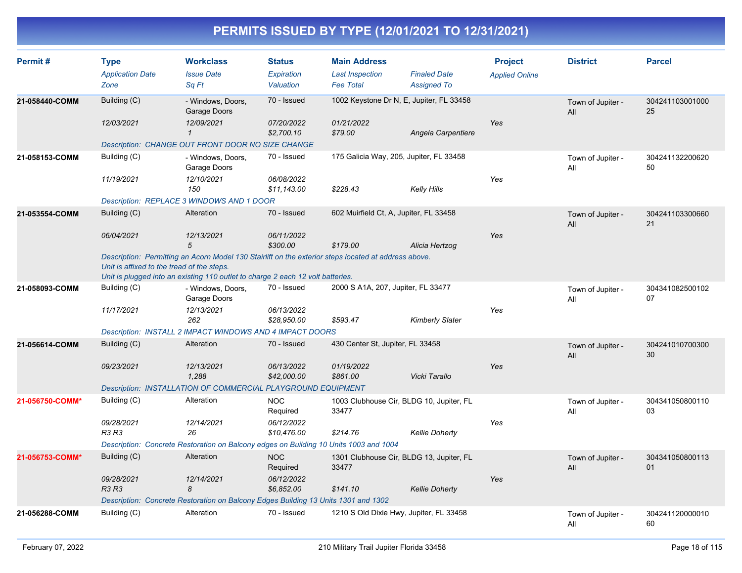# PERMITS ISSUED BY TYPE (12/01/2021 TO 12/31/2021)

| Permit # | Type | Workclass | Status | Main Address | | Project | District | Parcel |
|---|---|---|---|---|---|---|---|---|
| | *Application Date* | *Issue Date* | *Expiration* | *Last Inspection* | *Finaled Date* | *Applied Online* | | |
| | *Zone* | *Sq Ft* | *Valuation* | *Fee Total* | *Assigned To* | | | |
| **21-058440-COMM** | Building (C) | - Windows, Doors, Garage Doors | 70 - Issued | 1002 Keystone Dr N, E, Jupiter, FL 33458 | | | Town of Jupiter - All | 30424110300100025 |
| | *12/03/2021* | *12/09/2021* | *07/20/2022* | *01/21/2022* | | *Yes* | | |
| | | *1* | *$2,700.10* | *$79.00* | *Angela Carpentiere* | | | |
| | *Description: CHANGE OUT FRONT DOOR NO SIZE CHANGE* | | | | | | | |
| **21-058153-COMM** | Building (C) | - Windows, Doors, Garage Doors | 70 - Issued | 175 Galicia Way, 205, Jupiter, FL 33458 | | | Town of Jupiter - All | 30424113220062050 |
| | *11/19/2021* | *12/10/2021* | *06/08/2022* | | | *Yes* | | |
| | | *150* | *$11,143.00* | *$228.43* | *Kelly Hills* | | | |
| | *Description: REPLACE 3 WINDOWS AND 1 DOOR* | | | | | | | |
| **21-053554-COMM** | Building (C) | Alteration | 70 - Issued | 602 Muirfield Ct, A, Jupiter, FL 33458 | | | Town of Jupiter - All | 30424110330066021 |
| | *06/04/2021* | *12/13/2021* | *06/11/2022* | | | *Yes* | | |
| | | *5* | *$300.00* | *$179.00* | *Alicia Hertzog* | | | |
| | *Description: Permitting an Acorn Model 130 Stairlift on the exterior steps located at address above. Unit is affixed to the tread of the steps. Unit is plugged into an existing 110 outlet to charge 2 each 12 volt batteries.* | | | | | | | |
| **21-058093-COMM** | Building (C) | - Windows, Doors, Garage Doors | 70 - Issued | 2000 S A1A, 207, Jupiter, FL 33477 | | | Town of Jupiter - All | 30434108250010207 |
| | *11/17/2021* | *12/13/2021* | *06/13/2022* | | | *Yes* | | |
| | | *262* | *$28,950.00* | *$593.47* | *Kimberly Slater* | | | |
| | *Description: INSTALL 2 IMPACT WINDOWS AND 4 IMPACT DOORS* | | | | | | | |
| **21-056614-COMM** | Building (C) | Alteration | 70 - Issued | 430 Center St, Jupiter, FL 33458 | | | Town of Jupiter - All | 30424101070030030 |
| | *09/23/2021* | *12/13/2021* | *06/13/2022* | *01/19/2022* | | *Yes* | | |
| | | *1,288* | *$42,000.00* | *$861.00* | *Vicki Tarallo* | | | |
| | *Description: INSTALLATION OF COMMERCIAL PLAYGROUND EQUIPMENT* | | | | | | | |
| **21-056750-COMM*** | Building (C) | Alteration | NOC Required | 1003 Clubhouse Cir, BLDG 10, Jupiter, FL 33477 | | | Town of Jupiter - All | 30434105080011003 |
| | *09/28/2021* | *12/14/2021* | *06/12/2022* | | | *Yes* | | |
| | *R3 R3* | *26* | *$10,476.00* | *$214.76* | *Kellie Doherty* | | | |
| | *Description: Concrete Restoration on Balcony edges on Building 10 Units 1003 and 1004* | | | | | | | |
| **21-056753-COMM*** | Building (C) | Alteration | NOC Required | 1301 Clubhouse Cir, BLDG 13, Jupiter, FL 33477 | | | Town of Jupiter - All | 30434105080011301 |
| | *09/28/2021* | *12/14/2021* | *06/12/2022* | | | *Yes* | | |
| | *R3 R3* | *8* | *$6,852.00* | *$141.10* | *Kellie Doherty* | | | |
| | *Description: Concrete Restoration on Balcony Edges Building 13 Units 1301 and 1302* | | | | | | | |
| **21-056288-COMM** | Building (C) | Alteration | 70 - Issued | 1210 S Old Dixie Hwy, Jupiter, FL 33458 | | | Town of Jupiter - All | 30424112000001060 |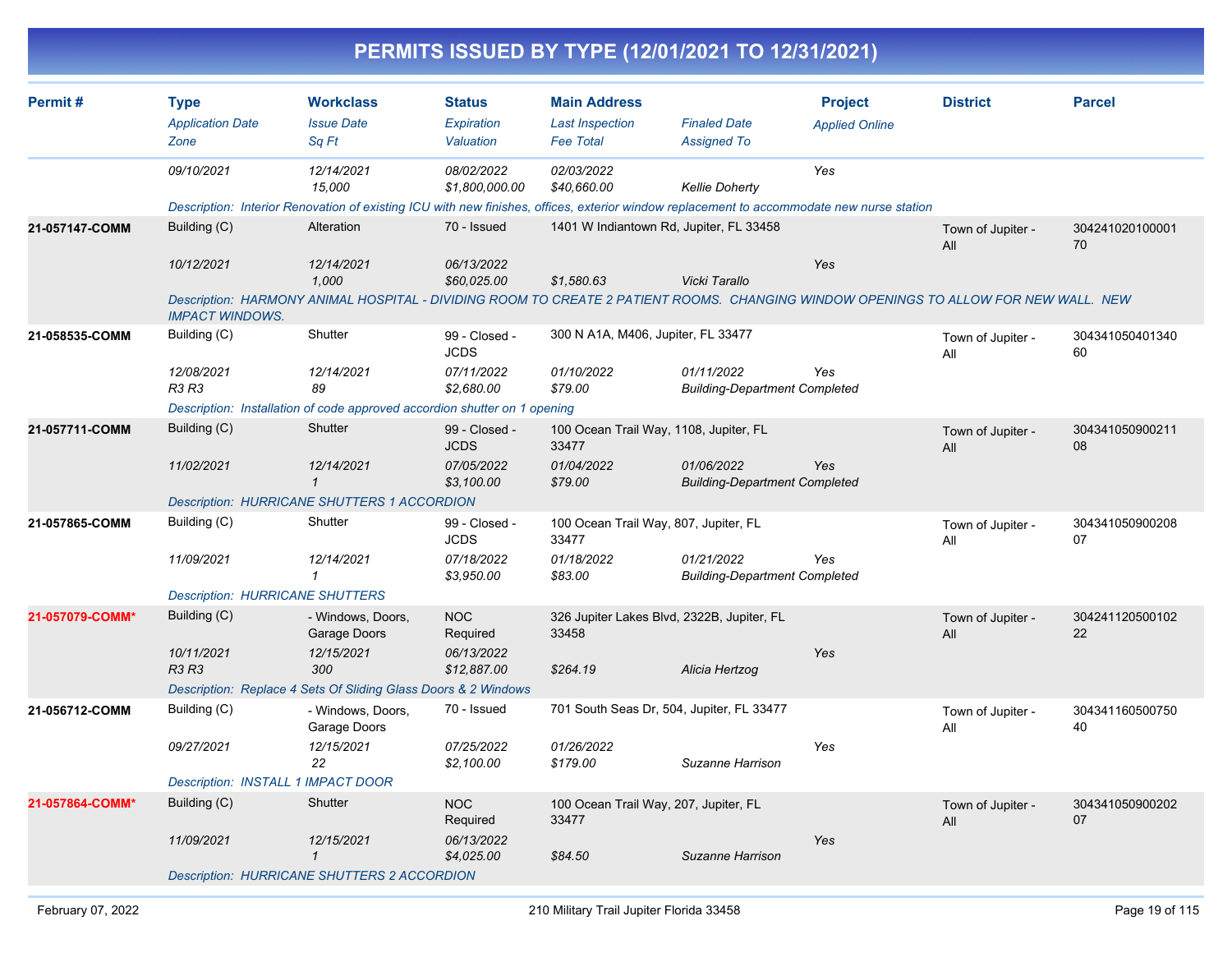# PERMITS ISSUED BY TYPE (12/01/2021 TO 12/31/2021)

| Permit # | Type | Workclass | Status | Main Address | | Project | District | Parcel |
|---|---|---|---|---|---|---|---|---|
| | *Application Date* | *Issue Date* | *Expiration* | *Last Inspection* | *Finaled Date* | *Applied Online* | | |
| | *Zone* | *Sq Ft* | *Valuation* | *Fee Total* | *Assigned To* | | | |
| | *09/10/2021* | *12/14/2021* | *08/02/2022* | *02/03/2022* | | *Yes* | | |
| | | *15,000* | *$1,800,000.00* | *$40,660.00* | *Kellie Doherty* | | | |
| | *Description: Interior Renovation of existing ICU with new finishes, offices, exterior window replacement to accommodate new nurse station* | | | | | | | |
| **21-057147-COMM** | Building (C) | Alteration | 70 - Issued | 1401 W Indiantown Rd, Jupiter, FL 33458 | | | Town of Jupiter - All | 30424102010000170 |
| | *10/12/2021* | *12/14/2021* | *06/13/2022* | | | *Yes* | | |
| | | *1,000* | *$60,025.00* | *$1,580.63* | *Vicki Tarallo* | | | |
| | *Description: HARMONY ANIMAL HOSPITAL - DIVIDING ROOM TO CREATE 2 PATIENT ROOMS. CHANGING WINDOW OPENINGS TO ALLOW FOR NEW WALL. NEW IMPACT WINDOWS.* | | | | | | | |
| **21-058535-COMM** | Building (C) | Shutter | 99 - Closed - JCDS | 300 N A1A, M406, Jupiter, FL 33477 | | | Town of Jupiter - All | 30434105040134060 |
| | *12/08/2021* | *12/14/2021* | *07/11/2022* | *01/10/2022* | *01/11/2022* | *Yes* | | |
| | *R3 R3* | *89* | *$2,680.00* | *$79.00* | *Building-Department Completed* | | | |
| | *Description: Installation of code approved accordion shutter on 1 opening* | | | | | | | |
| **21-057711-COMM** | Building (C) | Shutter | 99 - Closed - JCDS | 100 Ocean Trail Way, 1108, Jupiter, FL 33477 | | | Town of Jupiter - All | 30434105090021108 |
| | *11/02/2021* | *12/14/2021* | *07/05/2022* | *01/04/2022* | *01/06/2022* | *Yes* | | |
| | | *1* | *$3,100.00* | *$79.00* | *Building-Department Completed* | | | |
| | *Description: HURRICANE SHUTTERS 1 ACCORDION* | | | | | | | |
| **21-057865-COMM** | Building (C) | Shutter | 99 - Closed - JCDS | 100 Ocean Trail Way, 807, Jupiter, FL 33477 | | | Town of Jupiter - All | 30434105090020807 |
| | *11/09/2021* | *12/14/2021* | *07/18/2022* | *01/18/2022* | *01/21/2022* | *Yes* | | |
| | | *1* | *$3,950.00* | *$83.00* | *Building-Department Completed* | | | |
| | *Description: HURRICANE SHUTTERS* | | | | | | | |
| **21-057079-COMM*** | Building (C) | - Windows, Doors, Garage Doors | NOC Required | 326 Jupiter Lakes Blvd, 2322B, Jupiter, FL 33458 | | | Town of Jupiter - All | 30424112050010222 |
| | *10/11/2021* | *12/15/2021* | *06/13/2022* | | | *Yes* | | |
| | *R3 R3* | *300* | *$12,887.00* | *$264.19* | *Alicia Hertzog* | | | |
| | *Description: Replace 4 Sets Of Sliding Glass Doors & 2 Windows* | | | | | | | |
| **21-056712-COMM** | Building (C) | - Windows, Doors, Garage Doors | 70 - Issued | 701 South Seas Dr, 504, Jupiter, FL 33477 | | | Town of Jupiter - All | 30434116050075040 |
| | *09/27/2021* | *12/15/2021* | *07/25/2022* | *01/26/2022* | | *Yes* | | |
| | | *22* | *$2,100.00* | *$179.00* | *Suzanne Harrison* | | | |
| | *Description: INSTALL 1 IMPACT DOOR* | | | | | | | |
| **21-057864-COMM*** | Building (C) | Shutter | NOC Required | 100 Ocean Trail Way, 207, Jupiter, FL 33477 | | | Town of Jupiter - All | 30434105090020207 |
| | *11/09/2021* | *12/15/2021* | *06/13/2022* | | | *Yes* | | |
| | | *1* | *$4,025.00* | *$84.50* | *Suzanne Harrison* | | | |
| | *Description: HURRICANE SHUTTERS 2 ACCORDION* | | | | | | | |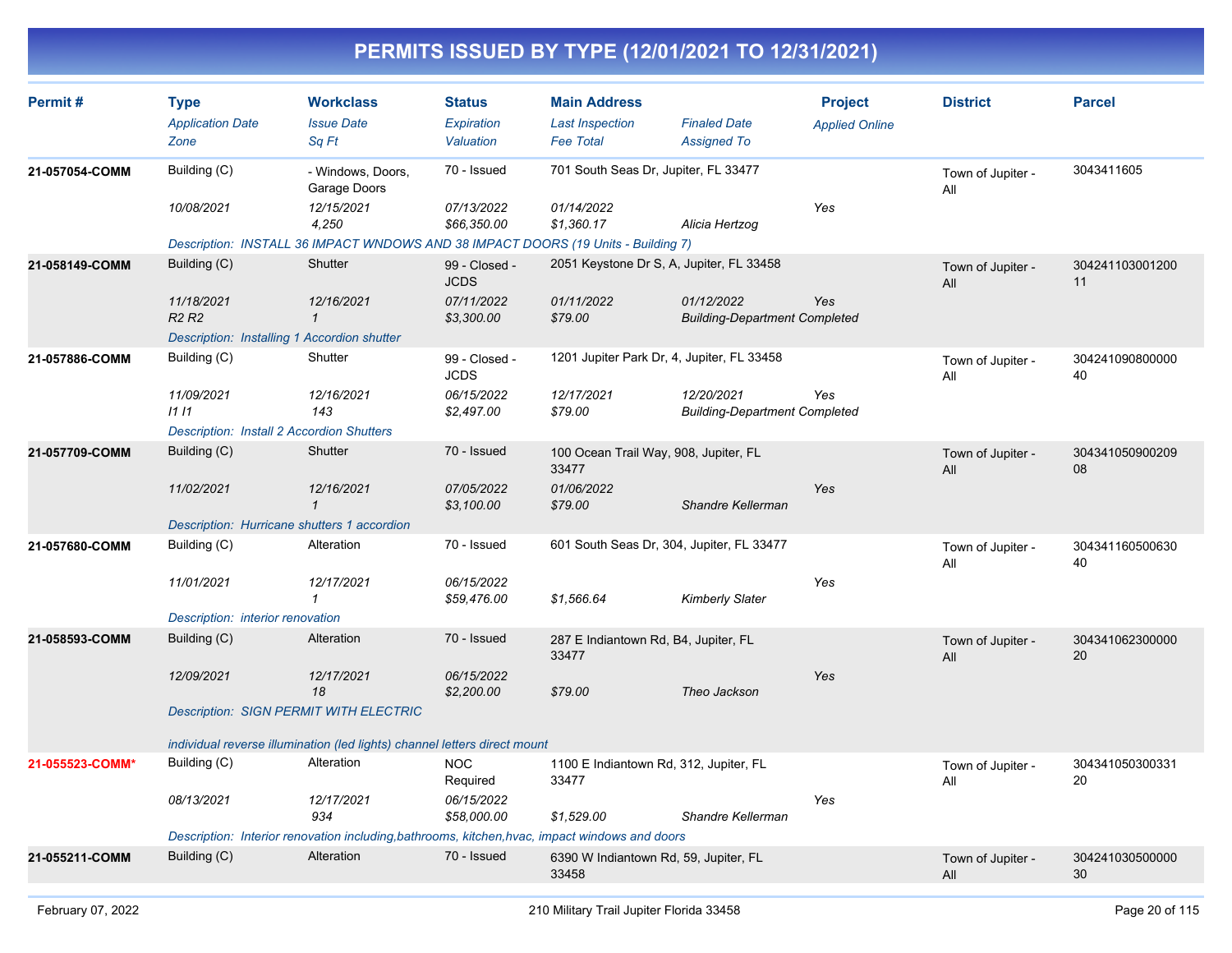# PERMITS ISSUED BY TYPE (12/01/2021 TO 12/31/2021)

| Permit # | Type<br>*Application Date*<br>*Zone* | Workclass<br>*Issue Date*<br>*Sq Ft* | Status<br>*Expiration*<br>*Valuation* | Main Address<br>*Last Inspection*<br>*Fee Total* | *Finaled Date*<br>*Assigned To* | Project<br>*Applied Online* | District | Parcel |
|---|---|---|---|---|---|---|---|---|
| **21-057054-COMM** | Building (C)<br>*10/08/2021* | - Windows, Doors, Garage Doors<br>*12/15/2021*<br>*4,250* | 70 - Issued<br>*07/13/2022*<br>*$66,350.00* | 701 South Seas Dr, Jupiter, FL 33477<br>*01/14/2022*<br>*$1,360.17* | *Alicia Hertzog* | *Yes* | Town of Jupiter - All | 3043411605 |
| | *Description: INSTALL 36 IMPACT WNDOWS AND 38 IMPACT DOORS (19 Units - Building 7)* | | | | | | | |
| **21-058149-COMM** | Building (C)<br>*11/18/2021*<br>*R2 R2* | Shutter<br>*12/16/2021*<br>*1* | 99 - Closed - JCDS<br>*07/11/2022*<br>*$3,300.00* | 2051 Keystone Dr S, A, Jupiter, FL 33458<br>*01/11/2022*<br>*$79.00* | *01/12/2022*<br>*Building-Department Completed* | *Yes* | Town of Jupiter - All | 30424110300120011 |
| | *Description: Installing 1 Accordion shutter* | | | | | | | |
| **21-057886-COMM** | Building (C)<br>*11/09/2021*<br>*I1 I1* | Shutter<br>*12/16/2021*<br>*143* | 99 - Closed - JCDS<br>*06/15/2022*<br>*$2,497.00* | 1201 Jupiter Park Dr, 4, Jupiter, FL 33458<br>*12/17/2021*<br>*$79.00* | *12/20/2021*<br>*Building-Department Completed* | *Yes* | Town of Jupiter - All | 30424109080000040 |
| | *Description: Install 2 Accordion Shutters* | | | | | | | |
| **21-057709-COMM** | Building (C)<br>*11/02/2021* | Shutter<br>*12/16/2021*<br>*1* | 70 - Issued<br>*07/05/2022*<br>*$3,100.00* | 100 Ocean Trail Way, 908, Jupiter, FL 33477<br>*01/06/2022*<br>*$79.00* | *Shandre Kellerman* | *Yes* | Town of Jupiter - All | 30434105090020908 |
| | *Description: Hurricane shutters 1 accordion* | | | | | | | |
| **21-057680-COMM** | Building (C)<br>*11/01/2021* | Alteration<br>*12/17/2021*<br>*1* | 70 - Issued<br>*06/15/2022*<br>*$59,476.00* | 601 South Seas Dr, 304, Jupiter, FL 33477<br><br>*$1,566.64* | *Kimberly Slater* | *Yes* | Town of Jupiter - All | 30434116050063040 |
| | *Description: interior renovation* | | | | | | | |
| **21-058593-COMM** | Building (C)<br>*12/09/2021* | Alteration<br>*12/17/2021*<br>*18* | 70 - Issued<br>*06/15/2022*<br>*$2,200.00* | 287 E Indiantown Rd, B4, Jupiter, FL 33477<br><br>*$79.00* | *Theo Jackson* | *Yes* | Town of Jupiter - All | 30434106230000020 |
| | *Description: SIGN PERMIT WITH ELECTRIC*<br><br>*individual reverse illumination (led lights) channel letters direct mount* | | | | | | | |
| **21-055523-COMM*** | Building (C)<br>*08/13/2021* | Alteration<br>*12/17/2021*<br>*934* | NOC Required<br>*06/15/2022*<br>*$58,000.00* | 1100 E Indiantown Rd, 312, Jupiter, FL 33477<br><br>*$1,529.00* | *Shandre Kellerman* | *Yes* | Town of Jupiter - All | 30434105030033120 |
| | *Description: Interior renovation including,bathrooms, kitchen,hvac, impact windows and doors* | | | | | | | |
| **21-055211-COMM** | Building (C) | Alteration | 70 - Issued | 6390 W Indiantown Rd, 59, Jupiter, FL 33458 | | | Town of Jupiter - All | 30424103050000030 |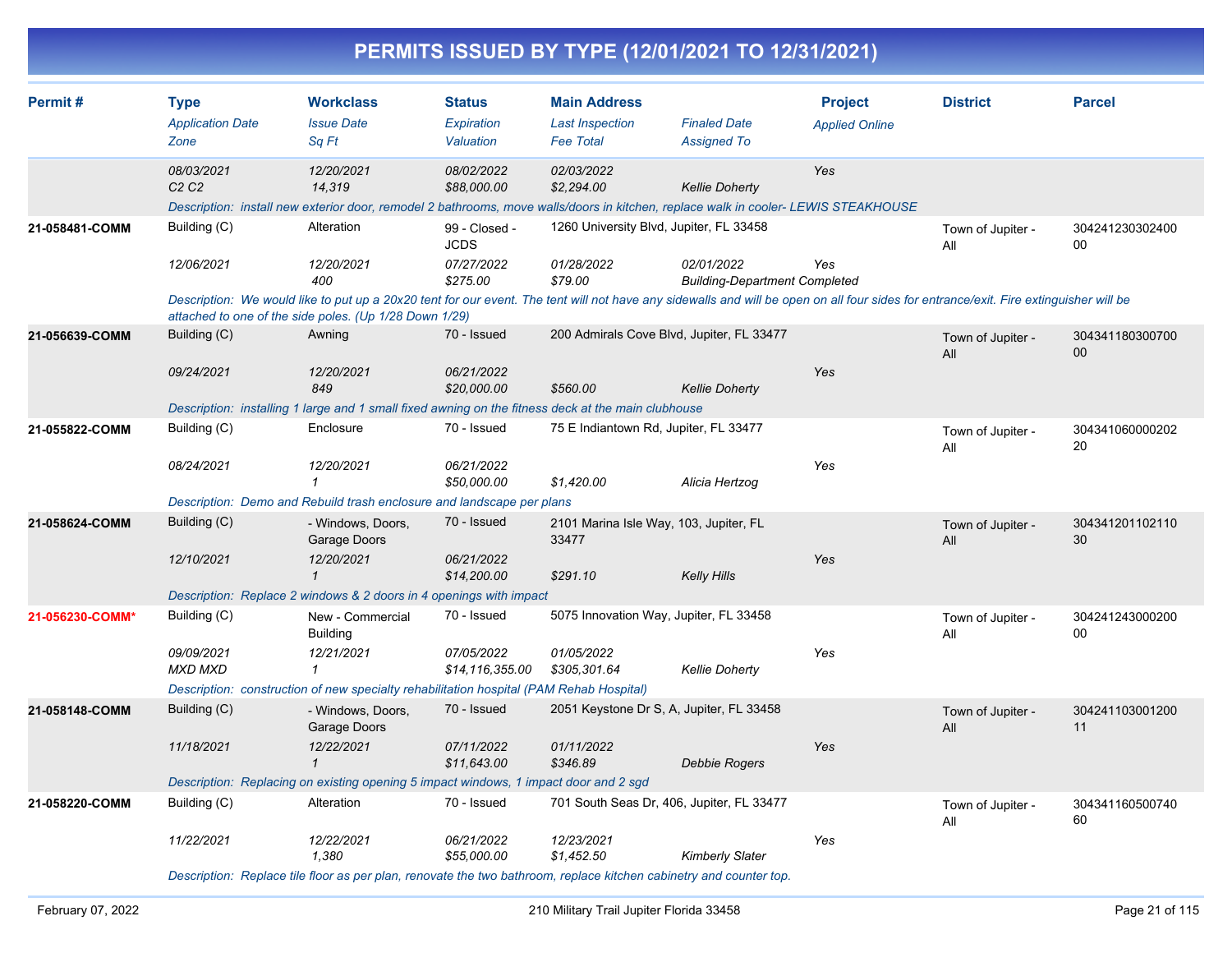# PERMITS ISSUED BY TYPE (12/01/2021 TO 12/31/2021)

| Permit # | Type / Application Date / Zone | Workclass / Issue Date / Sq Ft | Status / Expiration / Valuation | Main Address / Last Inspection / Fee Total | Finaled Date / Assigned To | Project / Applied Online | District | Parcel |
|---|---|---|---|---|---|---|---|---|
| | 08/03/2021<br>C2 C2 | 12/20/2021<br>14,319 | 08/02/2022<br>$88,000.00 | 02/03/2022<br>$2,294.00 | Kellie Doherty | Yes | | |
| | Description: install new exterior door, remodel 2 bathrooms, move walls/doors in kitchen, replace walk in cooler- LEWIS STEAKHOUSE | | | | | | | |
| 21-058481-COMM | Building (C)<br>12/06/2021 | Alteration<br>12/20/2021<br>400 | 99 - Closed - JCDS<br>07/27/2022<br>$275.00 | 1260 University Blvd, Jupiter, FL 33458<br>01/28/2022<br>$79.00 | 02/01/2022<br>Building-Department Completed | Yes | Town of Jupiter - All | 30424123030240000 |
| | Description: We would like to put up a 20x20 tent for our event. The tent will not have any sidewalls and will be open on all four sides for entrance/exit. Fire extinguisher will be attached to one of the side poles. (Up 1/28 Down 1/29) | | | | | | | |
| 21-056639-COMM | Building (C)<br>09/24/2021 | Awning<br>12/20/2021<br>849 | 70 - Issued<br>06/21/2022<br>$20,000.00 | 200 Admirals Cove Blvd, Jupiter, FL 33477<br><br>$560.00 | Kellie Doherty | Yes | Town of Jupiter - All | 30434118030070000 |
| | Description: installing 1 large and 1 small fixed awning on the fitness deck at the main clubhouse | | | | | | | |
| 21-055822-COMM | Building (C)<br>08/24/2021 | Enclosure<br>12/20/2021<br>1 | 70 - Issued<br>06/21/2022<br>$50,000.00 | 75 E Indiantown Rd, Jupiter, FL 33477<br><br>$1,420.00 | Alicia Hertzog | Yes | Town of Jupiter - All | 30434106000020220 |
| | Description: Demo and Rebuild trash enclosure and landscape per plans | | | | | | | |
| 21-058624-COMM | Building (C)<br>12/10/2021 | - Windows, Doors, Garage Doors<br>12/20/2021<br>1 | 70 - Issued<br>06/21/2022<br>$14,200.00 | 2101 Marina Isle Way, 103, Jupiter, FL 33477<br><br>$291.10 | Kelly Hills | Yes | Town of Jupiter - All | 30434120110211030 |
| | Description: Replace 2 windows & 2 doors in 4 openings with impact | | | | | | | |
| 21-056230-COMM* | Building (C)<br>09/09/2021<br>MXD MXD | New - Commercial Building<br>12/21/2021<br>1 | 70 - Issued<br>07/05/2022<br>$14,116,355.00 | 5075 Innovation Way, Jupiter, FL 33458<br>01/05/2022<br>$305,301.64 | Kellie Doherty | Yes | Town of Jupiter - All | 30424124300020000 |
| | Description: construction of new specialty rehabilitation hospital (PAM Rehab Hospital) | | | | | | | |
| 21-058148-COMM | Building (C)<br>11/18/2021 | - Windows, Doors, Garage Doors<br>12/22/2021<br>1 | 70 - Issued<br>07/11/2022<br>$11,643.00 | 2051 Keystone Dr S, A, Jupiter, FL 33458<br>01/11/2022<br>$346.89 | Debbie Rogers | Yes | Town of Jupiter - All | 30424110300120011 |
| | Description: Replacing on existing opening 5 impact windows, 1 impact door and 2 sgd | | | | | | | |
| 21-058220-COMM | Building (C)<br>11/22/2021 | Alteration<br>12/22/2021<br>1,380 | 70 - Issued<br>06/21/2022<br>$55,000.00 | 701 South Seas Dr, 406, Jupiter, FL 33477<br>12/23/2021<br>$1,452.50 | Kimberly Slater | Yes | Town of Jupiter - All | 30434116050074060 |
| | Description: Replace tile floor as per plan, renovate the two bathroom, replace kitchen cabinetry and counter top. | | | | | | | |

February 07, 2022 — 210 Military Trail Jupiter Florida 33458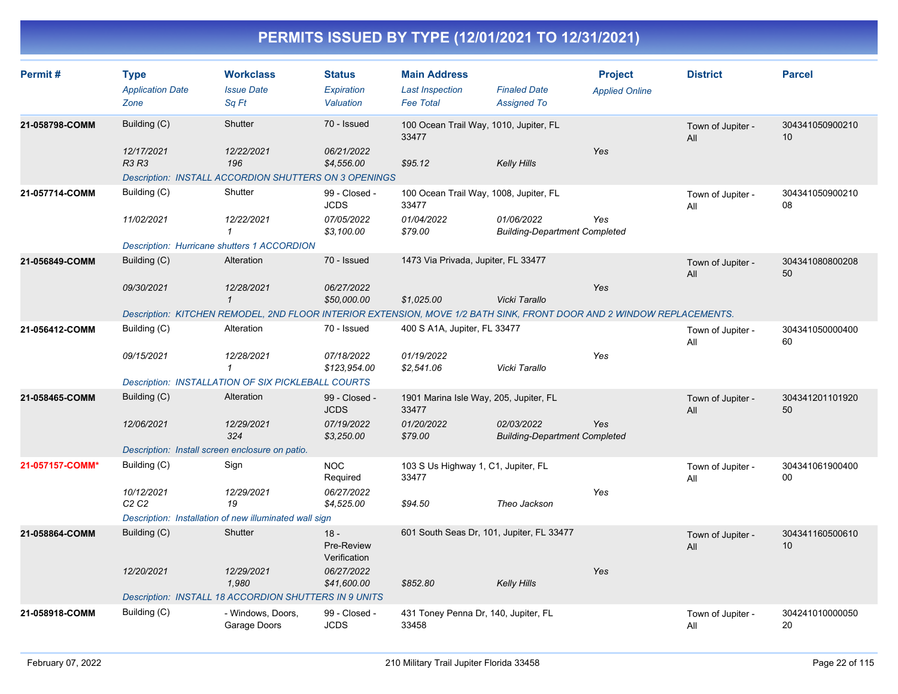# PERMITS ISSUED BY TYPE (12/01/2021 TO 12/31/2021)

| Permit # | Type / Application Date / Zone | Workclass / Issue Date / Sq Ft | Status / Expiration / Valuation | Main Address / Last Inspection / Fee Total | Finaled Date / Assigned To | Project / Applied Online | District | Parcel |
|---|---|---|---|---|---|---|---|---|
| **21-058798-COMM** | Building (C) | Shutter | 70 - Issued | 100 Ocean Trail Way, 1010, Jupiter, FL 33477 | | | Town of Jupiter - All | 30434105090021010 |
| | *12/17/2021* | *12/22/2021* | *06/21/2022* | | | *Yes* | | |
| | *R3 R3* | *196* | *$4,556.00* | *$95.12* | *Kelly Hills* | | | |
| | *Description: INSTALL ACCORDION SHUTTERS ON 3 OPENINGS* | | | | | | | |
| **21-057714-COMM** | Building (C) | Shutter | 99 - Closed - JCDS | 100 Ocean Trail Way, 1008, Jupiter, FL 33477 | | | Town of Jupiter - All | 30434105090021008 |
| | *11/02/2021* | *12/22/2021* | *07/05/2022* | *01/04/2022* | *01/06/2022* | *Yes* | | |
| | | *1* | *$3,100.00* | *$79.00* | *Building-Department Completed* | | | |
| | *Description: Hurricane shutters 1 ACCORDION* | | | | | | | |
| **21-056849-COMM** | Building (C) | Alteration | 70 - Issued | 1473 Via Privada, Jupiter, FL 33477 | | | Town of Jupiter - All | 30434108080020850 |
| | *09/30/2021* | *12/28/2021* | *06/27/2022* | | | *Yes* | | |
| | | *1* | *$50,000.00* | *$1,025.00* | *Vicki Tarallo* | | | |
| | *Description: KITCHEN REMODEL, 2ND FLOOR INTERIOR EXTENSION, MOVE 1/2 BATH SINK, FRONT DOOR AND 2 WINDOW REPLACEMENTS.* | | | | | | | |
| **21-056412-COMM** | Building (C) | Alteration | 70 - Issued | 400 S A1A, Jupiter, FL 33477 | | | Town of Jupiter - All | 30434105000040060 |
| | *09/15/2021* | *12/28/2021* | *07/18/2022* | *01/19/2022* | | *Yes* | | |
| | | *1* | *$123,954.00* | *$2,541.06* | *Vicki Tarallo* | | | |
| | *Description: INSTALLATION OF SIX PICKLEBALL COURTS* | | | | | | | |
| **21-058465-COMM** | Building (C) | Alteration | 99 - Closed - JCDS | 1901 Marina Isle Way, 205, Jupiter, FL 33477 | | | Town of Jupiter - All | 30434120110192050 |
| | *12/06/2021* | *12/29/2021* | *07/19/2022* | *01/20/2022* | *02/03/2022* | *Yes* | | |
| | | *324* | *$3,250.00* | *$79.00* | *Building-Department Completed* | | | |
| | *Description: Install screen enclosure on patio.* | | | | | | | |
| **21-057157-COMM*** | Building (C) | Sign | NOC Required | 103 S Us Highway 1, C1, Jupiter, FL 33477 | | | Town of Jupiter - All | 30434106190040000 |
| | *10/12/2021* | *12/29/2021* | *06/27/2022* | | | *Yes* | | |
| | *C2 C2* | *19* | *$4,525.00* | *$94.50* | *Theo Jackson* | | | |
| | *Description: Installation of new illuminated wall sign* | | | | | | | |
| **21-058864-COMM** | Building (C) | Shutter | 18 - Pre-Review Verification | 601 South Seas Dr, 101, Jupiter, FL 33477 | | | Town of Jupiter - All | 30434116050061010 |
| | *12/20/2021* | *12/29/2021* | *06/27/2022* | | | *Yes* | | |
| | | *1,980* | *$41,600.00* | *$852.80* | *Kelly Hills* | | | |
| | *Description: INSTALL 18 ACCORDION SHUTTERS IN 9 UNITS* | | | | | | | |
| **21-058918-COMM** | Building (C) | - Windows, Doors, Garage Doors | 99 - Closed - JCDS | 431 Toney Penna Dr, 140, Jupiter, FL 33458 | | | Town of Jupiter - All | 30424101000005020 |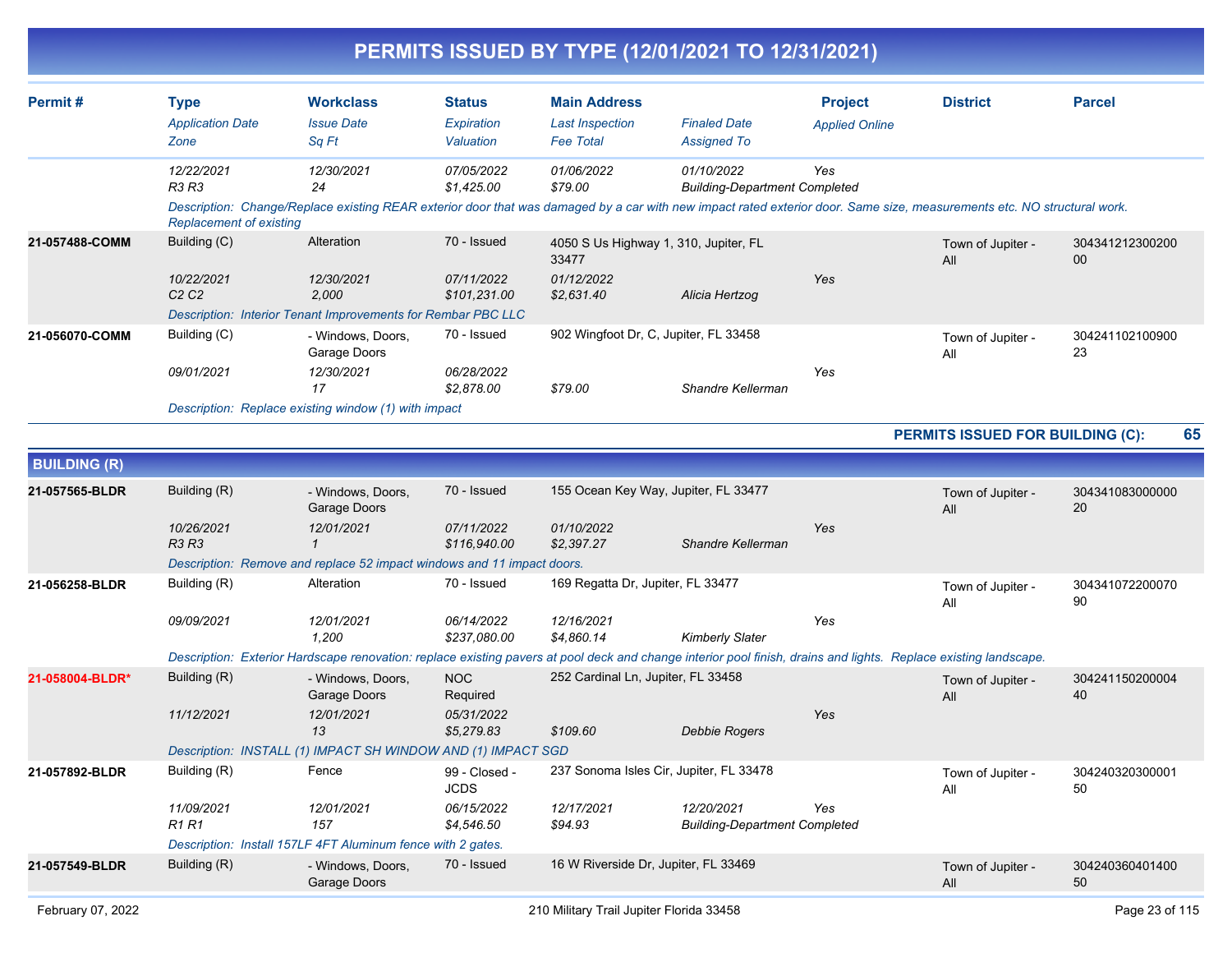# PERMITS ISSUED BY TYPE (12/01/2021 TO 12/31/2021)

| Permit # | Type | Workclass | Status | Main Address | | Project | District | Parcel |
|---|---|---|---|---|---|---|---|---|
| | *Application Date* | *Issue Date* | *Expiration* | *Last Inspection* | *Finaled Date* | *Applied Online* | | |
| | *Zone* | *Sq Ft* | *Valuation* | *Fee Total* | *Assigned To* | | | |
| | *12/22/2021* | *12/30/2021* | *07/05/2022* | *01/06/2022* | *01/10/2022* | *Yes* | | |
| | *R3 R3* | *24* | *$1,425.00* | *$79.00* | *Building-Department Completed* | | | |
| | *Description: Change/Replace existing REAR exterior door that was damaged by a car with new impact rated exterior door. Same size, measurements etc. NO structural work. Replacement of existing* | | | | | | | |
| **21-057488-COMM** | Building (C) | Alteration | 70 - Issued | 4050 S Us Highway 1, 310, Jupiter, FL 33477 | | | Town of Jupiter - All | 30434121230020000 |
| | *10/22/2021* | *12/30/2021* | *07/11/2022* | *01/12/2022* | | *Yes* | | |
| | *C2 C2* | *2,000* | *$101,231.00* | *$2,631.40* | *Alicia Hertzog* | | | |
| | *Description: Interior Tenant Improvements for Rembar PBC LLC* | | | | | | | |
| **21-056070-COMM** | Building (C) | - Windows, Doors, Garage Doors | 70 - Issued | 902 Wingfoot Dr, C, Jupiter, FL 33458 | | | Town of Jupiter - All | 30424110210090023 |
| | *09/01/2021* | *12/30/2021* | *06/28/2022* | | | *Yes* | | |
| | | *17* | *$2,878.00* | *$79.00* | *Shandre Kellerman* | | | |
| | *Description: Replace existing window (1) with impact* | | | | | | | |

**PERMITS ISSUED FOR BUILDING (C): 65**

## BUILDING (R)

| Permit # | Type | Workclass | Status | Main Address | | Project | District | Parcel |
|---|---|---|---|---|---|---|---|---|
| **21-057565-BLDR** | Building (R) | - Windows, Doors, Garage Doors | 70 - Issued | 155 Ocean Key Way, Jupiter, FL 33477 | | | Town of Jupiter - All | 30434108300000020 |
| | *10/26/2021* | *12/01/2021* | *07/11/2022* | *01/10/2022* | | *Yes* | | |
| | *R3 R3* | *1* | *$116,940.00* | *$2,397.27* | *Shandre Kellerman* | | | |
| | *Description: Remove and replace 52 impact windows and 11 impact doors.* | | | | | | | |
| **21-056258-BLDR** | Building (R) | Alteration | 70 - Issued | 169 Regatta Dr, Jupiter, FL 33477 | | | Town of Jupiter - All | 30434107220007090 |
| | *09/09/2021* | *12/01/2021* | *06/14/2022* | *12/16/2021* | | *Yes* | | |
| | | *1,200* | *$237,080.00* | *$4,860.14* | *Kimberly Slater* | | | |
| | *Description: Exterior Hardscape renovation: replace existing pavers at pool deck and change interior pool finish, drains and lights. Replace existing landscape.* | | | | | | | |
| **21-058004-BLDR*** | Building (R) | - Windows, Doors, Garage Doors | NOC Required | 252 Cardinal Ln, Jupiter, FL 33458 | | | Town of Jupiter - All | 30424115020000440 |
| | *11/12/2021* | *12/01/2021* | *05/31/2022* | | | *Yes* | | |
| | | *13* | *$5,279.83* | *$109.60* | *Debbie Rogers* | | | |
| | *Description: INSTALL (1) IMPACT SH WINDOW AND (1) IMPACT SGD* | | | | | | | |
| **21-057892-BLDR** | Building (R) | Fence | 99 - Closed - JCDS | 237 Sonoma Isles Cir, Jupiter, FL 33478 | | | Town of Jupiter - All | 30424032030000150 |
| | *11/09/2021* | *12/01/2021* | *06/15/2022* | *12/17/2021* | *12/20/2021* | *Yes* | | |
| | *R1 R1* | *157* | *$4,546.50* | *$94.93* | *Building-Department Completed* | | | |
| | *Description: Install 157LF 4FT Aluminum fence with 2 gates.* | | | | | | | |
| **21-057549-BLDR** | Building (R) | - Windows, Doors, Garage Doors | 70 - Issued | 16 W Riverside Dr, Jupiter, FL 33469 | | | Town of Jupiter - All | 30424036040140050 |

February 07, 2022 — 210 Military Trail Jupiter Florida 33458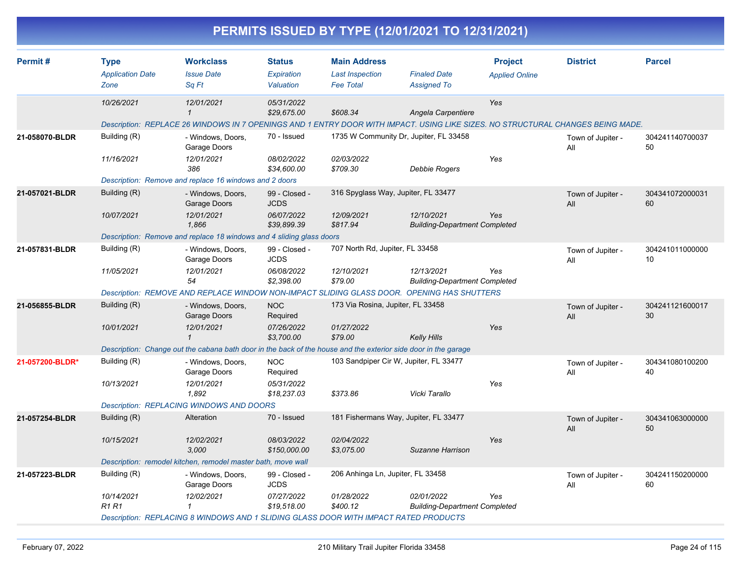# PERMITS ISSUED BY TYPE (12/01/2021 TO 12/31/2021)

| Permit # | Type / Application Date / Zone | Workclass / Issue Date / Sq Ft | Status / Expiration / Valuation | Main Address / Last Inspection / Fee Total | Finaled Date / Assigned To | Project / Applied Online | District | Parcel |
|---|---|---|---|---|---|---|---|---|
| | 10/26/2021 | 12/01/2021<br>1 | 05/31/2022<br>$29,675.00 | $608.34 | Angela Carpentiere | Yes | | |
| | Description: REPLACE 26 WINDOWS IN 7 OPENINGS AND 1 ENTRY DOOR WITH IMPACT. USING LIKE SIZES. NO STRUCTURAL CHANGES BEING MADE. | | | | | | | |
| 21-058070-BLDR | Building (R)<br>11/16/2021 | - Windows, Doors, Garage Doors<br>12/01/2021<br>386 | 70 - Issued<br>08/02/2022<br>$34,600.00 | 1735 W Community Dr, Jupiter, FL 33458<br>02/03/2022<br>$709.30 | Debbie Rogers | Yes | Town of Jupiter - All | 30424114070003750 |
| | Description: Remove and replace 16 windows and 2 doors | | | | | | | |
| 21-057021-BLDR | Building (R)<br>10/07/2021 | - Windows, Doors, Garage Doors<br>12/01/2021<br>1,866 | 99 - Closed - JCDS<br>06/07/2022<br>$39,899.39 | 316 Spyglass Way, Jupiter, FL 33477<br>12/09/2021<br>$817.94 | 12/10/2021<br>Building-Department Completed | Yes | Town of Jupiter - All | 30434107200003160 |
| | Description: Remove and replace 18 windows and 4 sliding glass doors | | | | | | | |
| 21-057831-BLDR | Building (R)<br>11/05/2021 | - Windows, Doors, Garage Doors<br>12/01/2021<br>54 | 99 - Closed - JCDS<br>06/08/2022<br>$2,398.00 | 707 North Rd, Jupiter, FL 33458<br>12/10/2021<br>$79.00 | 12/13/2021<br>Building-Department Completed | Yes | Town of Jupiter - All | 30424101100000010 |
| | Description: REMOVE AND REPLACE WINDOW NON-IMPACT SLIDING GLASS DOOR. OPENING HAS SHUTTERS | | | | | | | |
| 21-056855-BLDR | Building (R)<br>10/01/2021 | - Windows, Doors, Garage Doors<br>12/01/2021<br>1 | NOC Required<br>07/26/2022<br>$3,700.00 | 173 Via Rosina, Jupiter, FL 33458<br>01/27/2022<br>$79.00 | Kelly Hills | Yes | Town of Jupiter - All | 30424112160001730 |
| | Description: Change out the cabana bath door in the back of the house and the exterior side door in the garage | | | | | | | |
| 21-057200-BLDR* | Building (R)<br>10/13/2021 | - Windows, Doors, Garage Doors<br>12/01/2021<br>1,892 | NOC Required<br>05/31/2022<br>$18,237.03 | 103 Sandpiper Cir W, Jupiter, FL 33477<br><br>$373.86 | Vicki Tarallo | Yes | Town of Jupiter - All | 30434108010020040 |
| | Description: REPLACING WINDOWS AND DOORS | | | | | | | |
| 21-057254-BLDR | Building (R)<br>10/15/2021 | Alteration<br>12/02/2021<br>3,000 | 70 - Issued<br>08/03/2022<br>$150,000.00 | 181 Fishermans Way, Jupiter, FL 33477<br>02/04/2022<br>$3,075.00 | Suzanne Harrison | Yes | Town of Jupiter - All | 30434106300000050 |
| | Description: remodel kitchen, remodel master bath, move wall | | | | | | | |
| 21-057223-BLDR | Building (R)<br>10/14/2021<br>R1 R1 | - Windows, Doors, Garage Doors<br>12/02/2021<br>1 | 99 - Closed - JCDS<br>07/27/2022<br>$19,518.00 | 206 Anhinga Ln, Jupiter, FL 33458<br>01/28/2022<br>$400.12 | 02/01/2022<br>Building-Department Completed | Yes | Town of Jupiter - All | 30424115020000060 |
| | Description: REPLACING 8 WINDOWS AND 1 SLIDING GLASS DOOR WITH IMPACT RATED PRODUCTS | | | | | | | |

February 07, 2022 — 210 Military Trail Jupiter Florida 33458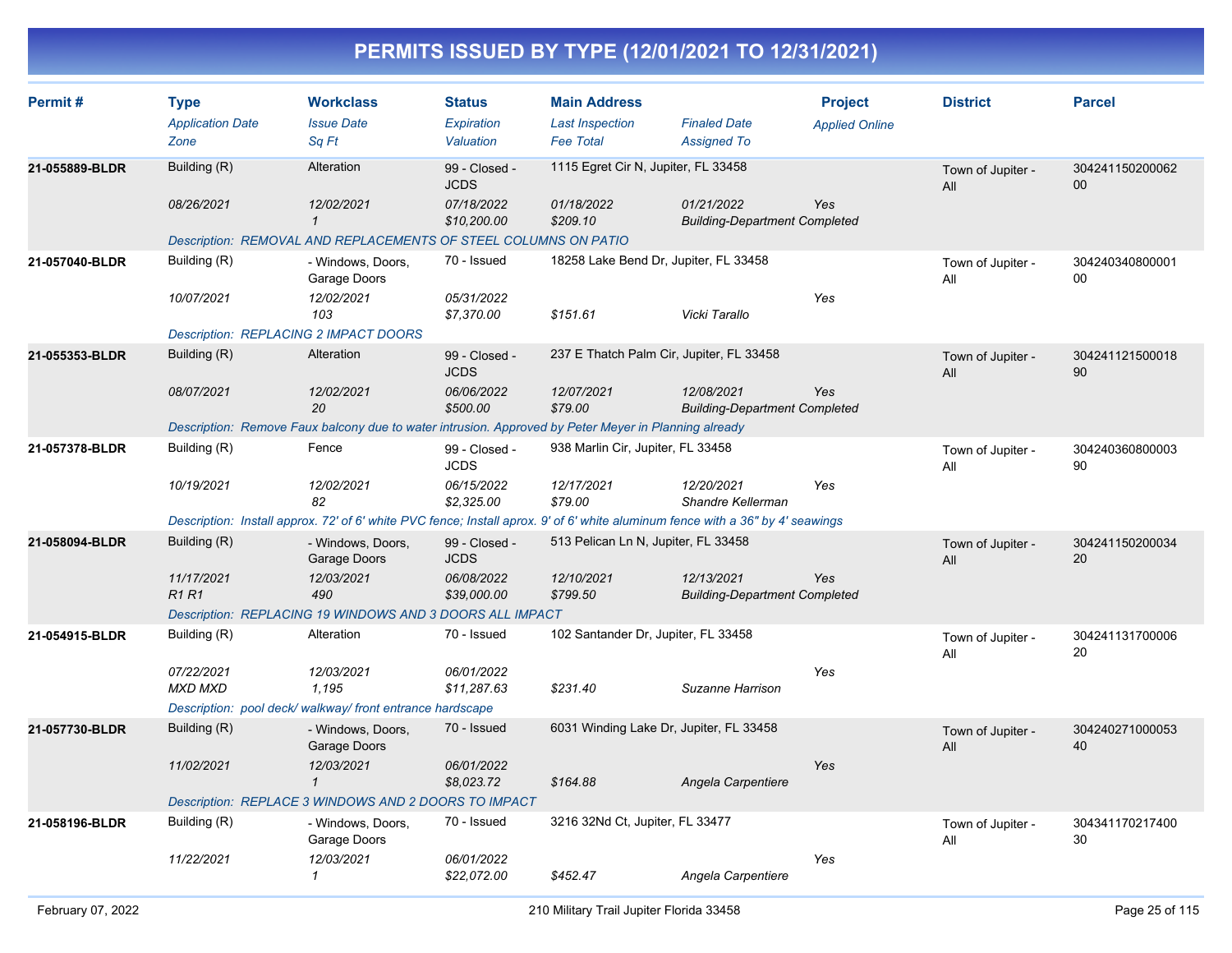# PERMITS ISSUED BY TYPE (12/01/2021 TO 12/31/2021)

| Permit # | Type<br>*Application Date*<br>*Zone* | Workclass<br>*Issue Date*<br>*Sq Ft* | Status<br>*Expiration*<br>*Valuation* | Main Address<br>*Last Inspection*<br>*Fee Total* | *Finaled Date*<br>*Assigned To* | Project<br>*Applied Online* | District | Parcel |
|---|---|---|---|---|---|---|---|---|
| 21-055889-BLDR | Building (R)<br>*08/26/2021* | Alteration<br>*12/02/2021*<br>*1* | 99 - Closed - JCDS<br>*07/18/2022*<br>*$10,200.00* | 1115 Egret Cir N, Jupiter, FL 33458<br>*01/18/2022*<br>*$209.10* | *01/21/2022*<br>*Building-Department Completed* | *Yes* | Town of Jupiter - All | 30424115020006200 |
| | *Description: REMOVAL AND REPLACEMENTS OF STEEL COLUMNS ON PATIO* | | | | | | | |
| 21-057040-BLDR | Building (R)<br>*10/07/2021* | - Windows, Doors, Garage Doors<br>*12/02/2021*<br>*103* | 70 - Issued<br>*05/31/2022*<br>*$7,370.00* | 18258 Lake Bend Dr, Jupiter, FL 33458<br><br>*$151.61* | <br>*Vicki Tarallo* | *Yes* | Town of Jupiter - All | 30424034080000100 |
| | *Description: REPLACING 2 IMPACT DOORS* | | | | | | | |
| 21-055353-BLDR | Building (R)<br>*08/07/2021* | Alteration<br>*12/02/2021*<br>*20* | 99 - Closed - JCDS<br>*06/06/2022*<br>*$500.00* | 237 E Thatch Palm Cir, Jupiter, FL 33458<br>*12/07/2021*<br>*$79.00* | *12/08/2021*<br>*Building-Department Completed* | *Yes* | Town of Jupiter - All | 30424112150001890 |
| | *Description: Remove Faux balcony due to water intrusion. Approved by Peter Meyer in Planning already* | | | | | | | |
| 21-057378-BLDR | Building (R)<br>*10/19/2021* | Fence<br>*12/02/2021*<br>*82* | 99 - Closed - JCDS<br>*06/15/2022*<br>*$2,325.00* | 938 Marlin Cir, Jupiter, FL 33458<br>*12/17/2021*<br>*$79.00* | *12/20/2021*<br>*Shandre Kellerman* | *Yes* | Town of Jupiter - All | 30424036080000390 |
| | *Description: Install approx. 72' of 6' white PVC fence; Install aprox. 9' of 6' white aluminum fence with a 36" by 4' seawings* | | | | | | | |
| 21-058094-BLDR | Building (R)<br>*11/17/2021*<br>*R1 R1* | - Windows, Doors, Garage Doors<br>*12/03/2021*<br>*490* | 99 - Closed - JCDS<br>*06/08/2022*<br>*$39,000.00* | 513 Pelican Ln N, Jupiter, FL 33458<br>*12/10/2021*<br>*$799.50* | *12/13/2021*<br>*Building-Department Completed* | *Yes* | Town of Jupiter - All | 30424115020003420 |
| | *Description: REPLACING 19 WINDOWS AND 3 DOORS ALL IMPACT* | | | | | | | |
| 21-054915-BLDR | Building (R)<br>*07/22/2021*<br>*MXD MXD* | Alteration<br>*12/03/2021*<br>*1,195* | 70 - Issued<br>*06/01/2022*<br>*$11,287.63* | 102 Santander Dr, Jupiter, FL 33458<br><br>*$231.40* | <br>*Suzanne Harrison* | *Yes* | Town of Jupiter - All | 30424113170000620 |
| | *Description: pool deck/ walkway/ front entrance hardscape* | | | | | | | |
| 21-057730-BLDR | Building (R)<br>*11/02/2021* | - Windows, Doors, Garage Doors<br>*12/03/2021*<br>*1* | 70 - Issued<br>*06/01/2022*<br>*$8,023.72* | 6031 Winding Lake Dr, Jupiter, FL 33458<br><br>*$164.88* | <br>*Angela Carpentiere* | *Yes* | Town of Jupiter - All | 30424027100005340 |
| | *Description: REPLACE 3 WINDOWS AND 2 DOORS TO IMPACT* | | | | | | | |
| 21-058196-BLDR | Building (R)<br>*11/22/2021* | - Windows, Doors, Garage Doors<br>*12/03/2021*<br>*1* | 70 - Issued<br>*06/01/2022*<br>*$22,072.00* | 3216 32Nd Ct, Jupiter, FL 33477<br><br>*$452.47* | <br>*Angela Carpentiere* | *Yes* | Town of Jupiter - All | 30434117021740030 |

February 07, 2022 — 210 Military Trail Jupiter Florida 33458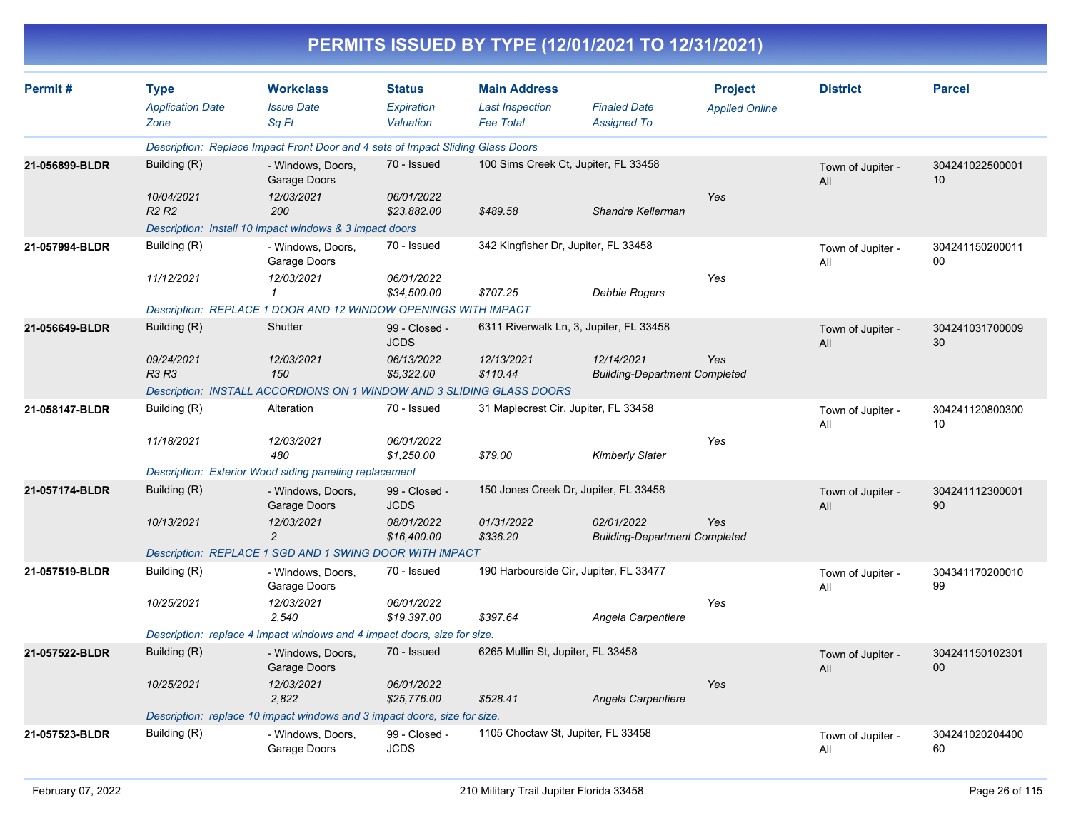# PERMITS ISSUED BY TYPE (12/01/2021 TO 12/31/2021)

| Permit # | Type<br>*Application Date*<br>*Zone* | Workclass<br>*Issue Date*<br>*Sq Ft* | Status<br>*Expiration*<br>*Valuation* | Main Address<br>*Last Inspection*<br>*Fee Total* | <br>*Finaled Date*<br>*Assigned To* | Project<br>*Applied Online* | District | Parcel |
|---|---|---|---|---|---|---|---|---|
| | *Description: Replace Impact Front Door and 4 sets of Impact Sliding Glass Doors* | | | | | | | |
| 21-056899-BLDR | Building (R)<br>*10/04/2021*<br>*R2 R2* | - Windows, Doors, Garage Doors<br>*12/03/2021*<br>*200* | 70 - Issued<br>*06/01/2022*<br>*$23,882.00* | 100 Sims Creek Ct, Jupiter, FL 33458<br><br>*$489.58* | <br><br>*Shandre Kellerman* | <br>*Yes* | Town of Jupiter - All | 30424102250000110 |
| | *Description: Install 10 impact windows & 3 impact doors* | | | | | | | |
| 21-057994-BLDR | Building (R)<br>*11/12/2021* | - Windows, Doors, Garage Doors<br>*12/03/2021*<br>*1* | 70 - Issued<br>*06/01/2022*<br>*$34,500.00* | 342 Kingfisher Dr, Jupiter, FL 33458<br><br>*$707.25* | <br><br>*Debbie Rogers* | <br>*Yes* | Town of Jupiter - All | 30424115020001100 |
| | *Description: REPLACE 1 DOOR AND 12 WINDOW OPENINGS WITH IMPACT* | | | | | | | |
| 21-056649-BLDR | Building (R)<br>*09/24/2021*<br>*R3 R3* | Shutter<br>*12/03/2021*<br>*150* | 99 - Closed - JCDS<br>*06/13/2022*<br>*$5,322.00* | 6311 Riverwalk Ln, 3, Jupiter, FL 33458<br>*12/13/2021*<br>*$110.44* | <br>*12/14/2021*<br>*Building-Department Completed* | <br>*Yes* | Town of Jupiter - All | 30424103170000930 |
| | *Description: INSTALL ACCORDIONS ON 1 WINDOW AND 3 SLIDING GLASS DOORS* | | | | | | | |
| 21-058147-BLDR | Building (R)<br>*11/18/2021* | Alteration<br>*12/03/2021*<br>*480* | 70 - Issued<br>*06/01/2022*<br>*$1,250.00* | 31 Maplecrest Cir, Jupiter, FL 33458<br><br>*$79.00* | <br><br>*Kimberly Slater* | <br>*Yes* | Town of Jupiter - All | 30424112080030010 |
| | *Description: Exterior Wood siding paneling replacement* | | | | | | | |
| 21-057174-BLDR | Building (R)<br>*10/13/2021* | - Windows, Doors, Garage Doors<br>*12/03/2021*<br>*2* | 99 - Closed - JCDS<br>*08/01/2022*<br>*$16,400.00* | 150 Jones Creek Dr, Jupiter, FL 33458<br>*01/31/2022*<br>*$336.20* | <br>*02/01/2022*<br>*Building-Department Completed* | <br>*Yes* | Town of Jupiter - All | 30424111230000190 |
| | *Description: REPLACE 1 SGD AND 1 SWING DOOR WITH IMPACT* | | | | | | | |
| 21-057519-BLDR | Building (R)<br>*10/25/2021* | - Windows, Doors, Garage Doors<br>*12/03/2021*<br>*2,540* | 70 - Issued<br>*06/01/2022*<br>*$19,397.00* | 190 Harbourside Cir, Jupiter, FL 33477<br><br>*$397.64* | <br><br>*Angela Carpentiere* | <br>*Yes* | Town of Jupiter - All | 30434117020001099 |
| | *Description: replace 4 impact windows and 4 impact doors, size for size.* | | | | | | | |
| 21-057522-BLDR | Building (R)<br>*10/25/2021* | - Windows, Doors, Garage Doors<br>*12/03/2021*<br>*2,822* | 70 - Issued<br>*06/01/2022*<br>*$25,776.00* | 6265 Mullin St, Jupiter, FL 33458<br><br>*$528.41* | <br><br>*Angela Carpentiere* | <br>*Yes* | Town of Jupiter - All | 30424115010230100 |
| | *Description: replace 10 impact windows and 3 impact doors, size for size.* | | | | | | | |
| 21-057523-BLDR | Building (R) | - Windows, Doors, Garage Doors | 99 - Closed - JCDS | 1105 Choctaw St, Jupiter, FL 33458 | | | Town of Jupiter - All | 30424102020440060 |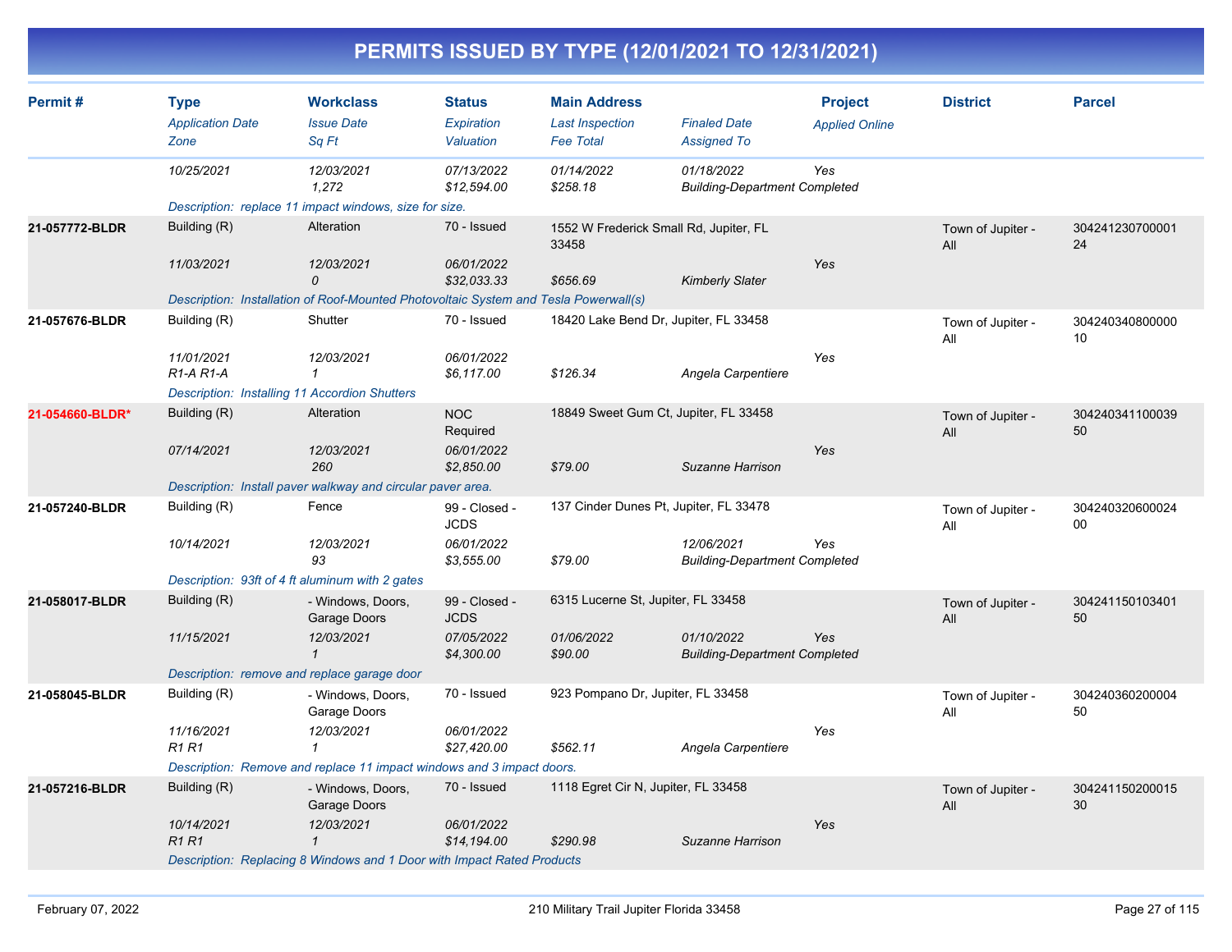# PERMITS ISSUED BY TYPE (12/01/2021 TO 12/31/2021)

| Permit # | Type<br>*Application Date*<br>*Zone* | Workclass<br>*Issue Date*<br>*Sq Ft* | Status<br>*Expiration*<br>*Valuation* | Main Address<br>*Last Inspection*<br>*Fee Total* | *Finaled Date*<br>*Assigned To* | Project<br>*Applied Online* | District | Parcel |
|---|---|---|---|---|---|---|---|---|
| | *10/25/2021* | *12/03/2021*<br>*1,272* | *07/13/2022*<br>*$12,594.00* | *01/14/2022*<br>*$258.18* | *01/18/2022*<br>*Building-Department Completed* | *Yes* | | |
| | *Description: replace 11 impact windows, size for size.* | | | | | | | |
| **21-057772-BLDR** | Building (R)<br>*11/03/2021* | Alteration<br>*12/03/2021*<br>*0* | 70 - Issued<br>*06/01/2022*<br>*$32,033.33* | 1552 W Frederick Small Rd, Jupiter, FL 33458<br>*$656.69* | *Kimberly Slater* | *Yes* | Town of Jupiter - All | 30424123070000124 |
| | *Description: Installation of Roof-Mounted Photovoltaic System and Tesla Powerwall(s)* | | | | | | | |
| **21-057676-BLDR** | Building (R)<br>*11/01/2021*<br>*R1-A R1-A* | Shutter<br>*12/03/2021*<br>*1* | 70 - Issued<br>*06/01/2022*<br>*$6,117.00* | 18420 Lake Bend Dr, Jupiter, FL 33458<br>*$126.34* | *Angela Carpentiere* | *Yes* | Town of Jupiter - All | 30424034080000010 |
| | *Description: Installing 11 Accordion Shutters* | | | | | | | |
| **21-054660-BLDR*** | Building (R)<br>*07/14/2021* | Alteration<br>*12/03/2021*<br>*260* | NOC Required<br>*06/01/2022*<br>*$2,850.00* | 18849 Sweet Gum Ct, Jupiter, FL 33458<br>*$79.00* | *Suzanne Harrison* | *Yes* | Town of Jupiter - All | 30424034110003950 |
| | *Description: Install paver walkway and circular paver area.* | | | | | | | |
| **21-057240-BLDR** | Building (R)<br>*10/14/2021* | Fence<br>*12/03/2021*<br>*93* | 99 - Closed - JCDS<br>*06/01/2022*<br>*$3,555.00* | 137 Cinder Dunes Pt, Jupiter, FL 33478<br>*$79.00* | *12/06/2021*<br>*Building-Department Completed* | *Yes* | Town of Jupiter - All | 30424032060002400 |
| | *Description: 93ft of 4 ft aluminum with 2 gates* | | | | | | | |
| **21-058017-BLDR** | Building (R)<br>*11/15/2021* | - Windows, Doors, Garage Doors<br>*12/03/2021*<br>*1* | 99 - Closed - JCDS<br>*07/05/2022*<br>*$4,300.00* | 6315 Lucerne St, Jupiter, FL 33458<br>*01/06/2022*<br>*$90.00* | *01/10/2022*<br>*Building-Department Completed* | *Yes* | Town of Jupiter - All | 30424115010340150 |
| | *Description: remove and replace garage door* | | | | | | | |
| **21-058045-BLDR** | Building (R)<br>*11/16/2021*<br>*R1 R1* | - Windows, Doors, Garage Doors<br>*12/03/2021*<br>*1* | 70 - Issued<br>*06/01/2022*<br>*$27,420.00* | 923 Pompano Dr, Jupiter, FL 33458<br>*$562.11* | *Angela Carpentiere* | *Yes* | Town of Jupiter - All | 30424036020000450 |
| | *Description: Remove and replace 11 impact windows and 3 impact doors.* | | | | | | | |
| **21-057216-BLDR** | Building (R)<br>*10/14/2021*<br>*R1 R1* | - Windows, Doors, Garage Doors<br>*12/03/2021*<br>*1* | 70 - Issued<br>*06/01/2022*<br>*$14,194.00* | 1118 Egret Cir N, Jupiter, FL 33458<br>*$290.98* | *Suzanne Harrison* | *Yes* | Town of Jupiter - All | 30424115020001530 |
| | *Description: Replacing 8 Windows and 1 Door with Impact Rated Products* | | | | | | | |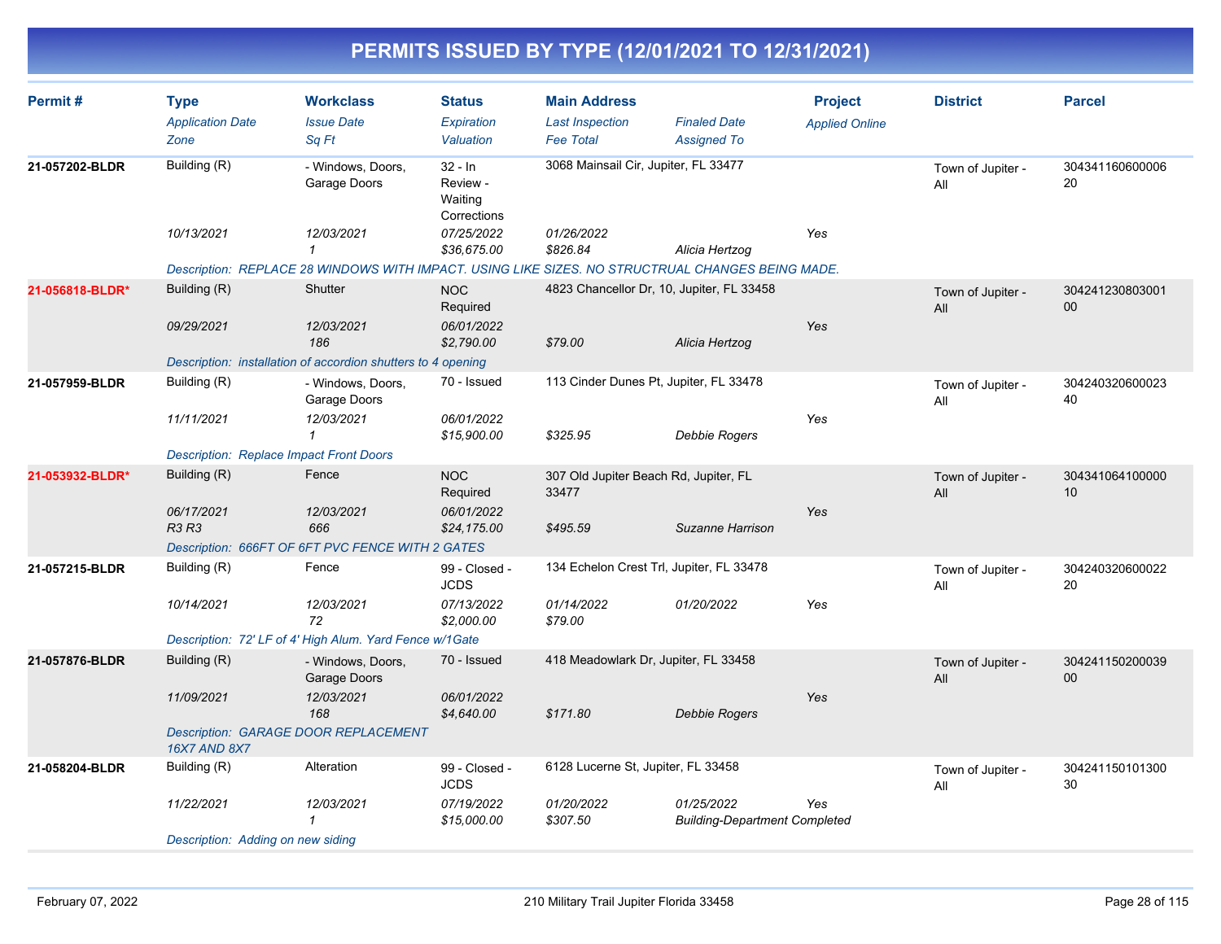# PERMITS ISSUED BY TYPE (12/01/2021 TO 12/31/2021)

| Permit # | Type | Workclass | Status | Main Address | | Project | District | Parcel |
|---|---|---|---|---|---|---|---|---|
| | *Application Date* | *Issue Date* | *Expiration* | *Last Inspection* | *Finaled Date* | *Applied Online* | | |
| | *Zone* | *Sq Ft* | *Valuation* | *Fee Total* | *Assigned To* | | | |
| **21-057202-BLDR** | Building (R) | - Windows, Doors, Garage Doors | 32 - In Review - Waiting Corrections | 3068 Mainsail Cir, Jupiter, FL 33477 | | | Town of Jupiter - All | 30434116060000620 |
| | *10/13/2021* | *12/03/2021* | *07/25/2022* | *01/26/2022* | | *Yes* | | |
| | | *1* | *$36,675.00* | *$826.84* | *Alicia Hertzog* | | | |
| | *Description: REPLACE 28 WINDOWS WITH IMPACT. USING LIKE SIZES. NO STRUCTRUAL CHANGES BEING MADE.* | | | | | | | |
| **21-056818-BLDR*** | Building (R) | Shutter | NOC Required | 4823 Chancellor Dr, 10, Jupiter, FL 33458 | | | Town of Jupiter - All | 30424123080300100 |
| | *09/29/2021* | *12/03/2021* | *06/01/2022* | | | *Yes* | | |
| | | *186* | *$2,790.00* | *$79.00* | *Alicia Hertzog* | | | |
| | *Description: installation of accordion shutters to 4 opening* | | | | | | | |
| **21-057959-BLDR** | Building (R) | - Windows, Doors, Garage Doors | 70 - Issued | 113 Cinder Dunes Pt, Jupiter, FL 33478 | | | Town of Jupiter - All | 30424032060002340 |
| | *11/11/2021* | *12/03/2021* | *06/01/2022* | | | *Yes* | | |
| | | *1* | *$15,900.00* | *$325.95* | *Debbie Rogers* | | | |
| | *Description: Replace Impact Front Doors* | | | | | | | |
| **21-053932-BLDR*** | Building (R) | Fence | NOC Required | 307 Old Jupiter Beach Rd, Jupiter, FL 33477 | | | Town of Jupiter - All | 30434106410000010 |
| | *06/17/2021* | *12/03/2021* | *06/01/2022* | | | *Yes* | | |
| | *R3 R3* | *666* | *$24,175.00* | *$495.59* | *Suzanne Harrison* | | | |
| | *Description: 666FT OF 6FT PVC FENCE WITH 2 GATES* | | | | | | | |
| **21-057215-BLDR** | Building (R) | Fence | 99 - Closed - JCDS | 134 Echelon Crest Trl, Jupiter, FL 33478 | | | Town of Jupiter - All | 30424032060002220 |
| | *10/14/2021* | *12/03/2021* | *07/13/2022* | *01/14/2022* | *01/20/2022* | *Yes* | | |
| | | *72* | *$2,000.00* | *$79.00* | | | | |
| | *Description: 72' LF of 4' High Alum. Yard Fence w/1Gate* | | | | | | | |
| **21-057876-BLDR** | Building (R) | - Windows, Doors, Garage Doors | 70 - Issued | 418 Meadowlark Dr, Jupiter, FL 33458 | | | Town of Jupiter - All | 30424115020003900 |
| | *11/09/2021* | *12/03/2021* | *06/01/2022* | | | *Yes* | | |
| | | *168* | *$4,640.00* | *$171.80* | *Debbie Rogers* | | | |
| | *Description: GARAGE DOOR REPLACEMENT 16X7 AND 8X7* | | | | | | | |
| **21-058204-BLDR** | Building (R) | Alteration | 99 - Closed - JCDS | 6128 Lucerne St, Jupiter, FL 33458 | | | Town of Jupiter - All | 30424115010130030 |
| | *11/22/2021* | *12/03/2021* | *07/19/2022* | *01/20/2022* | *01/25/2022* | *Yes* | | |
| | | *1* | *$15,000.00* | *$307.50* | *Building-Department Completed* | | | |
| | *Description: Adding on new siding* | | | | | | | |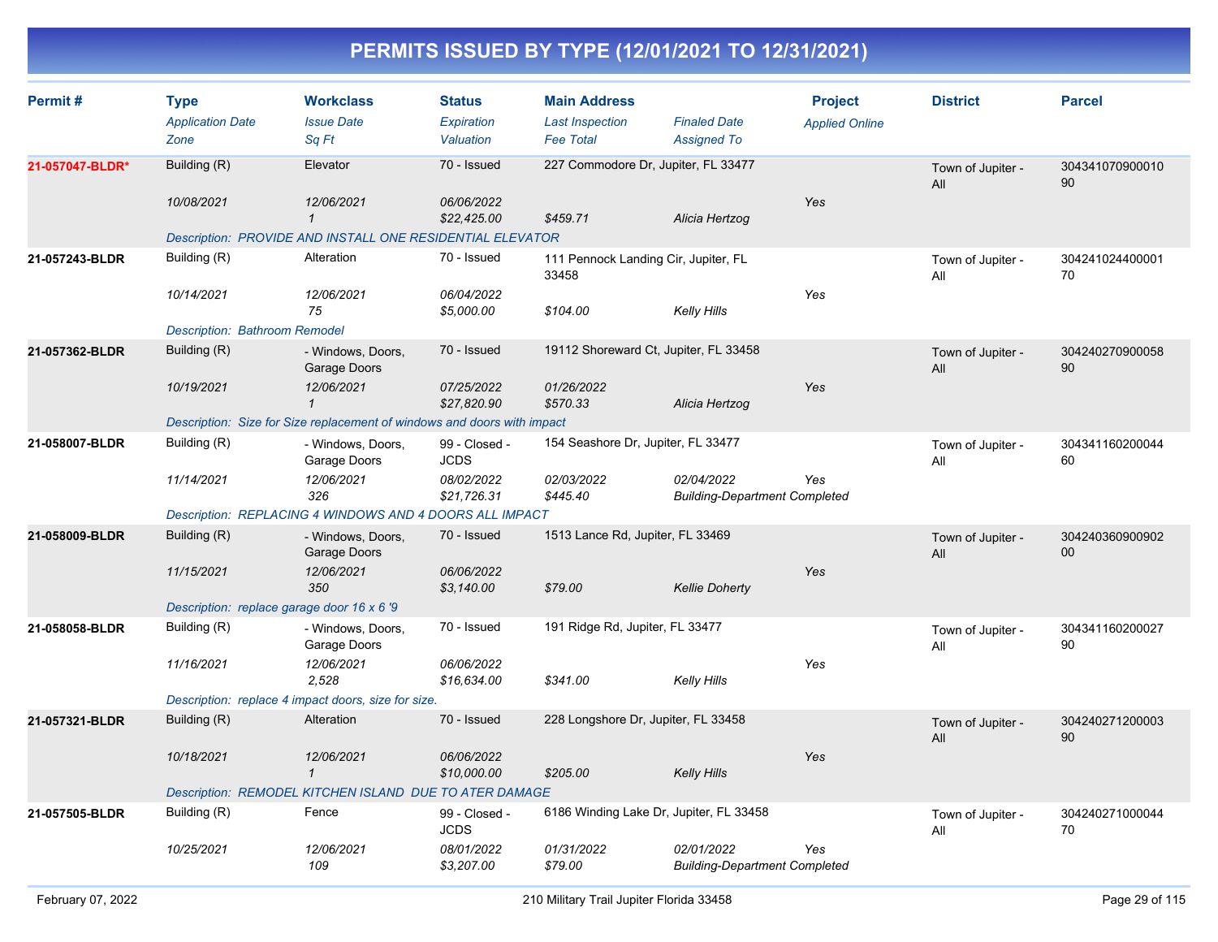# PERMITS ISSUED BY TYPE (12/01/2021 TO 12/31/2021)

| Permit # | Type | Workclass | Status | Main Address | | Project | District | Parcel |
|---|---|---|---|---|---|---|---|---|
| | *Application Date* | *Issue Date* | *Expiration* | *Last Inspection* | *Finaled Date* | *Applied Online* | | |
| | *Zone* | *Sq Ft* | *Valuation* | *Fee Total* | *Assigned To* | | | |
| **21-057047-BLDR*** | Building (R) | Elevator | 70 - Issued | 227 Commodore Dr, Jupiter, FL 33477 | | | Town of Jupiter - All | 30434107090001090 |
| | *10/08/2021* | *12/06/2021* | *06/06/2022* | | | *Yes* | | |
| | | *1* | *$22,425.00* | *$459.71* | *Alicia Hertzog* | | | |
| | *Description: PROVIDE AND INSTALL ONE RESIDENTIAL ELEVATOR* | | | | | | | |
| **21-057243-BLDR** | Building (R) | Alteration | 70 - Issued | 111 Pennock Landing Cir, Jupiter, FL 33458 | | | Town of Jupiter - All | 30424102440000170 |
| | *10/14/2021* | *12/06/2021* | *06/04/2022* | | | *Yes* | | |
| | | *75* | *$5,000.00* | *$104.00* | *Kelly Hills* | | | |
| | *Description: Bathroom Remodel* | | | | | | | |
| **21-057362-BLDR** | Building (R) | - Windows, Doors, Garage Doors | 70 - Issued | 19112 Shoreward Ct, Jupiter, FL 33458 | | | Town of Jupiter - All | 30424027090005890 |
| | *10/19/2021* | *12/06/2021* | *07/25/2022* | *01/26/2022* | | *Yes* | | |
| | | *1* | *$27,820.90* | *$570.33* | *Alicia Hertzog* | | | |
| | *Description: Size for Size replacement of windows and doors with impact* | | | | | | | |
| **21-058007-BLDR** | Building (R) | - Windows, Doors, Garage Doors | 99 - Closed - JCDS | 154 Seashore Dr, Jupiter, FL 33477 | | | Town of Jupiter - All | 30434116020004460 |
| | *11/14/2021* | *12/06/2021* | *08/02/2022* | *02/03/2022* | *02/04/2022* | *Yes* | | |
| | | *326* | *$21,726.31* | *$445.40* | *Building-Department Completed* | | | |
| | *Description: REPLACING 4 WINDOWS AND 4 DOORS ALL IMPACT* | | | | | | | |
| **21-058009-BLDR** | Building (R) | - Windows, Doors, Garage Doors | 70 - Issued | 1513 Lance Rd, Jupiter, FL 33469 | | | Town of Jupiter - All | 30424036090090200 |
| | *11/15/2021* | *12/06/2021* | *06/06/2022* | | | *Yes* | | |
| | | *350* | *$3,140.00* | *$79.00* | *Kellie Doherty* | | | |
| | *Description: replace garage door 16 x 6 '9* | | | | | | | |
| **21-058058-BLDR** | Building (R) | - Windows, Doors, Garage Doors | 70 - Issued | 191 Ridge Rd, Jupiter, FL 33477 | | | Town of Jupiter - All | 30434116020002790 |
| | *11/16/2021* | *12/06/2021* | *06/06/2022* | | | *Yes* | | |
| | | *2,528* | *$16,634.00* | *$341.00* | *Kelly Hills* | | | |
| | *Description: replace 4 impact doors, size for size.* | | | | | | | |
| **21-057321-BLDR** | Building (R) | Alteration | 70 - Issued | 228 Longshore Dr, Jupiter, FL 33458 | | | Town of Jupiter - All | 30424027120000390 |
| | *10/18/2021* | *12/06/2021* | *06/06/2022* | | | *Yes* | | |
| | | *1* | *$10,000.00* | *$205.00* | *Kelly Hills* | | | |
| | *Description: REMODEL KITCHEN ISLAND DUE TO ATER DAMAGE* | | | | | | | |
| **21-057505-BLDR** | Building (R) | Fence | 99 - Closed - JCDS | 6186 Winding Lake Dr, Jupiter, FL 33458 | | | Town of Jupiter - All | 30424027100004470 |
| | *10/25/2021* | *12/06/2021* | *08/01/2022* | *01/31/2022* | *02/01/2022* | *Yes* | | |
| | | *109* | *$3,207.00* | *$79.00* | *Building-Department Completed* | | | |

February 07, 2022 — 210 Military Trail Jupiter Florida 33458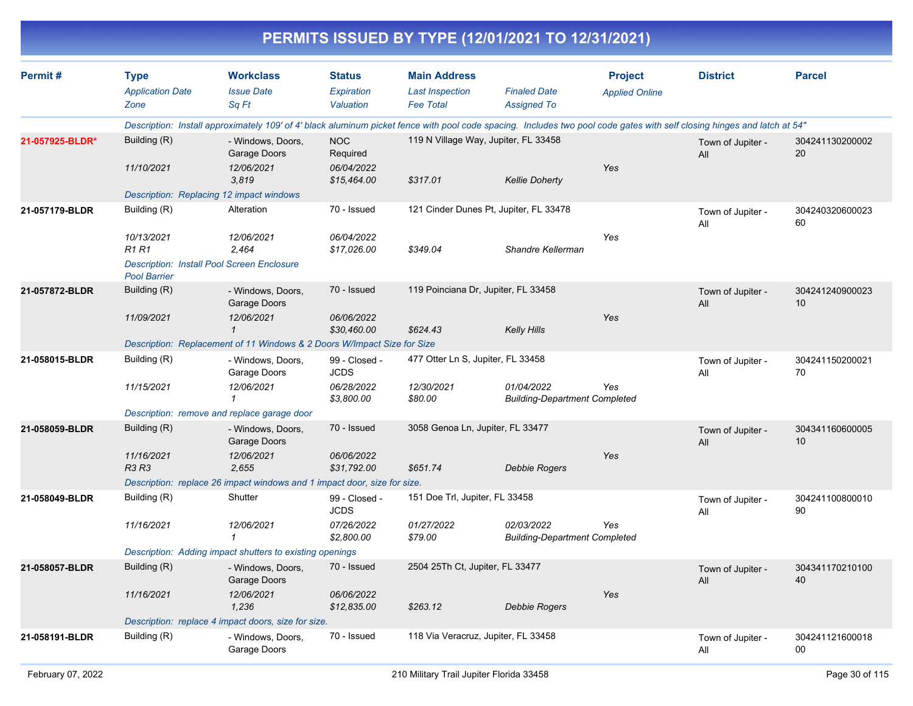# PERMITS ISSUED BY TYPE (12/01/2021 TO 12/31/2021)

| Permit # | Type<br>*Application Date*<br>*Zone* | Workclass<br>*Issue Date*<br>*Sq Ft* | Status<br>*Expiration*<br>*Valuation* | Main Address<br>*Last Inspection*<br>*Fee Total* | *Finaled Date*<br>*Assigned To* | Project<br>*Applied Online* | District | Parcel |
|---|---|---|---|---|---|---|---|---|
| | *Description: Install approximately 109' of 4' black aluminum picket fence with pool code spacing. Includes two pool code gates with self closing hinges and latch at 54"* | | | | | | | |
| **21-057925-BLDR*** | Building (R)<br>*11/10/2021* | - Windows, Doors, Garage Doors<br>*12/06/2021*<br>*3,819* | NOC Required<br>*06/04/2022*<br>*$15,464.00* | 119 N Village Way, Jupiter, FL 33458<br><br>*$317.01* | <br>*Kellie Doherty* | <br>*Yes* | Town of Jupiter - All | 30424113020000220 |
| | *Description: Replacing 12 impact windows* | | | | | | | |
| **21-057179-BLDR** | Building (R)<br>*10/13/2021*<br>*R1 R1* | Alteration<br>*12/06/2021*<br>*2,464* | 70 - Issued<br>*06/04/2022*<br>*$17,026.00* | 121 Cinder Dunes Pt, Jupiter, FL 33478<br><br>*$349.04* | <br>*Shandre Kellerman* | <br>*Yes* | Town of Jupiter - All | 30424032060002360 |
| | *Description: Install Pool Screen Enclosure Pool Barrier* | | | | | | | |
| **21-057872-BLDR** | Building (R)<br>*11/09/2021* | - Windows, Doors, Garage Doors<br>*12/06/2021*<br>*1* | 70 - Issued<br>*06/06/2022*<br>*$30,460.00* | 119 Poinciana Dr, Jupiter, FL 33458<br><br>*$624.43* | <br>*Kelly Hills* | <br>*Yes* | Town of Jupiter - All | 30424124090002310 |
| | *Description: Replacement of 11 Windows & 2 Doors W/Impact Size for Size* | | | | | | | |
| **21-058015-BLDR** | Building (R)<br>*11/15/2021* | - Windows, Doors, Garage Doors<br>*12/06/2021*<br>*1* | 99 - Closed - JCDS<br>*06/28/2022*<br>*$3,800.00* | 477 Otter Ln S, Jupiter, FL 33458<br>*12/30/2021*<br>*$80.00* | <br>*01/04/2022*<br>*Building-Department Completed* | <br>*Yes* | Town of Jupiter - All | 30424115020002170 |
| | *Description: remove and replace garage door* | | | | | | | |
| **21-058059-BLDR** | Building (R)<br>*11/16/2021*<br>*R3 R3* | - Windows, Doors, Garage Doors<br>*12/06/2021*<br>*2,655* | 70 - Issued<br>*06/06/2022*<br>*$31,792.00* | 3058 Genoa Ln, Jupiter, FL 33477<br><br>*$651.74* | <br>*Debbie Rogers* | <br>*Yes* | Town of Jupiter - All | 30434116060000510 |
| | *Description: replace 26 impact windows and 1 impact door, size for size.* | | | | | | | |
| **21-058049-BLDR** | Building (R)<br>*11/16/2021* | Shutter<br>*12/06/2021*<br>*1* | 99 - Closed - JCDS<br>*07/26/2022*<br>*$2,800.00* | 151 Doe Trl, Jupiter, FL 33458<br>*01/27/2022*<br>*$79.00* | <br>*02/03/2022*<br>*Building-Department Completed* | <br>*Yes* | Town of Jupiter - All | 30424110080001090 |
| | *Description: Adding impact shutters to existing openings* | | | | | | | |
| **21-058057-BLDR** | Building (R)<br>*11/16/2021* | - Windows, Doors, Garage Doors<br>*12/06/2021*<br>*1,236* | 70 - Issued<br>*06/06/2022*<br>*$12,835.00* | 2504 25Th Ct, Jupiter, FL 33477<br><br>*$263.12* | <br>*Debbie Rogers* | <br>*Yes* | Town of Jupiter - All | 30434117021010040 |
| | *Description: replace 4 impact doors, size for size.* | | | | | | | |
| **21-058191-BLDR** | Building (R) | - Windows, Doors, Garage Doors | 70 - Issued | 118 Via Veracruz, Jupiter, FL 33458 | | | Town of Jupiter - All | 30424112160001800 |

February 07, 2022 — 210 Military Trail Jupiter Florida 33458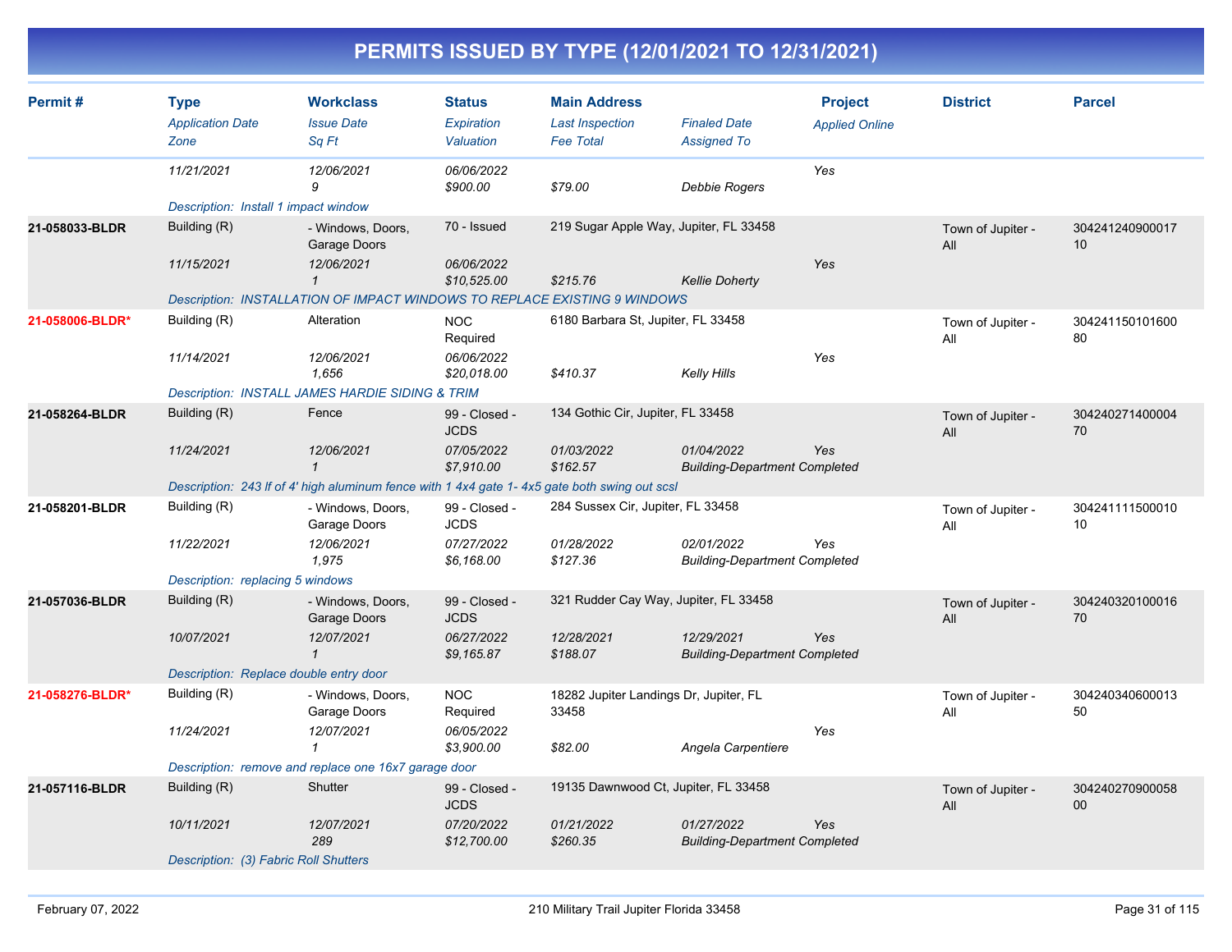# PERMITS ISSUED BY TYPE (12/01/2021 TO 12/31/2021)

| Permit # | Type | Workclass | Status | Main Address | | Project | District | Parcel |
|---|---|---|---|---|---|---|---|---|
| | *Application Date* | *Issue Date* | *Expiration* | *Last Inspection* | *Finaled Date* | *Applied Online* | | |
| | *Zone* | *Sq Ft* | *Valuation* | *Fee Total* | *Assigned To* | | | |
| | *11/21/2021* | *12/06/2021* | *06/06/2022* | | | *Yes* | | |
| | | *9* | *$900.00* | *$79.00* | *Debbie Rogers* | | | |
| | *Description: Install 1 impact window* | | | | | | | |
| **21-058033-BLDR** | Building (R) | - Windows, Doors, Garage Doors | 70 - Issued | 219 Sugar Apple Way, Jupiter, FL 33458 | | | Town of Jupiter - All | 30424124090001710 |
| | *11/15/2021* | *12/06/2021* | *06/06/2022* | | | *Yes* | | |
| | | *1* | *$10,525.00* | *$215.76* | *Kellie Doherty* | | | |
| | *Description: INSTALLATION OF IMPACT WINDOWS TO REPLACE EXISTING 9 WINDOWS* | | | | | | | |
| **21-058006-BLDR*** | Building (R) | Alteration | NOC Required | 6180 Barbara St, Jupiter, FL 33458 | | | Town of Jupiter - All | 30424115010160080 |
| | *11/14/2021* | *12/06/2021* | *06/06/2022* | | | *Yes* | | |
| | | *1,656* | *$20,018.00* | *$410.37* | *Kelly Hills* | | | |
| | *Description: INSTALL JAMES HARDIE SIDING & TRIM* | | | | | | | |
| **21-058264-BLDR** | Building (R) | Fence | 99 - Closed - JCDS | 134 Gothic Cir, Jupiter, FL 33458 | | | Town of Jupiter - All | 30424027140000470 |
| | *11/24/2021* | *12/06/2021* | *07/05/2022* | *01/03/2022* | *01/04/2022* | *Yes* | | |
| | | *1* | *$7,910.00* | *$162.57* | *Building-Department Completed* | | | |
| | *Description: 243 lf of 4' high aluminum fence with 1 4x4 gate 1- 4x5 gate both swing out scsl* | | | | | | | |
| **21-058201-BLDR** | Building (R) | - Windows, Doors, Garage Doors | 99 - Closed - JCDS | 284 Sussex Cir, Jupiter, FL 33458 | | | Town of Jupiter - All | 30424111150001010 |
| | *11/22/2021* | *12/06/2021* | *07/27/2022* | *01/28/2022* | *02/01/2022* | *Yes* | | |
| | | *1,975* | *$6,168.00* | *$127.36* | *Building-Department Completed* | | | |
| | *Description: replacing 5 windows* | | | | | | | |
| **21-057036-BLDR** | Building (R) | - Windows, Doors, Garage Doors | 99 - Closed - JCDS | 321 Rudder Cay Way, Jupiter, FL 33458 | | | Town of Jupiter - All | 30424032010001670 |
| | *10/07/2021* | *12/07/2021* | *06/27/2022* | *12/28/2021* | *12/29/2021* | *Yes* | | |
| | | *1* | *$9,165.87* | *$188.07* | *Building-Department Completed* | | | |
| | *Description: Replace double entry door* | | | | | | | |
| **21-058276-BLDR*** | Building (R) | - Windows, Doors, Garage Doors | NOC Required | 18282 Jupiter Landings Dr, Jupiter, FL 33458 | | | Town of Jupiter - All | 30424034060001350 |
| | *11/24/2021* | *12/07/2021* | *06/05/2022* | | | *Yes* | | |
| | | *1* | *$3,900.00* | *$82.00* | *Angela Carpentiere* | | | |
| | *Description: remove and replace one 16x7 garage door* | | | | | | | |
| **21-057116-BLDR** | Building (R) | Shutter | 99 - Closed - JCDS | 19135 Dawnwood Ct, Jupiter, FL 33458 | | | Town of Jupiter - All | 30424027090005800 |
| | *10/11/2021* | *12/07/2021* | *07/20/2022* | *01/21/2022* | *01/27/2022* | *Yes* | | |
| | | *289* | *$12,700.00* | *$260.35* | *Building-Department Completed* | | | |
| | *Description: (3) Fabric Roll Shutters* | | | | | | | |

February 07, 2022 — 210 Military Trail Jupiter Florida 33458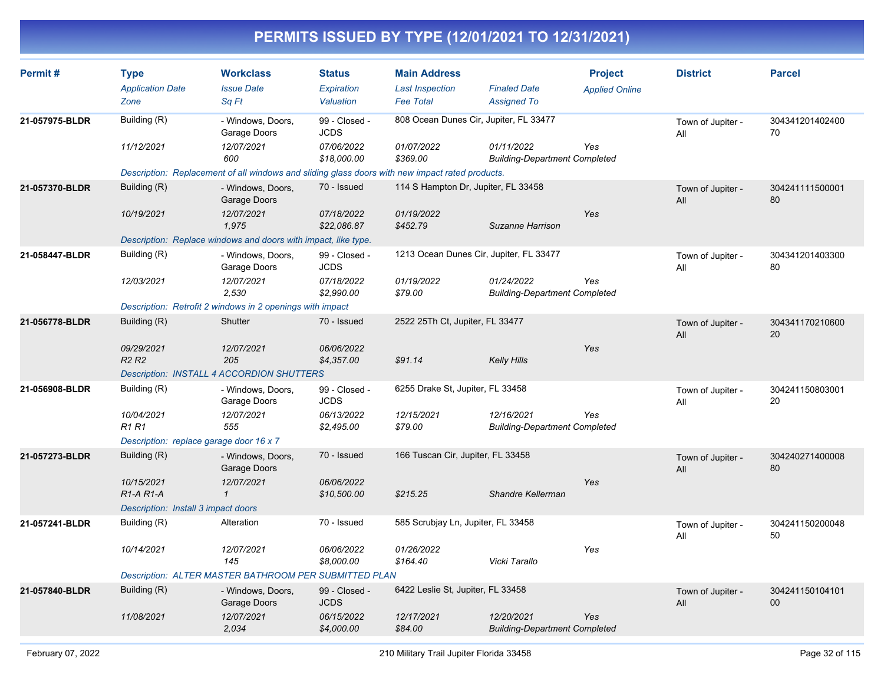# PERMITS ISSUED BY TYPE (12/01/2021 TO 12/31/2021)

| Permit # | Type<br>*Application Date*<br>*Zone* | Workclass<br>*Issue Date*<br>*Sq Ft* | Status<br>*Expiration*<br>*Valuation* | Main Address<br>*Last Inspection*<br>*Fee Total* | *Finaled Date*<br>*Assigned To* | Project<br>*Applied Online* | District | Parcel |
|---|---|---|---|---|---|---|---|---|
| **21-057975-BLDR** | Building (R)<br>*11/12/2021* | - Windows, Doors, Garage Doors<br>*12/07/2021*<br>*600* | 99 - Closed - JCDS<br>*07/06/2022*<br>*$18,000.00* | 808 Ocean Dunes Cir, Jupiter, FL 33477<br>*01/07/2022*<br>*$369.00* | *01/11/2022*<br>*Building-Department Completed* | *Yes* | Town of Jupiter - All | 30434120140240070 |
| | *Description: Replacement of all windows and sliding glass doors with new impact rated products.* | | | | | | | |
| **21-057370-BLDR** | Building (R)<br>*10/19/2021* | - Windows, Doors, Garage Doors<br>*12/07/2021*<br>*1,975* | 70 - Issued<br>*07/18/2022*<br>*$22,086.87* | 114 S Hampton Dr, Jupiter, FL 33458<br>*01/19/2022*<br>*$452.79* | *Suzanne Harrison* | *Yes* | Town of Jupiter - All | 30424111150000180 |
| | *Description: Replace windows and doors with impact, like type.* | | | | | | | |
| **21-058447-BLDR** | Building (R)<br>*12/03/2021* | - Windows, Doors, Garage Doors<br>*12/07/2021*<br>*2,530* | 99 - Closed - JCDS<br>*07/18/2022*<br>*$2,990.00* | 1213 Ocean Dunes Cir, Jupiter, FL 33477<br>*01/19/2022*<br>*$79.00* | *01/24/2022*<br>*Building-Department Completed* | *Yes* | Town of Jupiter - All | 30434120140330080 |
| | *Description: Retrofit 2 windows in 2 openings with impact* | | | | | | | |
| **21-056778-BLDR** | Building (R)<br>*09/29/2021*<br>*R2 R2* | Shutter<br>*12/07/2021*<br>*205* | 70 - Issued<br>*06/06/2022*<br>*$4,357.00* | 2522 25Th Ct, Jupiter, FL 33477<br><br>*$91.14* | *Kelly Hills* | *Yes* | Town of Jupiter - All | 30434117021060020 |
| | *Description: INSTALL 4 ACCORDION SHUTTERS* | | | | | | | |
| **21-056908-BLDR** | Building (R)<br>*10/04/2021*<br>*R1 R1* | - Windows, Doors, Garage Doors<br>*12/07/2021*<br>*555* | 99 - Closed - JCDS<br>*06/13/2022*<br>*$2,495.00* | 6255 Drake St, Jupiter, FL 33458<br>*12/15/2021*<br>*$79.00* | *12/16/2021*<br>*Building-Department Completed* | *Yes* | Town of Jupiter - All | 30424115080300120 |
| | *Description: replace garage door 16 x 7* | | | | | | | |
| **21-057273-BLDR** | Building (R)<br>*10/15/2021*<br>*R1-A R1-A* | - Windows, Doors, Garage Doors<br>*12/07/2021*<br>*1* | 70 - Issued<br>*06/06/2022*<br>*$10,500.00* | 166 Tuscan Cir, Jupiter, FL 33458<br><br>*$215.25* | *Shandre Kellerman* | *Yes* | Town of Jupiter - All | 30424027140000880 |
| | *Description: Install 3 impact doors* | | | | | | | |
| **21-057241-BLDR** | Building (R)<br>*10/14/2021* | Alteration<br>*12/07/2021*<br>*145* | 70 - Issued<br>*06/06/2022*<br>*$8,000.00* | 585 Scrubjay Ln, Jupiter, FL 33458<br>*01/26/2022*<br>*$164.40* | *Vicki Tarallo* | *Yes* | Town of Jupiter - All | 30424115020004850 |
| | *Description: ALTER MASTER BATHROOM PER SUBMITTED PLAN* | | | | | | | |
| **21-057840-BLDR** | Building (R)<br>*11/08/2021* | - Windows, Doors, Garage Doors<br>*12/07/2021*<br>*2,034* | 99 - Closed - JCDS<br>*06/15/2022*<br>*$4,000.00* | 6422 Leslie St, Jupiter, FL 33458<br>*12/17/2021*<br>*$84.00* | *12/20/2021*<br>*Building-Department Completed* | *Yes* | Town of Jupiter - All | 30424115010410100 |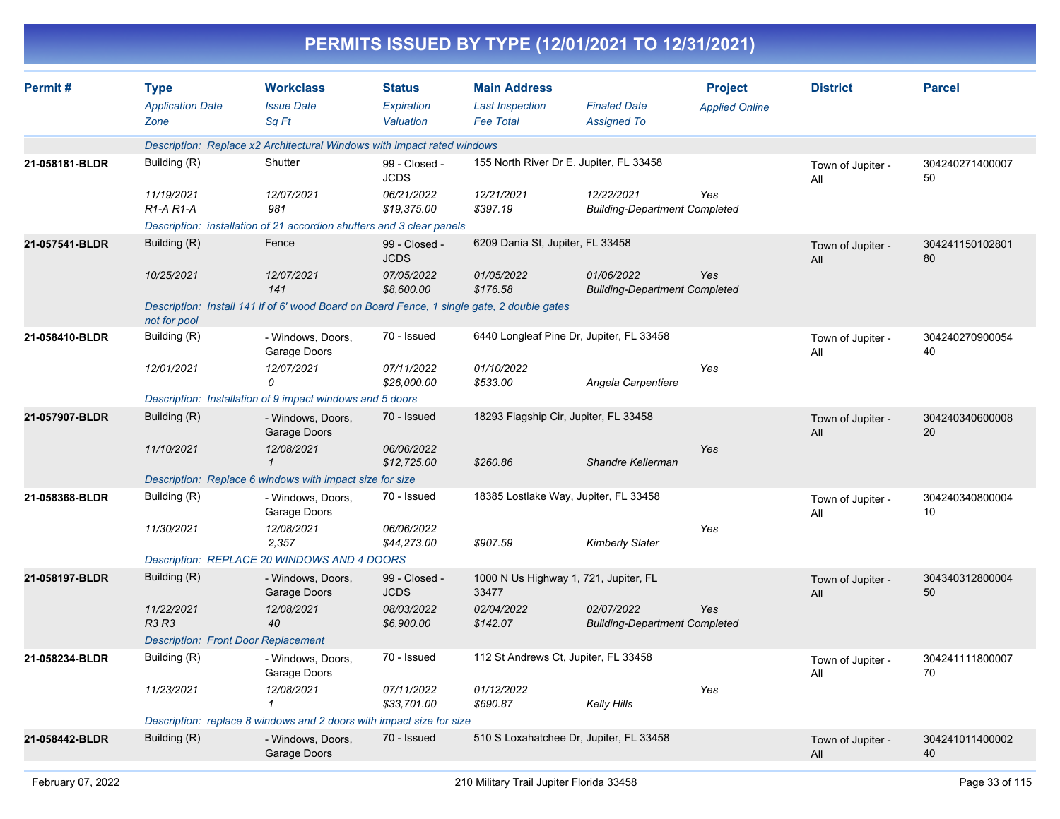# PERMITS ISSUED BY TYPE (12/01/2021 TO 12/31/2021)

| Permit # | Type / Application Date / Zone | Workclass / Issue Date / Sq Ft | Status / Expiration / Valuation | Main Address / Last Inspection / Fee Total | Finaled Date / Assigned To | Project / Applied Online | District | Parcel |
|---|---|---|---|---|---|---|---|---|
| | Description: Replace x2 Architectural Windows with impact rated windows | | | | | | | |
| 21-058181-BLDR | Building (R) | Shutter | 99 - Closed - JCDS | 155 North River Dr E, Jupiter, FL 33458 | | | Town of Jupiter - All | 30424027140000750 |
| | 11/19/2021 | 12/07/2021 | 06/21/2022 | 12/21/2021 | 12/22/2021 | Yes | | |
| | R1-A R1-A | 981 | $19,375.00 | $397.19 | Building-Department Completed | | | |
| | Description: installation of 21 accordion shutters and 3 clear panels | | | | | | | |
| 21-057541-BLDR | Building (R) | Fence | 99 - Closed - JCDS | 6209 Dania St, Jupiter, FL 33458 | | | Town of Jupiter - All | 30424115010280180 |
| | 10/25/2021 | 12/07/2021 | 07/05/2022 | 01/05/2022 | 01/06/2022 | Yes | | |
| | | 141 | $8,600.00 | $176.58 | Building-Department Completed | | | |
| | Description: Install 141 lf of 6' wood Board on Board Fence, 1 single gate, 2 double gates not for pool | | | | | | | |
| 21-058410-BLDR | Building (R) | - Windows, Doors, Garage Doors | 70 - Issued | 6440 Longleaf Pine Dr, Jupiter, FL 33458 | | | Town of Jupiter - All | 30424027090005440 |
| | 12/01/2021 | 12/07/2021 | 07/11/2022 | 01/10/2022 | | Yes | | |
| | | 0 | $26,000.00 | $533.00 | Angela Carpentiere | | | |
| | Description: Installation of 9 impact windows and 5 doors | | | | | | | |
| 21-057907-BLDR | Building (R) | - Windows, Doors, Garage Doors | 70 - Issued | 18293 Flagship Cir, Jupiter, FL 33458 | | | Town of Jupiter - All | 30424034060000820 |
| | 11/10/2021 | 12/08/2021 | 06/06/2022 | | | Yes | | |
| | | 1 | $12,725.00 | $260.86 | Shandre Kellerman | | | |
| | Description: Replace 6 windows with impact size for size | | | | | | | |
| 21-058368-BLDR | Building (R) | - Windows, Doors, Garage Doors | 70 - Issued | 18385 Lostlake Way, Jupiter, FL 33458 | | | Town of Jupiter - All | 30424034080000410 |
| | 11/30/2021 | 12/08/2021 | 06/06/2022 | | | Yes | | |
| | | 2,357 | $44,273.00 | $907.59 | Kimberly Slater | | | |
| | Description: REPLACE 20 WINDOWS AND 4 DOORS | | | | | | | |
| 21-058197-BLDR | Building (R) | - Windows, Doors, Garage Doors | 99 - Closed - JCDS | 1000 N Us Highway 1, 721, Jupiter, FL 33477 | | | Town of Jupiter - All | 30434031280000450 |
| | 11/22/2021 | 12/08/2021 | 08/03/2022 | 02/04/2022 | 02/07/2022 | Yes | | |
| | R3 R3 | 40 | $6,900.00 | $142.07 | Building-Department Completed | | | |
| | Description: Front Door Replacement | | | | | | | |
| 21-058234-BLDR | Building (R) | - Windows, Doors, Garage Doors | 70 - Issued | 112 St Andrews Ct, Jupiter, FL 33458 | | | Town of Jupiter - All | 30424111180000770 |
| | 11/23/2021 | 12/08/2021 | 07/11/2022 | 01/12/2022 | | Yes | | |
| | | 1 | $33,701.00 | $690.87 | Kelly Hills | | | |
| | Description: replace 8 windows and 2 doors with impact size for size | | | | | | | |
| 21-058442-BLDR | Building (R) | - Windows, Doors, Garage Doors | 70 - Issued | 510 S Loxahatchee Dr, Jupiter, FL 33458 | | | Town of Jupiter - All | 30424101140000240 |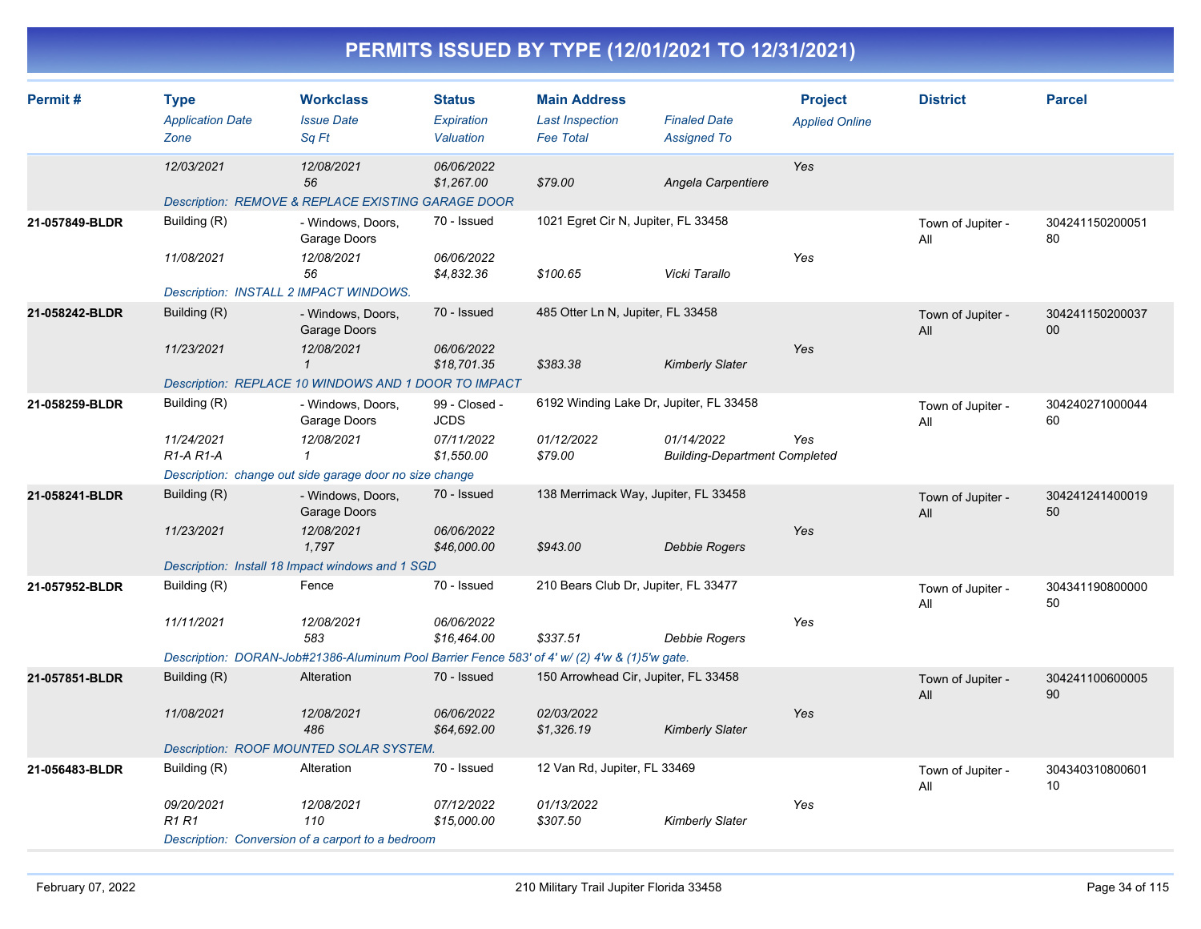# PERMITS ISSUED BY TYPE (12/01/2021 TO 12/31/2021)

| Permit # | Type<br>*Application Date*<br>*Zone* | Workclass<br>*Issue Date*<br>*Sq Ft* | Status<br>*Expiration*<br>*Valuation* | Main Address<br>*Last Inspection*<br>*Fee Total* | <br>*Finaled Date*<br>*Assigned To* | Project<br>*Applied Online* | District | Parcel |
|---|---|---|---|---|---|---|---|---|
| | *12/03/2021* | *12/08/2021*<br>*56* | *06/06/2022*<br>*$1,267.00* | *$79.00* | *Angela Carpentiere* | *Yes* | | |
| | *Description: REMOVE & REPLACE EXISTING GARAGE DOOR* | | | | | | | |
| **21-057849-BLDR** | Building (R)<br>*11/08/2021* | - Windows, Doors, Garage Doors<br>*12/08/2021*<br>*56* | 70 - Issued<br>*06/06/2022*<br>*$4,832.36* | 1021 Egret Cir N, Jupiter, FL 33458<br>*$100.65* | *Vicki Tarallo* | *Yes* | Town of Jupiter - All | 30424115020005180 |
| | *Description: INSTALL 2 IMPACT WINDOWS.* | | | | | | | |
| **21-058242-BLDR** | Building (R)<br>*11/23/2021* | - Windows, Doors, Garage Doors<br>*12/08/2021*<br>*1* | 70 - Issued<br>*06/06/2022*<br>*$18,701.35* | 485 Otter Ln N, Jupiter, FL 33458<br>*$383.38* | *Kimberly Slater* | *Yes* | Town of Jupiter - All | 30424115020003700 |
| | *Description: REPLACE 10 WINDOWS AND 1 DOOR TO IMPACT* | | | | | | | |
| **21-058259-BLDR** | Building (R)<br>*11/24/2021*<br>*R1-A R1-A* | - Windows, Doors, Garage Doors<br>*12/08/2021*<br>*1* | 99 - Closed - JCDS<br>*07/11/2022*<br>*$1,550.00* | 6192 Winding Lake Dr, Jupiter, FL 33458<br>*01/12/2022*<br>*$79.00* | *01/14/2022*<br>*Building-Department Completed* | *Yes* | Town of Jupiter - All | 30424027100004460 |
| | *Description: change out side garage door no size change* | | | | | | | |
| **21-058241-BLDR** | Building (R)<br>*11/23/2021* | - Windows, Doors, Garage Doors<br>*12/08/2021*<br>*1,797* | 70 - Issued<br>*06/06/2022*<br>*$46,000.00* | 138 Merrimack Way, Jupiter, FL 33458<br>*$943.00* | *Debbie Rogers* | *Yes* | Town of Jupiter - All | 30424124140001950 |
| | *Description: Install 18 Impact windows and 1 SGD* | | | | | | | |
| **21-057952-BLDR** | Building (R)<br>*11/11/2021* | Fence<br>*12/08/2021*<br>*583* | 70 - Issued<br>*06/06/2022*<br>*$16,464.00* | 210 Bears Club Dr, Jupiter, FL 33477<br>*$337.51* | *Debbie Rogers* | *Yes* | Town of Jupiter - All | 30434119080000050 |
| | *Description: DORAN-Job#21386-Aluminum Pool Barrier Fence 583' of 4' w/ (2) 4'w & (1)5'w gate.* | | | | | | | |
| **21-057851-BLDR** | Building (R)<br>*11/08/2021* | Alteration<br>*12/08/2021*<br>*486* | 70 - Issued<br>*06/06/2022*<br>*$64,692.00* | 150 Arrowhead Cir, Jupiter, FL 33458<br>*02/03/2022*<br>*$1,326.19* | *Kimberly Slater* | *Yes* | Town of Jupiter - All | 30424110060000590 |
| | *Description: ROOF MOUNTED SOLAR SYSTEM.* | | | | | | | |
| **21-056483-BLDR** | Building (R)<br>*09/20/2021*<br>*R1 R1* | Alteration<br>*12/08/2021*<br>*110* | 70 - Issued<br>*07/12/2022*<br>*$15,000.00* | 12 Van Rd, Jupiter, FL 33469<br>*01/13/2022*<br>*$307.50* | *Kimberly Slater* | *Yes* | Town of Jupiter - All | 30434031080060110 |
| | *Description: Conversion of a carport to a bedroom* | | | | | | | |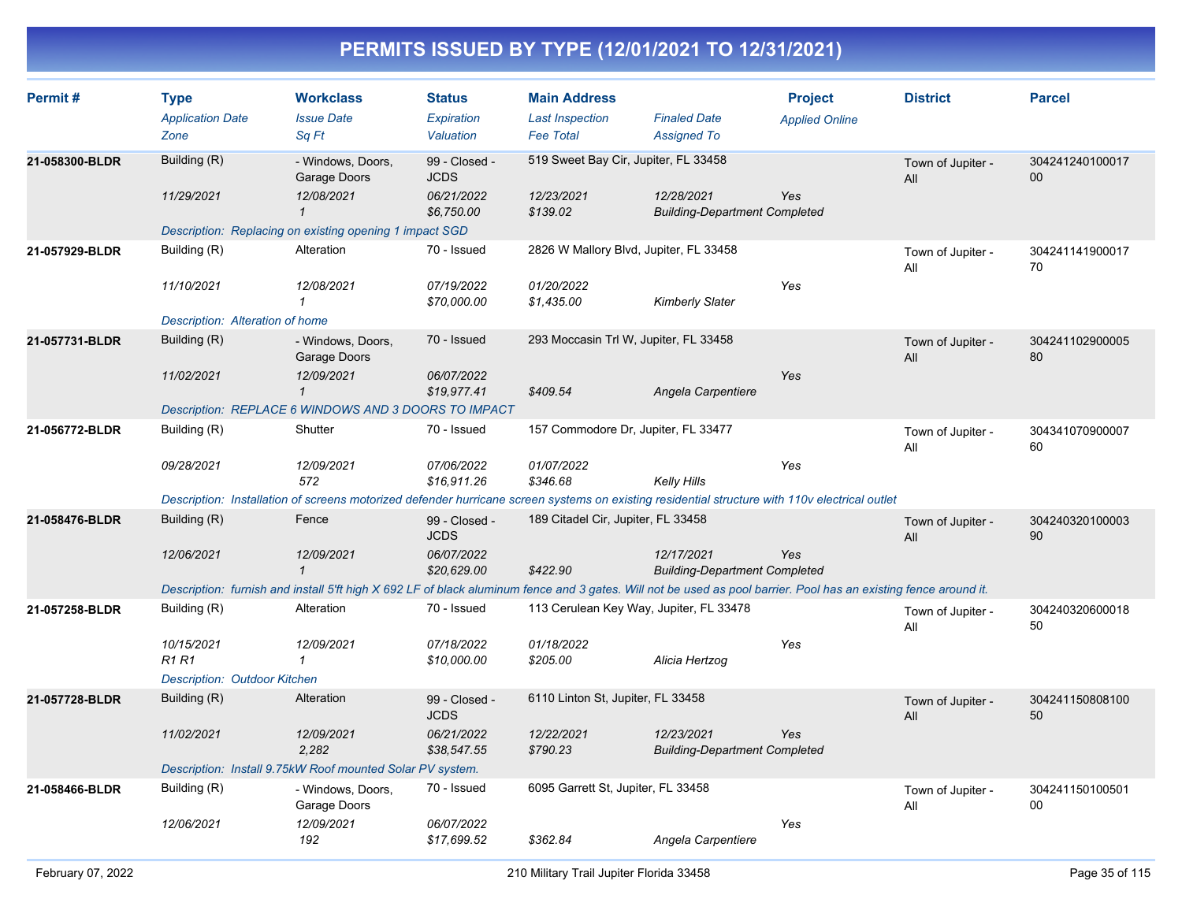# PERMITS ISSUED BY TYPE (12/01/2021 TO 12/31/2021)

| Permit # | Type<br>*Application Date*<br>*Zone* | Workclass<br>*Issue Date*<br>*Sq Ft* | Status<br>*Expiration*<br>*Valuation* | Main Address<br>*Last Inspection*<br>*Fee Total* | *Finaled Date*<br>*Assigned To* | Project<br>*Applied Online* | District | Parcel |
|---|---|---|---|---|---|---|---|---|
| **21-058300-BLDR** | Building (R)<br>*11/29/2021* | - Windows, Doors, Garage Doors<br>*12/08/2021*<br>*1* | 99 - Closed - JCDS<br>*06/21/2022*<br>*$6,750.00* | 519 Sweet Bay Cir, Jupiter, FL 33458<br>*12/23/2021*<br>*$139.02* | *12/28/2021*<br>*Building-Department Completed* | *Yes* | Town of Jupiter - All | 30424124010001700 |
| | *Description: Replacing on existing opening 1 impact SGD* | | | | | | | |
| **21-057929-BLDR** | Building (R)<br>*11/10/2021* | Alteration<br>*12/08/2021*<br>*1* | 70 - Issued<br>*07/19/2022*<br>*$70,000.00* | 2826 W Mallory Blvd, Jupiter, FL 33458<br>*01/20/2022*<br>*$1,435.00* | *Kimberly Slater* | *Yes* | Town of Jupiter - All | 30424114190001770 |
| | *Description: Alteration of home* | | | | | | | |
| **21-057731-BLDR** | Building (R)<br>*11/02/2021* | - Windows, Doors, Garage Doors<br>*12/09/2021*<br>*1* | 70 - Issued<br>*06/07/2022*<br>*$19,977.41* | 293 Moccasin Trl W, Jupiter, FL 33458<br><br>*$409.54* | *Angela Carpentiere* | *Yes* | Town of Jupiter - All | 30424110290000580 |
| | *Description: REPLACE 6 WINDOWS AND 3 DOORS TO IMPACT* | | | | | | | |
| **21-056772-BLDR** | Building (R)<br>*09/28/2021* | Shutter<br>*12/09/2021*<br>*572* | 70 - Issued<br>*07/06/2022*<br>*$16,911.26* | 157 Commodore Dr, Jupiter, FL 33477<br>*01/07/2022*<br>*$346.68* | *Kelly Hills* | *Yes* | Town of Jupiter - All | 30434107090000760 |
| | *Description: Installation of screens motorized defender hurricane screen systems on existing residential structure with 110v electrical outlet* | | | | | | | |
| **21-058476-BLDR** | Building (R)<br>*12/06/2021* | Fence<br>*12/09/2021*<br>*1* | 99 - Closed - JCDS<br>*06/07/2022*<br>*$20,629.00* | 189 Citadel Cir, Jupiter, FL 33458<br><br>*$422.90* | *12/17/2021*<br>*Building-Department Completed* | *Yes* | Town of Jupiter - All | 30424032010000390 |
| | *Description: furnish and install 5'ft high X 692 LF of black aluminum fence and 3 gates. Will not be used as pool barrier. Pool has an existing fence around it.* | | | | | | | |
| **21-057258-BLDR** | Building (R)<br>*10/15/2021*<br>*R1 R1* | Alteration<br>*12/09/2021*<br>*1* | 70 - Issued<br>*07/18/2022*<br>*$10,000.00* | 113 Cerulean Key Way, Jupiter, FL 33478<br>*01/18/2022*<br>*$205.00* | *Alicia Hertzog* | *Yes* | Town of Jupiter - All | 30424032060001850 |
| | *Description: Outdoor Kitchen* | | | | | | | |
| **21-057728-BLDR** | Building (R)<br>*11/02/2021* | Alteration<br>*12/09/2021*<br>*2,282* | 99 - Closed - JCDS<br>*06/21/2022*<br>*$38,547.55* | 6110 Linton St, Jupiter, FL 33458<br>*12/22/2021*<br>*$790.23* | *12/23/2021*<br>*Building-Department Completed* | *Yes* | Town of Jupiter - All | 30424115080810050 |
| | *Description: Install 9.75kW Roof mounted Solar PV system.* | | | | | | | |
| **21-058466-BLDR** | Building (R)<br>*12/06/2021* | - Windows, Doors, Garage Doors<br>*12/09/2021*<br>*192* | 70 - Issued<br>*06/07/2022*<br>*$17,699.52* | 6095 Garrett St, Jupiter, FL 33458<br><br>*$362.84* | *Angela Carpentiere* | *Yes* | Town of Jupiter - All | 30424115010050100 |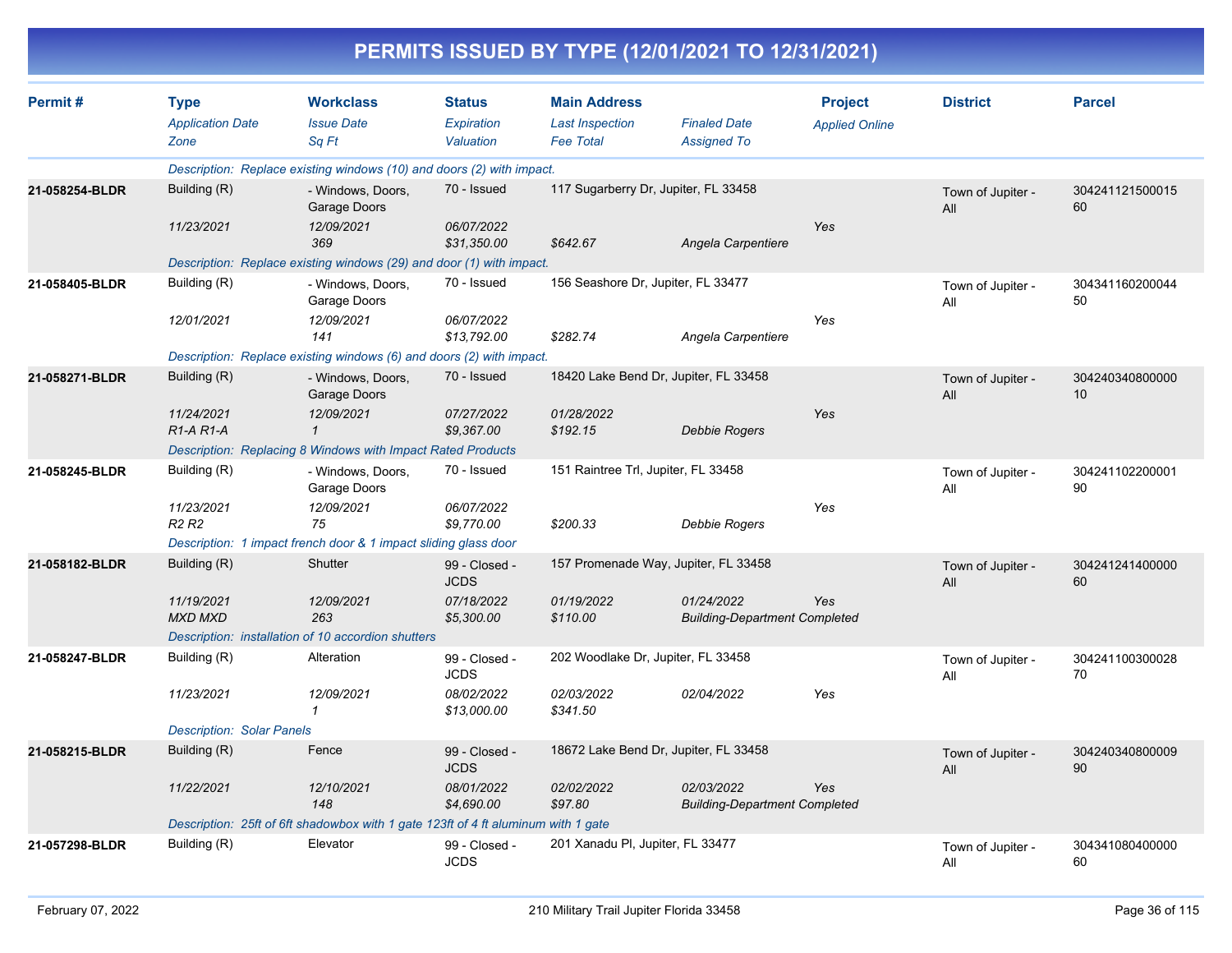# PERMITS ISSUED BY TYPE (12/01/2021 TO 12/31/2021)

| Permit # | Type | Workclass | Status | Main Address | | Project | District | Parcel |
|---|---|---|---|---|---|---|---|---|
| | *Application Date* | *Issue Date* | *Expiration* | *Last Inspection* | *Finaled Date* | *Applied Online* | | |
| | *Zone* | *Sq Ft* | *Valuation* | *Fee Total* | *Assigned To* | | | |
| | *Description: Replace existing windows (10) and doors (2) with impact.* | | | | | | | |
| **21-058254-BLDR** | Building (R) | - Windows, Doors, Garage Doors | 70 - Issued | 117 Sugarberry Dr, Jupiter, FL 33458 | | | Town of Jupiter - All | 30424112150001560 |
| | *11/23/2021* | *12/09/2021* | *06/07/2022* | | | *Yes* | | |
| | | *369* | *$31,350.00* | *$642.67* | *Angela Carpentiere* | | | |
| | *Description: Replace existing windows (29) and door (1) with impact.* | | | | | | | |
| **21-058405-BLDR** | Building (R) | - Windows, Doors, Garage Doors | 70 - Issued | 156 Seashore Dr, Jupiter, FL 33477 | | | Town of Jupiter - All | 30434116020004450 |
| | *12/01/2021* | *12/09/2021* | *06/07/2022* | | | *Yes* | | |
| | | *141* | *$13,792.00* | *$282.74* | *Angela Carpentiere* | | | |
| | *Description: Replace existing windows (6) and doors (2) with impact.* | | | | | | | |
| **21-058271-BLDR** | Building (R) | - Windows, Doors, Garage Doors | 70 - Issued | 18420 Lake Bend Dr, Jupiter, FL 33458 | | | Town of Jupiter - All | 30424034080000010 |
| | *11/24/2021* | *12/09/2021* | *07/27/2022* | *01/28/2022* | | *Yes* | | |
| | *R1-A R1-A* | *1* | *$9,367.00* | *$192.15* | *Debbie Rogers* | | | |
| | *Description: Replacing 8 Windows with Impact Rated Products* | | | | | | | |
| **21-058245-BLDR** | Building (R) | - Windows, Doors, Garage Doors | 70 - Issued | 151 Raintree Trl, Jupiter, FL 33458 | | | Town of Jupiter - All | 30424110220000190 |
| | *11/23/2021* | *12/09/2021* | *06/07/2022* | | | *Yes* | | |
| | *R2 R2* | *75* | *$9,770.00* | *$200.33* | *Debbie Rogers* | | | |
| | *Description: 1 impact french door & 1 impact sliding glass door* | | | | | | | |
| **21-058182-BLDR** | Building (R) | Shutter | 99 - Closed - JCDS | 157 Promenade Way, Jupiter, FL 33458 | | | Town of Jupiter - All | 30424124140000060 |
| | *11/19/2021* | *12/09/2021* | *07/18/2022* | *01/19/2022* | *01/24/2022* | *Yes* | | |
| | *MXD MXD* | *263* | *$5,300.00* | *$110.00* | *Building-Department Completed* | | | |
| | *Description: installation of 10 accordion shutters* | | | | | | | |
| **21-058247-BLDR** | Building (R) | Alteration | 99 - Closed - JCDS | 202 Woodlake Dr, Jupiter, FL 33458 | | | Town of Jupiter - All | 30424110030002870 |
| | *11/23/2021* | *12/09/2021* | *08/02/2022* | *02/03/2022* | *02/04/2022* | *Yes* | | |
| | | *1* | *$13,000.00* | *$341.50* | | | | |
| | *Description: Solar Panels* | | | | | | | |
| **21-058215-BLDR** | Building (R) | Fence | 99 - Closed - JCDS | 18672 Lake Bend Dr, Jupiter, FL 33458 | | | Town of Jupiter - All | 30424034080000990 |
| | *11/22/2021* | *12/10/2021* | *08/01/2022* | *02/02/2022* | *02/03/2022* | *Yes* | | |
| | | *148* | *$4,690.00* | *$97.80* | *Building-Department Completed* | | | |
| | *Description: 25ft of 6ft shadowbox with 1 gate 123ft of 4 ft aluminum with 1 gate* | | | | | | | |
| **21-057298-BLDR** | Building (R) | Elevator | 99 - Closed - JCDS | 201 Xanadu Pl, Jupiter, FL 33477 | | | Town of Jupiter - All | 30434108040000060 |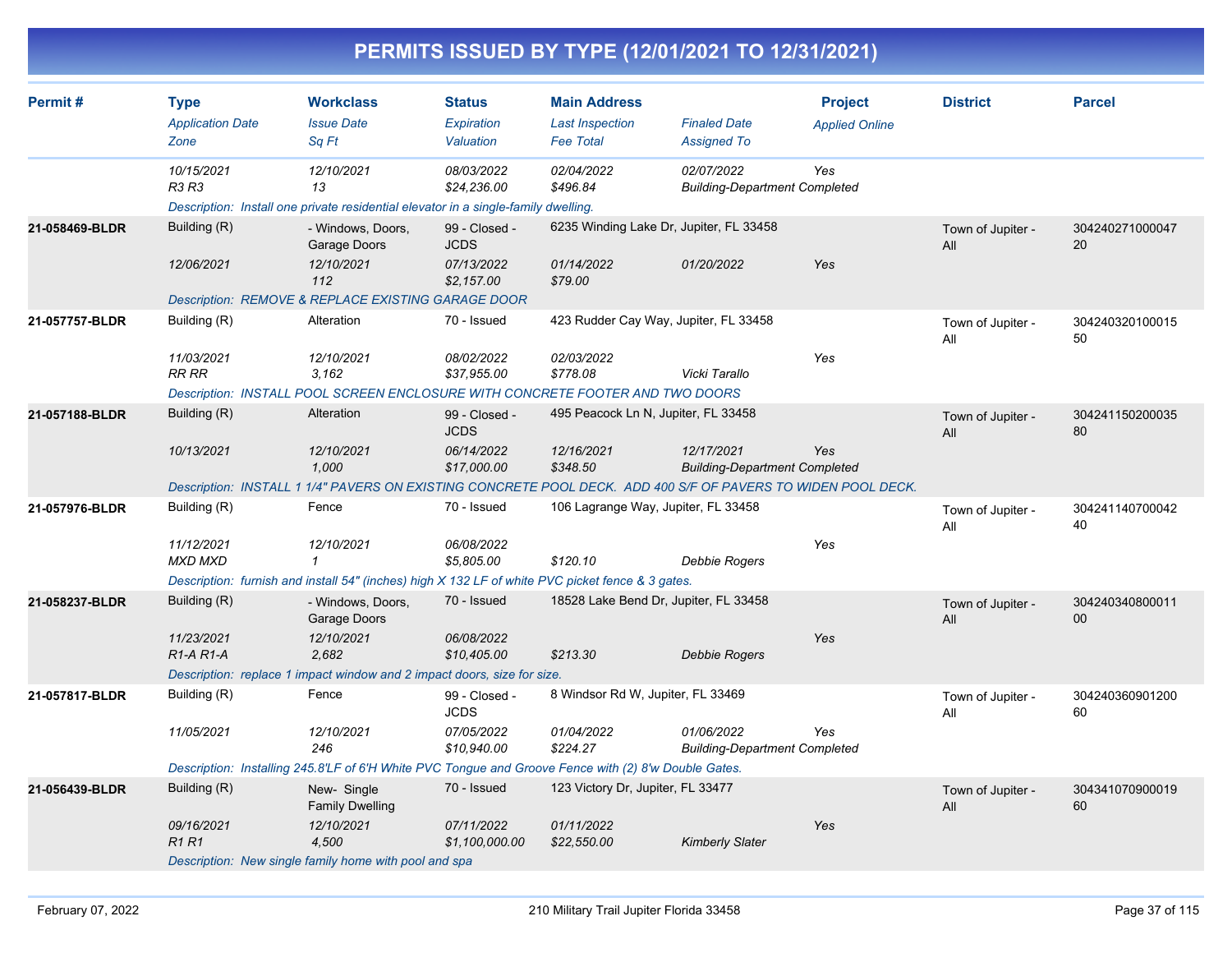# PERMITS ISSUED BY TYPE (12/01/2021 TO 12/31/2021)

| Permit # | Type<br>*Application Date*<br>*Zone* | Workclass<br>*Issue Date*<br>*Sq Ft* | Status<br>*Expiration*<br>*Valuation* | Main Address<br>*Last Inspection*<br>*Fee Total* | *Finaled Date*<br>*Assigned To* | Project<br>*Applied Online* | District | Parcel |
|---|---|---|---|---|---|---|---|---|
| | *10/15/2021*<br>*R3 R3* | *12/10/2021*<br>*13* | *08/03/2022*<br>*$24,236.00* | *02/04/2022*<br>*$496.84* | *02/07/2022*<br>*Building-Department Completed* | *Yes* | | |
| | *Description: Install one private residential elevator in a single-family dwelling.* | | | | | | | |
| **21-058469-BLDR** | Building (R)<br>*12/06/2021* | - Windows, Doors, Garage Doors<br>*12/10/2021*<br>*112* | 99 - Closed - JCDS<br>*07/13/2022*<br>*$2,157.00* | 6235 Winding Lake Dr, Jupiter, FL 33458<br>*01/14/2022*<br>*$79.00* | *01/20/2022* | *Yes* | Town of Jupiter - All | 30424027100004720 |
| | *Description: REMOVE & REPLACE EXISTING GARAGE DOOR* | | | | | | | |
| **21-057757-BLDR** | Building (R)<br>*11/03/2021*<br>*RR RR* | Alteration<br>*12/10/2021*<br>*3,162* | 70 - Issued<br>*08/02/2022*<br>*$37,955.00* | 423 Rudder Cay Way, Jupiter, FL 33458<br>*02/03/2022*<br>*$778.08* | *Vicki Tarallo* | *Yes* | Town of Jupiter - All | 30424032010001550 |
| | *Description: INSTALL POOL SCREEN ENCLOSURE WITH CONCRETE FOOTER AND TWO DOORS* | | | | | | | |
| **21-057188-BLDR** | Building (R)<br>*10/13/2021* | Alteration<br>*12/10/2021*<br>*1,000* | 99 - Closed - JCDS<br>*06/14/2022*<br>*$17,000.00* | 495 Peacock Ln N, Jupiter, FL 33458<br>*12/16/2021*<br>*$348.50* | *12/17/2021*<br>*Building-Department Completed* | *Yes* | Town of Jupiter - All | 30424115020003580 |
| | *Description: INSTALL 1 1/4" PAVERS ON EXISTING CONCRETE POOL DECK. ADD 400 S/F OF PAVERS TO WIDEN POOL DECK.* | | | | | | | |
| **21-057976-BLDR** | Building (R)<br>*11/12/2021*<br>*MXD MXD* | Fence<br>*12/10/2021*<br>*1* | 70 - Issued<br>*06/08/2022*<br>*$5,805.00* | 106 Lagrange Way, Jupiter, FL 33458<br><br>*$120.10* | *Debbie Rogers* | *Yes* | Town of Jupiter - All | 30424114070004240 |
| | *Description: furnish and install 54" (inches) high X 132 LF of white PVC picket fence & 3 gates.* | | | | | | | |
| **21-058237-BLDR** | Building (R)<br>*11/23/2021*<br>*R1-A R1-A* | - Windows, Doors, Garage Doors<br>*12/10/2021*<br>*2,682* | 70 - Issued<br>*06/08/2022*<br>*$10,405.00* | 18528 Lake Bend Dr, Jupiter, FL 33458<br><br>*$213.30* | *Debbie Rogers* | *Yes* | Town of Jupiter - All | 30424034080001100 |
| | *Description: replace 1 impact window and 2 impact doors, size for size.* | | | | | | | |
| **21-057817-BLDR** | Building (R)<br>*11/05/2021* | Fence<br>*12/10/2021*<br>*246* | 99 - Closed - JCDS<br>*07/05/2022*<br>*$10,940.00* | 8 Windsor Rd W, Jupiter, FL 33469<br>*01/04/2022*<br>*$224.27* | *01/06/2022*<br>*Building-Department Completed* | *Yes* | Town of Jupiter - All | 30424036090120060 |
| | *Description: Installing 245.8'LF of 6'H White PVC Tongue and Groove Fence with (2) 8'w Double Gates.* | | | | | | | |
| **21-056439-BLDR** | Building (R)<br>*09/16/2021*<br>*R1 R1* | New- Single Family Dwelling<br>*12/10/2021*<br>*4,500* | 70 - Issued<br>*07/11/2022*<br>*$1,100,000.00* | 123 Victory Dr, Jupiter, FL 33477<br>*01/11/2022*<br>*$22,550.00* | *Kimberly Slater* | *Yes* | Town of Jupiter - All | 30434107090001960 |
| | *Description: New single family home with pool and spa* | | | | | | | |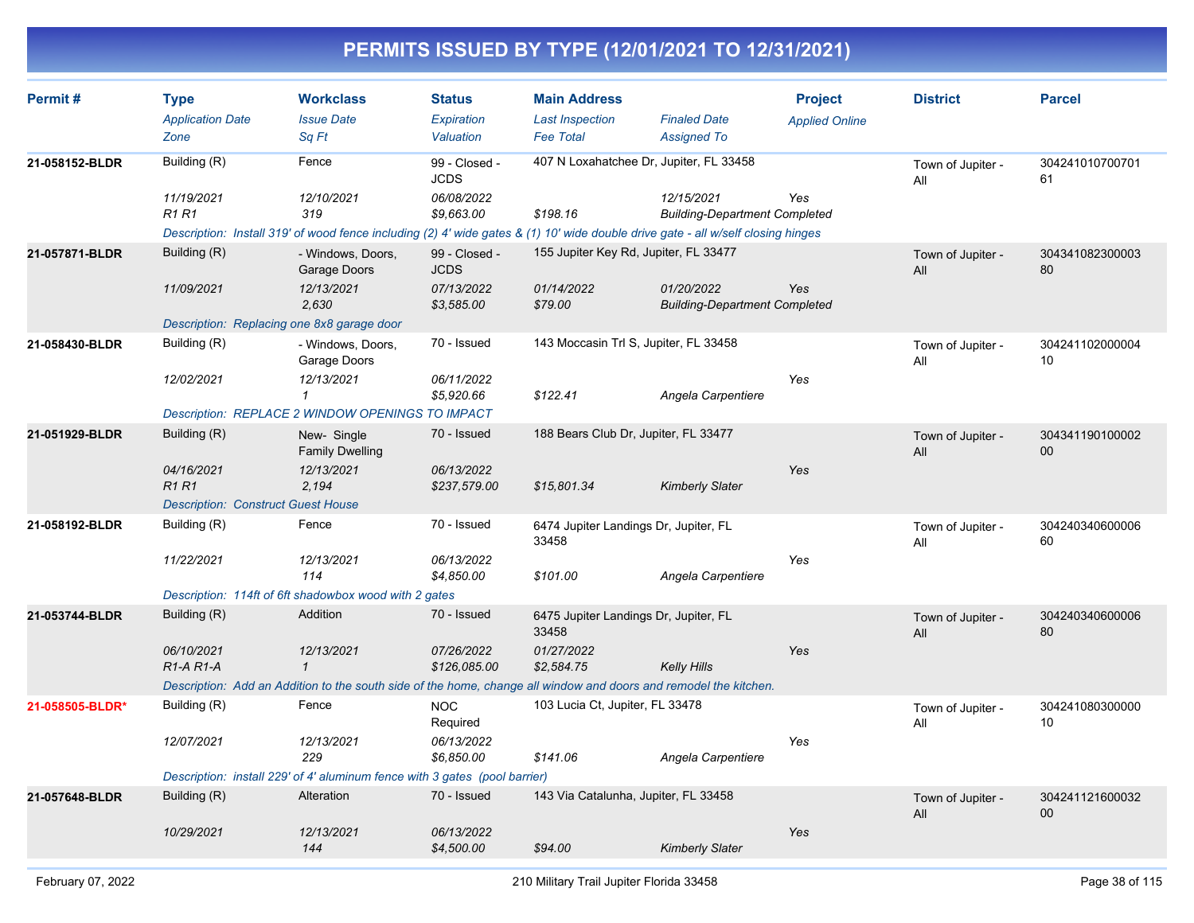# PERMITS ISSUED BY TYPE (12/01/2021 TO 12/31/2021)

| Permit # | Type | Workclass | Status | Main Address | | Project | District | Parcel |
|---|---|---|---|---|---|---|---|---|
| | *Application Date* | *Issue Date* | *Expiration* | *Last Inspection* | *Finaled Date* | *Applied Online* | | |
| | *Zone* | *Sq Ft* | *Valuation* | *Fee Total* | *Assigned To* | | | |
| **21-058152-BLDR** | Building (R) | Fence | 99 - Closed - JCDS | 407 N Loxahatchee Dr, Jupiter, FL 33458 | | | Town of Jupiter - All | 30424101070070161 |
| | *11/19/2021* | *12/10/2021* | *06/08/2022* | | *12/15/2021* | *Yes* | | |
| | *R1 R1* | *319* | *$9,663.00* | *$198.16* | *Building-Department Completed* | | | |
| | *Description: Install 319' of wood fence including (2) 4' wide gates & (1) 10' wide double drive gate - all w/self closing hinges* | | | | | | | |
| **21-057871-BLDR** | Building (R) | - Windows, Doors, Garage Doors | 99 - Closed - JCDS | 155 Jupiter Key Rd, Jupiter, FL 33477 | | | Town of Jupiter - All | 30434108230000380 |
| | *11/09/2021* | *12/13/2021* | *07/13/2022* | *01/14/2022* | *01/20/2022* | *Yes* | | |
| | | *2,630* | *$3,585.00* | *$79.00* | *Building-Department Completed* | | | |
| | *Description: Replacing one 8x8 garage door* | | | | | | | |
| **21-058430-BLDR** | Building (R) | - Windows, Doors, Garage Doors | 70 - Issued | 143 Moccasin Trl S, Jupiter, FL 33458 | | | Town of Jupiter - All | 30424110200000410 |
| | *12/02/2021* | *12/13/2021* | *06/11/2022* | | | *Yes* | | |
| | | *1* | *$5,920.66* | *$122.41* | *Angela Carpentiere* | | | |
| | *Description: REPLACE 2 WINDOW OPENINGS TO IMPACT* | | | | | | | |
| **21-051929-BLDR** | Building (R) | New- Single Family Dwelling | 70 - Issued | 188 Bears Club Dr, Jupiter, FL 33477 | | | Town of Jupiter - All | 30434119010000200 |
| | *04/16/2021* | *12/13/2021* | *06/13/2022* | | | *Yes* | | |
| | *R1 R1* | *2,194* | *$237,579.00* | *$15,801.34* | *Kimberly Slater* | | | |
| | *Description: Construct Guest House* | | | | | | | |
| **21-058192-BLDR** | Building (R) | Fence | 70 - Issued | 6474 Jupiter Landings Dr, Jupiter, FL 33458 | | | Town of Jupiter - All | 30424034060000660 |
| | *11/22/2021* | *12/13/2021* | *06/13/2022* | | | *Yes* | | |
| | | *114* | *$4,850.00* | *$101.00* | *Angela Carpentiere* | | | |
| | *Description: 114ft of 6ft shadowbox wood with 2 gates* | | | | | | | |
| **21-053744-BLDR** | Building (R) | Addition | 70 - Issued | 6475 Jupiter Landings Dr, Jupiter, FL 33458 | | | Town of Jupiter - All | 30424034060000680 |
| | *06/10/2021* | *12/13/2021* | *07/26/2022* | *01/27/2022* | | *Yes* | | |
| | *R1-A R1-A* | *1* | *$126,085.00* | *$2,584.75* | *Kelly Hills* | | | |
| | *Description: Add an Addition to the south side of the home, change all window and doors and remodel the kitchen.* | | | | | | | |
| **21-058505-BLDR*** | Building (R) | Fence | NOC Required | 103 Lucia Ct, Jupiter, FL 33478 | | | Town of Jupiter - All | 30424108030000010 |
| | *12/07/2021* | *12/13/2021* | *06/13/2022* | | | *Yes* | | |
| | | *229* | *$6,850.00* | *$141.06* | *Angela Carpentiere* | | | |
| | *Description: install 229' of 4' aluminum fence with 3 gates (pool barrier)* | | | | | | | |
| **21-057648-BLDR** | Building (R) | Alteration | 70 - Issued | 143 Via Catalunha, Jupiter, FL 33458 | | | Town of Jupiter - All | 30424112160003200 |
| | *10/29/2021* | *12/13/2021* | *06/13/2022* | | | *Yes* | | |
| | | *144* | *$4,500.00* | *$94.00* | *Kimberly Slater* | | | |

February 07, 2022 — 210 Military Trail Jupiter Florida 33458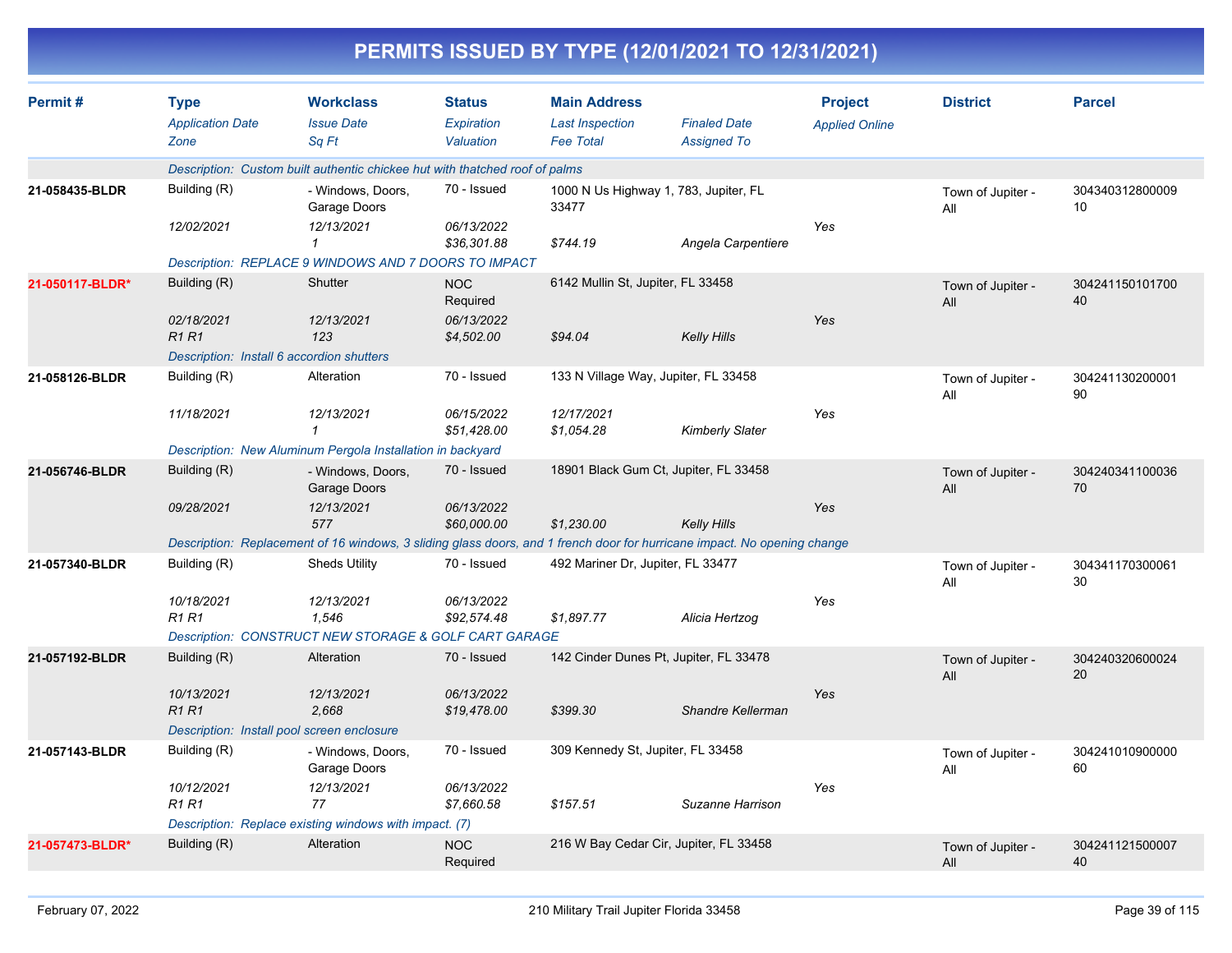# PERMITS ISSUED BY TYPE (12/01/2021 TO 12/31/2021)

| Permit # | Type<br>*Application Date*<br>*Zone* | Workclass<br>*Issue Date*<br>*Sq Ft* | Status<br>*Expiration*<br>*Valuation* | Main Address<br>*Last Inspection*<br>*Fee Total* | *Finaled Date*<br>*Assigned To* | Project<br>*Applied Online* | District | Parcel |
|---|---|---|---|---|---|---|---|---|
| | *Description: Custom built authentic chickee hut with thatched roof of palms* | | | | | | | |
| 21-058435-BLDR | Building (R)<br>*12/02/2021* | - Windows, Doors, Garage Doors<br>*12/13/2021*<br>*1* | 70 - Issued<br>*06/13/2022*<br>*$36,301.88* | 1000 N Us Highway 1, 783, Jupiter, FL 33477<br>*$744.19* | *Angela Carpentiere* | *Yes* | Town of Jupiter - All | 30434031280000910 |
| | *Description: REPLACE 9 WINDOWS AND 7 DOORS TO IMPACT* | | | | | | | |
| 21-050117-BLDR* | Building (R)<br>*02/18/2021*<br>*R1 R1* | Shutter<br>*12/13/2021*<br>*123* | NOC Required<br>*06/13/2022*<br>*$4,502.00* | 6142 Mullin St, Jupiter, FL 33458<br>*$94.04* | *Kelly Hills* | *Yes* | Town of Jupiter - All | 30424115010170040 |
| | *Description: Install 6 accordion shutters* | | | | | | | |
| 21-058126-BLDR | Building (R)<br>*11/18/2021* | Alteration<br>*12/13/2021*<br>*1* | 70 - Issued<br>*06/15/2022*<br>*$51,428.00* | 133 N Village Way, Jupiter, FL 33458<br>*12/17/2021*<br>*$1,054.28* | *Kimberly Slater* | *Yes* | Town of Jupiter - All | 30424113020000190 |
| | *Description: New Aluminum Pergola Installation in backyard* | | | | | | | |
| 21-056746-BLDR | Building (R)<br>*09/28/2021* | - Windows, Doors, Garage Doors<br>*12/13/2021*<br>*577* | 70 - Issued<br>*06/13/2022*<br>*$60,000.00* | 18901 Black Gum Ct, Jupiter, FL 33458<br>*$1,230.00* | *Kelly Hills* | *Yes* | Town of Jupiter - All | 30424034110003670 |
| | *Description: Replacement of 16 windows, 3 sliding glass doors, and 1 french door for hurricane impact. No opening change* | | | | | | | |
| 21-057340-BLDR | Building (R)<br>*10/18/2021*<br>*R1 R1* | Sheds Utility<br>*12/13/2021*<br>*1,546* | 70 - Issued<br>*06/13/2022*<br>*$92,574.48* | 492 Mariner Dr, Jupiter, FL 33477<br>*$1,897.77* | *Alicia Hertzog* | *Yes* | Town of Jupiter - All | 30434117030006130 |
| | *Description: CONSTRUCT NEW STORAGE & GOLF CART GARAGE* | | | | | | | |
| 21-057192-BLDR | Building (R)<br>*10/13/2021*<br>*R1 R1* | Alteration<br>*12/13/2021*<br>*2,668* | 70 - Issued<br>*06/13/2022*<br>*$19,478.00* | 142 Cinder Dunes Pt, Jupiter, FL 33478<br>*$399.30* | *Shandre Kellerman* | *Yes* | Town of Jupiter - All | 30424032060002420 |
| | *Description: Install pool screen enclosure* | | | | | | | |
| 21-057143-BLDR | Building (R)<br>*10/12/2021*<br>*R1 R1* | - Windows, Doors, Garage Doors<br>*12/13/2021*<br>*77* | 70 - Issued<br>*06/13/2022*<br>*$7,660.58* | 309 Kennedy St, Jupiter, FL 33458<br>*$157.51* | *Suzanne Harrison* | *Yes* | Town of Jupiter - All | 30424101090000060 |
| | *Description: Replace existing windows with impact. (7)* | | | | | | | |
| 21-057473-BLDR* | Building (R) | Alteration | NOC Required | 216 W Bay Cedar Cir, Jupiter, FL 33458 | | | Town of Jupiter - All | 30424112150000740 |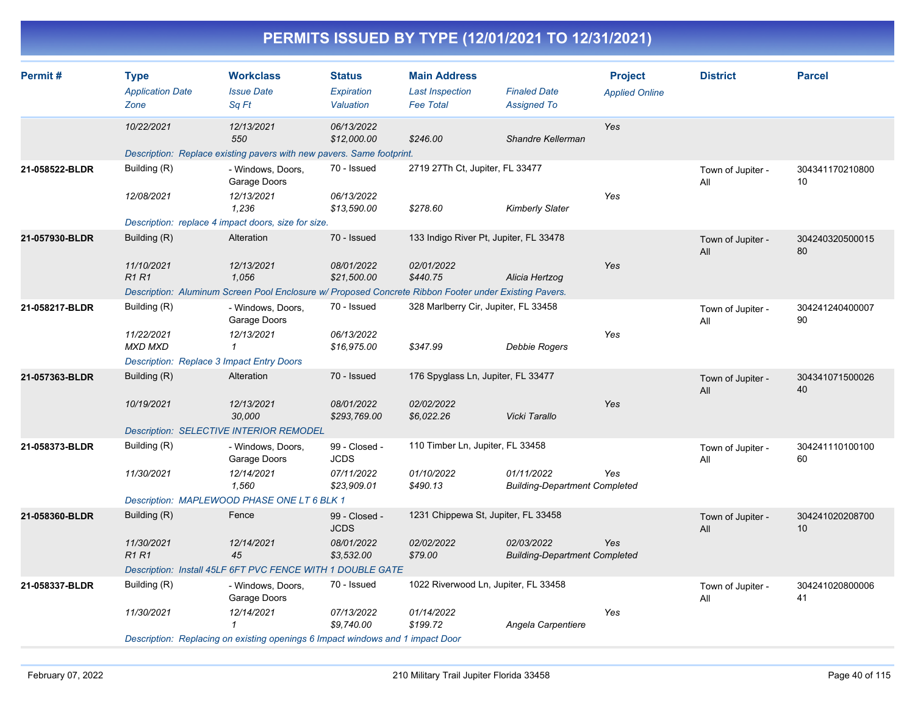# PERMITS ISSUED BY TYPE (12/01/2021 TO 12/31/2021)

| Permit # | Type / Application Date / Zone | Workclass / Issue Date / Sq Ft | Status / Expiration / Valuation | Main Address / Last Inspection / Fee Total | Finaled Date / Assigned To | Project / Applied Online | District | Parcel |
|---|---|---|---|---|---|---|---|---|
| | 10/22/2021 | 12/13/2021<br>550 | 06/13/2022<br>$12,000.00 | $246.00 | Shandre Kellerman | Yes | | |
| | Description: Replace existing pavers with new pavers. Same footprint. | | | | | | | |
| 21-058522-BLDR | Building (R)<br>12/08/2021 | - Windows, Doors, Garage Doors<br>12/13/2021<br>1,236 | 70 - Issued<br>06/13/2022<br>$13,590.00 | 2719 27Th Ct, Jupiter, FL 33477<br>$278.60 | Kimberly Slater | Yes | Town of Jupiter - All | 30434117021080010 |
| | Description: replace 4 impact doors, size for size. | | | | | | | |
| 21-057930-BLDR | Building (R)<br>11/10/2021<br>R1 R1 | Alteration<br>12/13/2021<br>1,056 | 70 - Issued<br>08/01/2022<br>$21,500.00 | 133 Indigo River Pt, Jupiter, FL 33478<br>02/01/2022<br>$440.75 | Alicia Hertzog | Yes | Town of Jupiter - All | 30424032050001580 |
| | Description: Aluminum Screen Pool Enclosure w/ Proposed Concrete Ribbon Footer under Existing Pavers. | | | | | | | |
| 21-058217-BLDR | Building (R)<br>11/22/2021<br>MXD MXD | - Windows, Doors, Garage Doors<br>12/13/2021<br>1 | 70 - Issued<br>06/13/2022<br>$16,975.00 | 328 Marlberry Cir, Jupiter, FL 33458<br>$347.99 | Debbie Rogers | Yes | Town of Jupiter - All | 30424124040000790 |
| | Description: Replace 3 Impact Entry Doors | | | | | | | |
| 21-057363-BLDR | Building (R)<br>10/19/2021 | Alteration<br>12/13/2021<br>30,000 | 70 - Issued<br>08/01/2022<br>$293,769.00 | 176 Spyglass Ln, Jupiter, FL 33477<br>02/02/2022<br>$6,022.26 | Vicki Tarallo | Yes | Town of Jupiter - All | 30434107150002640 |
| | Description: SELECTIVE INTERIOR REMODEL | | | | | | | |
| 21-058373-BLDR | Building (R)<br>11/30/2021 | - Windows, Doors, Garage Doors<br>12/14/2021<br>1,560 | 99 - Closed - JCDS<br>07/11/2022<br>$23,909.01 | 110 Timber Ln, Jupiter, FL 33458<br>01/10/2022<br>$490.13 | 01/11/2022<br>Building-Department Completed | Yes | Town of Jupiter - All | 30424111010010060 |
| | Description: MAPLEWOOD PHASE ONE LT 6 BLK 1 | | | | | | | |
| 21-058360-BLDR | Building (R)<br>11/30/2021<br>R1 R1 | Fence<br>12/14/2021<br>45 | 99 - Closed - JCDS<br>08/01/2022<br>$3,532.00 | 1231 Chippewa St, Jupiter, FL 33458<br>02/02/2022<br>$79.00 | 02/03/2022<br>Building-Department Completed | Yes | Town of Jupiter - All | 30424102020870010 |
| | Description: Install 45LF 6FT PVC FENCE WITH 1 DOUBLE GATE | | | | | | | |
| 21-058337-BLDR | Building (R)<br>11/30/2021 | - Windows, Doors, Garage Doors<br>12/14/2021<br>1 | 70 - Issued<br>07/13/2022<br>$9,740.00 | 1022 Riverwood Ln, Jupiter, FL 33458<br>01/14/2022<br>$199.72 | Angela Carpentiere | Yes | Town of Jupiter - All | 30424102080000641 |
| | Description: Replacing on existing openings 6 Impact windows and 1 impact Door | | | | | | | |

February 07, 2022 — 210 Military Trail Jupiter Florida 33458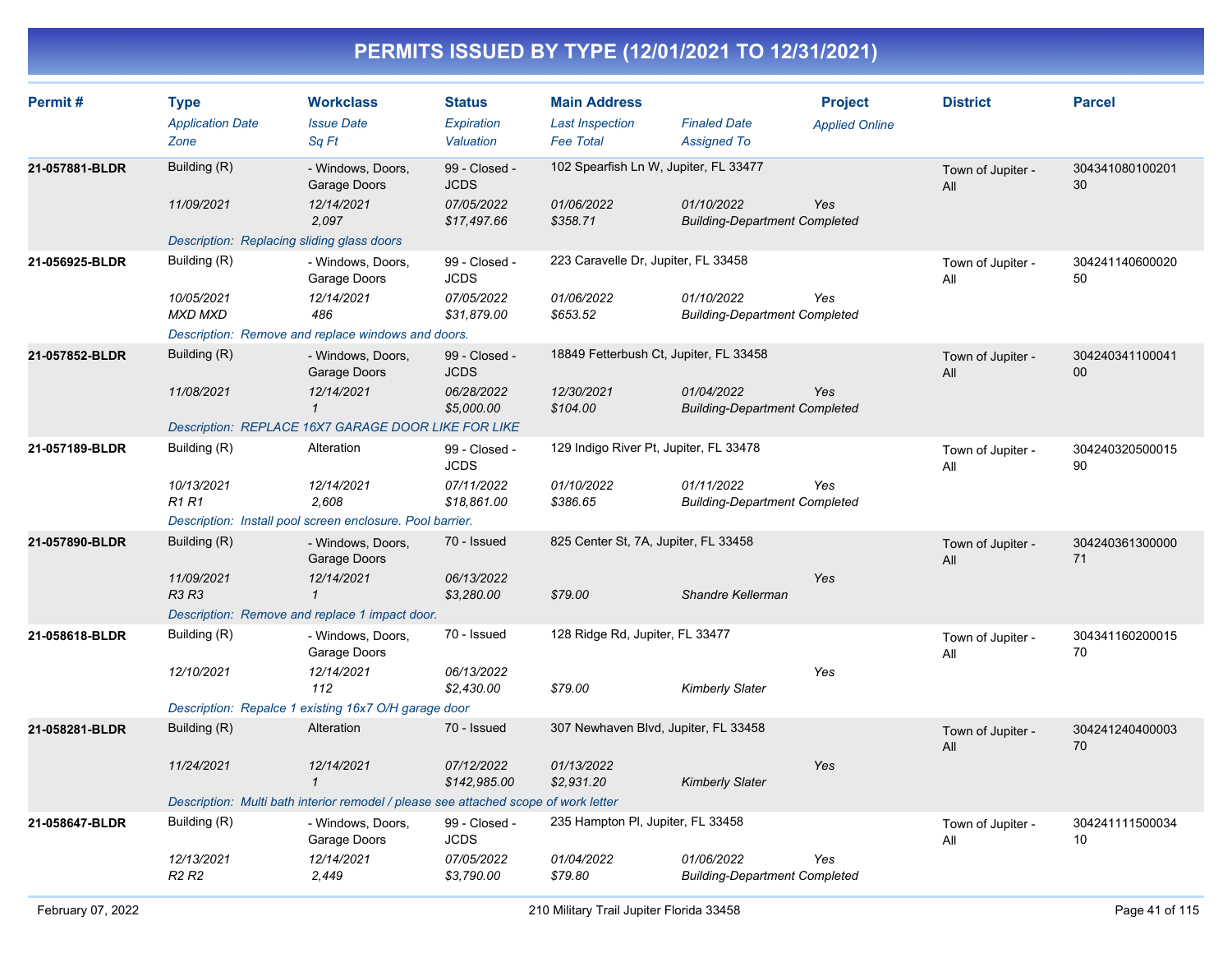# PERMITS ISSUED BY TYPE (12/01/2021 TO 12/31/2021)

| Permit # | Type<br>*Application Date*<br>*Zone* | Workclass<br>*Issue Date*<br>*Sq Ft* | Status<br>*Expiration*<br>*Valuation* | Main Address<br>*Last Inspection*<br>*Fee Total* | *Finaled Date*<br>*Assigned To* | Project<br>*Applied Online* | District | Parcel |
|---|---|---|---|---|---|---|---|---|
| **21-057881-BLDR** | Building (R)<br>*11/09/2021* | - Windows, Doors, Garage Doors<br>*12/14/2021*<br>*2,097* | 99 - Closed - JCDS<br>*07/05/2022*<br>*$17,497.66* | 102 Spearfish Ln W, Jupiter, FL 33477<br>*01/06/2022*<br>*$358.71* | *01/10/2022*<br>*Building-Department Completed* | *Yes* | Town of Jupiter - All | 30434108010020130 |
| | *Description: Replacing sliding glass doors* | | | | | | | |
| **21-056925-BLDR** | Building (R)<br>*10/05/2021*<br>*MXD MXD* | - Windows, Doors, Garage Doors<br>*12/14/2021*<br>*486* | 99 - Closed - JCDS<br>*07/05/2022*<br>*$31,879.00* | 223 Caravelle Dr, Jupiter, FL 33458<br>*01/06/2022*<br>*$653.52* | *01/10/2022*<br>*Building-Department Completed* | *Yes* | Town of Jupiter - All | 30424114060002050 |
| | *Description: Remove and replace windows and doors.* | | | | | | | |
| **21-057852-BLDR** | Building (R)<br>*11/08/2021* | - Windows, Doors, Garage Doors<br>*12/14/2021*<br>*1* | 99 - Closed - JCDS<br>*06/28/2022*<br>*$5,000.00* | 18849 Fetterbush Ct, Jupiter, FL 33458<br>*12/30/2021*<br>*$104.00* | *01/04/2022*<br>*Building-Department Completed* | *Yes* | Town of Jupiter - All | 30424034110004100 |
| | *Description: REPLACE 16X7 GARAGE DOOR LIKE FOR LIKE* | | | | | | | |
| **21-057189-BLDR** | Building (R)<br>*10/13/2021*<br>*R1 R1* | Alteration<br>*12/14/2021*<br>*2,608* | 99 - Closed - JCDS<br>*07/11/2022*<br>*$18,861.00* | 129 Indigo River Pt, Jupiter, FL 33478<br>*01/10/2022*<br>*$386.65* | *01/11/2022*<br>*Building-Department Completed* | *Yes* | Town of Jupiter - All | 30424032050001590 |
| | *Description: Install pool screen enclosure. Pool barrier.* | | | | | | | |
| **21-057890-BLDR** | Building (R)<br>*11/09/2021*<br>*R3 R3* | - Windows, Doors, Garage Doors<br>*12/14/2021*<br>*1* | 70 - Issued<br>*06/13/2022*<br>*$3,280.00* | 825 Center St, 7A, Jupiter, FL 33458<br><br>*$79.00* | <br>*Shandre Kellerman* | *Yes* | Town of Jupiter - All | 30424036130000071 |
| | *Description: Remove and replace 1 impact door.* | | | | | | | |
| **21-058618-BLDR** | Building (R)<br>*12/10/2021* | - Windows, Doors, Garage Doors<br>*12/14/2021*<br>*112* | 70 - Issued<br>*06/13/2022*<br>*$2,430.00* | 128 Ridge Rd, Jupiter, FL 33477<br><br>*$79.00* | <br>*Kimberly Slater* | *Yes* | Town of Jupiter - All | 30434116020001570 |
| | *Description: Repalce 1 existing 16x7 O/H garage door* | | | | | | | |
| **21-058281-BLDR** | Building (R)<br>*11/24/2021* | Alteration<br>*12/14/2021*<br>*1* | 70 - Issued<br>*07/12/2022*<br>*$142,985.00* | 307 Newhaven Blvd, Jupiter, FL 33458<br>*01/13/2022*<br>*$2,931.20* | <br>*Kimberly Slater* | *Yes* | Town of Jupiter - All | 30424124040000370 |
| | *Description: Multi bath interior remodel / please see attached scope of work letter* | | | | | | | |
| **21-058647-BLDR** | Building (R)<br>*12/13/2021*<br>*R2 R2* | - Windows, Doors, Garage Doors<br>*12/14/2021*<br>*2,449* | 99 - Closed - JCDS<br>*07/05/2022*<br>*$3,790.00* | 235 Hampton Pl, Jupiter, FL 33458<br>*01/04/2022*<br>*$79.80* | *01/06/2022*<br>*Building-Department Completed* | *Yes* | Town of Jupiter - All | 30424111150003410 |

February 07, 2022 — 210 Military Trail Jupiter Florida 33458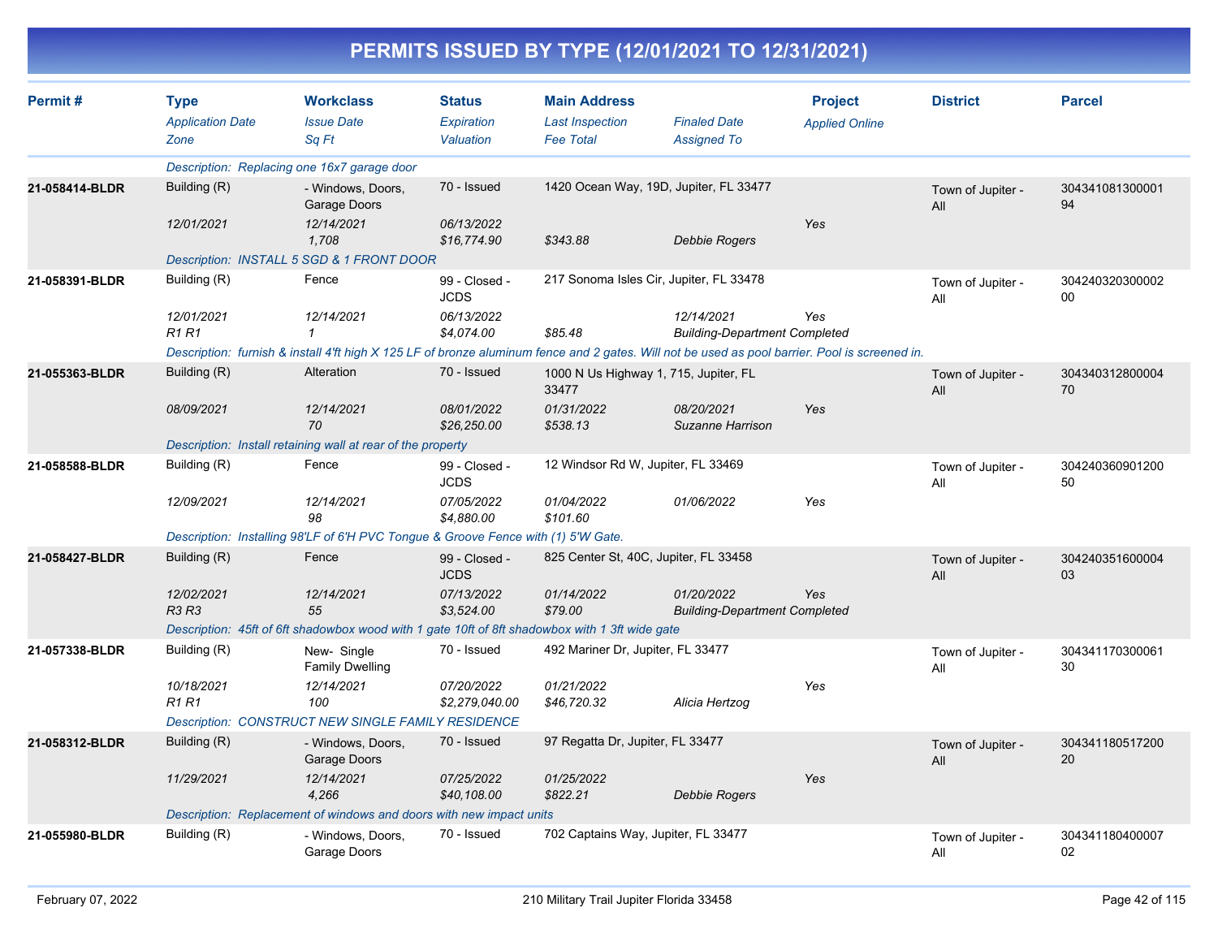# PERMITS ISSUED BY TYPE (12/01/2021 TO 12/31/2021)

| Permit # | Type<br>*Application Date*<br>*Zone* | Workclass<br>*Issue Date*<br>*Sq Ft* | Status<br>*Expiration*<br>*Valuation* | Main Address<br>*Last Inspection*<br>*Fee Total* | *Finaled Date*<br>*Assigned To* | Project<br>*Applied Online* | District | Parcel |
|---|---|---|---|---|---|---|---|---|
| | *Description: Replacing one 16x7 garage door* | | | | | | | |
| **21-058414-BLDR** | Building (R)<br>*12/01/2021* | - Windows, Doors, Garage Doors<br>*12/14/2021*<br>*1,708* | 70 - Issued<br>*06/13/2022*<br>*$16,774.90* | 1420 Ocean Way, 19D, Jupiter, FL 33477<br><br>*$343.88* | <br>*Debbie Rogers* | <br>*Yes* | Town of Jupiter - All | 30434108130000194 |
| | *Description: INSTALL 5 SGD & 1 FRONT DOOR* | | | | | | | |
| **21-058391-BLDR** | Building (R)<br>*12/01/2021*<br>*R1 R1* | Fence<br>*12/14/2021*<br>*1* | 99 - Closed - JCDS<br>*06/13/2022*<br>*$4,074.00* | 217 Sonoma Isles Cir, Jupiter, FL 33478<br><br>*$85.48* | *12/14/2021*<br>*Building-Department Completed* | <br>*Yes* | Town of Jupiter - All | 30424032030000200 |
| | *Description: furnish & install 4'ft high X 125 LF of bronze aluminum fence and 2 gates. Will not be used as pool barrier. Pool is screened in.* | | | | | | | |
| **21-055363-BLDR** | Building (R)<br>*08/09/2021* | Alteration<br>*12/14/2021*<br>*70* | 70 - Issued<br>*08/01/2022*<br>*$26,250.00* | 1000 N Us Highway 1, 715, Jupiter, FL 33477<br>*01/31/2022*<br>*$538.13* | *08/20/2021*<br>*Suzanne Harrison* | <br>*Yes* | Town of Jupiter - All | 30434031280000470 |
| | *Description: Install retaining wall at rear of the property* | | | | | | | |
| **21-058588-BLDR** | Building (R)<br>*12/09/2021* | Fence<br>*12/14/2021*<br>*98* | 99 - Closed - JCDS<br>*07/05/2022*<br>*$4,880.00* | 12 Windsor Rd W, Jupiter, FL 33469<br>*01/04/2022*<br>*$101.60* | *01/06/2022* | <br>*Yes* | Town of Jupiter - All | 30424036090120050 |
| | *Description: Installing 98'LF of 6'H PVC Tongue & Groove Fence with (1) 5'W Gate.* | | | | | | | |
| **21-058427-BLDR** | Building (R)<br>*12/02/2021*<br>*R3 R3* | Fence<br>*12/14/2021*<br>*55* | 99 - Closed - JCDS<br>*07/13/2022*<br>*$3,524.00* | 825 Center St, 40C, Jupiter, FL 33458<br>*01/14/2022*<br>*$79.00* | *01/20/2022*<br>*Building-Department Completed* | <br>*Yes* | Town of Jupiter - All | 30424035160000403 |
| | *Description: 45ft of 6ft shadowbox wood with 1 gate 10ft of 8ft shadowbox with 1 3ft wide gate* | | | | | | | |
| **21-057338-BLDR** | Building (R)<br>*10/18/2021*<br>*R1 R1* | New- Single Family Dwelling<br>*12/14/2021*<br>*100* | 70 - Issued<br>*07/20/2022*<br>*$2,279,040.00* | 492 Mariner Dr, Jupiter, FL 33477<br>*01/21/2022*<br>*$46,720.32* | <br>*Alicia Hertzog* | <br>*Yes* | Town of Jupiter - All | 30434117030006130 |
| | *Description: CONSTRUCT NEW SINGLE FAMILY RESIDENCE* | | | | | | | |
| **21-058312-BLDR** | Building (R)<br>*11/29/2021* | - Windows, Doors, Garage Doors<br>*12/14/2021*<br>*4,266* | 70 - Issued<br>*07/25/2022*<br>*$40,108.00* | 97 Regatta Dr, Jupiter, FL 33477<br>*01/25/2022*<br>*$822.21* | <br>*Debbie Rogers* | <br>*Yes* | Town of Jupiter - All | 30434118051720020 |
| | *Description: Replacement of windows and doors with new impact units* | | | | | | | |
| **21-055980-BLDR** | Building (R) | - Windows, Doors, Garage Doors | 70 - Issued | 702 Captains Way, Jupiter, FL 33477 | | | Town of Jupiter - All | 30434118040000702 |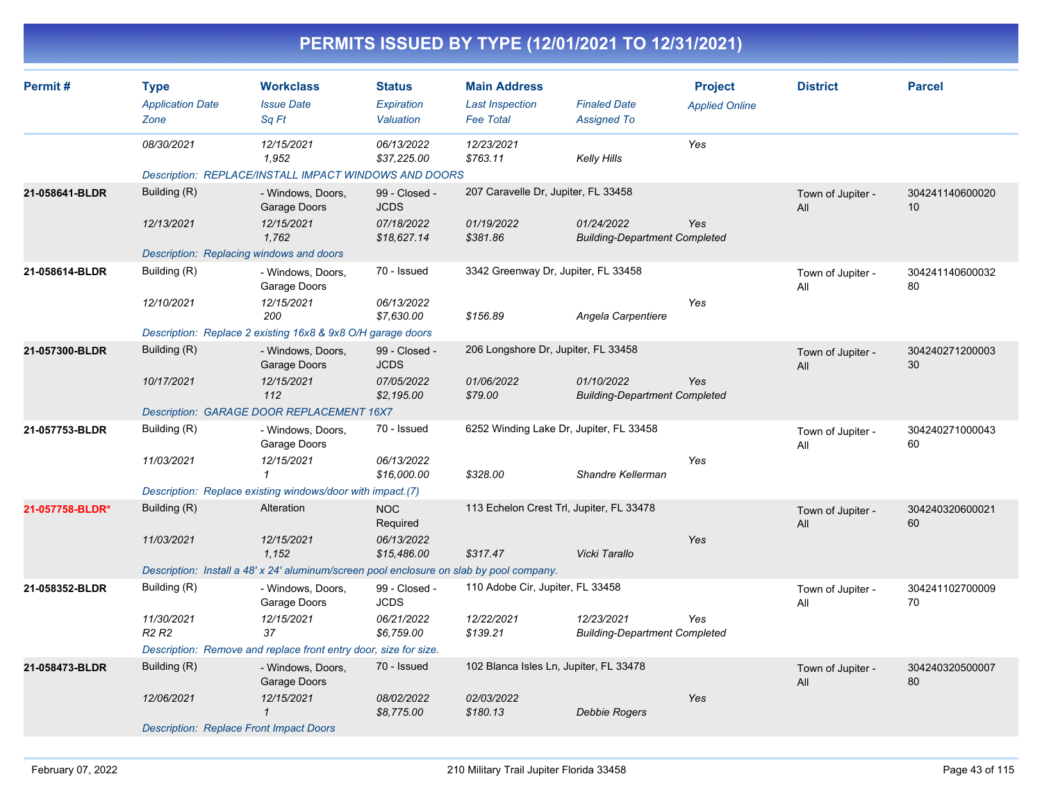# PERMITS ISSUED BY TYPE (12/01/2021 TO 12/31/2021)

| Permit # | Type / Application Date / Zone | Workclass / Issue Date / Sq Ft | Status / Expiration / Valuation | Main Address / Last Inspection / Fee Total | Finaled Date / Assigned To | Project / Applied Online | District | Parcel |
|---|---|---|---|---|---|---|---|---|
| | 08/30/2021 | 12/15/2021<br>1,952 | 06/13/2022<br>$37,225.00 | 12/23/2021<br>$763.11 | Kelly Hills | Yes | | |
| | Description: REPLACE/INSTALL IMPACT WINDOWS AND DOORS | | | | | | | |
| 21-058641-BLDR | Building (R)<br>12/13/2021 | - Windows, Doors, Garage Doors<br>12/15/2021<br>1,762 | 99 - Closed - JCDS<br>07/18/2022<br>$18,627.14 | 207 Caravelle Dr, Jupiter, FL 33458<br>01/19/2022<br>$381.86 | 01/24/2022<br>Building-Department Completed | Yes | Town of Jupiter - All | 30424114060002010 |
| | Description: Replacing windows and doors | | | | | | | |
| 21-058614-BLDR | Building (R)<br>12/10/2021 | - Windows, Doors, Garage Doors<br>12/15/2021<br>200 | 70 - Issued<br>06/13/2022<br>$7,630.00 | 3342 Greenway Dr, Jupiter, FL 33458<br><br>$156.89 | Angela Carpentiere | Yes | Town of Jupiter - All | 30424114060003280 |
| | Description: Replace 2 existing 16x8 & 9x8 O/H garage doors | | | | | | | |
| 21-057300-BLDR | Building (R)<br>10/17/2021 | - Windows, Doors, Garage Doors<br>12/15/2021<br>112 | 99 - Closed - JCDS<br>07/05/2022<br>$2,195.00 | 206 Longshore Dr, Jupiter, FL 33458<br>01/06/2022<br>$79.00 | 01/10/2022<br>Building-Department Completed | Yes | Town of Jupiter - All | 30424027120000330 |
| | Description: GARAGE DOOR REPLACEMENT 16X7 | | | | | | | |
| 21-057753-BLDR | Building (R)<br>11/03/2021 | - Windows, Doors, Garage Doors<br>12/15/2021<br>1 | 70 - Issued<br>06/13/2022<br>$16,000.00 | 6252 Winding Lake Dr, Jupiter, FL 33458<br><br>$328.00 | Shandre Kellerman | Yes | Town of Jupiter - All | 30424027100004360 |
| | Description: Replace existing windows/door with impact.(7) | | | | | | | |
| 21-057758-BLDR* | Building (R)<br>11/03/2021 | Alteration<br>12/15/2021<br>1,152 | NOC Required<br>06/13/2022<br>$15,486.00 | 113 Echelon Crest Trl, Jupiter, FL 33478<br><br>$317.47 | Vicki Tarallo | Yes | Town of Jupiter - All | 30424032060002160 |
| | Description: Install a 48' x 24' aluminum/screen pool enclosure on slab by pool company. | | | | | | | |
| 21-058352-BLDR | Building (R)<br>11/30/2021<br>R2 R2 | - Windows, Doors, Garage Doors<br>12/15/2021<br>37 | 99 - Closed - JCDS<br>06/21/2022<br>$6,759.00 | 110 Adobe Cir, Jupiter, FL 33458<br>12/22/2021<br>$139.21 | 12/23/2021<br>Building-Department Completed | Yes | Town of Jupiter - All | 30424110270000970 |
| | Description: Remove and replace front entry door, size for size. | | | | | | | |
| 21-058473-BLDR | Building (R)<br>12/06/2021 | - Windows, Doors, Garage Doors<br>12/15/2021<br>1 | 70 - Issued<br>08/02/2022<br>$8,775.00 | 102 Blanca Isles Ln, Jupiter, FL 33478<br>02/03/2022<br>$180.13 | Debbie Rogers | Yes | Town of Jupiter - All | 30424032050000780 |
| | Description: Replace Front Impact Doors | | | | | | | |

February 07, 2022 — 210 Military Trail Jupiter Florida 33458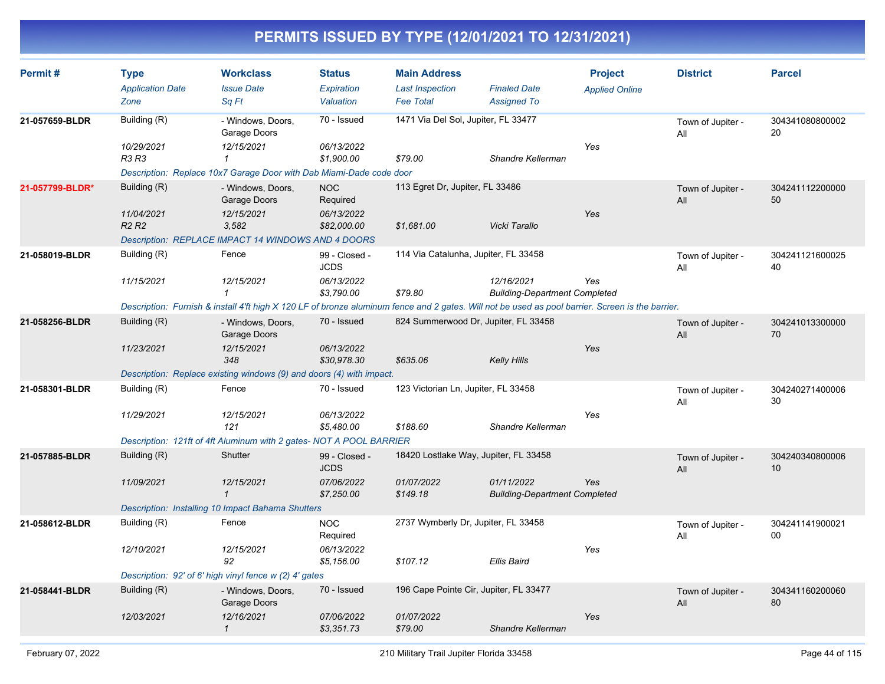# PERMITS ISSUED BY TYPE (12/01/2021 TO 12/31/2021)

| Permit # | Type | Workclass | Status | Main Address | | Project | District | Parcel |
|---|---|---|---|---|---|---|---|---|
| | *Application Date* | *Issue Date* | *Expiration* | *Last Inspection* | *Finaled Date* | *Applied Online* | | |
| | *Zone* | *Sq Ft* | *Valuation* | *Fee Total* | *Assigned To* | | | |
| **21-057659-BLDR** | Building (R) | - Windows, Doors, Garage Doors | 70 - Issued | 1471 Via Del Sol, Jupiter, FL 33477 | | | Town of Jupiter - All | 30434108080000220 |
| | *10/29/2021* | *12/15/2021* | *06/13/2022* | | | *Yes* | | |
| | *R3 R3* | *1* | *$1,900.00* | *$79.00* | *Shandre Kellerman* | | | |
| | *Description: Replace 10x7 Garage Door with Dab Miami-Dade code door* | | | | | | | |
| **21-057799-BLDR*** | Building (R) | - Windows, Doors, Garage Doors | NOC Required | 113 Egret Dr, Jupiter, FL 33486 | | | Town of Jupiter - All | 30424111220000050 |
| | *11/04/2021* | *12/15/2021* | *06/13/2022* | | | *Yes* | | |
| | *R2 R2* | *3,582* | *$82,000.00* | *$1,681.00* | *Vicki Tarallo* | | | |
| | *Description: REPLACE IMPACT 14 WINDOWS AND 4 DOORS* | | | | | | | |
| **21-058019-BLDR** | Building (R) | Fence | 99 - Closed - JCDS | 114 Via Catalunha, Jupiter, FL 33458 | | | Town of Jupiter - All | 30424112160002540 |
| | *11/15/2021* | *12/15/2021* | *06/13/2022* | | *12/16/2021* | *Yes* | | |
| | | *1* | *$3,790.00* | *$79.80* | *Building-Department Completed* | | | |
| | *Description: Furnish & install 4'ft high X 120 LF of bronze aluminum fence and 2 gates. Will not be used as pool barrier. Screen is the barrier.* | | | | | | | |
| **21-058256-BLDR** | Building (R) | - Windows, Doors, Garage Doors | 70 - Issued | 824 Summerwood Dr, Jupiter, FL 33458 | | | Town of Jupiter - All | 30424101330000070 |
| | *11/23/2021* | *12/15/2021* | *06/13/2022* | | | *Yes* | | |
| | | *348* | *$30,978.30* | *$635.06* | *Kelly Hills* | | | |
| | *Description: Replace existing windows (9) and doors (4) with impact.* | | | | | | | |
| **21-058301-BLDR** | Building (R) | Fence | 70 - Issued | 123 Victorian Ln, Jupiter, FL 33458 | | | Town of Jupiter - All | 30424027140000630 |
| | *11/29/2021* | *12/15/2021* | *06/13/2022* | | | *Yes* | | |
| | | *121* | *$5,480.00* | *$188.60* | *Shandre Kellerman* | | | |
| | *Description: 121ft of 4ft Aluminum with 2 gates- NOT A POOL BARRIER* | | | | | | | |
| **21-057885-BLDR** | Building (R) | Shutter | 99 - Closed - JCDS | 18420 Lostlake Way, Jupiter, FL 33458 | | | Town of Jupiter - All | 30424034080000610 |
| | *11/09/2021* | *12/15/2021* | *07/06/2022* | *01/07/2022* | *01/11/2022* | *Yes* | | |
| | | *1* | *$7,250.00* | *$149.18* | *Building-Department Completed* | | | |
| | *Description: Installing 10 Impact Bahama Shutters* | | | | | | | |
| **21-058612-BLDR** | Building (R) | Fence | NOC Required | 2737 Wymberly Dr, Jupiter, FL 33458 | | | Town of Jupiter - All | 30424114190002100 |
| | *12/10/2021* | *12/15/2021* | *06/13/2022* | | | *Yes* | | |
| | | *92* | *$5,156.00* | *$107.12* | *Ellis Baird* | | | |
| | *Description: 92' of 6' high vinyl fence w (2) 4' gates* | | | | | | | |
| **21-058441-BLDR** | Building (R) | - Windows, Doors, Garage Doors | 70 - Issued | 196 Cape Pointe Cir, Jupiter, FL 33477 | | | Town of Jupiter - All | 30434116020006080 |
| | *12/03/2021* | *12/16/2021* | *07/06/2022* | *01/07/2022* | | *Yes* | | |
| | | *1* | *$3,351.73* | *$79.00* | *Shandre Kellerman* | | | |

February 07, 2022 — 210 Military Trail Jupiter Florida 33458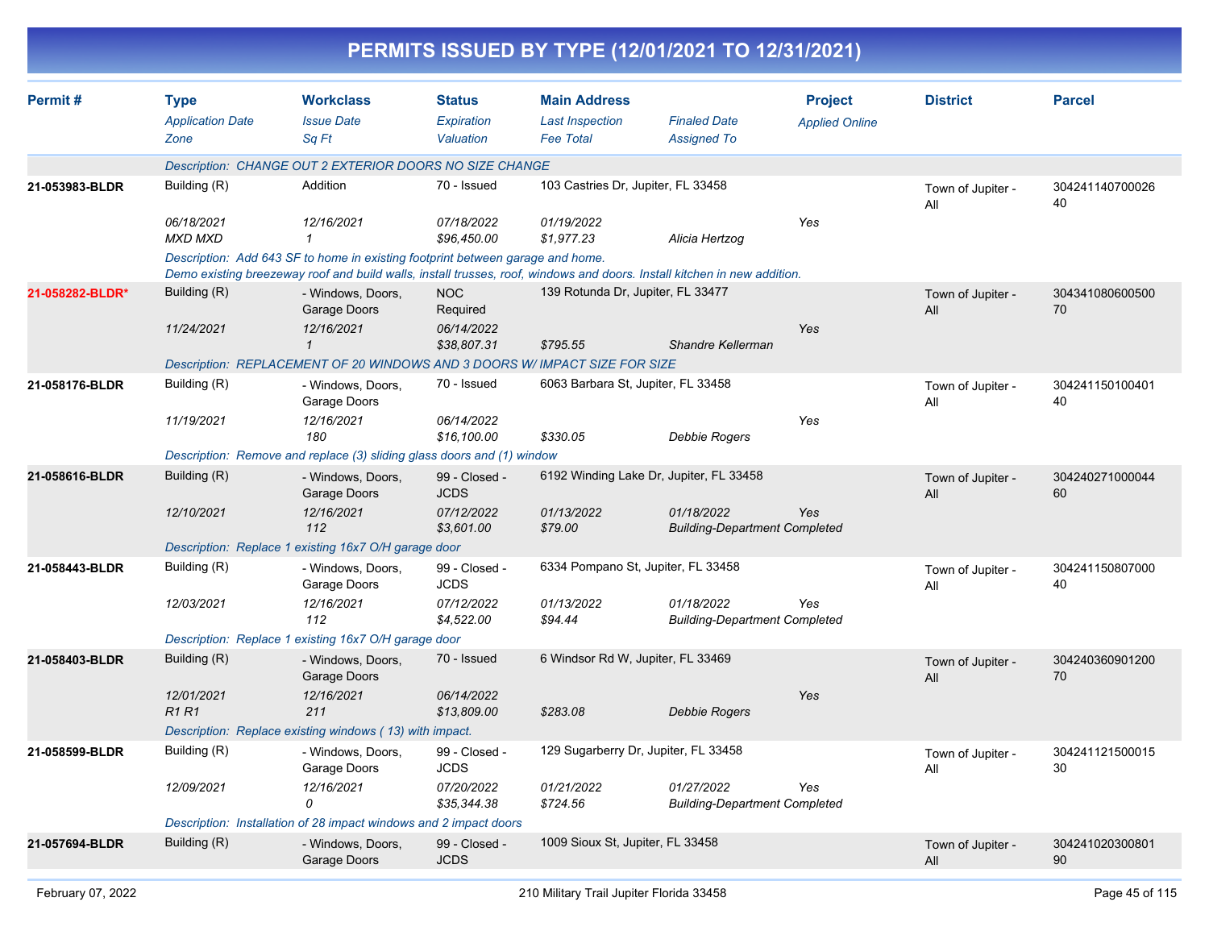# PERMITS ISSUED BY TYPE (12/01/2021 TO 12/31/2021)

| Permit # | Type<br>*Application Date*<br>*Zone* | Workclass<br>*Issue Date*<br>*Sq Ft* | Status<br>*Expiration*<br>*Valuation* | Main Address<br>*Last Inspection*<br>*Fee Total* | *Finaled Date*<br>*Assigned To* | Project<br>*Applied Online* | District | Parcel |
|---|---|---|---|---|---|---|---|---|
| | *Description: CHANGE OUT 2 EXTERIOR DOORS NO SIZE CHANGE* | | | | | | | |
| **21-053983-BLDR** | Building (R)<br>*06/18/2021*<br>*MXD MXD* | Addition<br>*12/16/2021*<br>*1* | 70 - Issued<br>*07/18/2022*<br>*$96,450.00* | 103 Castries Dr, Jupiter, FL 33458<br>*01/19/2022*<br>*$1,977.23* | *Alicia Hertzog* | *Yes* | Town of Jupiter - All | 30424114070002640 |
| | *Description: Add 643 SF to home in existing footprint between garage and home. Demo existing breezeway roof and build walls, install trusses, roof, windows and doors. Install kitchen in new addition.* | | | | | | | |
| **21-058282-BLDR*** | Building (R)<br>*11/24/2021* | - Windows, Doors, Garage Doors<br>*12/16/2021*<br>*1* | NOC Required<br>*06/14/2022*<br>*$38,807.31* | 139 Rotunda Dr, Jupiter, FL 33477<br><br>*$795.55* | *Shandre Kellerman* | *Yes* | Town of Jupiter - All | 30434108060050070 |
| | *Description: REPLACEMENT OF 20 WINDOWS AND 3 DOORS W/ IMPACT SIZE FOR SIZE* | | | | | | | |
| **21-058176-BLDR** | Building (R)<br>*11/19/2021* | - Windows, Doors, Garage Doors<br>*12/16/2021*<br>*180* | 70 - Issued<br>*06/14/2022*<br>*$16,100.00* | 6063 Barbara St, Jupiter, FL 33458<br><br>*$330.05* | *Debbie Rogers* | *Yes* | Town of Jupiter - All | 30424115010040140 |
| | *Description: Remove and replace (3) sliding glass doors and (1) window* | | | | | | | |
| **21-058616-BLDR** | Building (R)<br>*12/10/2021* | - Windows, Doors, Garage Doors<br>*12/16/2021*<br>*112* | 99 - Closed - JCDS<br>*07/12/2022*<br>*$3,601.00* | 6192 Winding Lake Dr, Jupiter, FL 33458<br>*01/13/2022*<br>*$79.00* | *01/18/2022*<br>*Building-Department Completed* | *Yes* | Town of Jupiter - All | 30424027100004460 |
| | *Description: Replace 1 existing 16x7 O/H garage door* | | | | | | | |
| **21-058443-BLDR** | Building (R)<br>*12/03/2021* | - Windows, Doors, Garage Doors<br>*12/16/2021*<br>*112* | 99 - Closed - JCDS<br>*07/12/2022*<br>*$4,522.00* | 6334 Pompano St, Jupiter, FL 33458<br>*01/13/2022*<br>*$94.44* | *01/18/2022*<br>*Building-Department Completed* | *Yes* | Town of Jupiter - All | 30424115080700040 |
| | *Description: Replace 1 existing 16x7 O/H garage door* | | | | | | | |
| **21-058403-BLDR** | Building (R)<br>*12/01/2021*<br>*R1 R1* | - Windows, Doors, Garage Doors<br>*12/16/2021*<br>*211* | 70 - Issued<br>*06/14/2022*<br>*$13,809.00* | 6 Windsor Rd W, Jupiter, FL 33469<br><br>*$283.08* | *Debbie Rogers* | *Yes* | Town of Jupiter - All | 30424036090120070 |
| | *Description: Replace existing windows ( 13) with impact.* | | | | | | | |
| **21-058599-BLDR** | Building (R)<br>*12/09/2021* | - Windows, Doors, Garage Doors<br>*12/16/2021*<br>*0* | 99 - Closed - JCDS<br>*07/20/2022*<br>*$35,344.38* | 129 Sugarberry Dr, Jupiter, FL 33458<br>*01/21/2022*<br>*$724.56* | *01/27/2022*<br>*Building-Department Completed* | *Yes* | Town of Jupiter - All | 30424112150001530 |
| | *Description: Installation of 28 impact windows and 2 impact doors* | | | | | | | |
| **21-057694-BLDR** | Building (R) | - Windows, Doors, Garage Doors | 99 - Closed - JCDS | 1009 Sioux St, Jupiter, FL 33458 | | | Town of Jupiter - All | 30424102030080190 |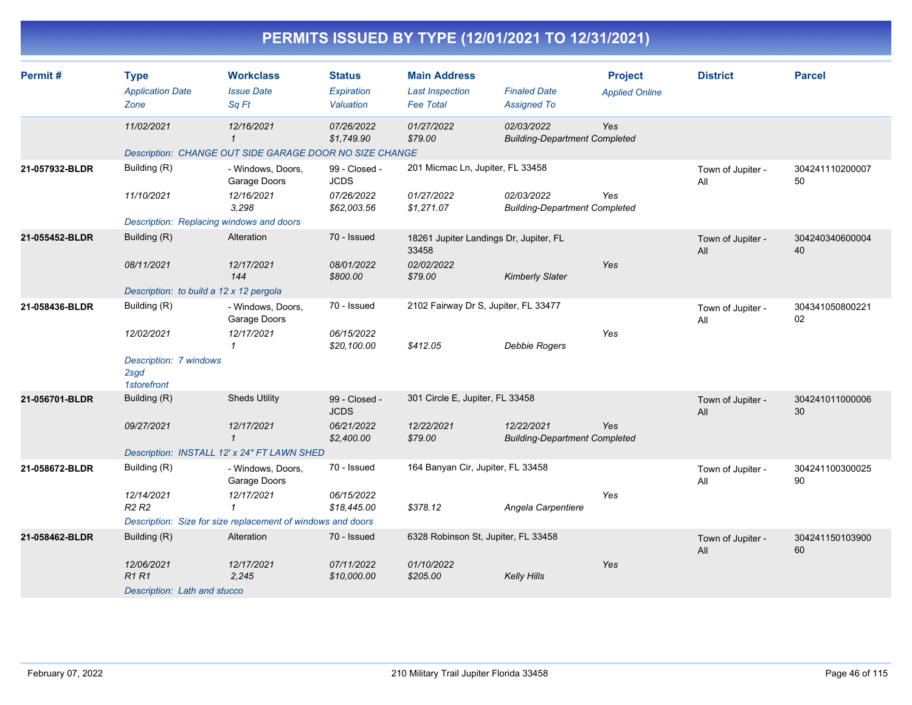# PERMITS ISSUED BY TYPE (12/01/2021 TO 12/31/2021)

| Permit # | Type<br>*Application Date*<br>*Zone* | Workclass<br>*Issue Date*<br>*Sq Ft* | Status<br>*Expiration*<br>*Valuation* | Main Address<br>*Last Inspection*<br>*Fee Total* | *Finaled Date*<br>*Assigned To* | Project<br>*Applied Online* | District | Parcel |
|---|---|---|---|---|---|---|---|---|
| | *11/02/2021* | *12/16/2021*<br>*1* | *07/26/2022*<br>*$1,749.90* | *01/27/2022*<br>*$79.00* | *02/03/2022*<br>*Building-Department Completed* | *Yes* | | |
| | *Description: CHANGE OUT SIDE GARAGE DOOR NO SIZE CHANGE* | | | | | | | |
| **21-057932-BLDR** | Building (R)<br>*11/10/2021* | - Windows, Doors, Garage Doors<br>*12/16/2021*<br>*3,298* | 99 - Closed - JCDS<br>*07/26/2022*<br>*$62,003.56* | 201 Micmac Ln, Jupiter, FL 33458<br>*01/27/2022*<br>*$1,271.07* | *02/03/2022*<br>*Building-Department Completed* | *Yes* | Town of Jupiter - All | 30424111020000750 |
| | *Description: Replacing windows and doors* | | | | | | | |
| **21-055452-BLDR** | Building (R)<br>*08/11/2021* | Alteration<br>*12/17/2021*<br>*144* | 70 - Issued<br>*08/01/2022*<br>*$800.00* | 18261 Jupiter Landings Dr, Jupiter, FL 33458<br>*02/02/2022*<br>*$79.00* | *Kimberly Slater* | *Yes* | Town of Jupiter - All | 30424034060000440 |
| | *Description: to build a 12 x 12 pergola* | | | | | | | |
| **21-058436-BLDR** | Building (R)<br>*12/02/2021* | - Windows, Doors, Garage Doors<br>*12/17/2021*<br>*1* | 70 - Issued<br>*06/15/2022*<br>*$20,100.00* | 2102 Fairway Dr S, Jupiter, FL 33477<br><br>*$412.05* | *Debbie Rogers* | *Yes* | Town of Jupiter - All | 30434105080022102 |
| | *Description: 7 windows*<br>*2sgd*<br>*1storefront* | | | | | | | |
| **21-056701-BLDR** | Building (R)<br>*09/27/2021* | Sheds Utility<br>*12/17/2021*<br>*1* | 99 - Closed - JCDS<br>*06/21/2022*<br>*$2,400.00* | 301 Circle E, Jupiter, FL 33458<br>*12/22/2021*<br>*$79.00* | *12/22/2021*<br>*Building-Department Completed* | *Yes* | Town of Jupiter - All | 30424101100000630 |
| | *Description: INSTALL 12' x 24" FT LAWN SHED* | | | | | | | |
| **21-058672-BLDR** | Building (R)<br>*12/14/2021*<br>*R2 R2* | - Windows, Doors, Garage Doors<br>*12/17/2021*<br>*1* | 70 - Issued<br>*06/15/2022*<br>*$18,445.00* | 164 Banyan Cir, Jupiter, FL 33458<br><br>*$378.12* | *Angela Carpentiere* | *Yes* | Town of Jupiter - All | 30424110030002590 |
| | *Description: Size for size replacement of windows and doors* | | | | | | | |
| **21-058462-BLDR** | Building (R)<br>*12/06/2021*<br>*R1 R1* | Alteration<br>*12/17/2021*<br>*2,245* | 70 - Issued<br>*07/11/2022*<br>*$10,000.00* | 6328 Robinson St, Jupiter, FL 33458<br>*01/10/2022*<br>*$205.00* | *Kelly Hills* | *Yes* | Town of Jupiter - All | 30424115010390060 |
| | *Description: Lath and stucco* | | | | | | | |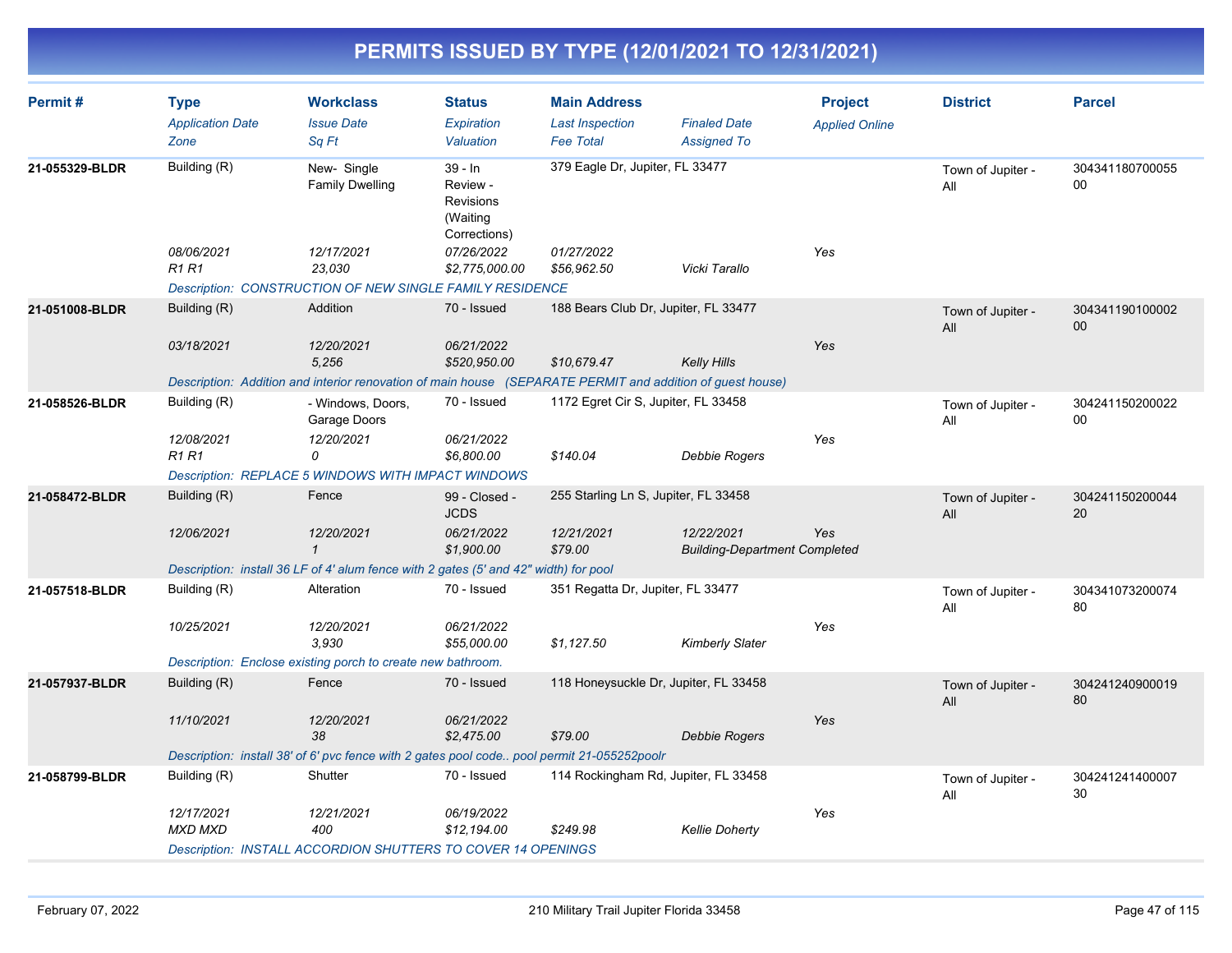# PERMITS ISSUED BY TYPE (12/01/2021 TO 12/31/2021)

| Permit # | Type<br>*Application Date*<br>*Zone* | Workclass<br>*Issue Date*<br>*Sq Ft* | Status<br>*Expiration*<br>*Valuation* | Main Address<br>*Last Inspection*<br>*Fee Total* | *Finaled Date*<br>*Assigned To* | Project<br>*Applied Online* | District | Parcel |
|---|---|---|---|---|---|---|---|---|
| **21-055329-BLDR** | Building (R)<br>*08/06/2021*<br>*R1 R1* | New- Single Family Dwelling<br>*12/17/2021*<br>*23,030* | 39 - In Review - Revisions (Waiting Corrections)<br>*07/26/2022*<br>*$2,775,000.00* | 379 Eagle Dr, Jupiter, FL 33477<br>*01/27/2022*<br>*$56,962.50* | *Vicki Tarallo* | *Yes* | Town of Jupiter - All | 30434118070005500 |
| | *Description: CONSTRUCTION OF NEW SINGLE FAMILY RESIDENCE* | | | | | | | |
| **21-051008-BLDR** | Building (R)<br>*03/18/2021* | Addition<br>*12/20/2021*<br>*5,256* | 70 - Issued<br>*06/21/2022*<br>*$520,950.00* | 188 Bears Club Dr, Jupiter, FL 33477<br>*$10,679.47* | *Kelly Hills* | *Yes* | Town of Jupiter - All | 30434119010000200 |
| | *Description: Addition and interior renovation of main house (SEPARATE PERMIT and addition of guest house)* | | | | | | | |
| **21-058526-BLDR** | Building (R)<br>*12/08/2021*<br>*R1 R1* | - Windows, Doors, Garage Doors<br>*12/20/2021*<br>*0* | 70 - Issued<br>*06/21/2022*<br>*$6,800.00* | 1172 Egret Cir S, Jupiter, FL 33458<br>*$140.04* | *Debbie Rogers* | *Yes* | Town of Jupiter - All | 30424115020002200 |
| | *Description: REPLACE 5 WINDOWS WITH IMPACT WINDOWS* | | | | | | | |
| **21-058472-BLDR** | Building (R)<br>*12/06/2021* | Fence<br>*12/20/2021*<br>*1* | 99 - Closed - JCDS<br>*06/21/2022*<br>*$1,900.00* | 255 Starling Ln S, Jupiter, FL 33458<br>*12/21/2021*<br>*$79.00* | *12/22/2021*<br>*Building-Department Completed* | *Yes* | Town of Jupiter - All | 30424115020004420 |
| | *Description: install 36 LF of 4' alum fence with 2 gates (5' and 42" width) for pool* | | | | | | | |
| **21-057518-BLDR** | Building (R)<br>*10/25/2021* | Alteration<br>*12/20/2021*<br>*3,930* | 70 - Issued<br>*06/21/2022*<br>*$55,000.00* | 351 Regatta Dr, Jupiter, FL 33477<br>*$1,127.50* | *Kimberly Slater* | *Yes* | Town of Jupiter - All | 30434107320007480 |
| | *Description: Enclose existing porch to create new bathroom.* | | | | | | | |
| **21-057937-BLDR** | Building (R)<br>*11/10/2021* | Fence<br>*12/20/2021*<br>*38* | 70 - Issued<br>*06/21/2022*<br>*$2,475.00* | 118 Honeysuckle Dr, Jupiter, FL 33458<br>*$79.00* | *Debbie Rogers* | *Yes* | Town of Jupiter - All | 30424124090001980 |
| | *Description: install 38' of 6' pvc fence with 2 gates pool code.. pool permit 21-055252poolr* | | | | | | | |
| **21-058799-BLDR** | Building (R)<br>*12/17/2021*<br>*MXD MXD* | Shutter<br>*12/21/2021*<br>*400* | 70 - Issued<br>*06/19/2022*<br>*$12,194.00* | 114 Rockingham Rd, Jupiter, FL 33458<br>*$249.98* | *Kellie Doherty* | *Yes* | Town of Jupiter - All | 30424124140000730 |
| | *Description: INSTALL ACCORDION SHUTTERS TO COVER 14 OPENINGS* | | | | | | | |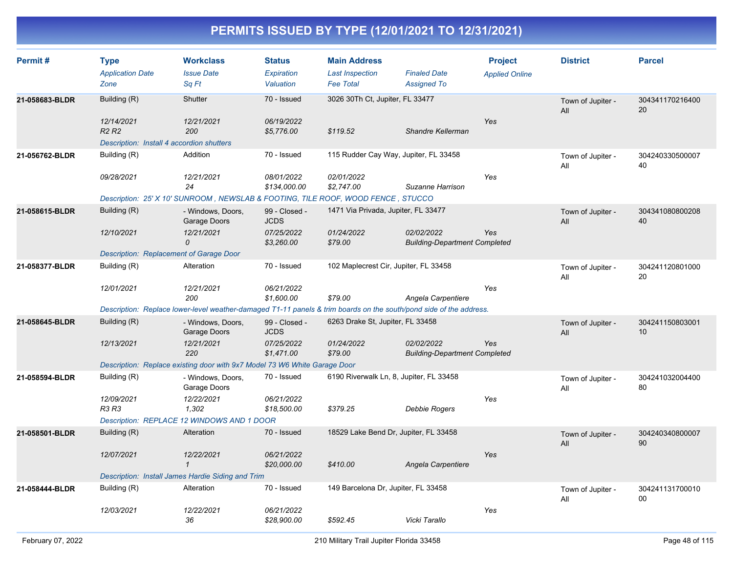# PERMITS ISSUED BY TYPE (12/01/2021 TO 12/31/2021)

| Permit # | Type | Workclass | Status | Main Address | | Project | District | Parcel |
|---|---|---|---|---|---|---|---|---|
| | *Application Date* | *Issue Date* | *Expiration* | *Last Inspection* | *Finaled Date* | *Applied Online* | | |
| | *Zone* | *Sq Ft* | *Valuation* | *Fee Total* | *Assigned To* | | | |
| **21-058683-BLDR** | Building (R) | Shutter | 70 - Issued | 3026 30Th Ct, Jupiter, FL 33477 | | | Town of Jupiter - All | 30434117021640020 |
| | *12/14/2021* | *12/21/2021* | *06/19/2022* | | | *Yes* | | |
| | *R2 R2* | *200* | *$5,776.00* | *$119.52* | *Shandre Kellerman* | | | |
| | *Description: Install 4 accordion shutters* | | | | | | | |
| **21-056762-BLDR** | Building (R) | Addition | 70 - Issued | 115 Rudder Cay Way, Jupiter, FL 33458 | | | Town of Jupiter - All | 30424033050000740 |
| | *09/28/2021* | *12/21/2021* | *08/01/2022* | *02/01/2022* | | *Yes* | | |
| | | *24* | *$134,000.00* | *$2,747.00* | *Suzanne Harrison* | | | |
| | *Description: 25' X 10' SUNROOM , NEWSLAB & FOOTING, TILE ROOF, WOOD FENCE , STUCCO* | | | | | | | |
| **21-058615-BLDR** | Building (R) | - Windows, Doors, Garage Doors | 99 - Closed - JCDS | 1471 Via Privada, Jupiter, FL 33477 | | | Town of Jupiter - All | 30434108080020840 |
| | *12/10/2021* | *12/21/2021* | *07/25/2022* | *01/24/2022* | *02/02/2022* | *Yes* | | |
| | | *0* | *$3,260.00* | *$79.00* | *Building-Department Completed* | | | |
| | *Description: Replacement of Garage Door* | | | | | | | |
| **21-058377-BLDR** | Building (R) | Alteration | 70 - Issued | 102 Maplecrest Cir, Jupiter, FL 33458 | | | Town of Jupiter - All | 30424112080100020 |
| | *12/01/2021* | *12/21/2021* | *06/21/2022* | | | *Yes* | | |
| | | *200* | *$1,600.00* | *$79.00* | *Angela Carpentiere* | | | |
| | *Description: Replace lower-level weather-damaged T1-11 panels & trim boards on the south/pond side of the address.* | | | | | | | |
| **21-058645-BLDR** | Building (R) | - Windows, Doors, Garage Doors | 99 - Closed - JCDS | 6263 Drake St, Jupiter, FL 33458 | | | Town of Jupiter - All | 30424115080300110 |
| | *12/13/2021* | *12/21/2021* | *07/25/2022* | *01/24/2022* | *02/02/2022* | *Yes* | | |
| | | *220* | *$1,471.00* | *$79.00* | *Building-Department Completed* | | | |
| | *Description: Replace existing door with 9x7 Model 73 W6 White Garage Door* | | | | | | | |
| **21-058594-BLDR** | Building (R) | - Windows, Doors, Garage Doors | 70 - Issued | 6190 Riverwalk Ln, 8, Jupiter, FL 33458 | | | Town of Jupiter - All | 30424103200440080 |
| | *12/09/2021* | *12/22/2021* | *06/21/2022* | | | *Yes* | | |
| | *R3 R3* | *1,302* | *$18,500.00* | *$379.25* | *Debbie Rogers* | | | |
| | *Description: REPLACE 12 WINDOWS AND 1 DOOR* | | | | | | | |
| **21-058501-BLDR** | Building (R) | Alteration | 70 - Issued | 18529 Lake Bend Dr, Jupiter, FL 33458 | | | Town of Jupiter - All | 30424034080000790 |
| | *12/07/2021* | *12/22/2021* | *06/21/2022* | | | *Yes* | | |
| | | *1* | *$20,000.00* | *$410.00* | *Angela Carpentiere* | | | |
| | *Description: Install James Hardie Siding and Trim* | | | | | | | |
| **21-058444-BLDR** | Building (R) | Alteration | 70 - Issued | 149 Barcelona Dr, Jupiter, FL 33458 | | | Town of Jupiter - All | 30424113170001000 |
| | *12/03/2021* | *12/22/2021* | *06/21/2022* | | | *Yes* | | |
| | | *36* | *$28,900.00* | *$592.45* | *Vicki Tarallo* | | | |

February 07, 2022 — 210 Military Trail Jupiter Florida 33458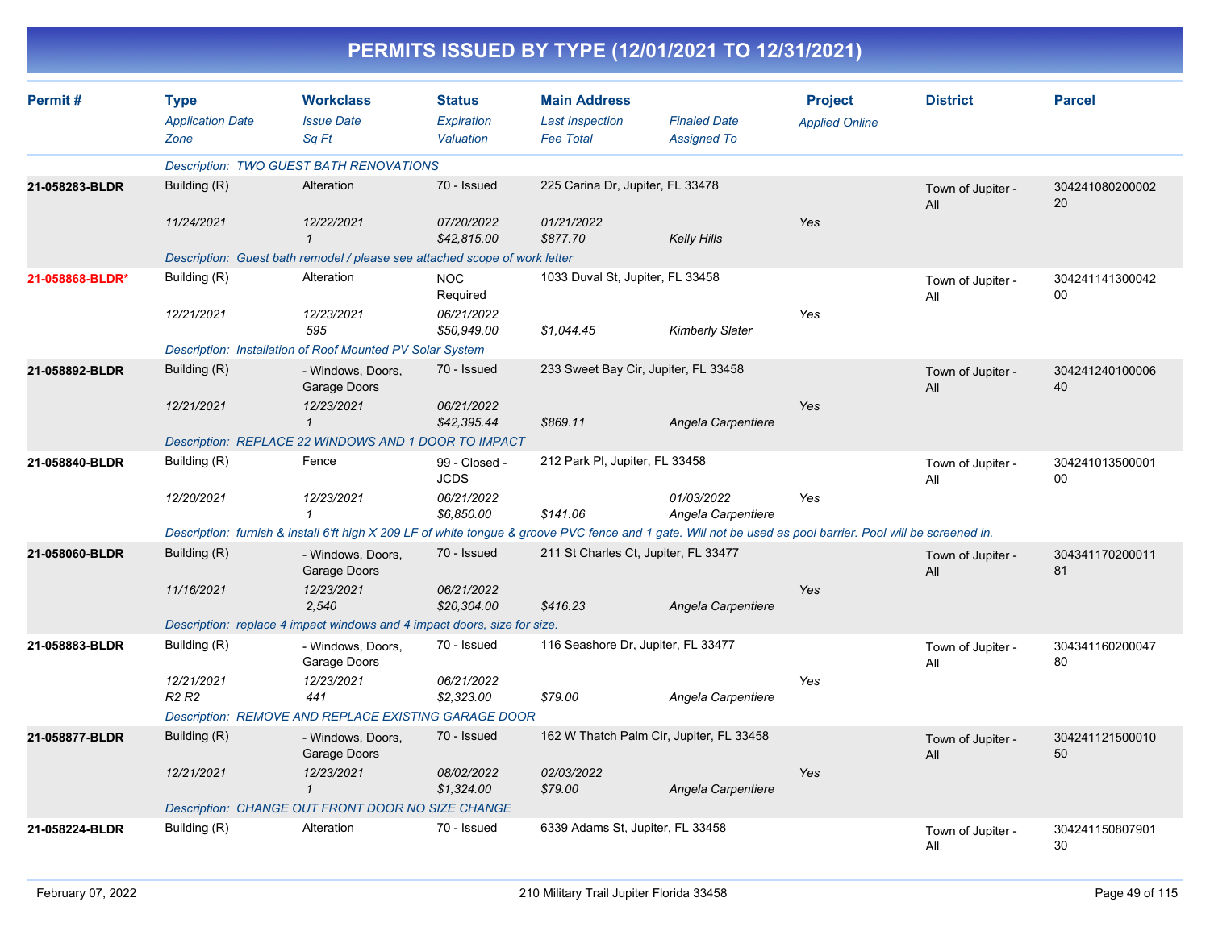# PERMITS ISSUED BY TYPE (12/01/2021 TO 12/31/2021)

| Permit # | Type<br>*Application Date*<br>*Zone* | Workclass<br>*Issue Date*<br>*Sq Ft* | Status<br>*Expiration*<br>*Valuation* | Main Address<br>*Last Inspection*<br>*Fee Total* | *Finaled Date*<br>*Assigned To* | Project<br>*Applied Online* | District | Parcel |
|---|---|---|---|---|---|---|---|---|
| | *Description: TWO GUEST BATH RENOVATIONS* | | | | | | | |
| **21-058283-BLDR** | Building (R)<br>*11/24/2021* | Alteration<br>*12/22/2021*<br>*1* | 70 - Issued<br>*07/20/2022*<br>*$42,815.00* | 225 Carina Dr, Jupiter, FL 33478<br>*01/21/2022*<br>*$877.70* | *Kelly Hills* | *Yes* | Town of Jupiter - All | 30424108020000220 |
| | *Description: Guest bath remodel / please see attached scope of work letter* | | | | | | | |
| **21-058868-BLDR*** | Building (R)<br>*12/21/2021* | Alteration<br>*12/23/2021*<br>*595* | NOC Required<br>*06/21/2022*<br>*$50,949.00* | 1033 Duval St, Jupiter, FL 33458<br><br>*$1,044.45* | *Kimberly Slater* | *Yes* | Town of Jupiter - All | 30424114130004200 |
| | *Description: Installation of Roof Mounted PV Solar System* | | | | | | | |
| **21-058892-BLDR** | Building (R)<br>*12/21/2021* | - Windows, Doors, Garage Doors<br>*12/23/2021*<br>*1* | 70 - Issued<br>*06/21/2022*<br>*$42,395.44* | 233 Sweet Bay Cir, Jupiter, FL 33458<br><br>*$869.11* | *Angela Carpentiere* | *Yes* | Town of Jupiter - All | 30424124010000640 |
| | *Description: REPLACE 22 WINDOWS AND 1 DOOR TO IMPACT* | | | | | | | |
| **21-058840-BLDR** | Building (R)<br>*12/20/2021* | Fence<br>*12/23/2021*<br>*1* | 99 - Closed - JCDS<br>*06/21/2022*<br>*$6,850.00* | 212 Park Pl, Jupiter, FL 33458<br><br>*$141.06* | *01/03/2022*<br>*Angela Carpentiere* | *Yes* | Town of Jupiter - All | 30424101350000100 |
| | *Description: furnish & install 6'ft high X 209 LF of white tongue & groove PVC fence and 1 gate. Will not be used as pool barrier. Pool will be screened in.* | | | | | | | |
| **21-058060-BLDR** | Building (R)<br>*11/16/2021* | - Windows, Doors, Garage Doors<br>*12/23/2021*<br>*2,540* | 70 - Issued<br>*06/21/2022*<br>*$20,304.00* | 211 St Charles Ct, Jupiter, FL 33477<br><br>*$416.23* | *Angela Carpentiere* | *Yes* | Town of Jupiter - All | 30434117020001181 |
| | *Description: replace 4 impact windows and 4 impact doors, size for size.* | | | | | | | |
| **21-058883-BLDR** | Building (R)<br>*12/21/2021*<br>*R2 R2* | - Windows, Doors, Garage Doors<br>*12/23/2021*<br>*441* | 70 - Issued<br>*06/21/2022*<br>*$2,323.00* | 116 Seashore Dr, Jupiter, FL 33477<br><br>*$79.00* | *Angela Carpentiere* | *Yes* | Town of Jupiter - All | 30434116020004780 |
| | *Description: REMOVE AND REPLACE EXISTING GARAGE DOOR* | | | | | | | |
| **21-058877-BLDR** | Building (R)<br>*12/21/2021* | - Windows, Doors, Garage Doors<br>*12/23/2021*<br>*1* | 70 - Issued<br>*08/02/2022*<br>*$1,324.00* | 162 W Thatch Palm Cir, Jupiter, FL 33458<br>*02/03/2022*<br>*$79.00* | *Angela Carpentiere* | *Yes* | Town of Jupiter - All | 30424112150001050 |
| | *Description: CHANGE OUT FRONT DOOR NO SIZE CHANGE* | | | | | | | |
| **21-058224-BLDR** | Building (R) | Alteration | 70 - Issued | 6339 Adams St, Jupiter, FL 33458 | | | Town of Jupiter - All | 30424115080790130 |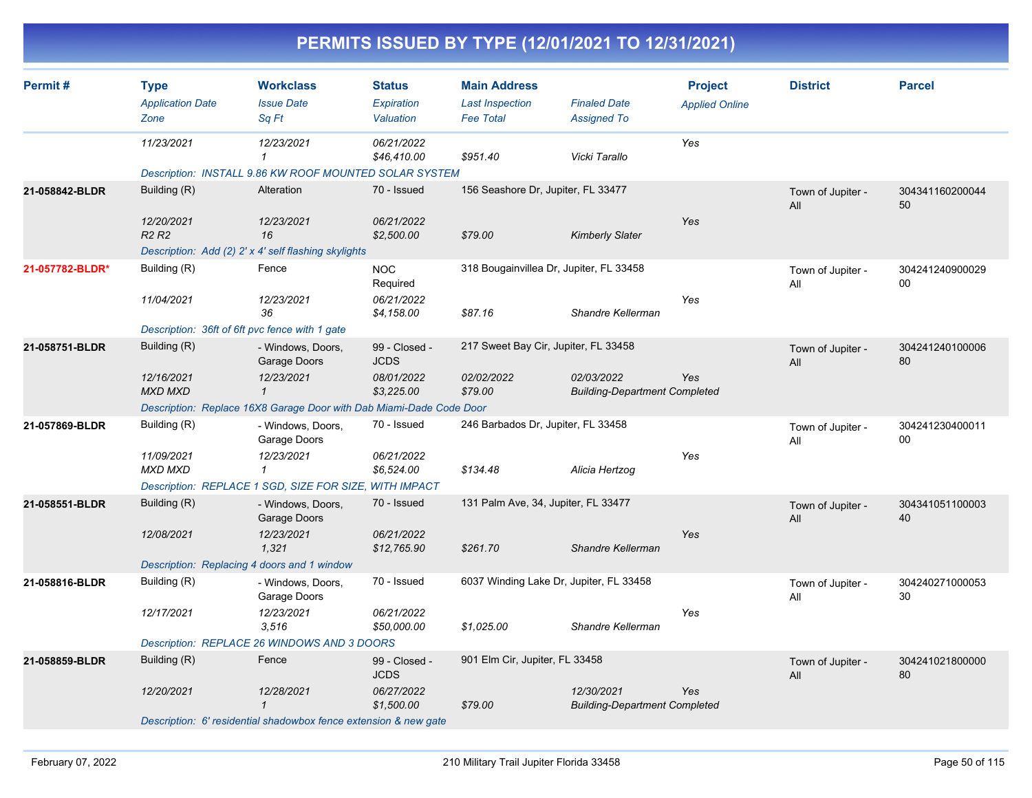# PERMITS ISSUED BY TYPE (12/01/2021 TO 12/31/2021)

| Permit # | Type<br>*Application Date*<br>*Zone* | Workclass<br>*Issue Date*<br>*Sq Ft* | Status<br>*Expiration*<br>*Valuation* | Main Address<br>*Last Inspection*<br>*Fee Total* | *Finaled Date*<br>*Assigned To* | Project<br>*Applied Online* | District | Parcel |
|---|---|---|---|---|---|---|---|---|
| | *11/23/2021* | *12/23/2021*<br>*1* | *06/21/2022*<br>*$46,410.00* | *$951.40* | *Vicki Tarallo* | Yes | | |
| | *Description: INSTALL 9.86 KW ROOF MOUNTED SOLAR SYSTEM* | | | | | | | |
| **21-058842-BLDR** | Building (R)<br>*12/20/2021*<br>*R2 R2* | Alteration<br>*12/23/2021*<br>*16* | 70 - Issued<br>*06/21/2022*<br>*$2,500.00* | 156 Seashore Dr, Jupiter, FL 33477<br><br>*$79.00* | *Kimberly Slater* | Yes | Town of Jupiter - All | 30434116020004450 |
| | *Description: Add (2) 2' x 4' self flashing skylights* | | | | | | | |
| **21-057782-BLDR*** | Building (R)<br>*11/04/2021* | Fence<br>*12/23/2021*<br>*36* | NOC Required<br>*06/21/2022*<br>*$4,158.00* | 318 Bougainvillea Dr, Jupiter, FL 33458<br><br>*$87.16* | *Shandre Kellerman* | Yes | Town of Jupiter - All | 30424124090002900 |
| | *Description: 36ft of 6ft pvc fence with 1 gate* | | | | | | | |
| **21-058751-BLDR** | Building (R)<br>*12/16/2021*<br>*MXD MXD* | - Windows, Doors, Garage Doors<br>*12/23/2021*<br>*1* | 99 - Closed - JCDS<br>*08/01/2022*<br>*$3,225.00* | 217 Sweet Bay Cir, Jupiter, FL 33458<br>*02/02/2022*<br>*$79.00* | *02/03/2022*<br>*Building-Department Completed* | Yes | Town of Jupiter - All | 30424124010000680 |
| | *Description: Replace 16X8 Garage Door with Dab Miami-Dade Code Door* | | | | | | | |
| **21-057869-BLDR** | Building (R)<br>*11/09/2021*<br>*MXD MXD* | - Windows, Doors, Garage Doors<br>*12/23/2021*<br>*1* | 70 - Issued<br>*06/21/2022*<br>*$6,524.00* | 246 Barbados Dr, Jupiter, FL 33458<br><br>*$134.48* | *Alicia Hertzog* | Yes | Town of Jupiter - All | 30424123040001100 |
| | *Description: REPLACE 1 SGD, SIZE FOR SIZE, WITH IMPACT* | | | | | | | |
| **21-058551-BLDR** | Building (R)<br>*12/08/2021* | - Windows, Doors, Garage Doors<br>*12/23/2021*<br>*1,321* | 70 - Issued<br>*06/21/2022*<br>*$12,765.90* | 131 Palm Ave, 34, Jupiter, FL 33477<br><br>*$261.70* | *Shandre Kellerman* | Yes | Town of Jupiter - All | 30434105110000340 |
| | *Description: Replacing 4 doors and 1 window* | | | | | | | |
| **21-058816-BLDR** | Building (R)<br>*12/17/2021* | - Windows, Doors, Garage Doors<br>*12/23/2021*<br>*3,516* | 70 - Issued<br>*06/21/2022*<br>*$50,000.00* | 6037 Winding Lake Dr, Jupiter, FL 33458<br><br>*$1,025.00* | *Shandre Kellerman* | Yes | Town of Jupiter - All | 30424027100005330 |
| | *Description: REPLACE 26 WINDOWS AND 3 DOORS* | | | | | | | |
| **21-058859-BLDR** | Building (R)<br>*12/20/2021* | Fence<br>*12/28/2021*<br>*1* | 99 - Closed - JCDS<br>*06/27/2022*<br>*$1,500.00* | 901 Elm Cir, Jupiter, FL 33458<br><br>*$79.00* | *12/30/2021*<br>*Building-Department Completed* | Yes | Town of Jupiter - All | 30424102180000080 |
| | *Description: 6' residential shadowbox fence extension & new gate* | | | | | | | |

February 07, 2022 — 210 Military Trail Jupiter Florida 33458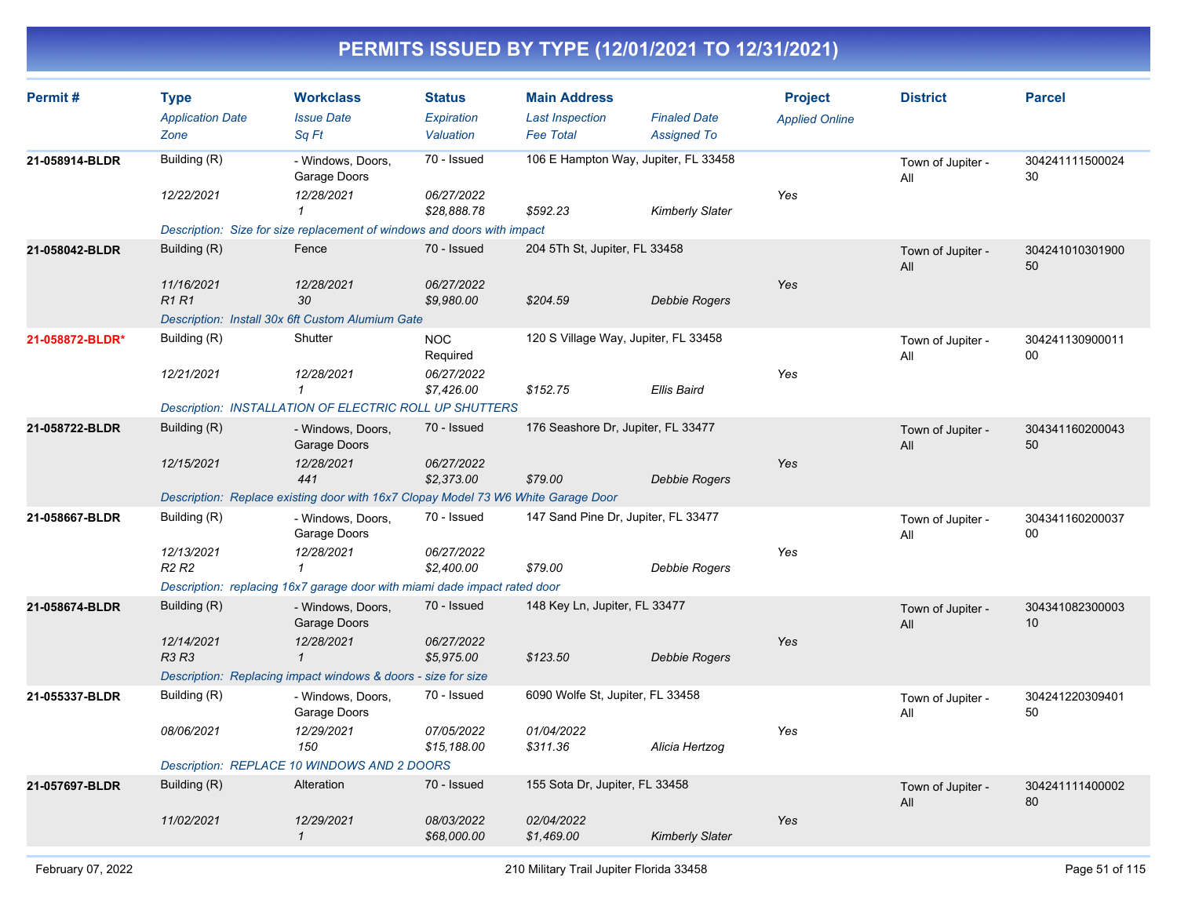# PERMITS ISSUED BY TYPE (12/01/2021 TO 12/31/2021)

| Permit # | Type | Workclass | Status | Main Address | | Project | District | Parcel |
|---|---|---|---|---|---|---|---|---|
| | *Application Date* | *Issue Date* | *Expiration* | *Last Inspection* | *Finaled Date* | *Applied Online* | | |
| | *Zone* | *Sq Ft* | *Valuation* | *Fee Total* | *Assigned To* | | | |
| **21-058914-BLDR** | Building (R) | - Windows, Doors, Garage Doors | 70 - Issued | 106 E Hampton Way, Jupiter, FL 33458 | | | Town of Jupiter - All | 30424111150002430 |
| | *12/22/2021* | *12/28/2021* | *06/27/2022* | | | Yes | | |
| | | *1* | *$28,888.78* | *$592.23* | *Kimberly Slater* | | | |
| | *Description: Size for size replacement of windows and doors with impact* | | | | | | | |
| **21-058042-BLDR** | Building (R) | Fence | 70 - Issued | 204 5Th St, Jupiter, FL 33458 | | | Town of Jupiter - All | 30424101030190050 |
| | *11/16/2021* | *12/28/2021* | *06/27/2022* | | | Yes | | |
| | *R1 R1* | *30* | *$9,980.00* | *$204.59* | *Debbie Rogers* | | | |
| | *Description: Install 30x 6ft Custom Alumium Gate* | | | | | | | |
| **21-058872-BLDR*** | Building (R) | Shutter | NOC Required | 120 S Village Way, Jupiter, FL 33458 | | | Town of Jupiter - All | 30424113090001100 |
| | *12/21/2021* | *12/28/2021* | *06/27/2022* | | | Yes | | |
| | | *1* | *$7,426.00* | *$152.75* | *Ellis Baird* | | | |
| | *Description: INSTALLATION OF ELECTRIC ROLL UP SHUTTERS* | | | | | | | |
| **21-058722-BLDR** | Building (R) | - Windows, Doors, Garage Doors | 70 - Issued | 176 Seashore Dr, Jupiter, FL 33477 | | | Town of Jupiter - All | 30434116020004350 |
| | *12/15/2021* | *12/28/2021* | *06/27/2022* | | | Yes | | |
| | | *441* | *$2,373.00* | *$79.00* | *Debbie Rogers* | | | |
| | *Description: Replace existing door with 16x7 Clopay Model 73 W6 White Garage Door* | | | | | | | |
| **21-058667-BLDR** | Building (R) | - Windows, Doors, Garage Doors | 70 - Issued | 147 Sand Pine Dr, Jupiter, FL 33477 | | | Town of Jupiter - All | 30434116020003700 |
| | *12/13/2021* | *12/28/2021* | *06/27/2022* | | | Yes | | |
| | *R2 R2* | *1* | *$2,400.00* | *$79.00* | *Debbie Rogers* | | | |
| | *Description: replacing 16x7 garage door with miami dade impact rated door* | | | | | | | |
| **21-058674-BLDR** | Building (R) | - Windows, Doors, Garage Doors | 70 - Issued | 148 Key Ln, Jupiter, FL 33477 | | | Town of Jupiter - All | 30434108230000310 |
| | *12/14/2021* | *12/28/2021* | *06/27/2022* | | | Yes | | |
| | *R3 R3* | *1* | *$5,975.00* | *$123.50* | *Debbie Rogers* | | | |
| | *Description: Replacing impact windows & doors - size for size* | | | | | | | |
| **21-055337-BLDR** | Building (R) | - Windows, Doors, Garage Doors | 70 - Issued | 6090 Wolfe St, Jupiter, FL 33458 | | | Town of Jupiter - All | 30424122030940150 |
| | *08/06/2021* | *12/29/2021* | *07/05/2022* | *01/04/2022* | | Yes | | |
| | | *150* | *$15,188.00* | *$311.36* | *Alicia Hertzog* | | | |
| | *Description: REPLACE 10 WINDOWS AND 2 DOORS* | | | | | | | |
| **21-057697-BLDR** | Building (R) | Alteration | 70 - Issued | 155 Sota Dr, Jupiter, FL 33458 | | | Town of Jupiter - All | 30424111140000280 |
| | *11/02/2021* | *12/29/2021* | *08/03/2022* | *02/04/2022* | | Yes | | |
| | | *1* | *$68,000.00* | *$1,469.00* | *Kimberly Slater* | | | |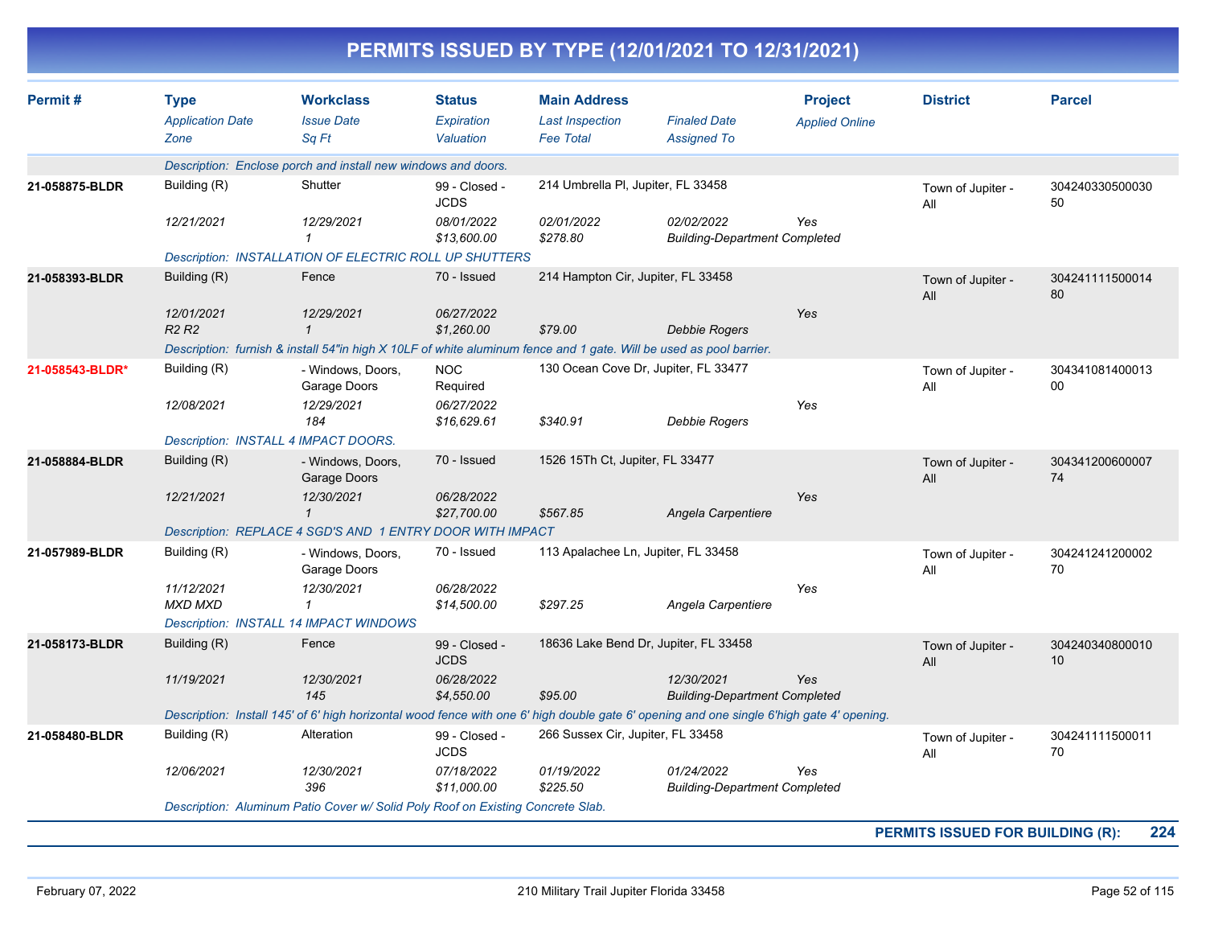# PERMITS ISSUED BY TYPE (12/01/2021 TO 12/31/2021)

| Permit # | Type / *Application Date* / *Zone* | Workclass / *Issue Date* / *Sq Ft* | Status / *Expiration* / *Valuation* | Main Address / *Last Inspection* / *Fee Total* | *Finaled Date* / *Assigned To* | Project / *Applied Online* | District | Parcel |
|---|---|---|---|---|---|---|---|---|
| | *Description: Enclose porch and install new windows and doors.* | | | | | | | |
| **21-058875-BLDR** | Building (R) | Shutter | 99 - Closed - JCDS | 214 Umbrella Pl, Jupiter, FL 33458 | | | Town of Jupiter - All | 30424033050003050 |
| | *12/21/2021* | *12/29/2021* | *08/01/2022* | *02/01/2022* | *02/02/2022* | *Yes* | | |
| | | *1* | *$13,600.00* | *$278.80* | *Building-Department Completed* | | | |
| | *Description: INSTALLATION OF ELECTRIC ROLL UP SHUTTERS* | | | | | | | |
| **21-058393-BLDR** | Building (R) | Fence | 70 - Issued | 214 Hampton Cir, Jupiter, FL 33458 | | | Town of Jupiter - All | 30424111150001480 |
| | *12/01/2021* | *12/29/2021* | *06/27/2022* | | | *Yes* | | |
| | *R2 R2* | *1* | *$1,260.00* | *$79.00* | *Debbie Rogers* | | | |
| | *Description: furnish & install 54"in high X 10LF of white aluminum fence and 1 gate. Will be used as pool barrier.* | | | | | | | |
| **21-058543-BLDR*** | Building (R) | - Windows, Doors, Garage Doors | NOC Required | 130 Ocean Cove Dr, Jupiter, FL 33477 | | | Town of Jupiter - All | 30434108140001300 |
| | *12/08/2021* | *12/29/2021* | *06/27/2022* | | | *Yes* | | |
| | | *184* | *$16,629.61* | *$340.91* | *Debbie Rogers* | | | |
| | *Description: INSTALL 4 IMPACT DOORS.* | | | | | | | |
| **21-058884-BLDR** | Building (R) | - Windows, Doors, Garage Doors | 70 - Issued | 1526 15Th Ct, Jupiter, FL 33477 | | | Town of Jupiter - All | 30434120060000774 |
| | *12/21/2021* | *12/30/2021* | *06/28/2022* | | | *Yes* | | |
| | | *1* | *$27,700.00* | *$567.85* | *Angela Carpentiere* | | | |
| | *Description: REPLACE 4 SGD'S AND 1 ENTRY DOOR WITH IMPACT* | | | | | | | |
| **21-057989-BLDR** | Building (R) | - Windows, Doors, Garage Doors | 70 - Issued | 113 Apalachee Ln, Jupiter, FL 33458 | | | Town of Jupiter - All | 30424124120000270 |
| | *11/12/2021* | *12/30/2021* | *06/28/2022* | | | *Yes* | | |
| | *MXD MXD* | *1* | *$14,500.00* | *$297.25* | *Angela Carpentiere* | | | |
| | *Description: INSTALL 14 IMPACT WINDOWS* | | | | | | | |
| **21-058173-BLDR** | Building (R) | Fence | 99 - Closed - JCDS | 18636 Lake Bend Dr, Jupiter, FL 33458 | | | Town of Jupiter - All | 30424034080001010 |
| | *11/19/2021* | *12/30/2021* | *06/28/2022* | | *12/30/2021* | *Yes* | | |
| | | *145* | *$4,550.00* | *$95.00* | *Building-Department Completed* | | | |
| | *Description: Install 145' of 6' high horizontal wood fence with one 6' high double gate 6' opening and one single 6'high gate 4' opening.* | | | | | | | |
| **21-058480-BLDR** | Building (R) | Alteration | 99 - Closed - JCDS | 266 Sussex Cir, Jupiter, FL 33458 | | | Town of Jupiter - All | 30424111150001170 |
| | *12/06/2021* | *12/30/2021* | *07/18/2022* | *01/19/2022* | *01/24/2022* | *Yes* | | |
| | | *396* | *$11,000.00* | *$225.50* | *Building-Department Completed* | | | |
| | *Description: Aluminum Patio Cover w/ Solid Poly Roof on Existing Concrete Slab.* | | | | | | | |

**PERMITS ISSUED FOR BUILDING (R): 224**

February 07, 2022 — 210 Military Trail Jupiter Florida 33458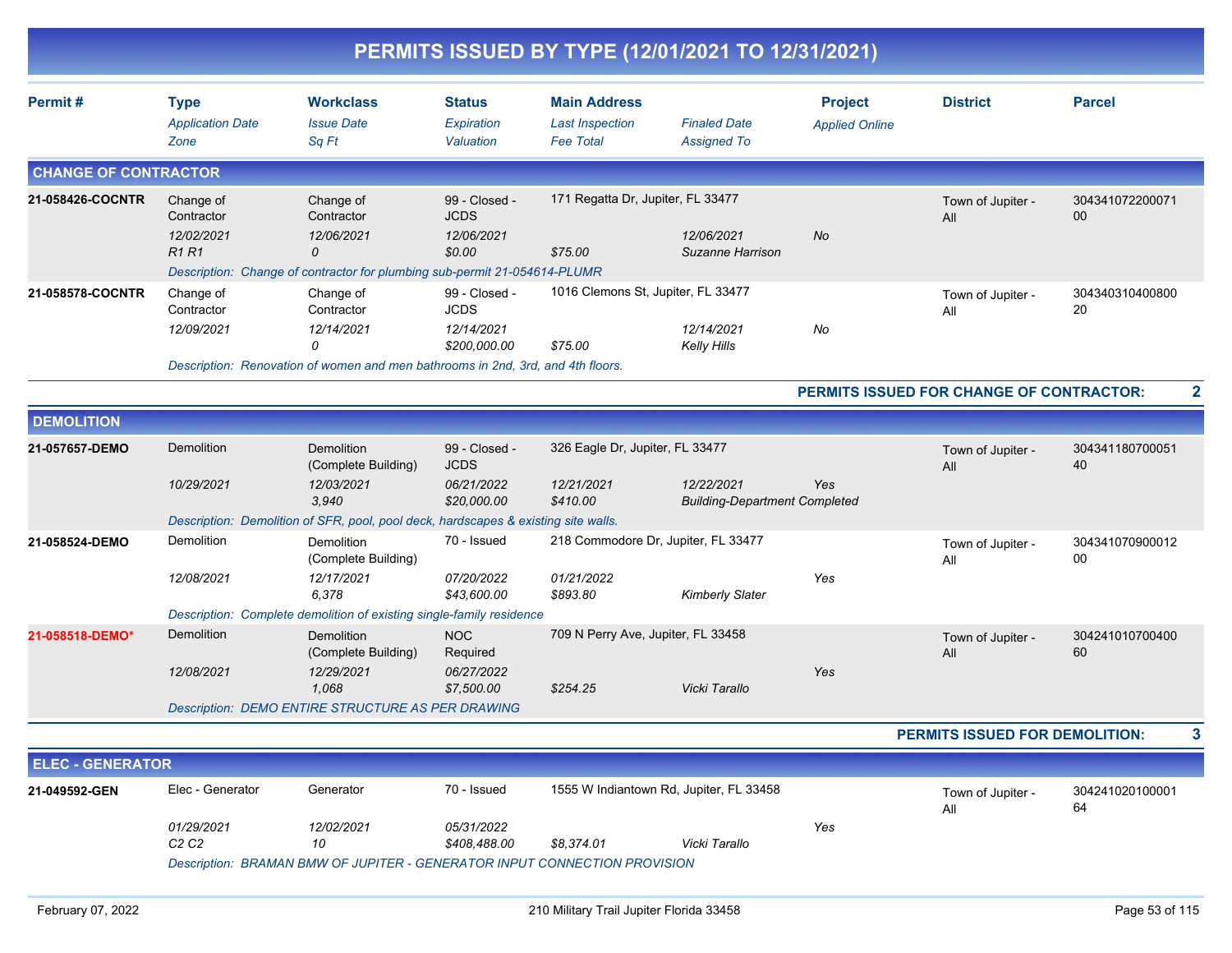# PERMITS ISSUED BY TYPE (12/01/2021 TO 12/31/2021)

| Permit # | Type / Application Date / Zone | Workclass / Issue Date / Sq Ft | Status / Expiration / Valuation | Main Address / Last Inspection / Fee Total | Finaled Date / Assigned To | Project / Applied Online | District | Parcel |
|---|---|---|---|---|---|---|---|---|

## CHANGE OF CONTRACTOR

| Permit # | Type / Application Date / Zone | Workclass / Issue Date / Sq Ft | Status / Expiration / Valuation | Main Address / Last Inspection / Fee Total | Finaled Date / Assigned To | Project / Applied Online | District | Parcel |
|---|---|---|---|---|---|---|---|---|
| **21-058426-COCNTR** | Change of Contractor<br>*12/02/2021*<br>*R1 R1* | Change of Contractor<br>*12/06/2021*<br>*0* | 99 - Closed - JCDS<br>*12/06/2021*<br>*$0.00* | 171 Regatta Dr, Jupiter, FL 33477<br><br>*$75.00* | *12/06/2021*<br>*Suzanne Harrison* | *No* | Town of Jupiter - All | 30434107220007100 |
| | *Description: Change of contractor for plumbing sub-permit 21-054614-PLUMR* | | | | | | | |
| **21-058578-COCNTR** | Change of Contractor<br>*12/09/2021* | Change of Contractor<br>*12/14/2021*<br>*0* | 99 - Closed - JCDS<br>*12/14/2021*<br>*$200,000.00* | 1016 Clemons St, Jupiter, FL 33477<br><br>*$75.00* | *12/14/2021*<br>*Kelly Hills* | *No* | Town of Jupiter - All | 30434031040080020 |
| | *Description: Renovation of women and men bathrooms in 2nd, 3rd, and 4th floors.* | | | | | | | |

**PERMITS ISSUED FOR CHANGE OF CONTRACTOR: 2**

## DEMOLITION

| Permit # | Type / Application Date / Zone | Workclass / Issue Date / Sq Ft | Status / Expiration / Valuation | Main Address / Last Inspection / Fee Total | Finaled Date / Assigned To | Project / Applied Online | District | Parcel |
|---|---|---|---|---|---|---|---|---|
| **21-057657-DEMO** | Demolition<br>*10/29/2021* | Demolition (Complete Building)<br>*12/03/2021*<br>*3,940* | 99 - Closed - JCDS<br>*06/21/2022*<br>*$20,000.00* | 326 Eagle Dr, Jupiter, FL 33477<br>*12/21/2021*<br>*$410.00* | *12/22/2021*<br>*Building-Department Completed* | *Yes* | Town of Jupiter - All | 30434118070005140 |
| | *Description: Demolition of SFR, pool, pool deck, hardscapes & existing site walls.* | | | | | | | |
| **21-058524-DEMO** | Demolition<br>*12/08/2021* | Demolition (Complete Building)<br>*12/17/2021*<br>*6,378* | 70 - Issued<br>*07/20/2022*<br>*$43,600.00* | 218 Commodore Dr, Jupiter, FL 33477<br>*01/21/2022*<br>*$893.80* | *Kimberly Slater* | *Yes* | Town of Jupiter - All | 30434107090001200 |
| | *Description: Complete demolition of existing single-family residence* | | | | | | | |
| **21-058518-DEMO*** | Demolition<br>*12/08/2021* | Demolition (Complete Building)<br>*12/29/2021*<br>*1,068* | NOC Required<br>*06/27/2022*<br>*$7,500.00* | 709 N Perry Ave, Jupiter, FL 33458<br><br>*$254.25* | *Vicki Tarallo* | *Yes* | Town of Jupiter - All | 30424101070040060 |
| | *Description: DEMO ENTIRE STRUCTURE AS PER DRAWING* | | | | | | | |

**PERMITS ISSUED FOR DEMOLITION: 3**

## ELEC - GENERATOR

| Permit # | Type / Application Date / Zone | Workclass / Issue Date / Sq Ft | Status / Expiration / Valuation | Main Address / Last Inspection / Fee Total | Finaled Date / Assigned To | Project / Applied Online | District | Parcel |
|---|---|---|---|---|---|---|---|---|
| **21-049592-GEN** | Elec - Generator<br>*01/29/2021*<br>*C2 C2* | Generator<br>*12/02/2021*<br>*10* | 70 - Issued<br>*05/31/2022*<br>*$408,488.00* | 1555 W Indiantown Rd, Jupiter, FL 33458<br><br>*$8,374.01* | *Vicki Tarallo* | *Yes* | Town of Jupiter - All | 30424102010000164 |
| | *Description: BRAMAN BMW OF JUPITER - GENERATOR INPUT CONNECTION PROVISION* | | | | | | | |

February 07, 2022 — 210 Military Trail Jupiter Florida 33458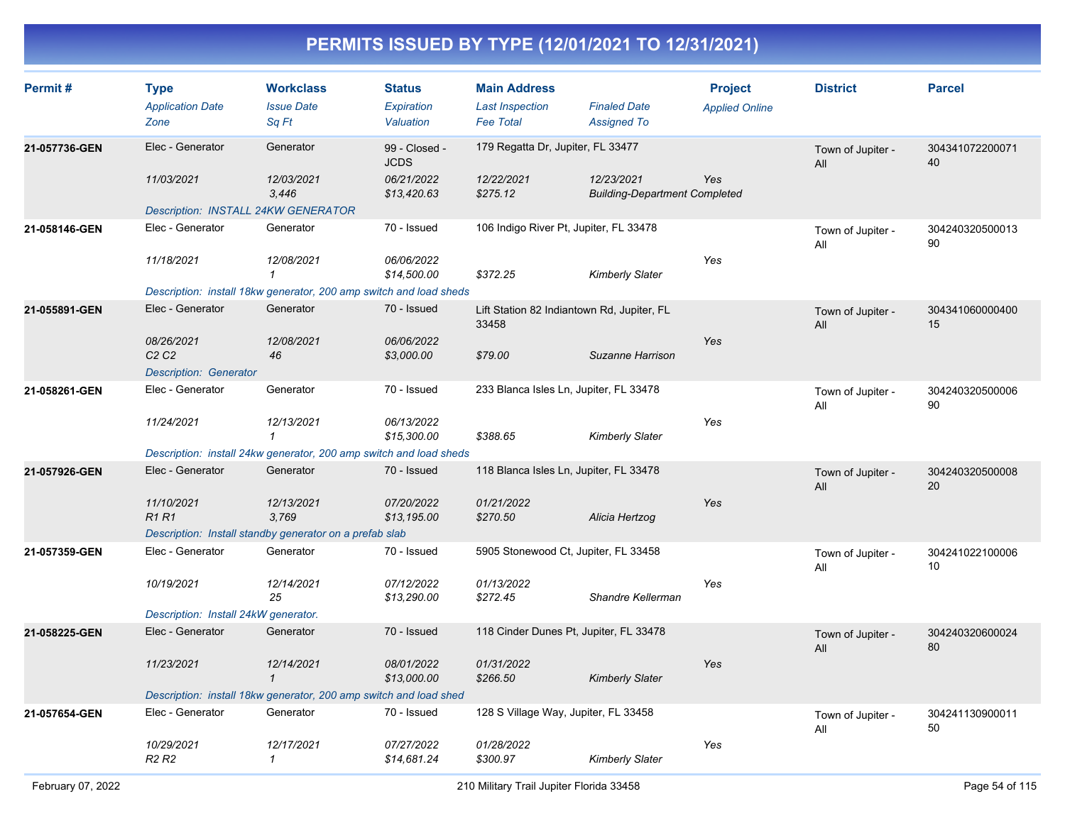# PERMITS ISSUED BY TYPE (12/01/2021 TO 12/31/2021)

| Permit # | Type | Workclass | Status | Main Address | | Project | District | Parcel |
|---|---|---|---|---|---|---|---|---|
| | *Application Date* | *Issue Date* | *Expiration* | *Last Inspection* | *Finaled Date* | *Applied Online* | | |
| | *Zone* | *Sq Ft* | *Valuation* | *Fee Total* | *Assigned To* | | | |
| **21-057736-GEN** | Elec - Generator | Generator | 99 - Closed - JCDS | 179 Regatta Dr, Jupiter, FL 33477 | | | Town of Jupiter - All | 30434107220007140 |
| | *11/03/2021* | *12/03/2021* | *06/21/2022* | *12/22/2021* | *12/23/2021* | *Yes* | | |
| | | *3,446* | *$13,420.63* | *$275.12* | *Building-Department Completed* | | | |
| | *Description: INSTALL 24KW GENERATOR* | | | | | | | |
| **21-058146-GEN** | Elec - Generator | Generator | 70 - Issued | 106 Indigo River Pt, Jupiter, FL 33478 | | | Town of Jupiter - All | 30424032050001390 |
| | *11/18/2021* | *12/08/2021* | *06/06/2022* | | | *Yes* | | |
| | | *1* | *$14,500.00* | *$372.25* | *Kimberly Slater* | | | |
| | *Description: install 18kw generator, 200 amp switch and load sheds* | | | | | | | |
| **21-055891-GEN** | Elec - Generator | Generator | 70 - Issued | Lift Station 82 Indiantown Rd, Jupiter, FL 33458 | | | Town of Jupiter - All | 30434106000040015 |
| | *08/26/2021* | *12/08/2021* | *06/06/2022* | | | *Yes* | | |
| | *C2 C2* | *46* | *$3,000.00* | *$79.00* | *Suzanne Harrison* | | | |
| | *Description: Generator* | | | | | | | |
| **21-058261-GEN** | Elec - Generator | Generator | 70 - Issued | 233 Blanca Isles Ln, Jupiter, FL 33478 | | | Town of Jupiter - All | 30424032050000690 |
| | *11/24/2021* | *12/13/2021* | *06/13/2022* | | | *Yes* | | |
| | | *1* | *$15,300.00* | *$388.65* | *Kimberly Slater* | | | |
| | *Description: install 24kw generator, 200 amp switch and load sheds* | | | | | | | |
| **21-057926-GEN** | Elec - Generator | Generator | 70 - Issued | 118 Blanca Isles Ln, Jupiter, FL 33478 | | | Town of Jupiter - All | 30424032050000820 |
| | *11/10/2021* | *12/13/2021* | *07/20/2022* | *01/21/2022* | | *Yes* | | |
| | *R1 R1* | *3,769* | *$13,195.00* | *$270.50* | *Alicia Hertzog* | | | |
| | *Description: Install standby generator on a prefab slab* | | | | | | | |
| **21-057359-GEN** | Elec - Generator | Generator | 70 - Issued | 5905 Stonewood Ct, Jupiter, FL 33458 | | | Town of Jupiter - All | 30424102210000610 |
| | *10/19/2021* | *12/14/2021* | *07/12/2022* | *01/13/2022* | | *Yes* | | |
| | | *25* | *$13,290.00* | *$272.45* | *Shandre Kellerman* | | | |
| | *Description: Install 24kW generator.* | | | | | | | |
| **21-058225-GEN** | Elec - Generator | Generator | 70 - Issued | 118 Cinder Dunes Pt, Jupiter, FL 33478 | | | Town of Jupiter - All | 30424032060002480 |
| | *11/23/2021* | *12/14/2021* | *08/01/2022* | *01/31/2022* | | *Yes* | | |
| | | *1* | *$13,000.00* | *$266.50* | *Kimberly Slater* | | | |
| | *Description: install 18kw generator, 200 amp switch and load shed* | | | | | | | |
| **21-057654-GEN** | Elec - Generator | Generator | 70 - Issued | 128 S Village Way, Jupiter, FL 33458 | | | Town of Jupiter - All | 30424113090001150 |
| | *10/29/2021* | *12/17/2021* | *07/27/2022* | *01/28/2022* | | *Yes* | | |
| | *R2 R2* | *1* | *$14,681.24* | *$300.97* | *Kimberly Slater* | | | |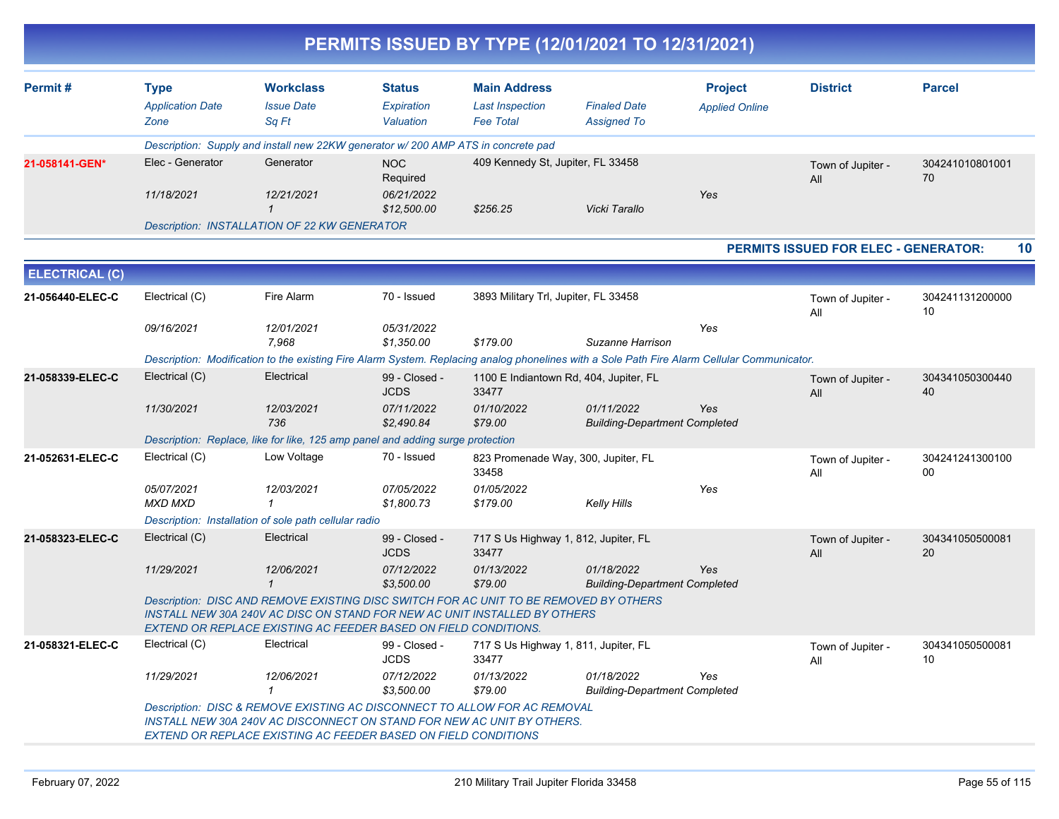# PERMITS ISSUED BY TYPE (12/01/2021 TO 12/31/2021)

| Permit # | Type / Application Date / Zone | Workclass / Issue Date / Sq Ft | Status / Expiration / Valuation | Main Address / Last Inspection / Fee Total | Finaled Date / Assigned To | Project / Applied Online | District | Parcel |
|---|---|---|---|---|---|---|---|---|
| | Description: Supply and install new 22KW generator w/ 200 AMP ATS in concrete pad | | | | | | | |
| 21-058141-GEN* | Elec - Generator | Generator | NOC Required | 409 Kennedy St, Jupiter, FL 33458 | | | Town of Jupiter - All | 30424101080100170 |
| | 11/18/2021 | 12/21/2021 | 06/21/2022 | | | Yes | | |
| | | 1 | $12,500.00 | $256.25 | Vicki Tarallo | | | |
| | Description: INSTALLATION OF 22 KW GENERATOR | | | | | | | |

**PERMITS ISSUED FOR ELEC - GENERATOR: 10**

## ELECTRICAL (C)

| Permit # | Type / Application Date / Zone | Workclass / Issue Date / Sq Ft | Status / Expiration / Valuation | Main Address / Last Inspection / Fee Total | Finaled Date / Assigned To | Project / Applied Online | District | Parcel |
|---|---|---|---|---|---|---|---|---|
| 21-056440-ELEC-C | Electrical (C) | Fire Alarm | 70 - Issued | 3893 Military Trl, Jupiter, FL 33458 | | | Town of Jupiter - All | 30424113120000010 |
| | 09/16/2021 | 12/01/2021 | 05/31/2022 | | | Yes | | |
| | | 7,968 | $1,350.00 | $179.00 | Suzanne Harrison | | | |
| | Description: Modification to the existing Fire Alarm System. Replacing analog phonelines with a Sole Path Fire Alarm Cellular Communicator. | | | | | | | |
| 21-058339-ELEC-C | Electrical (C) | Electrical | 99 - Closed - JCDS | 1100 E Indiantown Rd, 404, Jupiter, FL 33477 | | | Town of Jupiter - All | 30434105030044040 |
| | 11/30/2021 | 12/03/2021 | 07/11/2022 | 01/10/2022 | 01/11/2022 | Yes | | |
| | | 736 | $2,490.84 | $79.00 | Building-Department Completed | | | |
| | Description: Replace, like for like, 125 amp panel and adding surge protection | | | | | | | |
| 21-052631-ELEC-C | Electrical (C) | Low Voltage | 70 - Issued | 823 Promenade Way, 300, Jupiter, FL 33458 | | | Town of Jupiter - All | 30424124130010000 |
| | 05/07/2021 | 12/03/2021 | 07/05/2022 | 01/05/2022 | | Yes | | |
| | MXD MXD | 1 | $1,800.73 | $179.00 | Kelly Hills | | | |
| | Description: Installation of sole path cellular radio | | | | | | | |
| 21-058323-ELEC-C | Electrical (C) | Electrical | 99 - Closed - JCDS | 717 S Us Highway 1, 812, Jupiter, FL 33477 | | | Town of Jupiter - All | 30434105050008120 |
| | 11/29/2021 | 12/06/2021 | 07/12/2022 | 01/13/2022 | 01/18/2022 | Yes | | |
| | | 1 | $3,500.00 | $79.00 | Building-Department Completed | | | |
| | Description: DISC AND REMOVE EXISTING DISC SWITCH FOR AC UNIT TO BE REMOVED BY OTHERS INSTALL NEW 30A 240V AC DISC ON STAND FOR NEW AC UNIT INSTALLED BY OTHERS EXTEND OR REPLACE EXISTING AC FEEDER BASED ON FIELD CONDITIONS. | | | | | | | |
| 21-058321-ELEC-C | Electrical (C) | Electrical | 99 - Closed - JCDS | 717 S Us Highway 1, 811, Jupiter, FL 33477 | | | Town of Jupiter - All | 30434105050008110 |
| | 11/29/2021 | 12/06/2021 | 07/12/2022 | 01/13/2022 | 01/18/2022 | Yes | | |
| | | 1 | $3,500.00 | $79.00 | Building-Department Completed | | | |
| | Description: DISC & REMOVE EXISTING AC DISCONNECT TO ALLOW FOR AC REMOVAL INSTALL NEW 30A 240V AC DISCONNECT ON STAND FOR NEW AC UNIT BY OTHERS. EXTEND OR REPLACE EXISTING AC FEEDER BASED ON FIELD CONDITIONS | | | | | | | |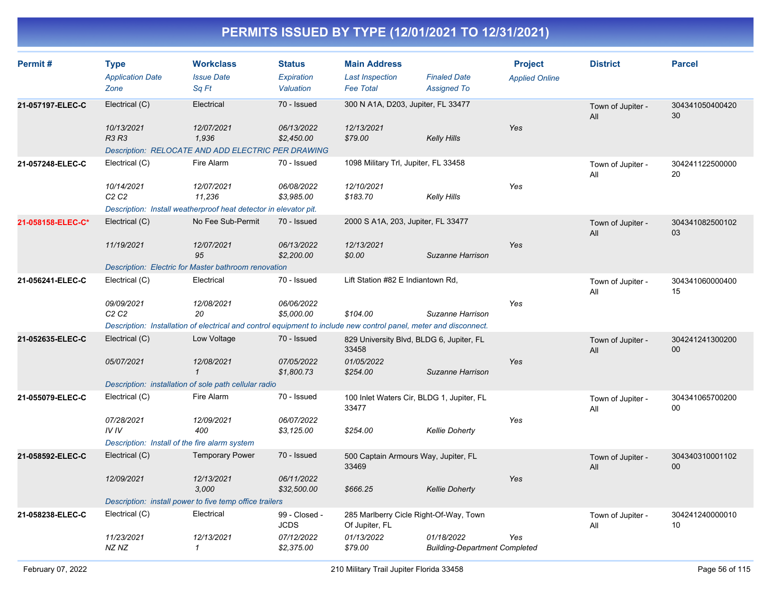# PERMITS ISSUED BY TYPE (12/01/2021 TO 12/31/2021)

| Permit # | Type<br>*Application Date*<br>*Zone* | Workclass<br>*Issue Date*<br>*Sq Ft* | Status<br>*Expiration*<br>*Valuation* | Main Address<br>*Last Inspection*<br>*Fee Total* | *Finaled Date*<br>*Assigned To* | Project<br>*Applied Online* | District | Parcel |
|---|---|---|---|---|---|---|---|---|
| 21-057197-ELEC-C | Electrical (C)<br>*10/13/2021*<br>*R3 R3* | Electrical<br>*12/07/2021*<br>*1,936* | 70 - Issued<br>*06/13/2022*<br>*$2,450.00* | 300 N A1A, D203, Jupiter, FL 33477<br>*12/13/2021*<br>*$79.00* | *Kelly Hills* | *Yes* | Town of Jupiter - All | 30434105040042030 |
| | *Description: RELOCATE AND ADD ELECTRIC PER DRAWING* | | | | | | | |
| 21-057248-ELEC-C | Electrical (C)<br>*10/14/2021*<br>*C2 C2* | Fire Alarm<br>*12/07/2021*<br>*11,236* | 70 - Issued<br>*06/08/2022*<br>*$3,985.00* | 1098 Military Trl, Jupiter, FL 33458<br>*12/10/2021*<br>*$183.70* | *Kelly Hills* | *Yes* | Town of Jupiter - All | 30424112250000020 |
| | *Description: Install weatherproof heat detector in elevator pit.* | | | | | | | |
| 21-058158-ELEC-C* | Electrical (C)<br>*11/19/2021* | No Fee Sub-Permit<br>*12/07/2021*<br>*95* | 70 - Issued<br>*06/13/2022*<br>*$2,200.00* | 2000 S A1A, 203, Jupiter, FL 33477<br>*12/13/2021*<br>*$0.00* | *Suzanne Harrison* | *Yes* | Town of Jupiter - All | 30434108250010203 |
| | *Description: Electric for Master bathroom renovation* | | | | | | | |
| 21-056241-ELEC-C | Electrical (C)<br>*09/09/2021*<br>*C2 C2* | Electrical<br>*12/08/2021*<br>*20* | 70 - Issued<br>*06/06/2022*<br>*$5,000.00* | Lift Station #82 E Indiantown Rd,<br><br>*$104.00* | *Suzanne Harrison* | *Yes* | Town of Jupiter - All | 30434106000040015 |
| | *Description: Installation of electrical and control equipment to include new control panel, meter and disconnect.* | | | | | | | |
| 21-052635-ELEC-C | Electrical (C)<br>*05/07/2021* | Low Voltage<br>*12/08/2021*<br>*1* | 70 - Issued<br>*07/05/2022*<br>*$1,800.73* | 829 University Blvd, BLDG 6, Jupiter, FL 33458<br>*01/05/2022*<br>*$254.00* | *Suzanne Harrison* | *Yes* | Town of Jupiter - All | 30424124130020000 |
| | *Description: installation of sole path cellular radio* | | | | | | | |
| 21-055079-ELEC-C | Electrical (C)<br>*07/28/2021*<br>*IV IV* | Fire Alarm<br>*12/09/2021*<br>*400* | 70 - Issued<br>*06/07/2022*<br>*$3,125.00* | 100 Inlet Waters Cir, BLDG 1, Jupiter, FL 33477<br><br>*$254.00* | *Kellie Doherty* | *Yes* | Town of Jupiter - All | 30434106570020000 |
| | *Description: Install of the fire alarm system* | | | | | | | |
| 21-058592-ELEC-C | Electrical (C)<br>*12/09/2021* | Temporary Power<br>*12/13/2021*<br>*3,000* | 70 - Issued<br>*06/11/2022*<br>*$32,500.00* | 500 Captain Armours Way, Jupiter, FL 33469<br><br>*$666.25* | *Kellie Doherty* | *Yes* | Town of Jupiter - All | 30434031000110200 |
| | *Description: install power to five temp office trailers* | | | | | | | |
| 21-058238-ELEC-C | Electrical (C)<br>*11/23/2021*<br>*NZ NZ* | Electrical<br>*12/13/2021*<br>*1* | 99 - Closed - JCDS<br>*07/12/2022*<br>*$2,375.00* | 285 Marlberry Cicle Right-Of-Way, Town Of Jupiter, FL<br>*01/13/2022*<br>*$79.00* | *01/18/2022*<br>*Building-Department Completed* | *Yes* | Town of Jupiter - All | 30424124000001010 |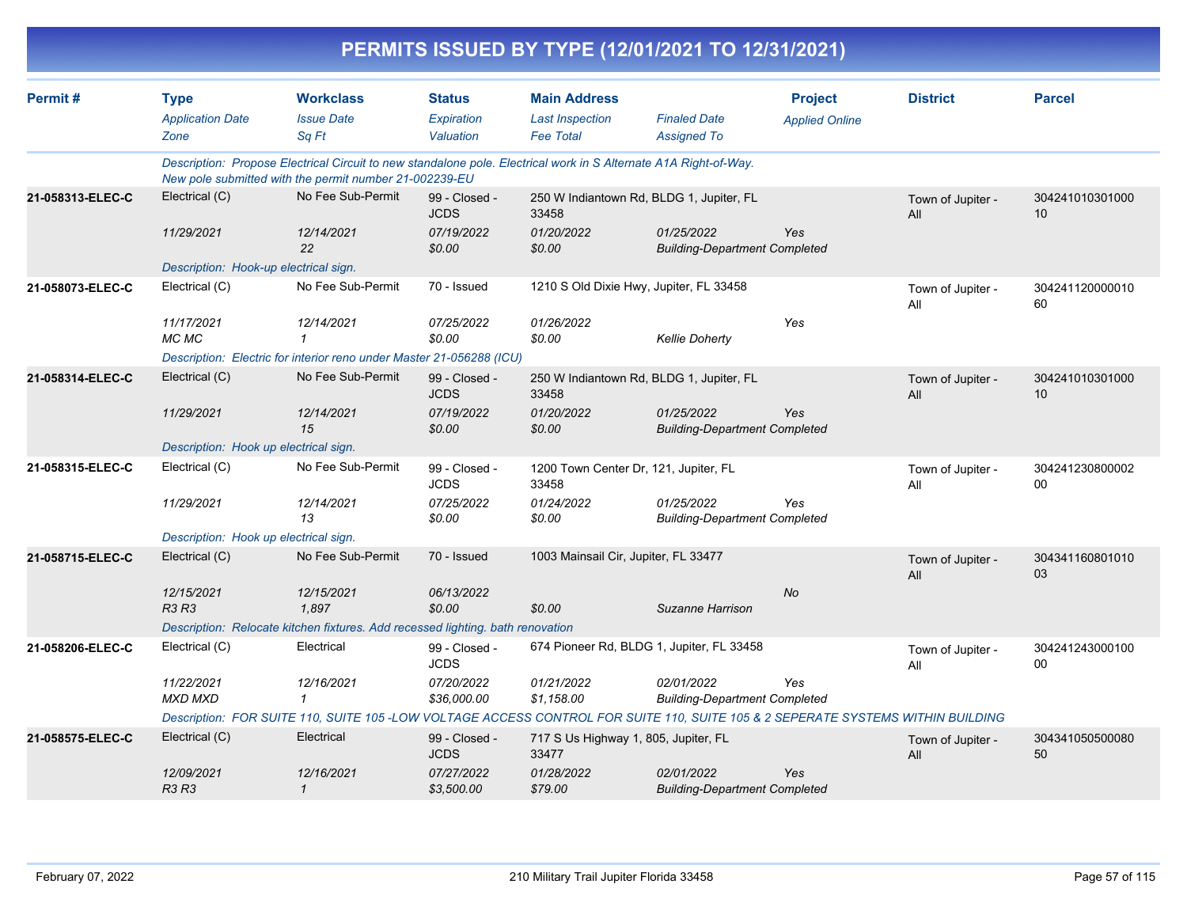# PERMITS ISSUED BY TYPE (12/01/2021 TO 12/31/2021)

| Permit # | Type<br>*Application Date*<br>*Zone* | Workclass<br>*Issue Date*<br>*Sq Ft* | Status<br>*Expiration*<br>*Valuation* | Main Address<br>*Last Inspection*<br>*Fee Total* | *Finaled Date*<br>*Assigned To* | Project<br>*Applied Online* | District | Parcel |
|---|---|---|---|---|---|---|---|---|
| | *Description: Propose Electrical Circuit to new standalone pole. Electrical work in S Alternate A1A Right-of-Way. New pole submitted with the permit number 21-002239-EU* | | | | | | | |
| **21-058313-ELEC-C** | Electrical (C)<br>*11/29/2021* | No Fee Sub-Permit<br>*12/14/2021*<br>*22* | 99 - Closed - JCDS<br>*07/19/2022*<br>*$0.00* | 250 W Indiantown Rd, BLDG 1, Jupiter, FL 33458<br>*01/20/2022*<br>*$0.00* | *01/25/2022*<br>*Building-Department Completed* | *Yes* | Town of Jupiter - All | 30424101030100010 |
| | *Description: Hook-up electrical sign.* | | | | | | | |
| **21-058073-ELEC-C** | Electrical (C)<br>*11/17/2021*<br>*MC MC* | No Fee Sub-Permit<br>*12/14/2021*<br>*1* | 70 - Issued<br>*07/25/2022*<br>*$0.00* | 1210 S Old Dixie Hwy, Jupiter, FL 33458<br>*01/26/2022*<br>*$0.00* | *Kellie Doherty* | *Yes* | Town of Jupiter - All | 30424112000001060 |
| | *Description: Electric for interior reno under Master 21-056288 (ICU)* | | | | | | | |
| **21-058314-ELEC-C** | Electrical (C)<br>*11/29/2021* | No Fee Sub-Permit<br>*12/14/2021*<br>*15* | 99 - Closed - JCDS<br>*07/19/2022*<br>*$0.00* | 250 W Indiantown Rd, BLDG 1, Jupiter, FL 33458<br>*01/20/2022*<br>*$0.00* | *01/25/2022*<br>*Building-Department Completed* | *Yes* | Town of Jupiter - All | 30424101030100010 |
| | *Description: Hook up electrical sign.* | | | | | | | |
| **21-058315-ELEC-C** | Electrical (C)<br>*11/29/2021* | No Fee Sub-Permit<br>*12/14/2021*<br>*13* | 99 - Closed - JCDS<br>*07/25/2022*<br>*$0.00* | 1200 Town Center Dr, 121, Jupiter, FL 33458<br>*01/24/2022*<br>*$0.00* | *01/25/2022*<br>*Building-Department Completed* | *Yes* | Town of Jupiter - All | 30424123080000200 |
| | *Description: Hook up electrical sign.* | | | | | | | |
| **21-058715-ELEC-C** | Electrical (C)<br>*12/15/2021*<br>*R3 R3* | No Fee Sub-Permit<br>*12/15/2021*<br>*1,897* | 70 - Issued<br>*06/13/2022*<br>*$0.00* | 1003 Mainsail Cir, Jupiter, FL 33477<br><br>*$0.00* | *Suzanne Harrison* | *No* | Town of Jupiter - All | 30434116080101003 |
| | *Description: Relocate kitchen fixtures. Add recessed lighting. bath renovation* | | | | | | | |
| **21-058206-ELEC-C** | Electrical (C)<br>*11/22/2021*<br>*MXD MXD* | Electrical<br>*12/16/2021*<br>*1* | 99 - Closed - JCDS<br>*07/20/2022*<br>*$36,000.00* | 674 Pioneer Rd, BLDG 1, Jupiter, FL 33458<br>*01/21/2022*<br>*$1,158.00* | *02/01/2022*<br>*Building-Department Completed* | *Yes* | Town of Jupiter - All | 30424124300010000 |
| | *Description: FOR SUITE 110, SUITE 105 -LOW VOLTAGE ACCESS CONTROL FOR SUITE 110, SUITE 105 & 2 SEPERATE SYSTEMS WITHIN BUILDING* | | | | | | | |
| **21-058575-ELEC-C** | Electrical (C)<br>*12/09/2021*<br>*R3 R3* | Electrical<br>*12/16/2021*<br>*1* | 99 - Closed - JCDS<br>*07/27/2022*<br>*$3,500.00* | 717 S Us Highway 1, 805, Jupiter, FL 33477<br>*01/28/2022*<br>*$79.00* | *02/01/2022*<br>*Building-Department Completed* | *Yes* | Town of Jupiter - All | 30434105050008050 |

February 07, 2022 — 210 Military Trail Jupiter Florida 33458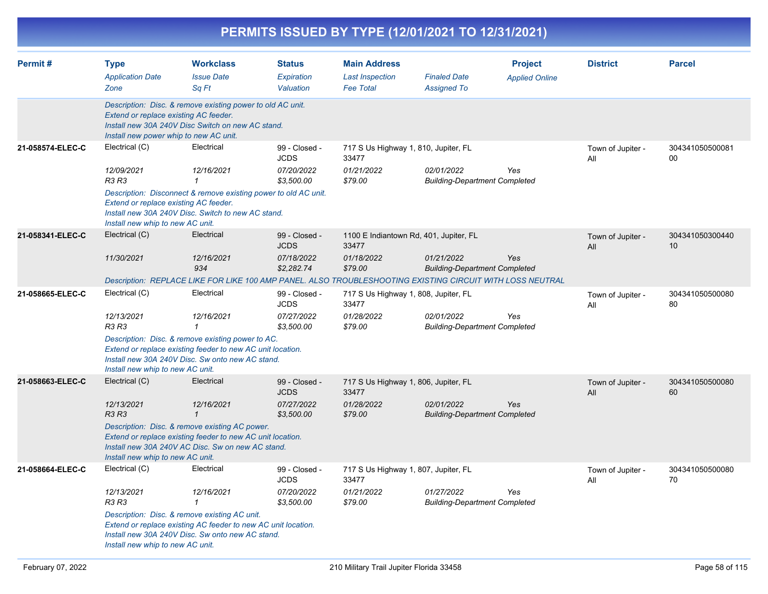# PERMITS ISSUED BY TYPE (12/01/2021 TO 12/31/2021)

| Permit # | Type<br>*Application Date*<br>*Zone* | Workclass<br>*Issue Date*<br>*Sq Ft* | Status<br>*Expiration*<br>*Valuation* | Main Address<br>*Last Inspection*<br>*Fee Total* | *Finaled Date*<br>*Assigned To* | Project<br>*Applied Online* | District | Parcel |
|---|---|---|---|---|---|---|---|---|
| | *Description: Disc. & remove existing power to old AC unit. Extend or replace existing AC feeder. Install new 30A 240V Disc Switch on new AC stand. Install new power whip to new AC unit.* | | | | | | | |
| **21-058574-ELEC-C** | Electrical (C)<br>*12/09/2021*<br>*R3 R3* | Electrical<br>*12/16/2021*<br>*1* | 99 - Closed - JCDS<br>*07/20/2022*<br>*$3,500.00* | 717 S Us Highway 1, 810, Jupiter, FL 33477<br>*01/21/2022*<br>*$79.00* | *02/01/2022*<br>*Building-Department Completed* | *Yes* | Town of Jupiter - All | 30434105050008100 |
| | *Description: Disconnect & remove existing power to old AC unit. Extend or replace existing AC feeder. Install new 30A 240V Disc. Switch to new AC stand. Install new whip to new AC unit.* | | | | | | | |
| **21-058341-ELEC-C** | Electrical (C)<br>*11/30/2021* | Electrical<br>*12/16/2021*<br>*934* | 99 - Closed - JCDS<br>*07/18/2022*<br>*$2,282.74* | 1100 E Indiantown Rd, 401, Jupiter, FL 33477<br>*01/18/2022*<br>*$79.00* | *01/21/2022*<br>*Building-Department Completed* | *Yes* | Town of Jupiter - All | 30434105030044010 |
| | *Description: REPLACE LIKE FOR LIKE 100 AMP PANEL. ALSO TROUBLESHOOTING EXISTING CIRCUIT WITH LOSS NEUTRAL* | | | | | | | |
| **21-058665-ELEC-C** | Electrical (C)<br>*12/13/2021*<br>*R3 R3* | Electrical<br>*12/16/2021*<br>*1* | 99 - Closed - JCDS<br>*07/27/2022*<br>*$3,500.00* | 717 S Us Highway 1, 808, Jupiter, FL 33477<br>*01/28/2022*<br>*$79.00* | *02/01/2022*<br>*Building-Department Completed* | *Yes* | Town of Jupiter - All | 30434105050008080 |
| | *Description: Disc. & remove existing power to AC. Extend or replace existing feeder to new AC unit location. Install new 30A 240V Disc. Sw onto new AC stand. Install new whip to new AC unit.* | | | | | | | |
| **21-058663-ELEC-C** | Electrical (C)<br>*12/13/2021*<br>*R3 R3* | Electrical<br>*12/16/2021*<br>*1* | 99 - Closed - JCDS<br>*07/27/2022*<br>*$3,500.00* | 717 S Us Highway 1, 806, Jupiter, FL 33477<br>*01/28/2022*<br>*$79.00* | *02/01/2022*<br>*Building-Department Completed* | *Yes* | Town of Jupiter - All | 30434105050008060 |
| | *Description: Disc. & remove existing AC power. Extend or replace existing feeder to new AC unit location. Install new 30A 240V AC Disc. Sw on new AC stand. Install new whip to new AC unit.* | | | | | | | |
| **21-058664-ELEC-C** | Electrical (C)<br>*12/13/2021*<br>*R3 R3* | Electrical<br>*12/16/2021*<br>*1* | 99 - Closed - JCDS<br>*07/20/2022*<br>*$3,500.00* | 717 S Us Highway 1, 807, Jupiter, FL 33477<br>*01/21/2022*<br>*$79.00* | *01/27/2022*<br>*Building-Department Completed* | *Yes* | Town of Jupiter - All | 30434105050008070 |
| | *Description: Disc. & remove existing AC unit. Extend or replace existing AC feeder to new AC unit location. Install new 30A 240V Disc. Sw onto new AC stand. Install new whip to new AC unit.* | | | | | | | |

February 07, 2022 — 210 Military Trail Jupiter Florida 33458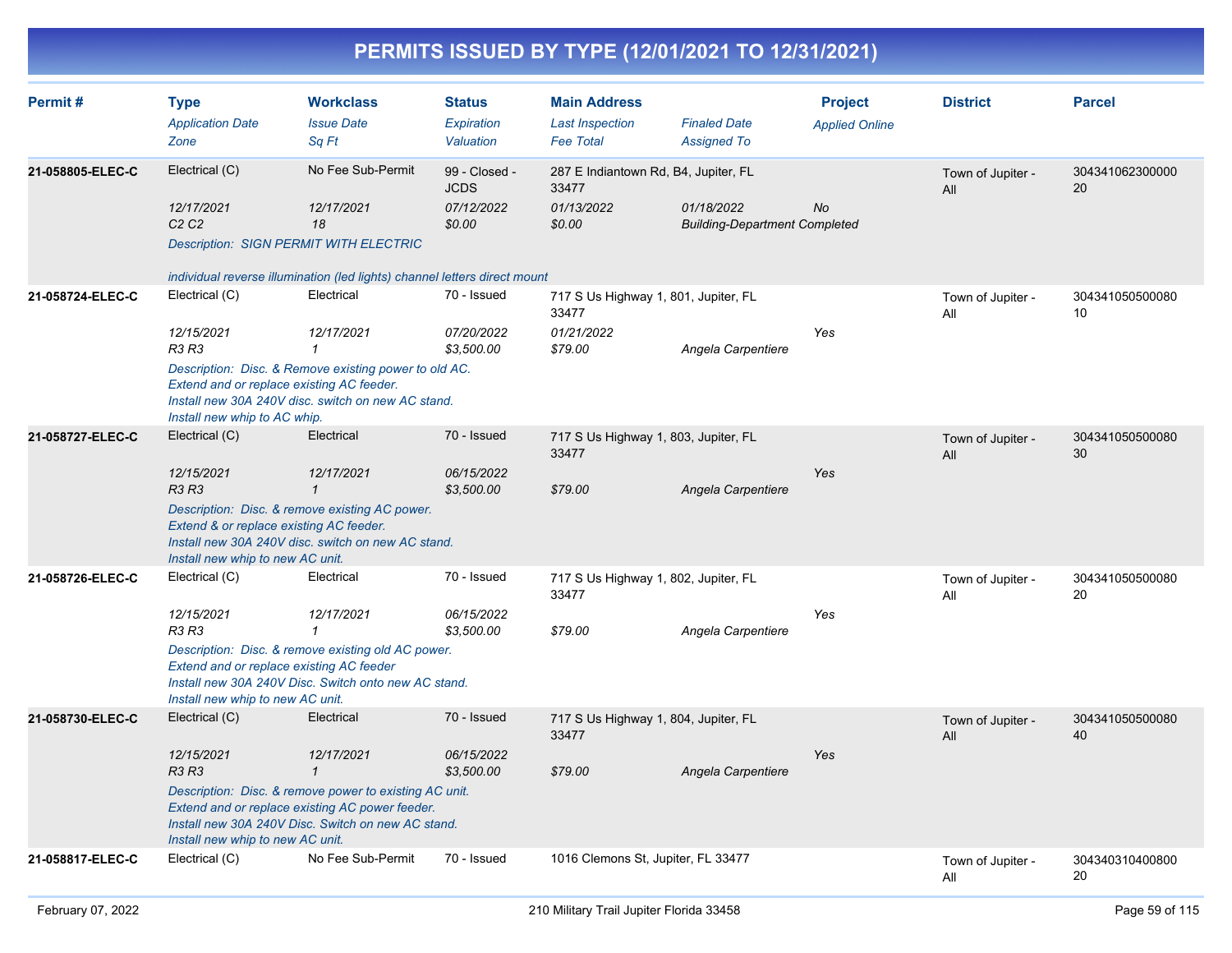# PERMITS ISSUED BY TYPE (12/01/2021 TO 12/31/2021)

| Permit # | Type<br>*Application Date*<br>*Zone* | Workclass<br>*Issue Date*<br>*Sq Ft* | Status<br>*Expiration*<br>*Valuation* | Main Address<br>*Last Inspection*<br>*Fee Total* | *Finaled Date*<br>*Assigned To* | Project<br>*Applied Online* | District | Parcel |
|---|---|---|---|---|---|---|---|---|
| **21-058805-ELEC-C** | Electrical (C)<br>*12/17/2021*<br>*C2 C2* | No Fee Sub-Permit<br>*12/17/2021*<br>*18* | 99 - Closed - JCDS<br>*07/12/2022*<br>*$0.00* | 287 E Indiantown Rd, B4, Jupiter, FL 33477<br>*01/13/2022*<br>*$0.00* | *01/18/2022*<br>*Building-Department Completed* | *No* | Town of Jupiter - All | 30434106230000020 |
| | *Description: SIGN PERMIT WITH ELECTRIC*<br><br>*individual reverse illumination (led lights) channel letters direct mount* | | | | | | | |
| **21-058724-ELEC-C** | Electrical (C)<br>*12/15/2021*<br>*R3 R3* | Electrical<br>*12/17/2021*<br>*1* | 70 - Issued<br>*07/20/2022*<br>*$3,500.00* | 717 S Us Highway 1, 801, Jupiter, FL 33477<br>*01/21/2022*<br>*$79.00* | *Angela Carpentiere* | *Yes* | Town of Jupiter - All | 30434105050008010 |
| | *Description: Disc. & Remove existing power to old AC.*<br>*Extend and or replace existing AC feeder.*<br>*Install new 30A 240V disc. switch on new AC stand.*<br>*Install new whip to AC whip.* | | | | | | | |
| **21-058727-ELEC-C** | Electrical (C)<br>*12/15/2021*<br>*R3 R3* | Electrical<br>*12/17/2021*<br>*1* | 70 - Issued<br>*06/15/2022*<br>*$3,500.00* | 717 S Us Highway 1, 803, Jupiter, FL 33477<br><br>*$79.00* | *Angela Carpentiere* | *Yes* | Town of Jupiter - All | 30434105050008030 |
| | *Description: Disc. & remove existing AC power.*<br>*Extend & or replace existing AC feeder.*<br>*Install new 30A 240V disc. switch on new AC stand.*<br>*Install new whip to new AC unit.* | | | | | | | |
| **21-058726-ELEC-C** | Electrical (C)<br>*12/15/2021*<br>*R3 R3* | Electrical<br>*12/17/2021*<br>*1* | 70 - Issued<br>*06/15/2022*<br>*$3,500.00* | 717 S Us Highway 1, 802, Jupiter, FL 33477<br><br>*$79.00* | *Angela Carpentiere* | *Yes* | Town of Jupiter - All | 30434105050008020 |
| | *Description: Disc. & remove existing old AC power.*<br>*Extend and or replace existing AC feeder*<br>*Install new 30A 240V Disc. Switch onto new AC stand.*<br>*Install new whip to new AC unit.* | | | | | | | |
| **21-058730-ELEC-C** | Electrical (C)<br>*12/15/2021*<br>*R3 R3* | Electrical<br>*12/17/2021*<br>*1* | 70 - Issued<br>*06/15/2022*<br>*$3,500.00* | 717 S Us Highway 1, 804, Jupiter, FL 33477<br><br>*$79.00* | *Angela Carpentiere* | *Yes* | Town of Jupiter - All | 30434105050008040 |
| | *Description: Disc. & remove power to existing AC unit.*<br>*Extend and or replace existing AC power feeder.*<br>*Install new 30A 240V Disc. Switch on new AC stand.*<br>*Install new whip to new AC unit.* | | | | | | | |
| **21-058817-ELEC-C** | Electrical (C) | No Fee Sub-Permit | 70 - Issued | 1016 Clemons St, Jupiter, FL 33477 | | | Town of Jupiter - All | 30434031040080020 |

February 07, 2022 — 210 Military Trail Jupiter Florida 33458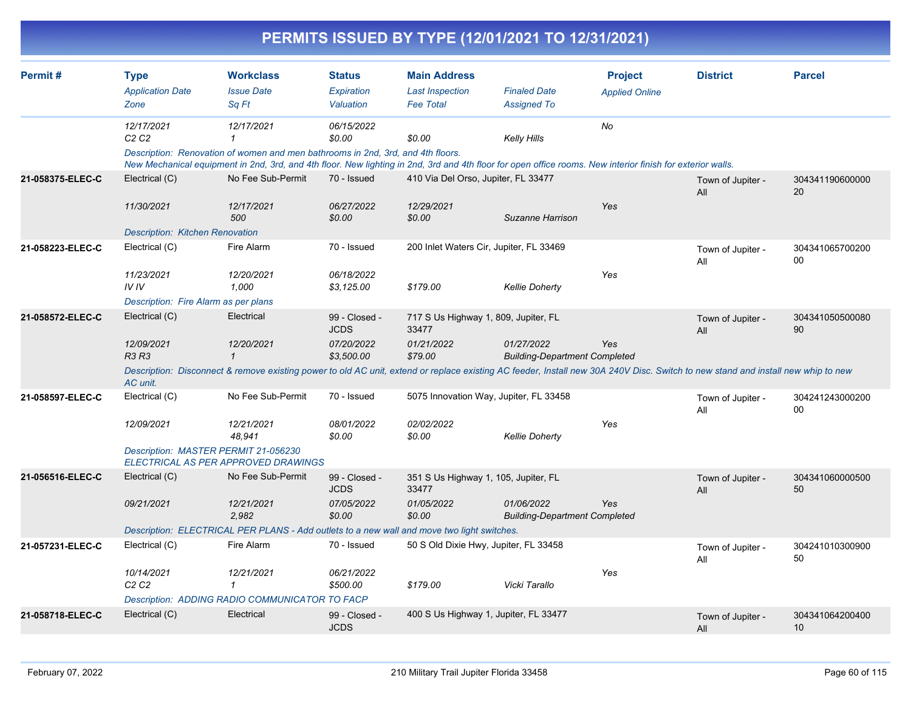# PERMITS ISSUED BY TYPE (12/01/2021 TO 12/31/2021)

| Permit # | Type<br>*Application Date*<br>*Zone* | Workclass<br>*Issue Date*<br>*Sq Ft* | Status<br>*Expiration*<br>*Valuation* | Main Address<br>*Last Inspection*<br>*Fee Total* | *Finaled Date*<br>*Assigned To* | Project<br>*Applied Online* | District | Parcel |
|---|---|---|---|---|---|---|---|---|
| | *12/17/2021*<br>*C2 C2* | *12/17/2021*<br>*1* | *06/15/2022*<br>*$0.00* | *$0.00* | *Kelly Hills* | *No* | | |
| | *Description: Renovation of women and men bathrooms in 2nd, 3rd, and 4th floors. New Mechanical equipment in 2nd, 3rd, and 4th floor. New lighting in 2nd, 3rd and 4th floor for open office rooms. New interior finish for exterior walls.* | | | | | | | |
| **21-058375-ELEC-C** | Electrical (C)<br>*11/30/2021* | No Fee Sub-Permit<br>*12/17/2021*<br>*500* | 70 - Issued<br>*06/27/2022*<br>*$0.00* | 410 Via Del Orso, Jupiter, FL 33477<br>*12/29/2021*<br>*$0.00* | *Suzanne Harrison* | *Yes* | Town of Jupiter - All | 30434119060000020 |
| | *Description: Kitchen Renovation* | | | | | | | |
| **21-058223-ELEC-C** | Electrical (C)<br>*11/23/2021*<br>*IV IV* | Fire Alarm<br>*12/20/2021*<br>*1,000* | 70 - Issued<br>*06/18/2022*<br>*$3,125.00* | 200 Inlet Waters Cir, Jupiter, FL 33469<br>*$179.00* | *Kellie Doherty* | *Yes* | Town of Jupiter - All | 30434106570020000 |
| | *Description: Fire Alarm as per plans* | | | | | | | |
| **21-058572-ELEC-C** | Electrical (C)<br>*12/09/2021*<br>*R3 R3* | Electrical<br>*12/20/2021*<br>*1* | 99 - Closed - JCDS<br>*07/20/2022*<br>*$3,500.00* | 717 S Us Highway 1, 809, Jupiter, FL 33477<br>*01/21/2022*<br>*$79.00* | *01/27/2022*<br>*Building-Department Completed* | *Yes* | Town of Jupiter - All | 30434105050008090 |
| | *Description: Disconnect & remove existing power to old AC unit, extend or replace existing AC feeder, Install new 30A 240V Disc. Switch to new stand and install new whip to new AC unit.* | | | | | | | |
| **21-058597-ELEC-C** | Electrical (C)<br>*12/09/2021* | No Fee Sub-Permit<br>*12/21/2021*<br>*48,941* | 70 - Issued<br>*08/01/2022*<br>*$0.00* | 5075 Innovation Way, Jupiter, FL 33458<br>*02/02/2022*<br>*$0.00* | *Kellie Doherty* | *Yes* | Town of Jupiter - All | 30424124300020000 |
| | *Description: MASTER PERMIT 21-056230 ELECTRICAL AS PER APPROVED DRAWINGS* | | | | | | | |
| **21-056516-ELEC-C** | Electrical (C)<br>*09/21/2021* | No Fee Sub-Permit<br>*12/21/2021*<br>*2,982* | 99 - Closed - JCDS<br>*07/05/2022*<br>*$0.00* | 351 S Us Highway 1, 105, Jupiter, FL 33477<br>*01/05/2022*<br>*$0.00* | *01/06/2022*<br>*Building-Department Completed* | *Yes* | Town of Jupiter - All | 30434106000050050 |
| | *Description: ELECTRICAL PER PLANS - Add outlets to a new wall and move two light switches.* | | | | | | | |
| **21-057231-ELEC-C** | Electrical (C)<br>*10/14/2021*<br>*C2 C2* | Fire Alarm<br>*12/21/2021*<br>*1* | 70 - Issued<br>*06/21/2022*<br>*$500.00* | 50 S Old Dixie Hwy, Jupiter, FL 33458<br>*$179.00* | *Vicki Tarallo* | *Yes* | Town of Jupiter - All | 30424101030090050 |
| | *Description: ADDING RADIO COMMUNICATOR TO FACP* | | | | | | | |
| **21-058718-ELEC-C** | Electrical (C) | Electrical | 99 - Closed - JCDS | 400 S Us Highway 1, Jupiter, FL 33477 | | | Town of Jupiter - All | 30434106420040010 |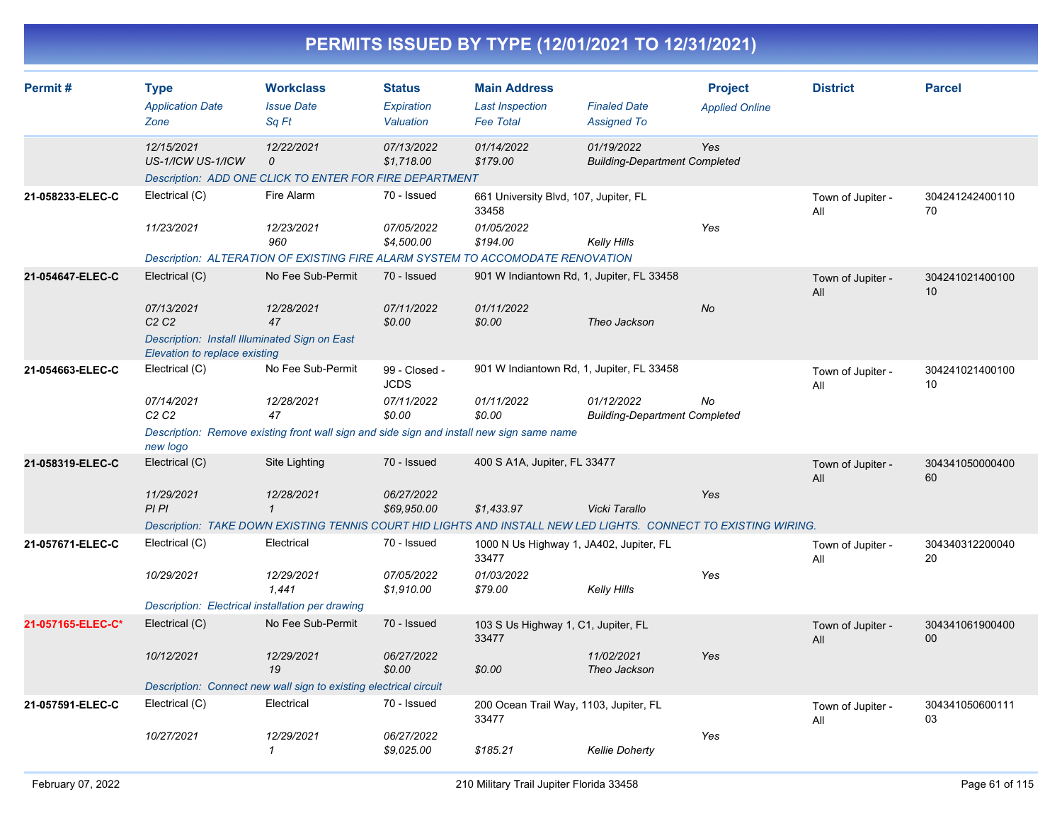# PERMITS ISSUED BY TYPE (12/01/2021 TO 12/31/2021)

| Permit # | Type<br>*Application Date*<br>*Zone* | Workclass<br>*Issue Date*<br>*Sq Ft* | Status<br>*Expiration*<br>*Valuation* | Main Address<br>*Last Inspection*<br>*Fee Total* | *Finaled Date*<br>*Assigned To* | Project<br>*Applied Online* | District | Parcel |
|---|---|---|---|---|---|---|---|---|
| | *12/15/2021*<br>*US-1/ICW US-1/ICW* | *12/22/2021*<br>*0* | *07/13/2022*<br>*$1,718.00* | *01/14/2022*<br>*$179.00* | *01/19/2022*<br>*Building-Department Completed* | *Yes* | | |
| | *Description: ADD ONE CLICK TO ENTER FOR FIRE DEPARTMENT* | | | | | | | |
| **21-058233-ELEC-C** | Electrical (C)<br>*11/23/2021* | Fire Alarm<br>*12/23/2021*<br>*960* | 70 - Issued<br>*07/05/2022*<br>*$4,500.00* | 661 University Blvd, 107, Jupiter, FL 33458<br>*01/05/2022*<br>*$194.00* | *Kelly Hills* | *Yes* | Town of Jupiter - All | 30424124240011070 |
| | *Description: ALTERATION OF EXISTING FIRE ALARM SYSTEM TO ACCOMODATE RENOVATION* | | | | | | | |
| **21-054647-ELEC-C** | Electrical (C)<br>*07/13/2021*<br>*C2 C2* | No Fee Sub-Permit<br>*12/28/2021*<br>*47* | 70 - Issued<br>*07/11/2022*<br>*$0.00* | 901 W Indiantown Rd, 1, Jupiter, FL 33458<br>*01/11/2022*<br>*$0.00* | *Theo Jackson* | *No* | Town of Jupiter - All | 30424102140010010 |
| | *Description: Install Illuminated Sign on East Elevation to replace existing* | | | | | | | |
| **21-054663-ELEC-C** | Electrical (C)<br>*07/14/2021*<br>*C2 C2* | No Fee Sub-Permit<br>*12/28/2021*<br>*47* | 99 - Closed - JCDS<br>*07/11/2022*<br>*$0.00* | 901 W Indiantown Rd, 1, Jupiter, FL 33458<br>*01/11/2022*<br>*$0.00* | *01/12/2022*<br>*Building-Department Completed* | *No* | Town of Jupiter - All | 30424102140010010 |
| | *Description: Remove existing front wall sign and side sign and install new sign same name new logo* | | | | | | | |
| **21-058319-ELEC-C** | Electrical (C)<br>*11/29/2021*<br>*PI PI* | Site Lighting<br>*12/28/2021*<br>*1* | 70 - Issued<br>*06/27/2022*<br>*$69,950.00* | 400 S A1A, Jupiter, FL 33477<br><br>*$1,433.97* | *Vicki Tarallo* | *Yes* | Town of Jupiter - All | 30434105000040060 |
| | *Description: TAKE DOWN EXISTING TENNIS COURT HID LIGHTS AND INSTALL NEW LED LIGHTS. CONNECT TO EXISTING WIRING.* | | | | | | | |
| **21-057671-ELEC-C** | Electrical (C)<br>*10/29/2021* | Electrical<br>*12/29/2021*<br>*1,441* | 70 - Issued<br>*07/05/2022*<br>*$1,910.00* | 1000 N Us Highway 1, JA402, Jupiter, FL 33477<br>*01/03/2022*<br>*$79.00* | *Kelly Hills* | *Yes* | Town of Jupiter - All | 30434031220004020 |
| | *Description: Electrical installation per drawing* | | | | | | | |
| **21-057165-ELEC-C*** | Electrical (C)<br>*10/12/2021* | No Fee Sub-Permit<br>*12/29/2021*<br>*19* | 70 - Issued<br>*06/27/2022*<br>*$0.00* | 103 S Us Highway 1, C1, Jupiter, FL 33477<br><br>*$0.00* | *11/02/2021*<br>*Theo Jackson* | *Yes* | Town of Jupiter - All | 30434106190040000 |
| | *Description: Connect new wall sign to existing electrical circuit* | | | | | | | |
| **21-057591-ELEC-C** | Electrical (C)<br>*10/27/2021* | Electrical<br>*12/29/2021*<br>*1* | 70 - Issued<br>*06/27/2022*<br>*$9,025.00* | 200 Ocean Trail Way, 1103, Jupiter, FL 33477<br><br>*$185.21* | *Kellie Doherty* | *Yes* | Town of Jupiter - All | 30434105060011103 |

February 07, 2022 — 210 Military Trail Jupiter Florida 33458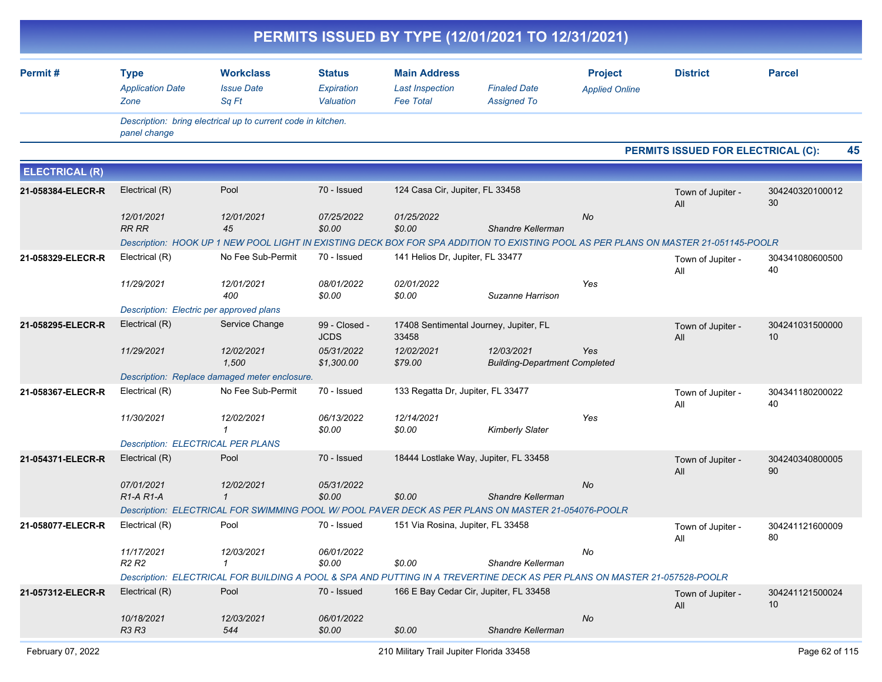# PERMITS ISSUED BY TYPE (12/01/2021 TO 12/31/2021)

| Permit # | Type / Application Date / Zone | Workclass / Issue Date / Sq Ft | Status / Expiration / Valuation | Main Address / Last Inspection / Fee Total | Finaled Date / Assigned To | Project / Applied Online | District | Parcel |
|---|---|---|---|---|---|---|---|---|

Description: bring electrical up to current code in kitchen. panel change

**PERMITS ISSUED FOR ELECTRICAL (C): 45**

## ELECTRICAL (R)

| Permit # | Type | Workclass | Status | Main Address | | Project | District | Parcel |
|---|---|---|---|---|---|---|---|---|
| | *Application Date* | *Issue Date* | *Expiration* | *Last Inspection* | *Finaled Date* | *Applied Online* | | |
| | *Zone* | *Sq Ft* | *Valuation* | *Fee Total* | *Assigned To* | | | |
| 21-058384-ELECR-R | Electrical (R) | Pool | 70 - Issued | 124 Casa Cir, Jupiter, FL 33458 | | | Town of Jupiter - All | 30424032010001230 |
| | 12/01/2021 | 12/01/2021 | 07/25/2022 | 01/25/2022 | | No | | |
| | RR RR | 45 | $0.00 | $0.00 | Shandre Kellerman | | | |
| | Description: HOOK UP 1 NEW POOL LIGHT IN EXISTING DECK BOX FOR SPA ADDITION TO EXISTING POOL AS PER PLANS ON MASTER 21-051145-POOLR | | | | | | | |
| 21-058329-ELECR-R | Electrical (R) | No Fee Sub-Permit | 70 - Issued | 141 Helios Dr, Jupiter, FL 33477 | | | Town of Jupiter - All | 30434108060050040 |
| | 11/29/2021 | 12/01/2021 | 08/01/2022 | 02/01/2022 | | Yes | | |
| | | 400 | $0.00 | $0.00 | Suzanne Harrison | | | |
| | Description: Electric per approved plans | | | | | | | |
| 21-058295-ELECR-R | Electrical (R) | Service Change | 99 - Closed - JCDS | 17408 Sentimental Journey, Jupiter, FL 33458 | | | Town of Jupiter - All | 30424103150000010 |
| | 11/29/2021 | 12/02/2021 | 05/31/2022 | 12/02/2021 | 12/03/2021 | Yes | | |
| | | 1,500 | $1,300.00 | $79.00 | Building-Department Completed | | | |
| | Description: Replace damaged meter enclosure. | | | | | | | |
| 21-058367-ELECR-R | Electrical (R) | No Fee Sub-Permit | 70 - Issued | 133 Regatta Dr, Jupiter, FL 33477 | | | Town of Jupiter - All | 30434118020002240 |
| | 11/30/2021 | 12/02/2021 | 06/13/2022 | 12/14/2021 | | Yes | | |
| | | 1 | $0.00 | $0.00 | Kimberly Slater | | | |
| | Description: ELECTRICAL PER PLANS | | | | | | | |
| 21-054371-ELECR-R | Electrical (R) | Pool | 70 - Issued | 18444 Lostlake Way, Jupiter, FL 33458 | | | Town of Jupiter - All | 30424034080000590 |
| | 07/01/2021 | 12/02/2021 | 05/31/2022 | | | No | | |
| | R1-A R1-A | 1 | $0.00 | $0.00 | Shandre Kellerman | | | |
| | Description: ELECTRICAL FOR SWIMMING POOL W/ POOL PAVER DECK AS PER PLANS ON MASTER 21-054076-POOLR | | | | | | | |
| 21-058077-ELECR-R | Electrical (R) | Pool | 70 - Issued | 151 Via Rosina, Jupiter, FL 33458 | | | Town of Jupiter - All | 30424112160000980 |
| | 11/17/2021 | 12/03/2021 | 06/01/2022 | | | No | | |
| | R2 R2 | 1 | $0.00 | $0.00 | Shandre Kellerman | | | |
| | Description: ELECTRICAL FOR BUILDING A POOL & SPA AND PUTTING IN A TREVERTINE DECK AS PER PLANS ON MASTER 21-057528-POOLR | | | | | | | |
| 21-057312-ELECR-R | Electrical (R) | Pool | 70 - Issued | 166 E Bay Cedar Cir, Jupiter, FL 33458 | | | Town of Jupiter - All | 30424112150002410 |
| | 10/18/2021 | 12/03/2021 | 06/01/2022 | | | No | | |
| | R3 R3 | 544 | $0.00 | $0.00 | Shandre Kellerman | | | |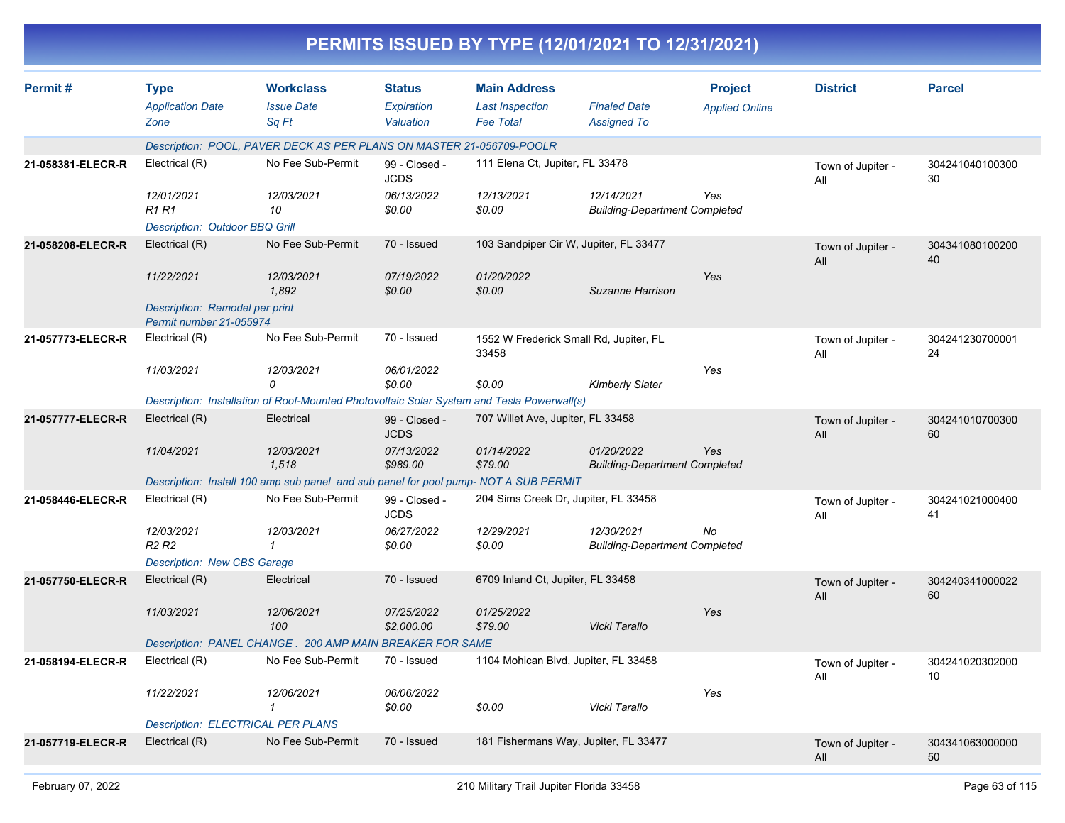# PERMITS ISSUED BY TYPE (12/01/2021 TO 12/31/2021)

| Permit # | Type<br>*Application Date*<br>*Zone* | Workclass<br>*Issue Date*<br>*Sq Ft* | Status<br>*Expiration*<br>*Valuation* | Main Address<br>*Last Inspection*<br>*Fee Total* | *Finaled Date*<br>*Assigned To* | Project<br>*Applied Online* | District | Parcel |
|---|---|---|---|---|---|---|---|---|
| | *Description: POOL, PAVER DECK AS PER PLANS ON MASTER 21-056709-POOLR* | | | | | | | |
| **21-058381-ELECR-R** | Electrical (R)<br>*12/01/2021*<br>*R1 R1* | No Fee Sub-Permit<br>*12/03/2021*<br>*10* | 99 - Closed - JCDS<br>*06/13/2022*<br>*$0.00* | 111 Elena Ct, Jupiter, FL 33478<br>*12/13/2021*<br>*$0.00* | *12/14/2021*<br>*Building-Department Completed* | *Yes* | Town of Jupiter - All | 30424104010030030 |
| | *Description: Outdoor BBQ Grill* | | | | | | | |
| **21-058208-ELECR-R** | Electrical (R)<br>*11/22/2021* | No Fee Sub-Permit<br>*12/03/2021*<br>*1,892* | 70 - Issued<br>*07/19/2022*<br>*$0.00* | 103 Sandpiper Cir W, Jupiter, FL 33477<br>*01/20/2022*<br>*$0.00* | *Suzanne Harrison* | *Yes* | Town of Jupiter - All | 30434108010020040 |
| | *Description: Remodel per print Permit number 21-055974* | | | | | | | |
| **21-057773-ELECR-R** | Electrical (R)<br>*11/03/2021* | No Fee Sub-Permit<br>*12/03/2021*<br>*0* | 70 - Issued<br>*06/01/2022*<br>*$0.00* | 1552 W Frederick Small Rd, Jupiter, FL 33458<br><br>*$0.00* | *Kimberly Slater* | *Yes* | Town of Jupiter - All | 30424123070000124 |
| | *Description: Installation of Roof-Mounted Photovoltaic Solar System and Tesla Powerwall(s)* | | | | | | | |
| **21-057777-ELECR-R** | Electrical (R)<br>*11/04/2021* | Electrical<br>*12/03/2021*<br>*1,518* | 99 - Closed - JCDS<br>*07/13/2022*<br>*$989.00* | 707 Willet Ave, Jupiter, FL 33458<br>*01/14/2022*<br>*$79.00* | *01/20/2022*<br>*Building-Department Completed* | *Yes* | Town of Jupiter - All | 30424101070030060 |
| | *Description: Install 100 amp sub panel and sub panel for pool pump- NOT A SUB PERMIT* | | | | | | | |
| **21-058446-ELECR-R** | Electrical (R)<br>*12/03/2021*<br>*R2 R2* | No Fee Sub-Permit<br>*12/03/2021*<br>*1* | 99 - Closed - JCDS<br>*06/27/2022*<br>*$0.00* | 204 Sims Creek Dr, Jupiter, FL 33458<br>*12/29/2021*<br>*$0.00* | *12/30/2021*<br>*Building-Department Completed* | *No* | Town of Jupiter - All | 30424102100040041 |
| | *Description: New CBS Garage* | | | | | | | |
| **21-057750-ELECR-R** | Electrical (R)<br>*11/03/2021* | Electrical<br>*12/06/2021*<br>*100* | 70 - Issued<br>*07/25/2022*<br>*$2,000.00* | 6709 Inland Ct, Jupiter, FL 33458<br>*01/25/2022*<br>*$79.00* | *Vicki Tarallo* | *Yes* | Town of Jupiter - All | 30424034100002260 |
| | *Description: PANEL CHANGE . 200 AMP MAIN BREAKER FOR SAME* | | | | | | | |
| **21-058194-ELECR-R** | Electrical (R)<br>*11/22/2021* | No Fee Sub-Permit<br>*12/06/2021*<br>*1* | 70 - Issued<br>*06/06/2022*<br>*$0.00* | 1104 Mohican Blvd, Jupiter, FL 33458<br><br>*$0.00* | *Vicki Tarallo* | *Yes* | Town of Jupiter - All | 30424102030200010 |
| | *Description: ELECTRICAL PER PLANS* | | | | | | | |
| **21-057719-ELECR-R** | Electrical (R) | No Fee Sub-Permit | 70 - Issued | 181 Fishermans Way, Jupiter, FL 33477 | | | Town of Jupiter - All | 30434106300000050 |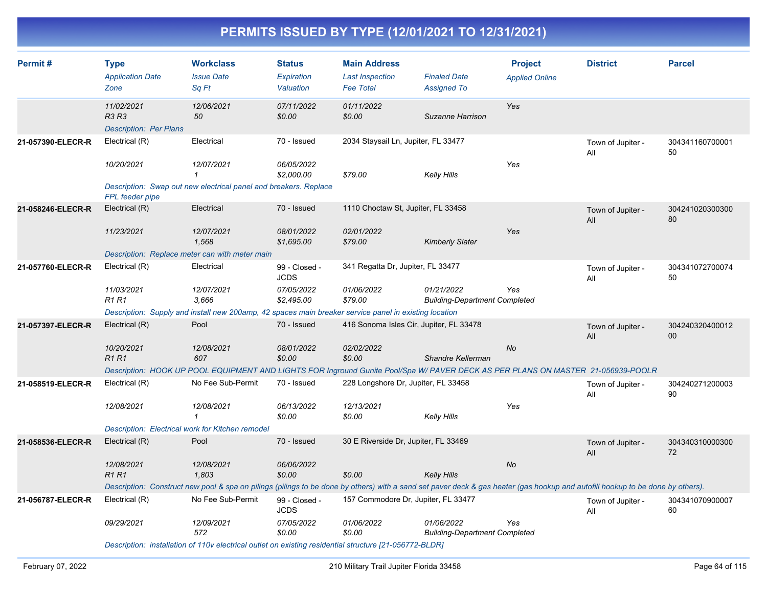# PERMITS ISSUED BY TYPE (12/01/2021 TO 12/31/2021)

| Permit # | Type<br>*Application Date*<br>*Zone* | Workclass<br>*Issue Date*<br>*Sq Ft* | Status<br>*Expiration*<br>*Valuation* | Main Address<br>*Last Inspection*<br>*Fee Total* | *Finaled Date*<br>*Assigned To* | Project<br>*Applied Online* | District | Parcel |
|---|---|---|---|---|---|---|---|---|
| | *11/02/2021*<br>*R3 R3* | *12/06/2021*<br>*50* | *07/11/2022*<br>*$0.00* | *01/11/2022*<br>*$0.00* | *Suzanne Harrison* | *Yes* | | |
| | *Description: Per Plans* | | | | | | | |
| **21-057390-ELECR-R** | Electrical (R)<br>*10/20/2021* | Electrical<br>*12/07/2021*<br>*1* | 70 - Issued<br>*06/05/2022*<br>*$2,000.00* | 2034 Staysail Ln, Jupiter, FL 33477<br><br>*$79.00* | *Kelly Hills* | *Yes* | Town of Jupiter - All | 30434116070000150 |
| | *Description: Swap out new electrical panel and breakers. Replace FPL feeder pipe* | | | | | | | |
| **21-058246-ELECR-R** | Electrical (R)<br>*11/23/2021* | Electrical<br>*12/07/2021*<br>*1,568* | 70 - Issued<br>*08/01/2022*<br>*$1,695.00* | 1110 Choctaw St, Jupiter, FL 33458<br>*02/01/2022*<br>*$79.00* | *Kimberly Slater* | *Yes* | Town of Jupiter - All | 30424102030030080 |
| | *Description: Replace meter can with meter main* | | | | | | | |
| **21-057760-ELECR-R** | Electrical (R)<br>*11/03/2021*<br>*R1 R1* | Electrical<br>*12/07/2021*<br>*3,666* | 99 - Closed - JCDS<br>*07/05/2022*<br>*$2,495.00* | 341 Regatta Dr, Jupiter, FL 33477<br>*01/06/2022*<br>*$79.00* | *01/21/2022*<br>*Building-Department Completed* | *Yes* | Town of Jupiter - All | 30434107270007450 |
| | *Description: Supply and install new 200amp, 42 spaces main breaker service panel in existing location* | | | | | | | |
| **21-057397-ELECR-R** | Electrical (R)<br>*10/20/2021*<br>*R1 R1* | Pool<br>*12/08/2021*<br>*607* | 70 - Issued<br>*08/01/2022*<br>*$0.00* | 416 Sonoma Isles Cir, Jupiter, FL 33478<br>*02/02/2022*<br>*$0.00* | *Shandre Kellerman* | *No* | Town of Jupiter - All | 30424032040001200 |
| | *Description: HOOK UP POOL EQUIPMENT AND LIGHTS FOR Inground Gunite Pool/Spa W/ PAVER DECK AS PER PLANS ON MASTER 21-056939-POOLR* | | | | | | | |
| **21-058519-ELECR-R** | Electrical (R)<br>*12/08/2021* | No Fee Sub-Permit<br>*12/08/2021*<br>*1* | 70 - Issued<br>*06/13/2022*<br>*$0.00* | 228 Longshore Dr, Jupiter, FL 33458<br>*12/13/2021*<br>*$0.00* | *Kelly Hills* | *Yes* | Town of Jupiter - All | 30424027120000390 |
| | *Description: Electrical work for Kitchen remodel* | | | | | | | |
| **21-058536-ELECR-R** | Electrical (R)<br>*12/08/2021*<br>*R1 R1* | Pool<br>*12/08/2021*<br>*1,803* | 70 - Issued<br>*06/06/2022*<br>*$0.00* | 30 E Riverside Dr, Jupiter, FL 33469<br><br>*$0.00* | *Kelly Hills* | *No* | Town of Jupiter - All | 30434031000030072 |
| | *Description: Construct new pool & spa on pilings (pilings to be done by others) with a sand set paver deck & gas heater (gas hookup and autofill hookup to be done by others).* | | | | | | | |
| **21-056787-ELECR-R** | Electrical (R)<br>*09/29/2021* | No Fee Sub-Permit<br>*12/09/2021*<br>*572* | 99 - Closed - JCDS<br>*07/05/2022*<br>*$0.00* | 157 Commodore Dr, Jupiter, FL 33477<br>*01/06/2022*<br>*$0.00* | *01/06/2022*<br>*Building-Department Completed* | *Yes* | Town of Jupiter - All | 30434107090000760 |
| | *Description: installation of 110v electrical outlet on existing residential structure [21-056772-BLDR]* | | | | | | | |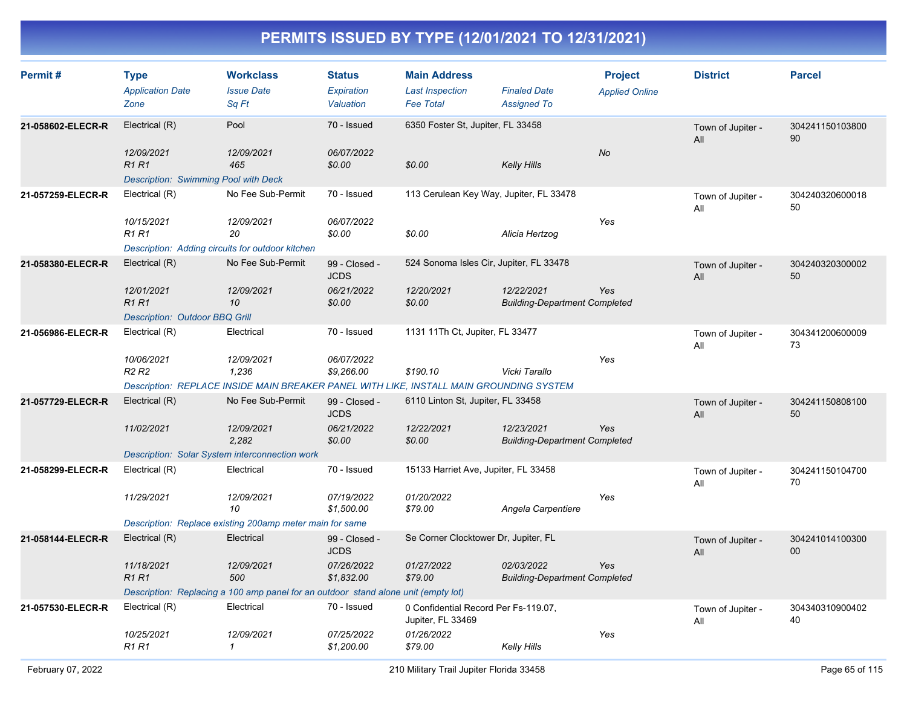# PERMITS ISSUED BY TYPE (12/01/2021 TO 12/31/2021)

| Permit # | Type<br>*Application Date*<br>*Zone* | Workclass<br>*Issue Date*<br>*Sq Ft* | Status<br>*Expiration*<br>*Valuation* | Main Address<br>*Last Inspection*<br>*Fee Total* | *Finaled Date*<br>*Assigned To* | Project<br>*Applied Online* | District | Parcel |
|---|---|---|---|---|---|---|---|---|
| **21-058602-ELECR-R** | Electrical (R)<br>*12/09/2021*<br>*R1 R1* | Pool<br>*12/09/2021*<br>*465* | 70 - Issued<br>*06/07/2022*<br>*$0.00* | 6350 Foster St, Jupiter, FL 33458<br><br>*$0.00* | <br><br>*Kelly Hills* | <br>*No* | Town of Jupiter - All | 30424115010380090 |
| | *Description: Swimming Pool with Deck* | | | | | | | |
| **21-057259-ELECR-R** | Electrical (R)<br>*10/15/2021*<br>*R1 R1* | No Fee Sub-Permit<br>*12/09/2021*<br>*20* | 70 - Issued<br>*06/07/2022*<br>*$0.00* | 113 Cerulean Key Way, Jupiter, FL 33478<br><br>*$0.00* | <br><br>*Alicia Hertzog* | <br>*Yes* | Town of Jupiter - All | 30424032060001850 |
| | *Description: Adding circuits for outdoor kitchen* | | | | | | | |
| **21-058380-ELECR-R** | Electrical (R)<br>*12/01/2021*<br>*R1 R1* | No Fee Sub-Permit<br>*12/09/2021*<br>*10* | 99 - Closed - JCDS<br>*06/21/2022*<br>*$0.00* | 524 Sonoma Isles Cir, Jupiter, FL 33478<br>*12/20/2021*<br>*$0.00* | <br>*12/22/2021*<br>*Building-Department Completed* | <br>*Yes* | Town of Jupiter - All | 30424032030000250 |
| | *Description: Outdoor BBQ Grill* | | | | | | | |
| **21-056986-ELECR-R** | Electrical (R)<br>*10/06/2021*<br>*R2 R2* | Electrical<br>*12/09/2021*<br>*1,236* | 70 - Issued<br>*06/07/2022*<br>*$9,266.00* | 1131 11Th Ct, Jupiter, FL 33477<br><br>*$190.10* | <br><br>*Vicki Tarallo* | <br>*Yes* | Town of Jupiter - All | 30434120060000973 |
| | *Description: REPLACE INSIDE MAIN BREAKER PANEL WITH LIKE, INSTALL MAIN GROUNDING SYSTEM* | | | | | | | |
| **21-057729-ELECR-R** | Electrical (R)<br>*11/02/2021*<br> | No Fee Sub-Permit<br>*12/09/2021*<br>*2,282* | 99 - Closed - JCDS<br>*06/21/2022*<br>*$0.00* | 6110 Linton St, Jupiter, FL 33458<br>*12/22/2021*<br>*$0.00* | <br>*12/23/2021*<br>*Building-Department Completed* | <br>*Yes* | Town of Jupiter - All | 30424115080810050 |
| | *Description: Solar System interconnection work* | | | | | | | |
| **21-058299-ELECR-R** | Electrical (R)<br>*11/29/2021*<br> | Electrical<br>*12/09/2021*<br>*10* | 70 - Issued<br>*07/19/2022*<br>*$1,500.00* | 15133 Harriet Ave, Jupiter, FL 33458<br>*01/20/2022*<br>*$79.00* | <br><br>*Angela Carpentiere* | <br>*Yes* | Town of Jupiter - All | 30424115010470070 |
| | *Description: Replace existing 200amp meter main for same* | | | | | | | |
| **21-058144-ELECR-R** | Electrical (R)<br>*11/18/2021*<br>*R1 R1* | Electrical<br>*12/09/2021*<br>*500* | 99 - Closed - JCDS<br>*07/26/2022*<br>*$1,832.00* | Se Corner Clocktower Dr, Jupiter, FL<br>*01/27/2022*<br>*$79.00* | <br>*02/03/2022*<br>*Building-Department Completed* | <br>*Yes* | Town of Jupiter - All | 30424101410030000 |
| | *Description: Replacing a 100 amp panel for an outdoor stand alone unit (empty lot)* | | | | | | | |
| **21-057530-ELECR-R** | Electrical (R)<br>*10/25/2021*<br>*R1 R1* | Electrical<br>*12/09/2021*<br>*1* | 70 - Issued<br>*07/25/2022*<br>*$1,200.00* | 0 Confidential Record Per Fs-119.07, Jupiter, FL 33469<br>*01/26/2022*<br>*$79.00* | <br><br>*Kelly Hills* | <br>*Yes* | Town of Jupiter - All | 30434031090040240 |

February 07, 2022 — 210 Military Trail Jupiter Florida 33458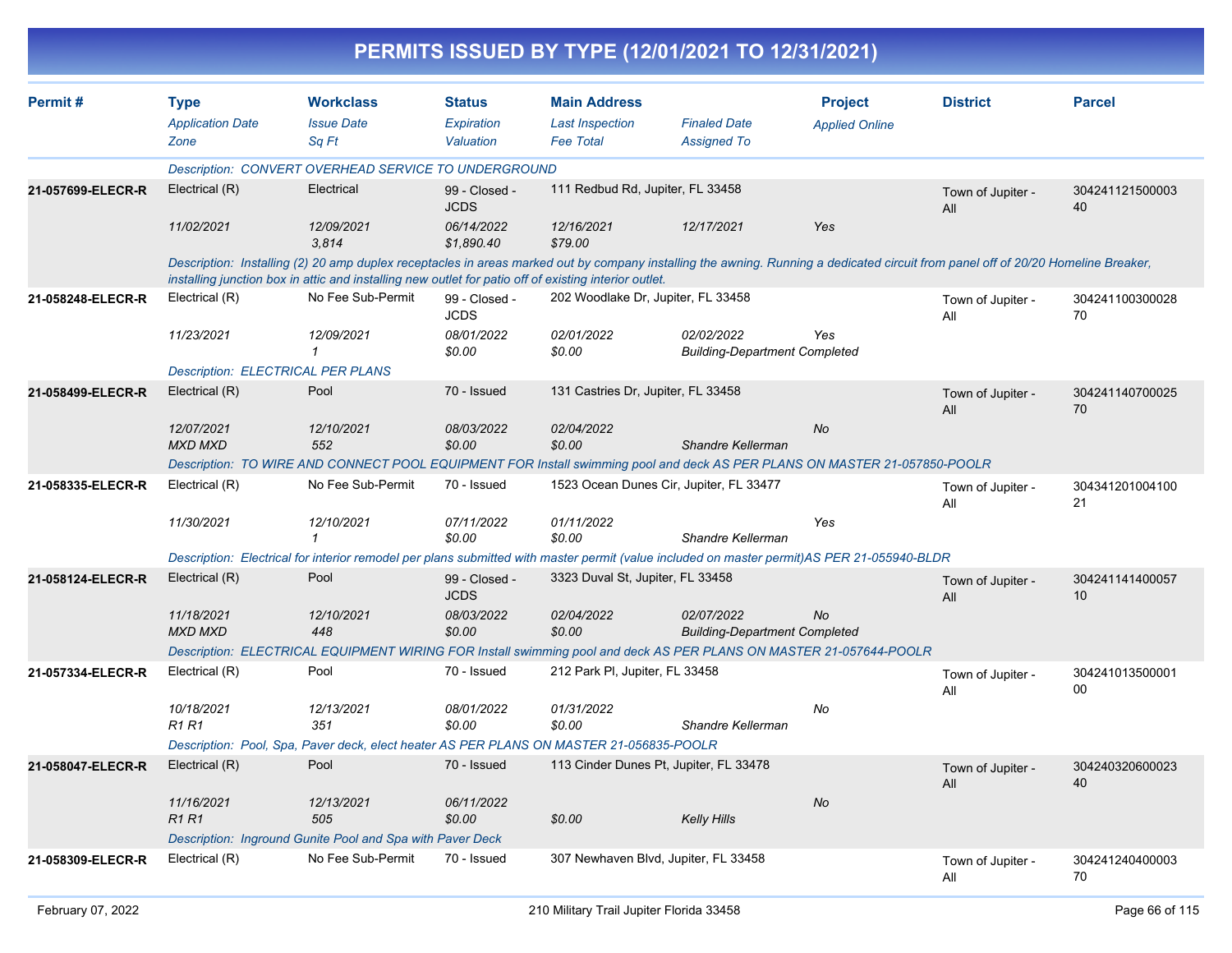# PERMITS ISSUED BY TYPE (12/01/2021 TO 12/31/2021)

| Permit # | Type<br>*Application Date*<br>*Zone* | Workclass<br>*Issue Date*<br>*Sq Ft* | Status<br>*Expiration*<br>*Valuation* | Main Address<br>*Last Inspection*<br>*Fee Total* | *Finaled Date*<br>*Assigned To* | Project<br>*Applied Online* | District | Parcel |
|---|---|---|---|---|---|---|---|---|
| | *Description: CONVERT OVERHEAD SERVICE TO UNDERGROUND* | | | | | | | |
| **21-057699-ELECR-R** | Electrical (R)<br>*11/02/2021* | Electrical<br>*12/09/2021*<br>*3,814* | 99 - Closed - JCDS<br>*06/14/2022*<br>*$1,890.40* | 111 Redbud Rd, Jupiter, FL 33458<br>*12/16/2021*<br>*$79.00* | *12/17/2021* | *Yes* | Town of Jupiter - All | 30424112150000340 |
| | *Description: Installing (2) 20 amp duplex receptacles in areas marked out by company installing the awning. Running a dedicated circuit from panel off of 20/20 Homeline Breaker, installing junction box in attic and installing new outlet for patio off of existing interior outlet.* | | | | | | | |
| **21-058248-ELECR-R** | Electrical (R)<br>*11/23/2021* | No Fee Sub-Permit<br>*12/09/2021*<br>*1* | 99 - Closed - JCDS<br>*08/01/2022*<br>*$0.00* | 202 Woodlake Dr, Jupiter, FL 33458<br>*02/01/2022*<br>*$0.00* | *02/02/2022*<br>*Building-Department Completed* | *Yes* | Town of Jupiter - All | 30424110030002870 |
| | *Description: ELECTRICAL PER PLANS* | | | | | | | |
| **21-058499-ELECR-R** | Electrical (R)<br>*12/07/2021*<br>*MXD MXD* | Pool<br>*12/10/2021*<br>*552* | 70 - Issued<br>*08/03/2022*<br>*$0.00* | 131 Castries Dr, Jupiter, FL 33458<br>*02/04/2022*<br>*$0.00* | *Shandre Kellerman* | *No* | Town of Jupiter - All | 30424114070002570 |
| | *Description: TO WIRE AND CONNECT POOL EQUIPMENT FOR Install swimming pool and deck AS PER PLANS ON MASTER 21-057850-POOLR* | | | | | | | |
| **21-058335-ELECR-R** | Electrical (R)<br>*11/30/2021* | No Fee Sub-Permit<br>*12/10/2021*<br>*1* | 70 - Issued<br>*07/11/2022*<br>*$0.00* | 1523 Ocean Dunes Cir, Jupiter, FL 33477<br>*01/11/2022*<br>*$0.00* | *Shandre Kellerman* | *Yes* | Town of Jupiter - All | 30434120100410021 |
| | *Description: Electrical for interior remodel per plans submitted with master permit (value included on master permit)AS PER 21-055940-BLDR* | | | | | | | |
| **21-058124-ELECR-R** | Electrical (R)<br>*11/18/2021*<br>*MXD MXD* | Pool<br>*12/10/2021*<br>*448* | 99 - Closed - JCDS<br>*08/03/2022*<br>*$0.00* | 3323 Duval St, Jupiter, FL 33458<br>*02/04/2022*<br>*$0.00* | *02/07/2022*<br>*Building-Department Completed* | *No* | Town of Jupiter - All | 30424114140005710 |
| | *Description: ELECTRICAL EQUIPMENT WIRING FOR Install swimming pool and deck AS PER PLANS ON MASTER 21-057644-POOLR* | | | | | | | |
| **21-057334-ELECR-R** | Electrical (R)<br>*10/18/2021*<br>*R1 R1* | Pool<br>*12/13/2021*<br>*351* | 70 - Issued<br>*08/01/2022*<br>*$0.00* | 212 Park Pl, Jupiter, FL 33458<br>*01/31/2022*<br>*$0.00* | *Shandre Kellerman* | *No* | Town of Jupiter - All | 30424101350000100 |
| | *Description: Pool, Spa, Paver deck, elect heater AS PER PLANS ON MASTER 21-056835-POOLR* | | | | | | | |
| **21-058047-ELECR-R** | Electrical (R)<br>*11/16/2021*<br>*R1 R1* | Pool<br>*12/13/2021*<br>*505* | 70 - Issued<br>*06/11/2022*<br>*$0.00* | 113 Cinder Dunes Pt, Jupiter, FL 33478<br><br>*$0.00* | *Kelly Hills* | *No* | Town of Jupiter - All | 30424032060002340 |
| | *Description: Inground Gunite Pool and Spa with Paver Deck* | | | | | | | |
| **21-058309-ELECR-R** | Electrical (R) | No Fee Sub-Permit | 70 - Issued | 307 Newhaven Blvd, Jupiter, FL 33458 | | | Town of Jupiter - All | 30424124040000370 |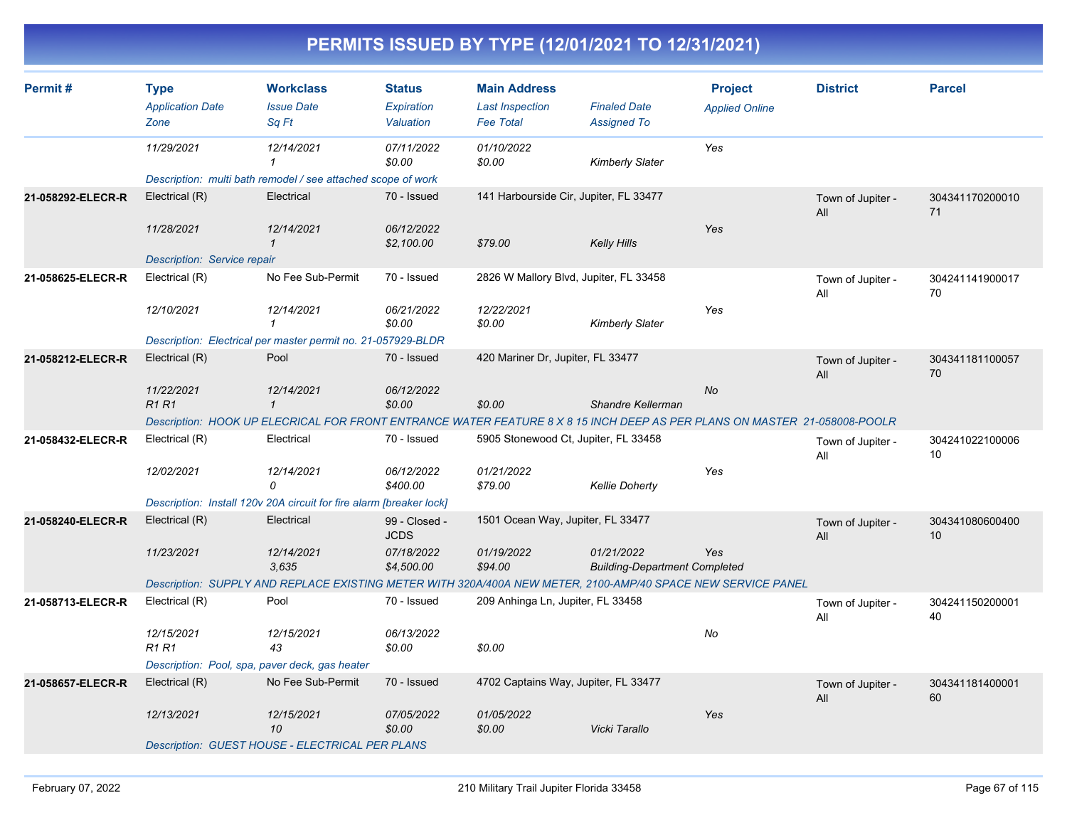# PERMITS ISSUED BY TYPE (12/01/2021 TO 12/31/2021)

| Permit # | Type<br>*Application Date*<br>*Zone* | Workclass<br>*Issue Date*<br>*Sq Ft* | Status<br>*Expiration*<br>*Valuation* | Main Address<br>*Last Inspection*<br>*Fee Total* | *Finaled Date*<br>*Assigned To* | Project<br>*Applied Online* | District | Parcel |
|---|---|---|---|---|---|---|---|---|
| | *11/29/2021* | *12/14/2021*<br>*1* | *07/11/2022*<br>*$0.00* | *01/10/2022*<br>*$0.00* | *Kimberly Slater* | *Yes* | | |
| | *Description: multi bath remodel / see attached scope of work* | | | | | | | |
| **21-058292-ELECR-R** | Electrical (R)<br>*11/28/2021* | Electrical<br>*12/14/2021*<br>*1* | 70 - Issued<br>*06/12/2022*<br>*$2,100.00* | 141 Harbourside Cir, Jupiter, FL 33477<br>*$79.00* | *Kelly Hills* | *Yes* | Town of Jupiter - All | 30434117020001071 |
| | *Description: Service repair* | | | | | | | |
| **21-058625-ELECR-R** | Electrical (R)<br>*12/10/2021* | No Fee Sub-Permit<br>*12/14/2021*<br>*1* | 70 - Issued<br>*06/21/2022*<br>*$0.00* | 2826 W Mallory Blvd, Jupiter, FL 33458<br>*12/22/2021*<br>*$0.00* | *Kimberly Slater* | *Yes* | Town of Jupiter - All | 30424114190001770 |
| | *Description: Electrical per master permit no. 21-057929-BLDR* | | | | | | | |
| **21-058212-ELECR-R** | Electrical (R)<br>*11/22/2021*<br>*R1 R1* | Pool<br>*12/14/2021*<br>*1* | 70 - Issued<br>*06/12/2022*<br>*$0.00* | 420 Mariner Dr, Jupiter, FL 33477<br>*$0.00* | *Shandre Kellerman* | *No* | Town of Jupiter - All | 30434118110005770 |
| | *Description: HOOK UP ELECRICAL FOR FRONT ENTRANCE WATER FEATURE 8 X 8 15 INCH DEEP AS PER PLANS ON MASTER 21-058008-POOLR* | | | | | | | |
| **21-058432-ELECR-R** | Electrical (R)<br>*12/02/2021* | Electrical<br>*12/14/2021*<br>*0* | 70 - Issued<br>*06/12/2022*<br>*$400.00* | 5905 Stonewood Ct, Jupiter, FL 33458<br>*01/21/2022*<br>*$79.00* | *Kellie Doherty* | *Yes* | Town of Jupiter - All | 30424102210000610 |
| | *Description: Install 120v 20A circuit for fire alarm [breaker lock]* | | | | | | | |
| **21-058240-ELECR-R** | Electrical (R)<br>*11/23/2021* | Electrical<br>*12/14/2021*<br>*3,635* | 99 - Closed - JCDS<br>*07/18/2022*<br>*$4,500.00* | 1501 Ocean Way, Jupiter, FL 33477<br>*01/19/2022*<br>*$94.00* | *01/21/2022*<br>*Building-Department Completed* | *Yes* | Town of Jupiter - All | 30434108060040010 |
| | *Description: SUPPLY AND REPLACE EXISTING METER WITH 320A/400A NEW METER, 2100-AMP/40 SPACE NEW SERVICE PANEL* | | | | | | | |
| **21-058713-ELECR-R** | Electrical (R)<br>*12/15/2021*<br>*R1 R1* | Pool<br>*12/15/2021*<br>*43* | 70 - Issued<br>*06/13/2022*<br>*$0.00* | 209 Anhinga Ln, Jupiter, FL 33458<br>*$0.00* | | *No* | Town of Jupiter - All | 30424115020000140 |
| | *Description: Pool, spa, paver deck, gas heater* | | | | | | | |
| **21-058657-ELECR-R** | Electrical (R)<br>*12/13/2021* | No Fee Sub-Permit<br>*12/15/2021*<br>*10* | 70 - Issued<br>*07/05/2022*<br>*$0.00* | 4702 Captains Way, Jupiter, FL 33477<br>*01/05/2022*<br>*$0.00* | *Vicki Tarallo* | *Yes* | Town of Jupiter - All | 30434118140000160 |
| | *Description: GUEST HOUSE - ELECTRICAL PER PLANS* | | | | | | | |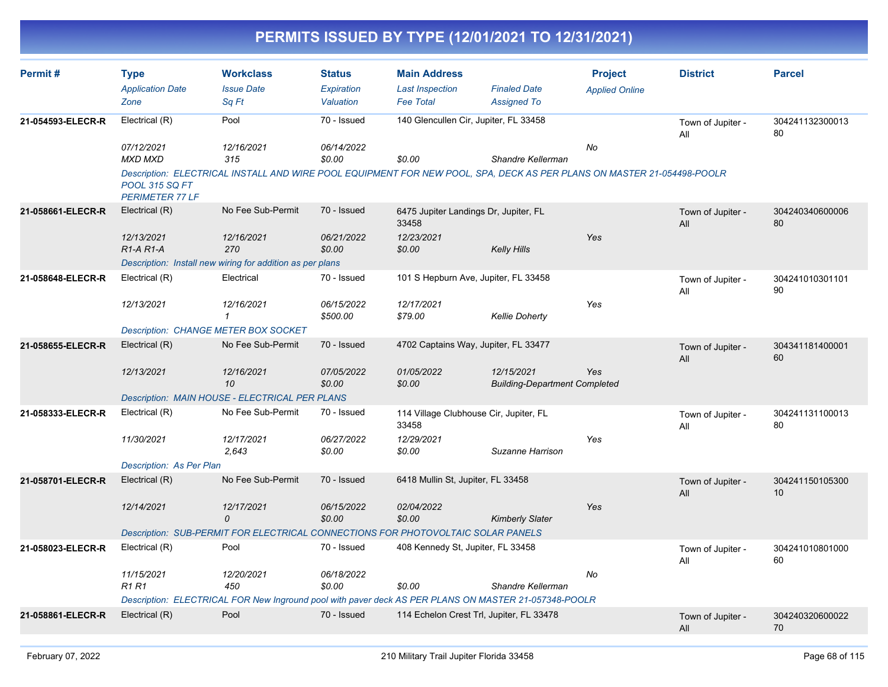# PERMITS ISSUED BY TYPE (12/01/2021 TO 12/31/2021)

| Permit # | Type<br>*Application Date*<br>*Zone* | Workclass<br>*Issue Date*<br>*Sq Ft* | Status<br>*Expiration*<br>*Valuation* | Main Address<br>*Last Inspection*<br>*Fee Total* | *Finaled Date*<br>*Assigned To* | Project<br>*Applied Online* | District | Parcel |
|---|---|---|---|---|---|---|---|---|
| **21-054593-ELECR-R** | Electrical (R)<br>*07/12/2021*<br>*MXD MXD* | Pool<br>*12/16/2021*<br>*315* | 70 - Issued<br>*06/14/2022*<br>*$0.00* | 140 Glencullen Cir, Jupiter, FL 33458<br><br>*$0.00* | <br><br>*Shandre Kellerman* | <br>*No* | Town of Jupiter - All | 30424113230001380 |
| | *Description: ELECTRICAL INSTALL AND WIRE POOL EQUIPMENT FOR NEW POOL, SPA, DECK AS PER PLANS ON MASTER 21-054498-POOLR POOL 315 SQ FT PERIMETER 77 LF* | | | | | | | |
| **21-058661-ELECR-R** | Electrical (R)<br>*12/13/2021*<br>*R1-A R1-A* | No Fee Sub-Permit<br>*12/16/2021*<br>*270* | 70 - Issued<br>*06/21/2022*<br>*$0.00* | 6475 Jupiter Landings Dr, Jupiter, FL 33458<br>*12/23/2021*<br>*$0.00* | <br><br>*Kelly Hills* | <br>*Yes* | Town of Jupiter - All | 30424034060000680 |
| | *Description: Install new wiring for addition as per plans* | | | | | | | |
| **21-058648-ELECR-R** | Electrical (R)<br>*12/13/2021* | Electrical<br>*12/16/2021*<br>*1* | 70 - Issued<br>*06/15/2022*<br>*$500.00* | 101 S Hepburn Ave, Jupiter, FL 33458<br>*12/17/2021*<br>*$79.00* | <br><br>*Kellie Doherty* | <br>*Yes* | Town of Jupiter - All | 30424101030110190 |
| | *Description: CHANGE METER BOX SOCKET* | | | | | | | |
| **21-058655-ELECR-R** | Electrical (R)<br>*12/13/2021* | No Fee Sub-Permit<br>*12/16/2021*<br>*10* | 70 - Issued<br>*07/05/2022*<br>*$0.00* | 4702 Captains Way, Jupiter, FL 33477<br>*01/05/2022*<br>*$0.00* | <br>*12/15/2021*<br>*Building-Department Completed* | <br>*Yes* | Town of Jupiter - All | 30434118140000160 |
| | *Description: MAIN HOUSE - ELECTRICAL PER PLANS* | | | | | | | |
| **21-058333-ELECR-R** | Electrical (R)<br>*11/30/2021* | No Fee Sub-Permit<br>*12/17/2021*<br>*2,643* | 70 - Issued<br>*06/27/2022*<br>*$0.00* | 114 Village Clubhouse Cir, Jupiter, FL 33458<br>*12/29/2021*<br>*$0.00* | <br><br>*Suzanne Harrison* | <br>*Yes* | Town of Jupiter - All | 30424113110001380 |
| | *Description: As Per Plan* | | | | | | | |
| **21-058701-ELECR-R** | Electrical (R)<br>*12/14/2021* | No Fee Sub-Permit<br>*12/17/2021*<br>*0* | 70 - Issued<br>*06/15/2022*<br>*$0.00* | 6418 Mullin St, Jupiter, FL 33458<br>*02/04/2022*<br>*$0.00* | <br><br>*Kimberly Slater* | <br>*Yes* | Town of Jupiter - All | 30424115010530010 |
| | *Description: SUB-PERMIT FOR ELECTRICAL CONNECTIONS FOR PHOTOVOLTAIC SOLAR PANELS* | | | | | | | |
| **21-058023-ELECR-R** | Electrical (R)<br>*11/15/2021*<br>*R1 R1* | Pool<br>*12/20/2021*<br>*450* | 70 - Issued<br>*06/18/2022*<br>*$0.00* | 408 Kennedy St, Jupiter, FL 33458<br><br>*$0.00* | <br><br>*Shandre Kellerman* | <br>*No* | Town of Jupiter - All | 30424101080100060 |
| | *Description: ELECTRICAL FOR New Inground pool with paver deck AS PER PLANS ON MASTER 21-057348-POOLR* | | | | | | | |
| **21-058861-ELECR-R** | Electrical (R) | Pool | 70 - Issued | 114 Echelon Crest Trl, Jupiter, FL 33478 | | | Town of Jupiter - All | 30424032060002270 |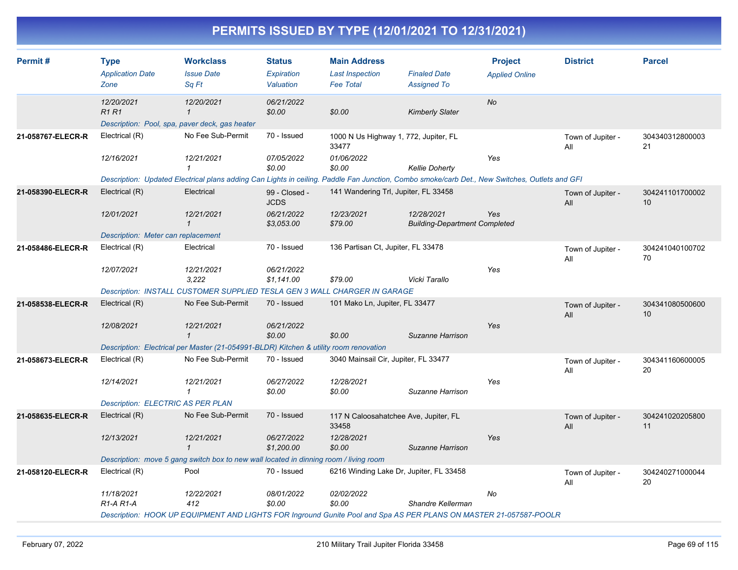# PERMITS ISSUED BY TYPE (12/01/2021 TO 12/31/2021)

| Permit # | Type<br>*Application Date*<br>*Zone* | Workclass<br>*Issue Date*<br>*Sq Ft* | Status<br>*Expiration*<br>*Valuation* | Main Address<br>*Last Inspection*<br>*Fee Total* | *Finaled Date*<br>*Assigned To* | Project<br>*Applied Online* | District | Parcel |
|---|---|---|---|---|---|---|---|---|
| | *12/20/2021*<br>*R1 R1* | *12/20/2021*<br>*1* | *06/21/2022*<br>*$0.00* | <br>*$0.00* | <br>*Kimberly Slater* | *No* | | |
| | *Description: Pool, spa, paver deck, gas heater* | | | | | | | |
| **21-058767-ELECR-R** | Electrical (R)<br>*12/16/2021* | No Fee Sub-Permit<br>*12/21/2021*<br>*1* | 70 - Issued<br>*07/05/2022*<br>*$0.00* | 1000 N Us Highway 1, 772, Jupiter, FL 33477<br>*01/06/2022*<br>*$0.00* | <br>*Kellie Doherty* | <br>*Yes* | Town of Jupiter - All | 30434031280000321 |
| | *Description: Updated Electrical plans adding Can Lights in ceiling. Paddle Fan Junction, Combo smoke/carb Det., New Switches, Outlets and GFI* | | | | | | | |
| **21-058390-ELECR-R** | Electrical (R)<br>*12/01/2021* | Electrical<br>*12/21/2021*<br>*1* | 99 - Closed - JCDS<br>*06/21/2022*<br>*$3,053.00* | 141 Wandering Trl, Jupiter, FL 33458<br>*12/23/2021*<br>*$79.00* | *12/28/2021*<br>*Building-Department Completed* | <br>*Yes* | Town of Jupiter - All | 30424110170000210 |
| | *Description: Meter can replacement* | | | | | | | |
| **21-058486-ELECR-R** | Electrical (R)<br>*12/07/2021* | Electrical<br>*12/21/2021*<br>*3,222* | 70 - Issued<br>*06/21/2022*<br>*$1,141.00* | 136 Partisan Ct, Jupiter, FL 33478<br><br>*$79.00* | <br>*Vicki Tarallo* | <br>*Yes* | Town of Jupiter - All | 30424104010070270 |
| | *Description: INSTALL CUSTOMER SUPPLIED TESLA GEN 3 WALL CHARGER IN GARAGE* | | | | | | | |
| **21-058538-ELECR-R** | Electrical (R)<br>*12/08/2021* | No Fee Sub-Permit<br>*12/21/2021*<br>*1* | 70 - Issued<br>*06/21/2022*<br>*$0.00* | 101 Mako Ln, Jupiter, FL 33477<br><br>*$0.00* | <br>*Suzanne Harrison* | <br>*Yes* | Town of Jupiter - All | 30434108050060010 |
| | *Description: Electrical per Master (21-054991-BLDR) Kitchen & utility room renovation* | | | | | | | |
| **21-058673-ELECR-R** | Electrical (R)<br>*12/14/2021* | No Fee Sub-Permit<br>*12/21/2021*<br>*1* | 70 - Issued<br>*06/27/2022*<br>*$0.00* | 3040 Mainsail Cir, Jupiter, FL 33477<br>*12/28/2021*<br>*$0.00* | <br>*Suzanne Harrison* | <br>*Yes* | Town of Jupiter - All | 30434116060000520 |
| | *Description: ELECTRIC AS PER PLAN* | | | | | | | |
| **21-058635-ELECR-R** | Electrical (R)<br>*12/13/2021* | No Fee Sub-Permit<br>*12/21/2021*<br>*1* | 70 - Issued<br>*06/27/2022*<br>*$1,200.00* | 117 N Caloosahatchee Ave, Jupiter, FL 33458<br>*12/28/2021*<br>*$0.00* | <br>*Suzanne Harrison* | <br>*Yes* | Town of Jupiter - All | 30424102020580011 |
| | *Description: move 5 gang switch box to new wall located in dinning room / living room* | | | | | | | |
| **21-058120-ELECR-R** | Electrical (R)<br>*11/18/2021*<br>*R1-A R1-A* | Pool<br>*12/22/2021*<br>*412* | 70 - Issued<br>*08/01/2022*<br>*$0.00* | 6216 Winding Lake Dr, Jupiter, FL 33458<br>*02/02/2022*<br>*$0.00* | <br>*Shandre Kellerman* | <br>*No* | Town of Jupiter - All | 30424027100004420 |
| | *Description: HOOK UP EQUIPMENT AND LIGHTS FOR Inground Gunite Pool and Spa AS PER PLANS ON MASTER 21-057587-POOLR* | | | | | | | |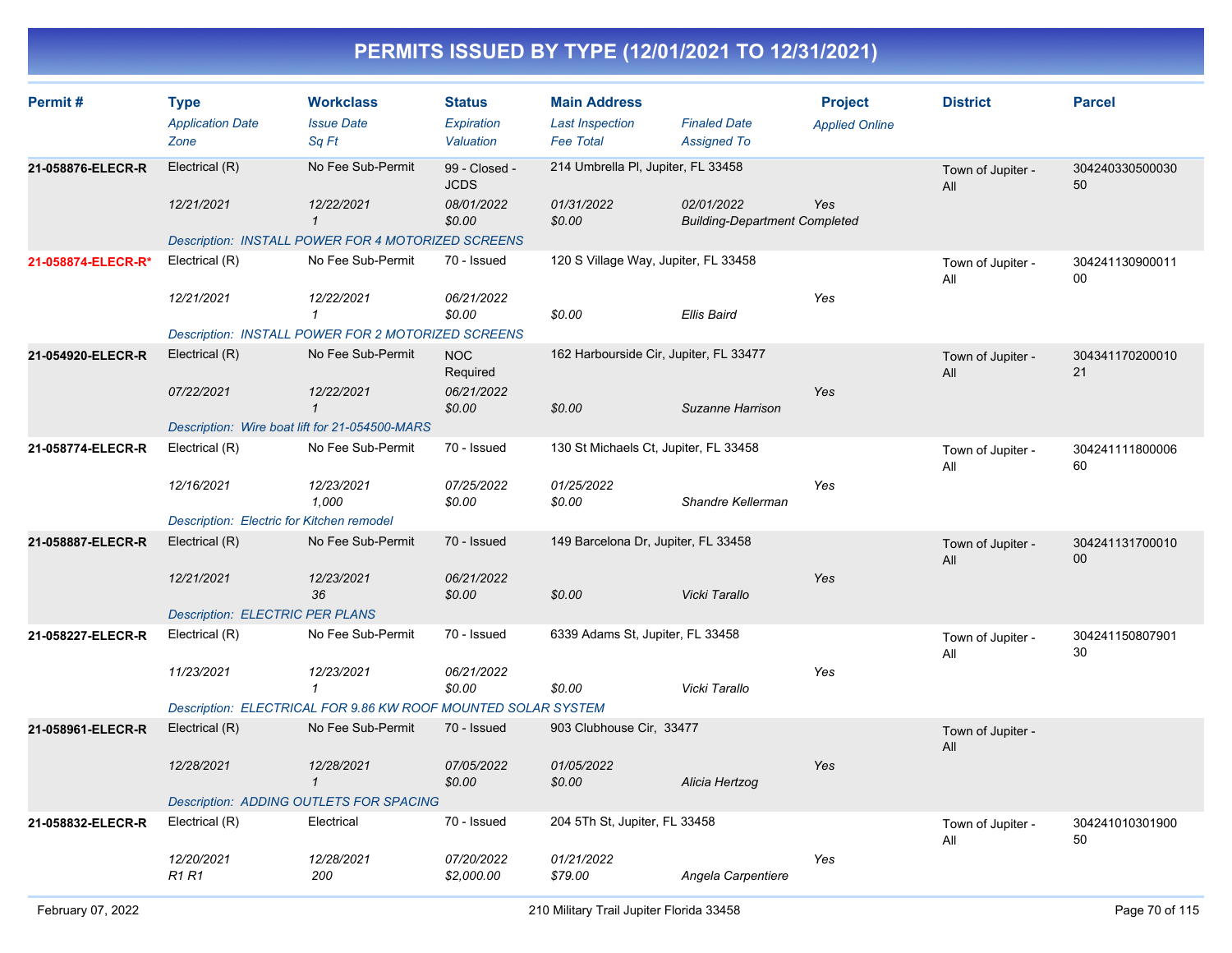# PERMITS ISSUED BY TYPE (12/01/2021 TO 12/31/2021)

| Permit # | Type / Application Date / Zone | Workclass / Issue Date / Sq Ft | Status / Expiration / Valuation | Main Address / Last Inspection / Fee Total | Finaled Date / Assigned To | Project / Applied Online | District | Parcel |
|---|---|---|---|---|---|---|---|---|
| 21-058876-ELECR-R | Electrical (R) | No Fee Sub-Permit | 99 - Closed - JCDS | 214 Umbrella Pl, Jupiter, FL 33458 | | | Town of Jupiter - All | 30424033050003050 |
| | 12/21/2021 | 12/22/2021 | 08/01/2022 | 01/31/2022 | 02/01/2022 | Yes | | |
| | | 1 | $0.00 | $0.00 | Building-Department Completed | | | |
| | Description: INSTALL POWER FOR 4 MOTORIZED SCREENS | | | | | | | |
| 21-058874-ELECR-R* | Electrical (R) | No Fee Sub-Permit | 70 - Issued | 120 S Village Way, Jupiter, FL 33458 | | | Town of Jupiter - All | 30424113090001100 |
| | 12/21/2021 | 12/22/2021 | 06/21/2022 | | | Yes | | |
| | | 1 | $0.00 | $0.00 | Ellis Baird | | | |
| | Description: INSTALL POWER FOR 2 MOTORIZED SCREENS | | | | | | | |
| 21-054920-ELECR-R | Electrical (R) | No Fee Sub-Permit | NOC Required | 162 Harbourside Cir, Jupiter, FL 33477 | | | Town of Jupiter - All | 30434117020001021 |
| | 07/22/2021 | 12/22/2021 | 06/21/2022 | | | Yes | | |
| | | 1 | $0.00 | $0.00 | Suzanne Harrison | | | |
| | Description: Wire boat lift for 21-054500-MARS | | | | | | | |
| 21-058774-ELECR-R | Electrical (R) | No Fee Sub-Permit | 70 - Issued | 130 St Michaels Ct, Jupiter, FL 33458 | | | Town of Jupiter - All | 30424111180000660 |
| | 12/16/2021 | 12/23/2021 | 07/25/2022 | 01/25/2022 | | Yes | | |
| | | 1,000 | $0.00 | $0.00 | Shandre Kellerman | | | |
| | Description: Electric for Kitchen remodel | | | | | | | |
| 21-058887-ELECR-R | Electrical (R) | No Fee Sub-Permit | 70 - Issued | 149 Barcelona Dr, Jupiter, FL 33458 | | | Town of Jupiter - All | 30424113170001000 |
| | 12/21/2021 | 12/23/2021 | 06/21/2022 | | | Yes | | |
| | | 36 | $0.00 | $0.00 | Vicki Tarallo | | | |
| | Description: ELECTRIC PER PLANS | | | | | | | |
| 21-058227-ELECR-R | Electrical (R) | No Fee Sub-Permit | 70 - Issued | 6339 Adams St, Jupiter, FL 33458 | | | Town of Jupiter - All | 30424115080790130 |
| | 11/23/2021 | 12/23/2021 | 06/21/2022 | | | Yes | | |
| | | 1 | $0.00 | $0.00 | Vicki Tarallo | | | |
| | Description: ELECTRICAL FOR 9.86 KW ROOF MOUNTED SOLAR SYSTEM | | | | | | | |
| 21-058961-ELECR-R | Electrical (R) | No Fee Sub-Permit | 70 - Issued | 903 Clubhouse Cir, 33477 | | | Town of Jupiter - All | |
| | 12/28/2021 | 12/28/2021 | 07/05/2022 | 01/05/2022 | | Yes | | |
| | | 1 | $0.00 | $0.00 | Alicia Hertzog | | | |
| | Description: ADDING OUTLETS FOR SPACING | | | | | | | |
| 21-058832-ELECR-R | Electrical (R) | Electrical | 70 - Issued | 204 5Th St, Jupiter, FL 33458 | | | Town of Jupiter - All | 30424101030190050 |
| | 12/20/2021 | 12/28/2021 | 07/20/2022 | 01/21/2022 | | Yes | | |
| | R1 R1 | 200 | $2,000.00 | $79.00 | Angela Carpentiere | | | |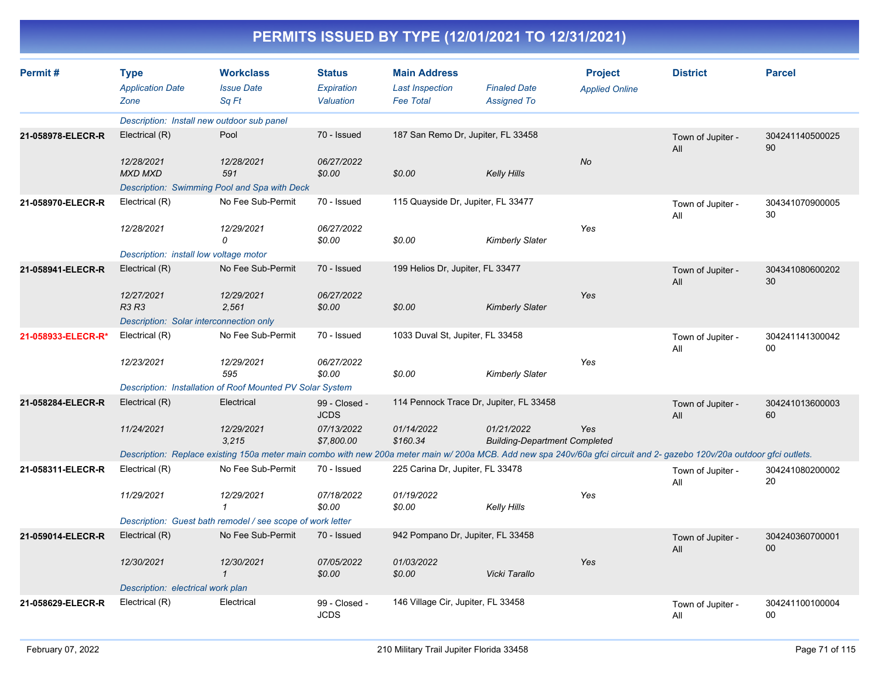# PERMITS ISSUED BY TYPE (12/01/2021 TO 12/31/2021)

| Permit # | Type / Application Date / Zone | Workclass / Issue Date / Sq Ft | Status / Expiration / Valuation | Main Address / Last Inspection / Fee Total | Finaled Date / Assigned To | Project / Applied Online | District | Parcel |
|---|---|---|---|---|---|---|---|---|
| | *Description: Install new outdoor sub panel* | | | | | | | |
| 21-058978-ELECR-R | Electrical (R) | Pool | 70 - Issued | 187 San Remo Dr, Jupiter, FL 33458 | | | Town of Jupiter - All | 30424114050002590 |
| | 12/28/2021 | 12/28/2021 | 06/27/2022 | | | No | | |
| | MXD MXD | 591 | $0.00 | $0.00 | Kelly Hills | | | |
| | *Description: Swimming Pool and Spa with Deck* | | | | | | | |
| 21-058970-ELECR-R | Electrical (R) | No Fee Sub-Permit | 70 - Issued | 115 Quayside Dr, Jupiter, FL 33477 | | | Town of Jupiter - All | 30434107090000530 |
| | 12/28/2021 | 12/29/2021 | 06/27/2022 | | | Yes | | |
| | | 0 | $0.00 | $0.00 | Kimberly Slater | | | |
| | *Description: install low voltage motor* | | | | | | | |
| 21-058941-ELECR-R | Electrical (R) | No Fee Sub-Permit | 70 - Issued | 199 Helios Dr, Jupiter, FL 33477 | | | Town of Jupiter - All | 30434108060020230 |
| | 12/27/2021 | 12/29/2021 | 06/27/2022 | | | Yes | | |
| | R3 R3 | 2,561 | $0.00 | $0.00 | Kimberly Slater | | | |
| | *Description: Solar interconnection only* | | | | | | | |
| 21-058933-ELECR-R* | Electrical (R) | No Fee Sub-Permit | 70 - Issued | 1033 Duval St, Jupiter, FL 33458 | | | Town of Jupiter - All | 30424114130004200 |
| | 12/23/2021 | 12/29/2021 | 06/27/2022 | | | Yes | | |
| | | 595 | $0.00 | $0.00 | Kimberly Slater | | | |
| | *Description: Installation of Roof Mounted PV Solar System* | | | | | | | |
| 21-058284-ELECR-R | Electrical (R) | Electrical | 99 - Closed - JCDS | 114 Pennock Trace Dr, Jupiter, FL 33458 | | | Town of Jupiter - All | 30424101360000360 |
| | 11/24/2021 | 12/29/2021 | 07/13/2022 | 01/14/2022 | 01/21/2022 | Yes | | |
| | | 3,215 | $7,800.00 | $160.34 | Building-Department Completed | | | |
| | *Description: Replace existing 150a meter main combo with new 200a meter main w/ 200a MCB. Add new spa 240v/60a gfci circuit and 2- gazebo 120v/20a outdoor gfci outlets.* | | | | | | | |
| 21-058311-ELECR-R | Electrical (R) | No Fee Sub-Permit | 70 - Issued | 225 Carina Dr, Jupiter, FL 33478 | | | Town of Jupiter - All | 30424108020000220 |
| | 11/29/2021 | 12/29/2021 | 07/18/2022 | 01/19/2022 | | Yes | | |
| | | 1 | $0.00 | $0.00 | Kelly Hills | | | |
| | *Description: Guest bath remodel / see scope of work letter* | | | | | | | |
| 21-059014-ELECR-R | Electrical (R) | No Fee Sub-Permit | 70 - Issued | 942 Pompano Dr, Jupiter, FL 33458 | | | Town of Jupiter - All | 30424036070000100 |
| | 12/30/2021 | 12/30/2021 | 07/05/2022 | 01/03/2022 | | Yes | | |
| | | 1 | $0.00 | $0.00 | Vicki Tarallo | | | |
| | *Description: electrical work plan* | | | | | | | |
| 21-058629-ELECR-R | Electrical (R) | Electrical | 99 - Closed - JCDS | 146 Village Cir, Jupiter, FL 33458 | | | Town of Jupiter - All | 30424110010000400 |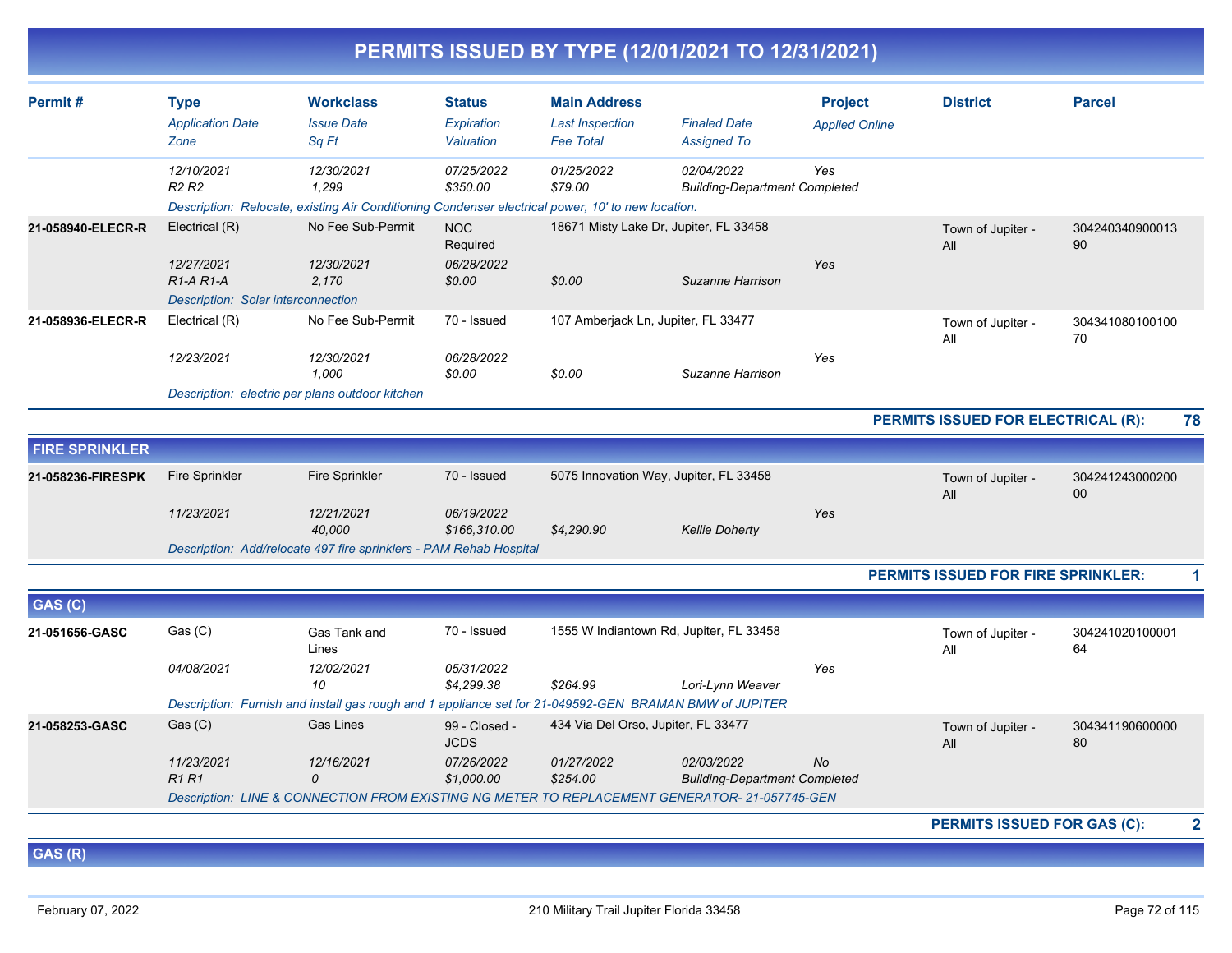# PERMITS ISSUED BY TYPE (12/01/2021 TO 12/31/2021)

| Permit # | Type / Application Date / Zone | Workclass / Issue Date / Sq Ft | Status / Expiration / Valuation | Main Address / Last Inspection / Fee Total | Finaled Date / Assigned To | Project / Applied Online | District | Parcel |
|---|---|---|---|---|---|---|---|---|
| | 12/10/2021 | 12/30/2021 | 07/25/2022 | 01/25/2022 | 02/04/2022 | Yes | | |
| | R2 R2 | 1,299 | $350.00 | $79.00 | Building-Department Completed | | | |
| | Description: Relocate, existing Air Conditioning Condenser electrical power, 10' to new location. | | | | | | | |
| **21-058940-ELECR-R** | Electrical (R) | No Fee Sub-Permit | NOC Required | 18671 Misty Lake Dr, Jupiter, FL 33458 | | | Town of Jupiter - All | 30424034090001390 |
| | 12/27/2021 | 12/30/2021 | 06/28/2022 | | | Yes | | |
| | R1-A R1-A | 2,170 | $0.00 | $0.00 | Suzanne Harrison | | | |
| | Description: Solar interconnection | | | | | | | |
| **21-058936-ELECR-R** | Electrical (R) | No Fee Sub-Permit | 70 - Issued | 107 Amberjack Ln, Jupiter, FL 33477 | | | Town of Jupiter - All | 30434108010010070 |
| | 12/23/2021 | 12/30/2021 | 06/28/2022 | | | Yes | | |
| | | 1,000 | $0.00 | $0.00 | Suzanne Harrison | | | |
| | Description: electric per plans outdoor kitchen | | | | | | | |

**PERMITS ISSUED FOR ELECTRICAL (R): 78**

## FIRE SPRINKLER

| Permit # | Type / Application Date / Zone | Workclass / Issue Date / Sq Ft | Status / Expiration / Valuation | Main Address / Last Inspection / Fee Total | Finaled Date / Assigned To | Project / Applied Online | District | Parcel |
|---|---|---|---|---|---|---|---|---|
| **21-058236-FIRESPK** | Fire Sprinkler | Fire Sprinkler | 70 - Issued | 5075 Innovation Way, Jupiter, FL 33458 | | | Town of Jupiter - All | 30424124300020000 |
| | 11/23/2021 | 12/21/2021 | 06/19/2022 | | | Yes | | |
| | | 40,000 | $166,310.00 | $4,290.90 | Kellie Doherty | | | |
| | Description: Add/relocate 497 fire sprinklers - PAM Rehab Hospital | | | | | | | |

**PERMITS ISSUED FOR FIRE SPRINKLER: 1**

## GAS (C)

| Permit # | Type / Application Date / Zone | Workclass / Issue Date / Sq Ft | Status / Expiration / Valuation | Main Address / Last Inspection / Fee Total | Finaled Date / Assigned To | Project / Applied Online | District | Parcel |
|---|---|---|---|---|---|---|---|---|
| **21-051656-GASC** | Gas (C) | Gas Tank and Lines | 70 - Issued | 1555 W Indiantown Rd, Jupiter, FL 33458 | | | Town of Jupiter - All | 30424102010000164 |
| | 04/08/2021 | 12/02/2021 | 05/31/2022 | | | Yes | | |
| | | 10 | $4,299.38 | $264.99 | Lori-Lynn Weaver | | | |
| | Description: Furnish and install gas rough and 1 appliance set for 21-049592-GEN BRAMAN BMW of JUPITER | | | | | | | |
| **21-058253-GASC** | Gas (C) | Gas Lines | 99 - Closed - JCDS | 434 Via Del Orso, Jupiter, FL 33477 | | | Town of Jupiter - All | 30434119060000080 |
| | 11/23/2021 | 12/16/2021 | 07/26/2022 | 01/27/2022 | 02/03/2022 | No | | |
| | R1 R1 | 0 | $1,000.00 | $254.00 | Building-Department Completed | | | |
| | Description: LINE & CONNECTION FROM EXISTING NG METER TO REPLACEMENT GENERATOR- 21-057745-GEN | | | | | | | |

**PERMITS ISSUED FOR GAS (C): 2**

## GAS (R)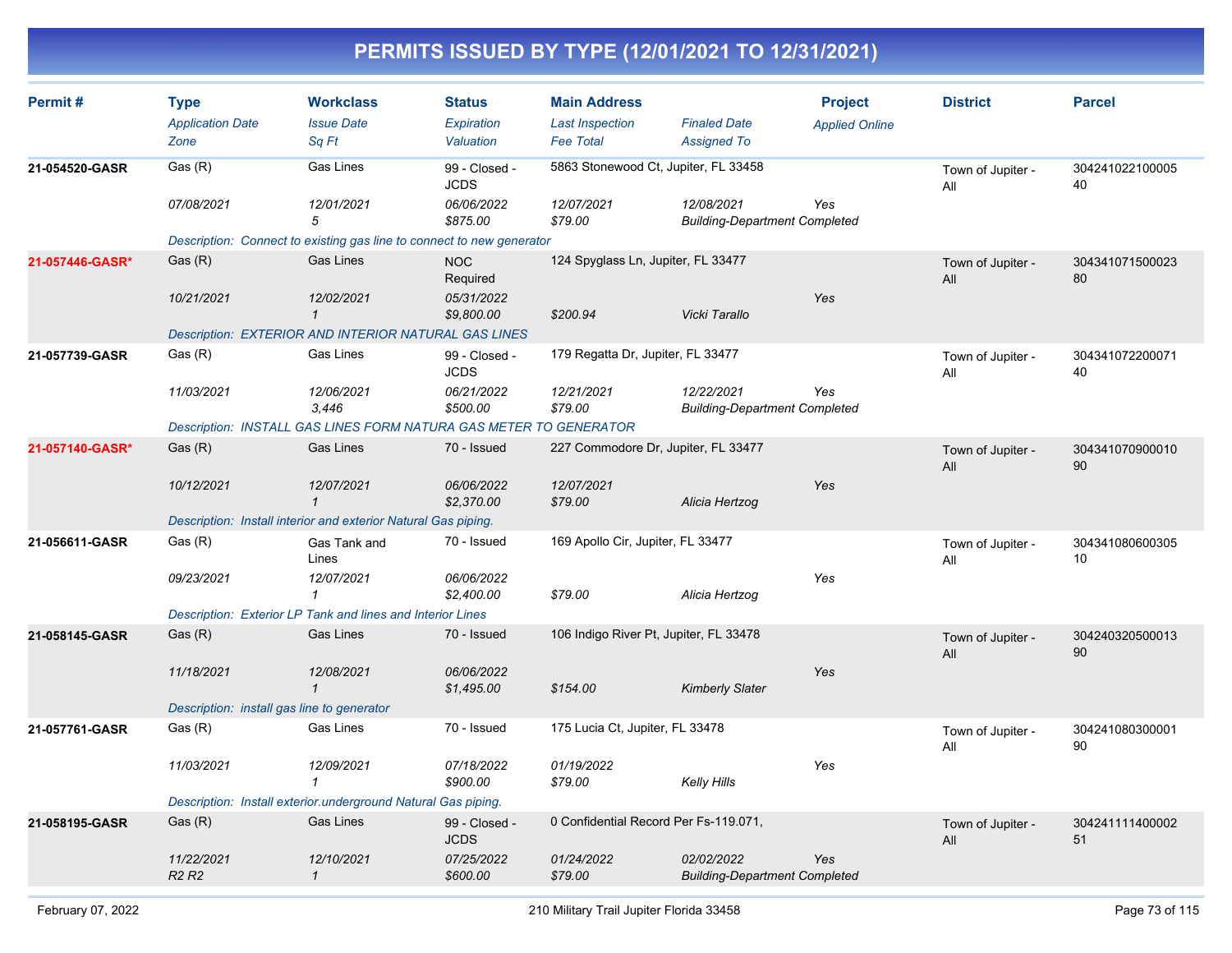# PERMITS ISSUED BY TYPE (12/01/2021 TO 12/31/2021)

| Permit # | Type<br>*Application Date*<br>*Zone* | Workclass<br>*Issue Date*<br>*Sq Ft* | Status<br>*Expiration*<br>*Valuation* | Main Address<br>*Last Inspection*<br>*Fee Total* | *Finaled Date*<br>*Assigned To* | Project<br>*Applied Online* | District | Parcel |
|---|---|---|---|---|---|---|---|---|
| **21-054520-GASR** | Gas (R)<br>*07/08/2021* | Gas Lines<br>*12/01/2021*<br>*5* | 99 - Closed - JCDS<br>*06/06/2022*<br>*$875.00* | 5863 Stonewood Ct, Jupiter, FL 33458<br>*12/07/2021*<br>*$79.00* | *12/08/2021*<br>*Building-Department Completed* | *Yes* | Town of Jupiter - All | 30424102210000540 |
| | *Description: Connect to existing gas line to connect to new generator* | | | | | | | |
| **21-057446-GASR*** | Gas (R)<br>*10/21/2021* | Gas Lines<br>*12/02/2021*<br>*1* | NOC Required<br>*05/31/2022*<br>*$9,800.00* | 124 Spyglass Ln, Jupiter, FL 33477<br><br>*$200.94* | *Vicki Tarallo* | *Yes* | Town of Jupiter - All | 30434107150002380 |
| | *Description: EXTERIOR AND INTERIOR NATURAL GAS LINES* | | | | | | | |
| **21-057739-GASR** | Gas (R)<br>*11/03/2021* | Gas Lines<br>*12/06/2021*<br>*3,446* | 99 - Closed - JCDS<br>*06/21/2022*<br>*$500.00* | 179 Regatta Dr, Jupiter, FL 33477<br>*12/21/2021*<br>*$79.00* | *12/22/2021*<br>*Building-Department Completed* | *Yes* | Town of Jupiter - All | 30434107220007140 |
| | *Description: INSTALL GAS LINES FORM NATURA GAS METER TO GENERATOR* | | | | | | | |
| **21-057140-GASR*** | Gas (R)<br>*10/12/2021* | Gas Lines<br>*12/07/2021*<br>*1* | 70 - Issued<br>*06/06/2022*<br>*$2,370.00* | 227 Commodore Dr, Jupiter, FL 33477<br>*12/07/2021*<br>*$79.00* | *Alicia Hertzog* | *Yes* | Town of Jupiter - All | 30434107090001090 |
| | *Description: Install interior and exterior Natural Gas piping.* | | | | | | | |
| **21-056611-GASR** | Gas (R)<br>*09/23/2021* | Gas Tank and Lines<br>*12/07/2021*<br>*1* | 70 - Issued<br>*06/06/2022*<br>*$2,400.00* | 169 Apollo Cir, Jupiter, FL 33477<br><br>*$79.00* | *Alicia Hertzog* | *Yes* | Town of Jupiter - All | 30434108060030510 |
| | *Description: Exterior LP Tank and lines and Interior Lines* | | | | | | | |
| **21-058145-GASR** | Gas (R)<br>*11/18/2021* | Gas Lines<br>*12/08/2021*<br>*1* | 70 - Issued<br>*06/06/2022*<br>*$1,495.00* | 106 Indigo River Pt, Jupiter, FL 33478<br><br>*$154.00* | *Kimberly Slater* | *Yes* | Town of Jupiter - All | 30424032050001390 |
| | *Description: install gas line to generator* | | | | | | | |
| **21-057761-GASR** | Gas (R)<br>*11/03/2021* | Gas Lines<br>*12/09/2021*<br>*1* | 70 - Issued<br>*07/18/2022*<br>*$900.00* | 175 Lucia Ct, Jupiter, FL 33478<br>*01/19/2022*<br>*$79.00* | *Kelly Hills* | *Yes* | Town of Jupiter - All | 30424108030000190 |
| | *Description: Install exterior.underground Natural Gas piping.* | | | | | | | |
| **21-058195-GASR** | Gas (R)<br>*11/22/2021*<br>*R2 R2* | Gas Lines<br>*12/10/2021*<br>*1* | 99 - Closed - JCDS<br>*07/25/2022*<br>*$600.00* | 0 Confidential Record Per Fs-119.071,<br>*01/24/2022*<br>*$79.00* | *02/02/2022*<br>*Building-Department Completed* | *Yes* | Town of Jupiter - All | 30424111140000251 |

February 07, 2022 210 Military Trail Jupiter Florida 33458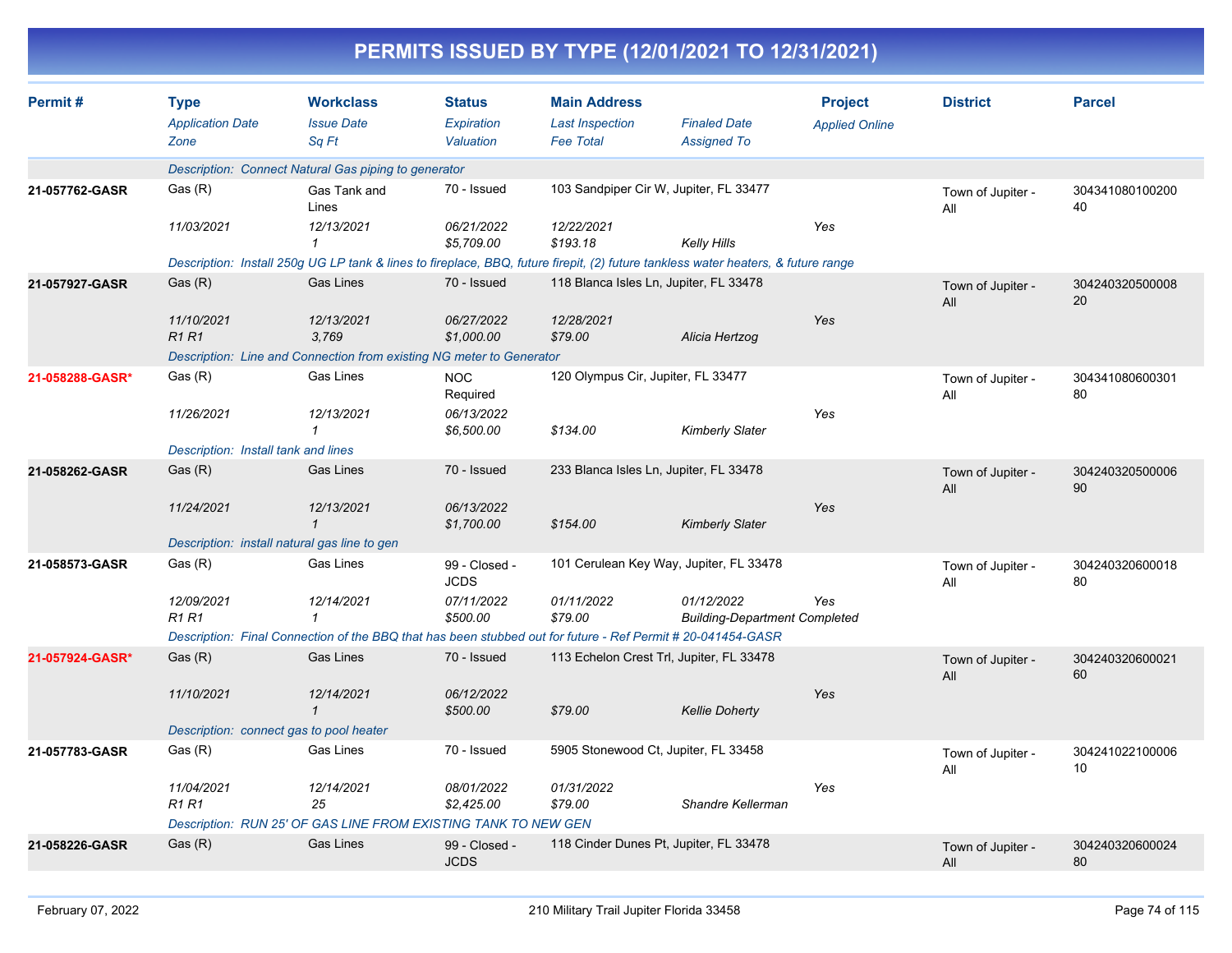# PERMITS ISSUED BY TYPE (12/01/2021 TO 12/31/2021)

| Permit # | Type | Workclass | Status | Main Address | | Project | District | Parcel |
|---|---|---|---|---|---|---|---|---|
| | *Application Date* | *Issue Date* | *Expiration* | *Last Inspection* | *Finaled Date* | *Applied Online* | | |
| | *Zone* | *Sq Ft* | *Valuation* | *Fee Total* | *Assigned To* | | | |
| | *Description: Connect Natural Gas piping to generator* | | | | | | | |
| **21-057762-GASR** | Gas (R) | Gas Tank and Lines | 70 - Issued | 103 Sandpiper Cir W, Jupiter, FL 33477 | | | Town of Jupiter - All | 30434108010020040 |
| | *11/03/2021* | *12/13/2021* | *06/21/2022* | *12/22/2021* | | Yes | | |
| | | *1* | *$5,709.00* | *$193.18* | *Kelly Hills* | | | |
| | *Description: Install 250g UG LP tank & lines to fireplace, BBQ, future firepit, (2) future tankless water heaters, & future range* | | | | | | | |
| **21-057927-GASR** | Gas (R) | Gas Lines | 70 - Issued | 118 Blanca Isles Ln, Jupiter, FL 33478 | | | Town of Jupiter - All | 30424032050000820 |
| | *11/10/2021* | *12/13/2021* | *06/27/2022* | *12/28/2021* | | Yes | | |
| | *R1 R1* | *3,769* | *$1,000.00* | *$79.00* | *Alicia Hertzog* | | | |
| | *Description: Line and Connection from existing NG meter to Generator* | | | | | | | |
| **21-058288-GASR*** | Gas (R) | Gas Lines | NOC Required | 120 Olympus Cir, Jupiter, FL 33477 | | | Town of Jupiter - All | 30434108060030180 |
| | *11/26/2021* | *12/13/2021* | *06/13/2022* | | | Yes | | |
| | | *1* | *$6,500.00* | *$134.00* | *Kimberly Slater* | | | |
| | *Description: Install tank and lines* | | | | | | | |
| **21-058262-GASR** | Gas (R) | Gas Lines | 70 - Issued | 233 Blanca Isles Ln, Jupiter, FL 33478 | | | Town of Jupiter - All | 30424032050000690 |
| | *11/24/2021* | *12/13/2021* | *06/13/2022* | | | Yes | | |
| | | *1* | *$1,700.00* | *$154.00* | *Kimberly Slater* | | | |
| | *Description: install natural gas line to gen* | | | | | | | |
| **21-058573-GASR** | Gas (R) | Gas Lines | 99 - Closed - JCDS | 101 Cerulean Key Way, Jupiter, FL 33478 | | | Town of Jupiter - All | 30424032060001880 |
| | *12/09/2021* | *12/14/2021* | *07/11/2022* | *01/11/2022* | *01/12/2022* | Yes | | |
| | *R1 R1* | *1* | *$500.00* | *$79.00* | *Building-Department Completed* | | | |
| | *Description: Final Connection of the BBQ that has been stubbed out for future - Ref Permit # 20-041454-GASR* | | | | | | | |
| **21-057924-GASR*** | Gas (R) | Gas Lines | 70 - Issued | 113 Echelon Crest Trl, Jupiter, FL 33478 | | | Town of Jupiter - All | 30424032060002160 |
| | *11/10/2021* | *12/14/2021* | *06/12/2022* | | | Yes | | |
| | | *1* | *$500.00* | *$79.00* | *Kellie Doherty* | | | |
| | *Description: connect gas to pool heater* | | | | | | | |
| **21-057783-GASR** | Gas (R) | Gas Lines | 70 - Issued | 5905 Stonewood Ct, Jupiter, FL 33458 | | | Town of Jupiter - All | 30424102210000610 |
| | *11/04/2021* | *12/14/2021* | *08/01/2022* | *01/31/2022* | | Yes | | |
| | *R1 R1* | *25* | *$2,425.00* | *$79.00* | *Shandre Kellerman* | | | |
| | *Description: RUN 25' OF GAS LINE FROM EXISTING TANK TO NEW GEN* | | | | | | | |
| **21-058226-GASR** | Gas (R) | Gas Lines | 99 - Closed - JCDS | 118 Cinder Dunes Pt, Jupiter, FL 33478 | | | Town of Jupiter - All | 30424032060002480 |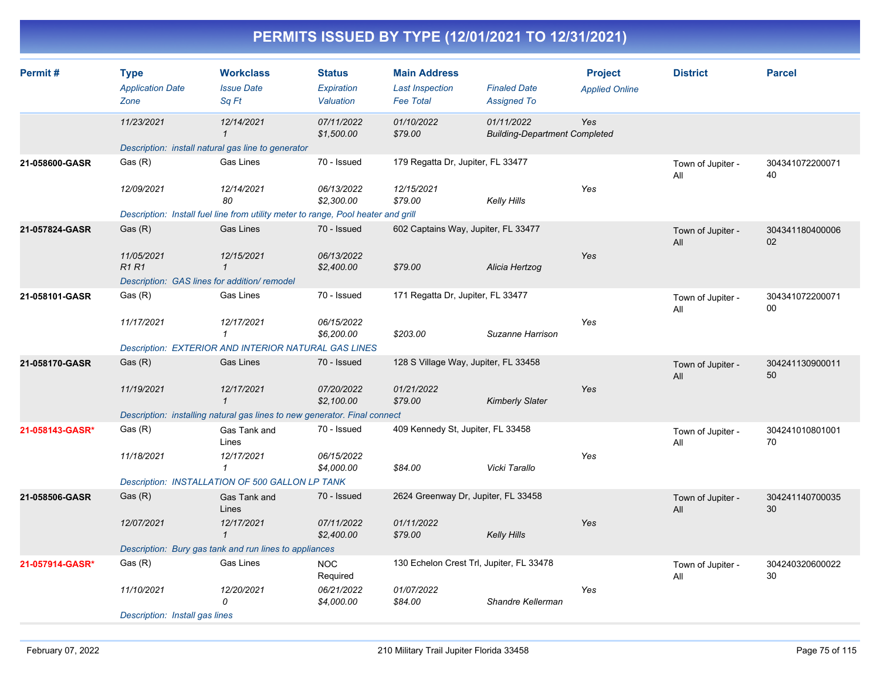# PERMITS ISSUED BY TYPE (12/01/2021 TO 12/31/2021)

| Permit # | Type / Application Date / Zone | Workclass / Issue Date / Sq Ft | Status / Expiration / Valuation | Main Address / Last Inspection / Fee Total | Finaled Date / Assigned To | Project / Applied Online | District | Parcel |
|---|---|---|---|---|---|---|---|---|
| | 11/23/2021 | 12/14/2021<br>1 | 07/11/2022<br>$1,500.00 | 01/10/2022<br>$79.00 | 01/11/2022<br>Building-Department Completed | Yes | | |
| | Description: install natural gas line to generator | | | | | | | |
| 21-058600-GASR | Gas (R)<br>12/09/2021 | Gas Lines<br>12/14/2021<br>80 | 70 - Issued<br>06/13/2022<br>$2,300.00 | 179 Regatta Dr, Jupiter, FL 33477<br>12/15/2021<br>$79.00 | Kelly Hills | Yes | Town of Jupiter - All | 30434107220007140 |
| | Description: Install fuel line from utility meter to range, Pool heater and grill | | | | | | | |
| 21-057824-GASR | Gas (R)<br>11/05/2021<br>R1 R1 | Gas Lines<br>12/15/2021<br>1 | 70 - Issued<br>06/13/2022<br>$2,400.00 | 602 Captains Way, Jupiter, FL 33477<br><br>$79.00 | Alicia Hertzog | Yes | Town of Jupiter - All | 30434118040000602 |
| | Description: GAS lines for addition/ remodel | | | | | | | |
| 21-058101-GASR | Gas (R)<br>11/17/2021 | Gas Lines<br>12/17/2021<br>1 | 70 - Issued<br>06/15/2022<br>$6,200.00 | 171 Regatta Dr, Jupiter, FL 33477<br><br>$203.00 | Suzanne Harrison | Yes | Town of Jupiter - All | 30434107220007100 |
| | Description: EXTERIOR AND INTERIOR NATURAL GAS LINES | | | | | | | |
| 21-058170-GASR | Gas (R)<br>11/19/2021 | Gas Lines<br>12/17/2021<br>1 | 70 - Issued<br>07/20/2022<br>$2,100.00 | 128 S Village Way, Jupiter, FL 33458<br>01/21/2022<br>$79.00 | Kimberly Slater | Yes | Town of Jupiter - All | 30424113090001150 |
| | Description: installing natural gas lines to new generator. Final connect | | | | | | | |
| 21-058143-GASR* | Gas (R)<br>11/18/2021 | Gas Tank and Lines<br>12/17/2021<br>1 | 70 - Issued<br>06/15/2022<br>$4,000.00 | 409 Kennedy St, Jupiter, FL 33458<br><br>$84.00 | Vicki Tarallo | Yes | Town of Jupiter - All | 30424101080100170 |
| | Description: INSTALLATION OF 500 GALLON LP TANK | | | | | | | |
| 21-058506-GASR | Gas (R)<br>12/07/2021 | Gas Tank and Lines<br>12/17/2021<br>1 | 70 - Issued<br>07/11/2022<br>$2,400.00 | 2624 Greenway Dr, Jupiter, FL 33458<br>01/11/2022<br>$79.00 | Kelly Hills | Yes | Town of Jupiter - All | 30424114070003530 |
| | Description: Bury gas tank and run lines to appliances | | | | | | | |
| 21-057914-GASR* | Gas (R)<br>11/10/2021 | Gas Lines<br>12/20/2021<br>0 | NOC Required<br>06/21/2022<br>$4,000.00 | 130 Echelon Crest Trl, Jupiter, FL 33478<br>01/07/2022<br>$84.00 | Shandre Kellerman | Yes | Town of Jupiter - All | 30424032060002230 |
| | Description: Install gas lines | | | | | | | |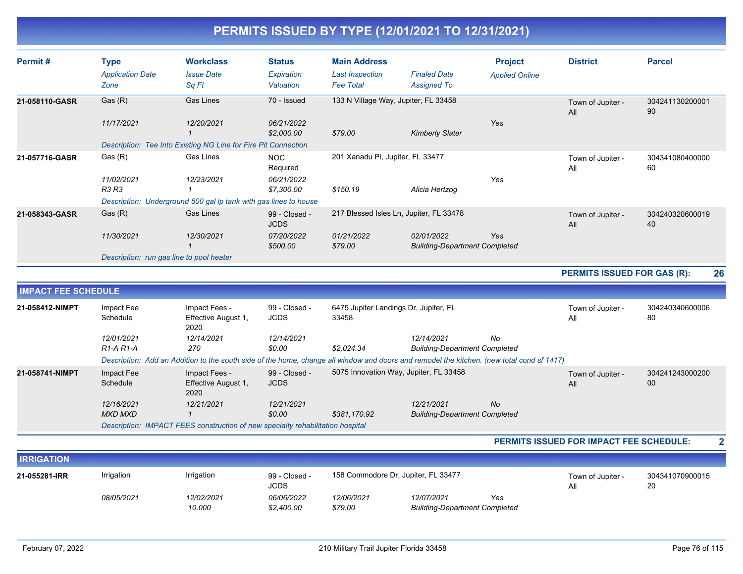# PERMITS ISSUED BY TYPE (12/01/2021 TO 12/31/2021)

| Permit # | Type | Workclass | Status | Main Address | | Project | District | Parcel |
|---|---|---|---|---|---|---|---|---|
| | *Application Date* | *Issue Date* | *Expiration* | *Last Inspection* | *Finaled Date* | *Applied Online* | | |
| | *Zone* | *Sq Ft* | *Valuation* | *Fee Total* | *Assigned To* | | | |
| **21-058110-GASR** | Gas (R) | Gas Lines | 70 - Issued | 133 N Village Way, Jupiter, FL 33458 | | | Town of Jupiter - All | 30424113020000190 |
| | *11/17/2021* | *12/20/2021* | *06/21/2022* | | | *Yes* | | |
| | | *1* | *$2,000.00* | *$79.00* | *Kimberly Slater* | | | |
| | *Description: Tee Into Existing NG Line for Fire Pit Connection* | | | | | | | |
| **21-057716-GASR** | Gas (R) | Gas Lines | NOC Required | 201 Xanadu Pl, Jupiter, FL 33477 | | | Town of Jupiter - All | 30434108040000060 |
| | *11/02/2021* | *12/23/2021* | *06/21/2022* | | | *Yes* | | |
| | *R3 R3* | *1* | *$7,300.00* | *$150.19* | *Alicia Hertzog* | | | |
| | *Description: Underground 500 gal lp tank with gas lines to house* | | | | | | | |
| **21-058343-GASR** | Gas (R) | Gas Lines | 99 - Closed - JCDS | 217 Blessed Isles Ln, Jupiter, FL 33478 | | | Town of Jupiter - All | 30424032060001940 |
| | *11/30/2021* | *12/30/2021* | *07/20/2022* | *01/21/2022* | *02/01/2022* | *Yes* | | |
| | | *1* | *$500.00* | *$79.00* | *Building-Department Completed* | | | |
| | *Description: run gas line to pool heater* | | | | | | | |

**PERMITS ISSUED FOR GAS (R): 26**

## IMPACT FEE SCHEDULE

| Permit # | Type | Workclass | Status | Main Address | | Project | District | Parcel |
|---|---|---|---|---|---|---|---|---|
| **21-058412-NIMPT** | Impact Fee Schedule | Impact Fees - Effective August 1, 2020 | 99 - Closed - JCDS | 6475 Jupiter Landings Dr, Jupiter, FL 33458 | | | Town of Jupiter - All | 30424034060000680 |
| | *12/01/2021* | *12/14/2021* | *12/14/2021* | | *12/14/2021* | *No* | | |
| | *R1-A R1-A* | *270* | *$0.00* | *$2,024.34* | *Building-Department Completed* | | | |
| | *Description: Add an Addition to the south side of the home, change all window and doors and remodel the kitchen. (new total cond sf 1417)* | | | | | | | |
| **21-058741-NIMPT** | Impact Fee Schedule | Impact Fees - Effective August 1, 2020 | 99 - Closed - JCDS | 5075 Innovation Way, Jupiter, FL 33458 | | | Town of Jupiter - All | 30424124300020000 |
| | *12/16/2021* | *12/21/2021* | *12/21/2021* | | *12/21/2021* | *No* | | |
| | *MXD MXD* | *1* | *$0.00* | *$381,170.92* | *Building-Department Completed* | | | |
| | *Description: IMPACT FEES construction of new specialty rehabilitation hospital* | | | | | | | |

**PERMITS ISSUED FOR IMPACT FEE SCHEDULE: 2**

## IRRIGATION

| Permit # | Type | Workclass | Status | Main Address | | Project | District | Parcel |
|---|---|---|---|---|---|---|---|---|
| **21-055281-IRR** | Irrigation | Irrigation | 99 - Closed - JCDS | 158 Commodore Dr, Jupiter, FL 33477 | | | Town of Jupiter - All | 30434107090001520 |
| | *08/05/2021* | *12/02/2021* | *06/06/2022* | *12/06/2021* | *12/07/2021* | *Yes* | | |
| | | *10,000* | *$2,400.00* | *$79.00* | *Building-Department Completed* | | | |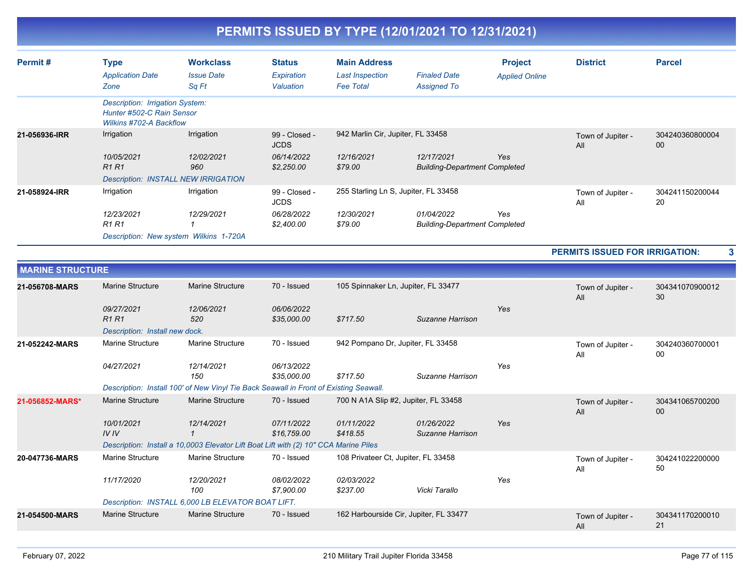# PERMITS ISSUED BY TYPE (12/01/2021 TO 12/31/2021)

| Permit # | Type / Application Date / Zone | Workclass / Issue Date / Sq Ft | Status / Expiration / Valuation | Main Address / Last Inspection / Fee Total | Finaled Date / Assigned To | Project / Applied Online | District | Parcel |
|---|---|---|---|---|---|---|---|---|
| | Description: Irrigation System: Hunter #502-C Rain Sensor Wilkins #702-A Backflow | | | | | | | |
| 21-056936-IRR | Irrigation | Irrigation | 99 - Closed - JCDS | 942 Marlin Cir, Jupiter, FL 33458 | | | Town of Jupiter - All | 30424036080000400 |
| | 10/05/2021 | 12/02/2021 | 06/14/2022 | 12/16/2021 | 12/17/2021 | Yes | | |
| | R1 R1 | 960 | $2,250.00 | $79.00 | Building-Department Completed | | | |
| | Description: INSTALL NEW IRRIGATION | | | | | | | |
| 21-058924-IRR | Irrigation | Irrigation | 99 - Closed - JCDS | 255 Starling Ln S, Jupiter, FL 33458 | | | Town of Jupiter - All | 30424115020004420 |
| | 12/23/2021 | 12/29/2021 | 06/28/2022 | 12/30/2021 | 01/04/2022 | Yes | | |
| | R1 R1 | 1 | $2,400.00 | $79.00 | Building-Department Completed | | | |
| | Description: New system Wilkins 1-720A | | | | | | | |

**PERMITS ISSUED FOR IRRIGATION: 3**

## MARINE STRUCTURE

| Permit # | Type / Application Date / Zone | Workclass / Issue Date / Sq Ft | Status / Expiration / Valuation | Main Address / Last Inspection / Fee Total | Finaled Date / Assigned To | Project / Applied Online | District | Parcel |
|---|---|---|---|---|---|---|---|---|
| 21-056708-MARS | Marine Structure | Marine Structure | 70 - Issued | 105 Spinnaker Ln, Jupiter, FL 33477 | | | Town of Jupiter - All | 30434107090001230 |
| | 09/27/2021 | 12/06/2021 | 06/06/2022 | | | Yes | | |
| | R1 R1 | 520 | $35,000.00 | $717.50 | Suzanne Harrison | | | |
| | Description: Install new dock. | | | | | | | |
| 21-052242-MARS | Marine Structure | Marine Structure | 70 - Issued | 942 Pompano Dr, Jupiter, FL 33458 | | | Town of Jupiter - All | 30424036070000100 |
| | 04/27/2021 | 12/14/2021 | 06/13/2022 | | | Yes | | |
| | | 150 | $35,000.00 | $717.50 | Suzanne Harrison | | | |
| | Description: Install 100' of New Vinyl Tie Back Seawall in Front of Existing Seawall. | | | | | | | |
| 21-056852-MARS* | Marine Structure | Marine Structure | 70 - Issued | 700 N A1A Slip #2, Jupiter, FL 33458 | | | Town of Jupiter - All | 30434106570020000 |
| | 10/01/2021 | 12/14/2021 | 07/11/2022 | 01/11/2022 | 01/26/2022 | Yes | | |
| | IV IV | 1 | $16,759.00 | $418.55 | Suzanne Harrison | | | |
| | Description: Install a 10,0003 Elevator Lift Boat Lift with (2) 10" CCA Marine Piles | | | | | | | |
| 20-047736-MARS | Marine Structure | Marine Structure | 70 - Issued | 108 Privateer Ct, Jupiter, FL 33458 | | | Town of Jupiter - All | 30424102220000050 |
| | 11/17/2020 | 12/20/2021 | 08/02/2022 | 02/03/2022 | | Yes | | |
| | | 100 | $7,900.00 | $237.00 | Vicki Tarallo | | | |
| | Description: INSTALL 6,000 LB ELEVATOR BOAT LIFT. | | | | | | | |
| 21-054500-MARS | Marine Structure | Marine Structure | 70 - Issued | 162 Harbourside Cir, Jupiter, FL 33477 | | | Town of Jupiter - All | 30434117020001021 |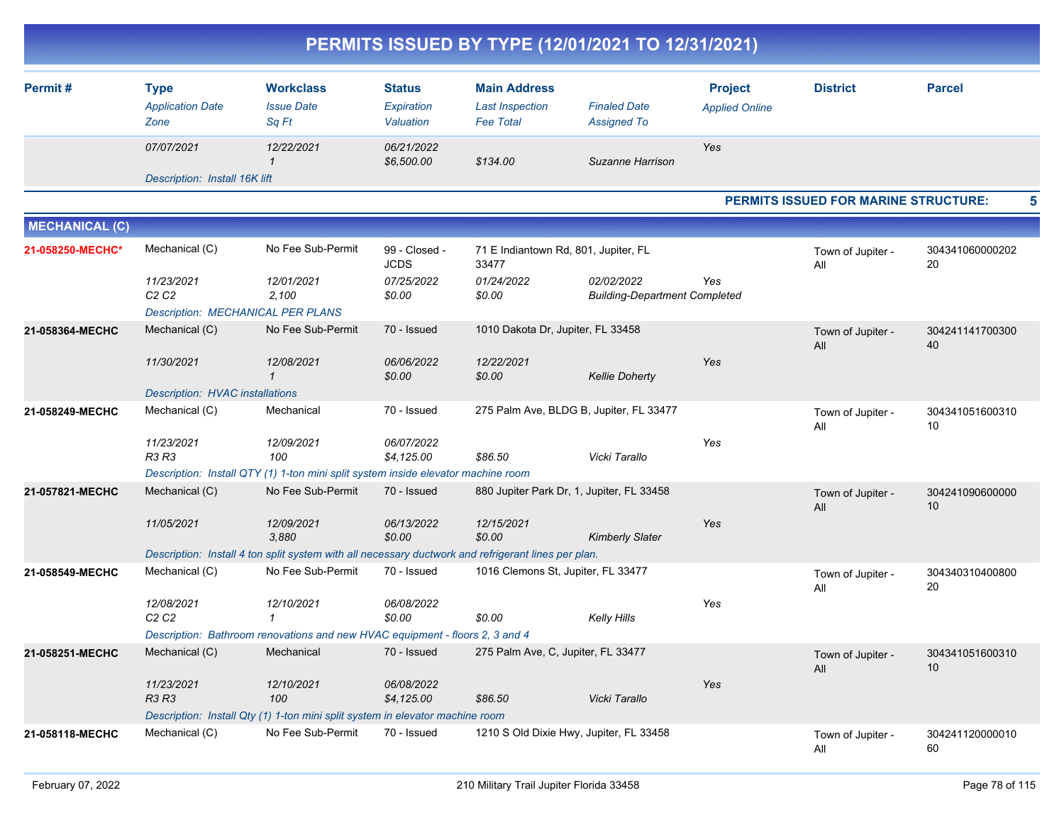# PERMITS ISSUED BY TYPE (12/01/2021 TO 12/31/2021)

| Permit # | Type / *Application Date* / *Zone* | Workclass / *Issue Date* / *Sq Ft* | Status / *Expiration* / *Valuation* | Main Address / *Last Inspection* / *Fee Total* | *Finaled Date* / *Assigned To* | Project / *Applied Online* | District | Parcel |
|---|---|---|---|---|---|---|---|---|
| | *07/07/2021* | *12/22/2021* *1* | *06/21/2022* *$6,500.00* | *$134.00* | *Suzanne Harrison* | *Yes* | | |
| | *Description: Install 16K lift* | | | | | | | |

**PERMITS ISSUED FOR MARINE STRUCTURE: 5**

## MECHANICAL (C)

| Permit # | Type / *Application Date* / *Zone* | Workclass / *Issue Date* / *Sq Ft* | Status / *Expiration* / *Valuation* | Main Address / *Last Inspection* / *Fee Total* | *Finaled Date* / *Assigned To* | Project / *Applied Online* | District | Parcel |
|---|---|---|---|---|---|---|---|---|
| **21-058250-MECHC*** | Mechanical (C) | No Fee Sub-Permit | 99 - Closed - JCDS | 71 E Indiantown Rd, 801, Jupiter, FL 33477 | | | Town of Jupiter - All | 30434106000020220 |
| | *11/23/2021* *C2 C2* | *12/01/2021* *2,100* | *07/25/2022* *$0.00* | *01/24/2022* *$0.00* | *02/02/2022* *Building-Department Completed* | *Yes* | | |
| | *Description: MECHANICAL PER PLANS* | | | | | | | |
| **21-058364-MECHC** | Mechanical (C) | No Fee Sub-Permit | 70 - Issued | 1010 Dakota Dr, Jupiter, FL 33458 | | | Town of Jupiter - All | 30424114170030040 |
| | *11/30/2021* | *12/08/2021* *1* | *06/06/2022* *$0.00* | *12/22/2021* *$0.00* | *Kellie Doherty* | *Yes* | | |
| | *Description: HVAC installations* | | | | | | | |
| **21-058249-MECHC** | Mechanical (C) | Mechanical | 70 - Issued | 275 Palm Ave, BLDG B, Jupiter, FL 33477 | | | Town of Jupiter - All | 30434105160031010 |
| | *11/23/2021* *R3 R3* | *12/09/2021* *100* | *06/07/2022* *$4,125.00* | *$86.50* | *Vicki Tarallo* | *Yes* | | |
| | *Description: Install QTY (1) 1-ton mini split system inside elevator machine room* | | | | | | | |
| **21-057821-MECHC** | Mechanical (C) | No Fee Sub-Permit | 70 - Issued | 880 Jupiter Park Dr, 1, Jupiter, FL 33458 | | | Town of Jupiter - All | 30424109060000010 |
| | *11/05/2021* | *12/09/2021* *3,880* | *06/13/2022* *$0.00* | *12/15/2021* *$0.00* | *Kimberly Slater* | *Yes* | | |
| | *Description: Install 4 ton split system with all necessary ductwork and refrigerant lines per plan.* | | | | | | | |
| **21-058549-MECHC** | Mechanical (C) | No Fee Sub-Permit | 70 - Issued | 1016 Clemons St, Jupiter, FL 33477 | | | Town of Jupiter - All | 30434031040080020 |
| | *12/08/2021* *C2 C2* | *12/10/2021* *1* | *06/08/2022* *$0.00* | *$0.00* | *Kelly Hills* | *Yes* | | |
| | *Description: Bathroom renovations and new HVAC equipment - floors 2, 3 and 4* | | | | | | | |
| **21-058251-MECHC** | Mechanical (C) | Mechanical | 70 - Issued | 275 Palm Ave, C, Jupiter, FL 33477 | | | Town of Jupiter - All | 30434105160031010 |
| | *11/23/2021* *R3 R3* | *12/10/2021* *100* | *06/08/2022* *$4,125.00* | *$86.50* | *Vicki Tarallo* | *Yes* | | |
| | *Description: Install Qty (1) 1-ton mini split system in elevator machine room* | | | | | | | |
| **21-058118-MECHC** | Mechanical (C) | No Fee Sub-Permit | 70 - Issued | 1210 S Old Dixie Hwy, Jupiter, FL 33458 | | | Town of Jupiter - All | 30424112000001060 |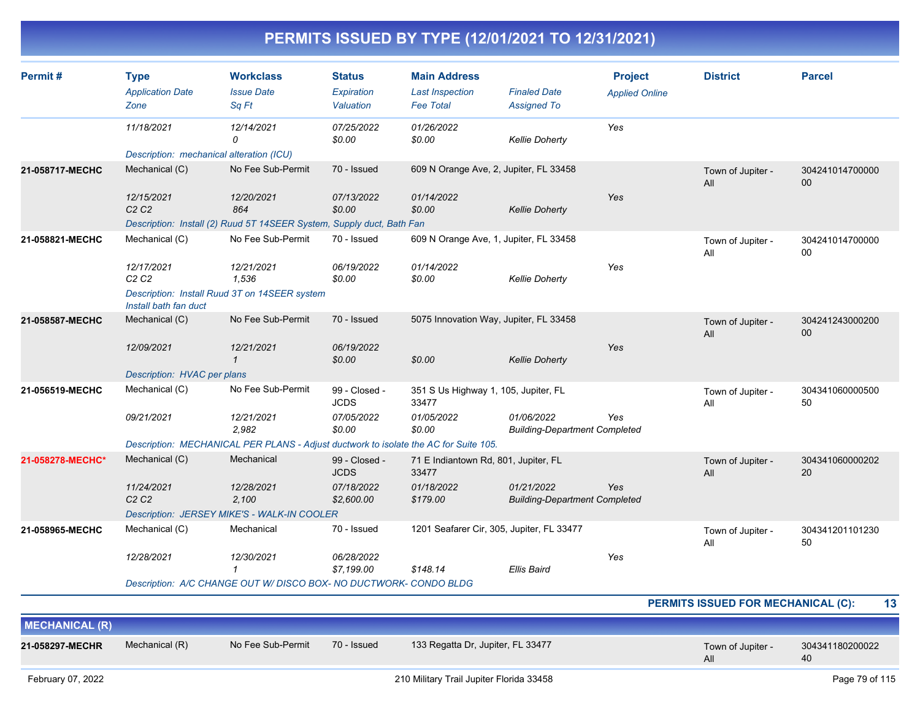# PERMITS ISSUED BY TYPE (12/01/2021 TO 12/31/2021)

| Permit # | Type | Workclass | Status | Main Address | | Project | District | Parcel |
|---|---|---|---|---|---|---|---|---|
| | *Application Date* | *Issue Date* | *Expiration* | *Last Inspection* | *Finaled Date* | *Applied Online* | | |
| | *Zone* | *Sq Ft* | *Valuation* | *Fee Total* | *Assigned To* | | | |
| | *11/18/2021* | *12/14/2021* | *07/25/2022* | *01/26/2022* | | *Yes* | | |
| | | *0* | *$0.00* | *$0.00* | *Kellie Doherty* | | | |
| | *Description: mechanical alteration (ICU)* | | | | | | | |
| **21-058717-MECHC** | Mechanical (C) | No Fee Sub-Permit | 70 - Issued | 609 N Orange Ave, 2, Jupiter, FL 33458 | | | Town of Jupiter - All | 30424101470000000 |
| | *12/15/2021* | *12/20/2021* | *07/13/2022* | *01/14/2022* | | *Yes* | | |
| | *C2 C2* | *864* | *$0.00* | *$0.00* | *Kellie Doherty* | | | |
| | *Description: Install (2) Ruud 5T 14SEER System, Supply duct, Bath Fan* | | | | | | | |
| **21-058821-MECHC** | Mechanical (C) | No Fee Sub-Permit | 70 - Issued | 609 N Orange Ave, 1, Jupiter, FL 33458 | | | Town of Jupiter - All | 30424101470000000 |
| | *12/17/2021* | *12/21/2021* | *06/19/2022* | *01/14/2022* | | *Yes* | | |
| | *C2 C2* | *1,536* | *$0.00* | *$0.00* | *Kellie Doherty* | | | |
| | *Description: Install Ruud 3T on 14SEER system Install bath fan duct* | | | | | | | |
| **21-058587-MECHC** | Mechanical (C) | No Fee Sub-Permit | 70 - Issued | 5075 Innovation Way, Jupiter, FL 33458 | | | Town of Jupiter - All | 30424124300020000 |
| | *12/09/2021* | *12/21/2021* | *06/19/2022* | | | *Yes* | | |
| | | *1* | *$0.00* | *$0.00* | *Kellie Doherty* | | | |
| | *Description: HVAC per plans* | | | | | | | |
| **21-056519-MECHC** | Mechanical (C) | No Fee Sub-Permit | 99 - Closed - JCDS | 351 S Us Highway 1, 105, Jupiter, FL 33477 | | | Town of Jupiter - All | 30434106000050050 |
| | *09/21/2021* | *12/21/2021* | *07/05/2022* | *01/05/2022* | *01/06/2022* | *Yes* | | |
| | | *2,982* | *$0.00* | *$0.00* | *Building-Department Completed* | | | |
| | *Description: MECHANICAL PER PLANS - Adjust ductwork to isolate the AC for Suite 105.* | | | | | | | |
| **21-058278-MECHC*** | Mechanical (C) | Mechanical | 99 - Closed - JCDS | 71 E Indiantown Rd, 801, Jupiter, FL 33477 | | | Town of Jupiter - All | 30434106000020220 |
| | *11/24/2021* | *12/28/2021* | *07/18/2022* | *01/18/2022* | *01/21/2022* | *Yes* | | |
| | *C2 C2* | *2,100* | *$2,600.00* | *$179.00* | *Building-Department Completed* | | | |
| | *Description: JERSEY MIKE'S - WALK-IN COOLER* | | | | | | | |
| **21-058965-MECHC** | Mechanical (C) | Mechanical | 70 - Issued | 1201 Seafarer Cir, 305, Jupiter, FL 33477 | | | Town of Jupiter - All | 30434120110123050 |
| | *12/28/2021* | *12/30/2021* | *06/28/2022* | | | *Yes* | | |
| | | *1* | *$7,199.00* | *$148.14* | *Ellis Baird* | | | |
| | *Description: A/C CHANGE OUT W/ DISCO BOX- NO DUCTWORK- CONDO BLDG* | | | | | | | |

**PERMITS ISSUED FOR MECHANICAL (C): 13**

## MECHANICAL (R)

| Permit # | Type | Workclass | Status | Main Address | | Project | District | Parcel |
|---|---|---|---|---|---|---|---|---|
| **21-058297-MECHR** | Mechanical (R) | No Fee Sub-Permit | 70 - Issued | 133 Regatta Dr, Jupiter, FL 33477 | | | Town of Jupiter - All | 30434118020002240 |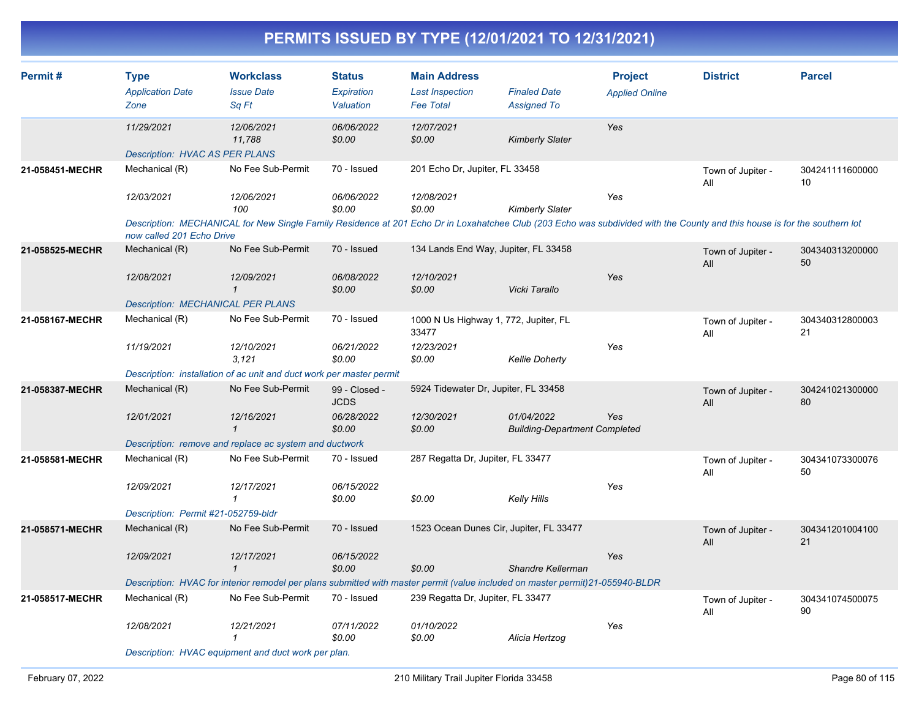# PERMITS ISSUED BY TYPE (12/01/2021 TO 12/31/2021)

| Permit # | Type<br>*Application Date*<br>*Zone* | Workclass<br>*Issue Date*<br>*Sq Ft* | Status<br>*Expiration*<br>*Valuation* | Main Address<br>*Last Inspection*<br>*Fee Total* | *Finaled Date*<br>*Assigned To* | Project<br>*Applied Online* | District | Parcel |
|---|---|---|---|---|---|---|---|---|
| | *11/29/2021* | *12/06/2021*<br>*11,788* | *06/06/2022*<br>*$0.00* | *12/07/2021*<br>*$0.00* | *Kimberly Slater* | *Yes* | | |
| | *Description: HVAC AS PER PLANS* | | | | | | | |
| **21-058451-MECHR** | Mechanical (R)<br>*12/03/2021* | No Fee Sub-Permit<br>*12/06/2021*<br>*100* | 70 - Issued<br>*06/06/2022*<br>*$0.00* | 201 Echo Dr, Jupiter, FL 33458<br>*12/08/2021*<br>*$0.00* | *Kimberly Slater* | *Yes* | Town of Jupiter - All | 30424111160000010 |
| | *Description: MECHANICAL for New Single Family Residence at 201 Echo Dr in Loxahatchee Club (203 Echo was subdivided with the County and this house is for the southern lot now called 201 Echo Drive* | | | | | | | |
| **21-058525-MECHR** | Mechanical (R)<br>*12/08/2021* | No Fee Sub-Permit<br>*12/09/2021*<br>*1* | 70 - Issued<br>*06/08/2022*<br>*$0.00* | 134 Lands End Way, Jupiter, FL 33458<br>*12/10/2021*<br>*$0.00* | *Vicki Tarallo* | *Yes* | Town of Jupiter - All | 30434031320000050 |
| | *Description: MECHANICAL PER PLANS* | | | | | | | |
| **21-058167-MECHR** | Mechanical (R)<br>*11/19/2021* | No Fee Sub-Permit<br>*12/10/2021*<br>*3,121* | 70 - Issued<br>*06/21/2022*<br>*$0.00* | 1000 N Us Highway 1, 772, Jupiter, FL 33477<br>*12/23/2021*<br>*$0.00* | *Kellie Doherty* | *Yes* | Town of Jupiter - All | 30434031280000321 |
| | *Description: installation of ac unit and duct work per master permit* | | | | | | | |
| **21-058387-MECHR** | Mechanical (R)<br>*12/01/2021* | No Fee Sub-Permit<br>*12/16/2021*<br>*1* | 99 - Closed - JCDS<br>*06/28/2022*<br>*$0.00* | 5924 Tidewater Dr, Jupiter, FL 33458<br>*12/30/2021*<br>*$0.00* | *01/04/2022*<br>*Building-Department Completed* | *Yes* | Town of Jupiter - All | 30424102130000080 |
| | *Description: remove and replace ac system and ductwork* | | | | | | | |
| **21-058581-MECHR** | Mechanical (R)<br>*12/09/2021* | No Fee Sub-Permit<br>*12/17/2021*<br>*1* | 70 - Issued<br>*06/15/2022*<br>*$0.00* | 287 Regatta Dr, Jupiter, FL 33477<br><br>*$0.00* | *Kelly Hills* | *Yes* | Town of Jupiter - All | 30434107330007650 |
| | *Description: Permit #21-052759-bldr* | | | | | | | |
| **21-058571-MECHR** | Mechanical (R)<br>*12/09/2021* | No Fee Sub-Permit<br>*12/17/2021*<br>*1* | 70 - Issued<br>*06/15/2022*<br>*$0.00* | 1523 Ocean Dunes Cir, Jupiter, FL 33477<br><br>*$0.00* | *Shandre Kellerman* | *Yes* | Town of Jupiter - All | 30434120100410021 |
| | *Description: HVAC for interior remodel per plans submitted with master permit (value included on master permit)21-055940-BLDR* | | | | | | | |
| **21-058517-MECHR** | Mechanical (R)<br>*12/08/2021* | No Fee Sub-Permit<br>*12/21/2021*<br>*1* | 70 - Issued<br>*07/11/2022*<br>*$0.00* | 239 Regatta Dr, Jupiter, FL 33477<br>*01/10/2022*<br>*$0.00* | *Alicia Hertzog* | *Yes* | Town of Jupiter - All | 30434107450007590 |
| | *Description: HVAC equipment and duct work per plan.* | | | | | | | |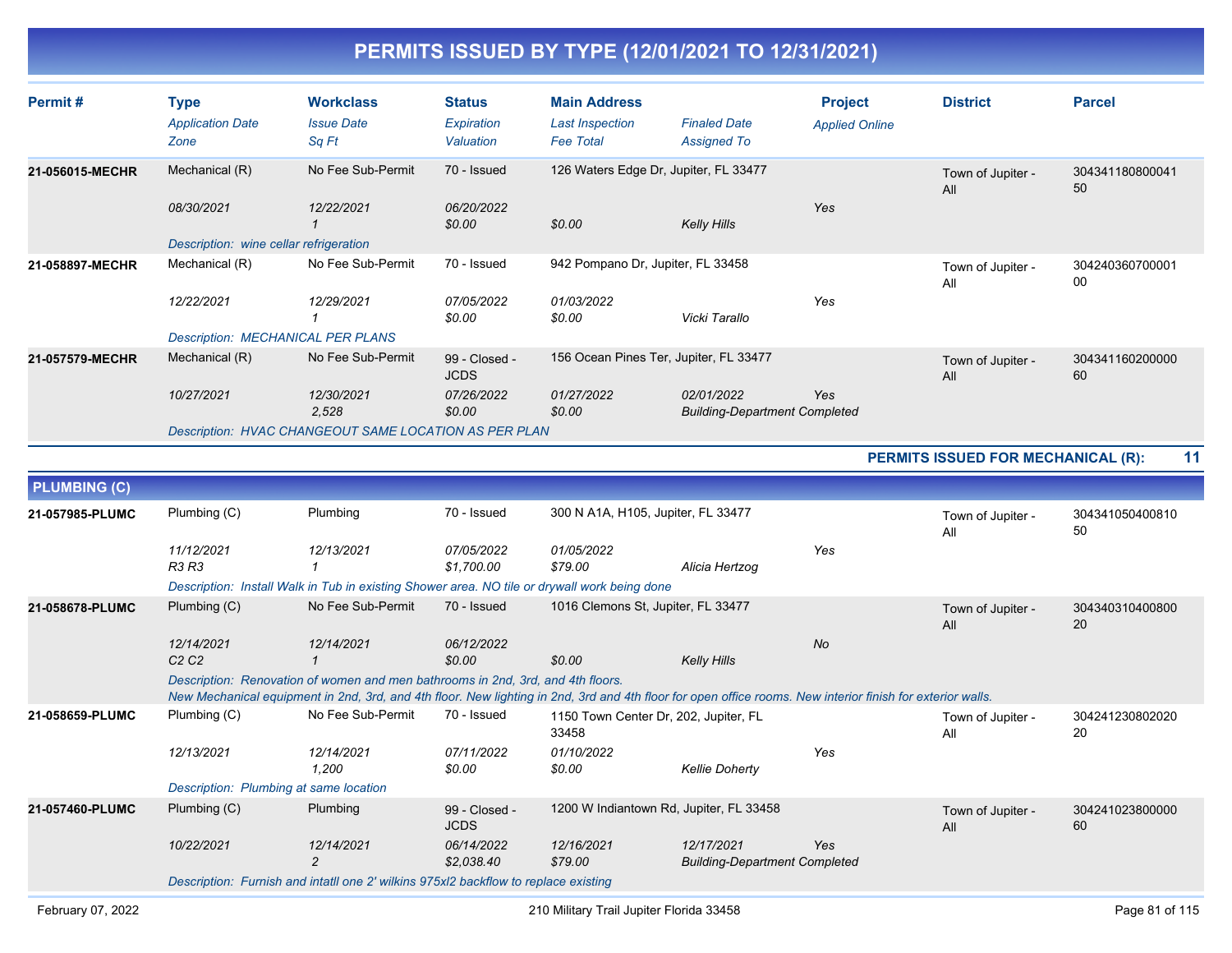# PERMITS ISSUED BY TYPE (12/01/2021 TO 12/31/2021)

| Permit # | Type<br>*Application Date*<br>*Zone* | Workclass<br>*Issue Date*<br>*Sq Ft* | Status<br>*Expiration*<br>*Valuation* | Main Address<br>*Last Inspection*<br>*Fee Total* | *Finaled Date*<br>*Assigned To* | Project<br>*Applied Online* | District | Parcel |
|---|---|---|---|---|---|---|---|---|
| **21-056015-MECHR** | Mechanical (R)<br>*08/30/2021* | No Fee Sub-Permit<br>*12/22/2021*<br>*1* | 70 - Issued<br>*06/20/2022*<br>*$0.00* | 126 Waters Edge Dr, Jupiter, FL 33477<br><br>*$0.00* | <br>*Kelly Hills* | <br>*Yes* | Town of Jupiter - All | 30434118080004150 |
| | *Description: wine cellar refrigeration* | | | | | | | |
| **21-058897-MECHR** | Mechanical (R)<br>*12/22/2021* | No Fee Sub-Permit<br>*12/29/2021*<br>*1* | 70 - Issued<br>*07/05/2022*<br>*$0.00* | 942 Pompano Dr, Jupiter, FL 33458<br>*01/03/2022*<br>*$0.00* | <br>*Vicki Tarallo* | <br>*Yes* | Town of Jupiter - All | 30424036070000100 |
| | *Description: MECHANICAL PER PLANS* | | | | | | | |
| **21-057579-MECHR** | Mechanical (R)<br>*10/27/2021* | No Fee Sub-Permit<br>*12/30/2021*<br>*2,528* | 99 - Closed - JCDS<br>*07/26/2022*<br>*$0.00* | 156 Ocean Pines Ter, Jupiter, FL 33477<br>*01/27/2022*<br>*$0.00* | *02/01/2022*<br>*Building-Department Completed* | <br>*Yes* | Town of Jupiter - All | 30434116020000060 |
| | *Description: HVAC CHANGEOUT SAME LOCATION AS PER PLAN* | | | | | | | |

**PERMITS ISSUED FOR MECHANICAL (R): 11**

## PLUMBING (C)

| Permit # | Type<br>*Application Date*<br>*Zone* | Workclass<br>*Issue Date*<br>*Sq Ft* | Status<br>*Expiration*<br>*Valuation* | Main Address<br>*Last Inspection*<br>*Fee Total* | *Finaled Date*<br>*Assigned To* | Project<br>*Applied Online* | District | Parcel |
|---|---|---|---|---|---|---|---|---|
| **21-057985-PLUMC** | Plumbing (C)<br>*11/12/2021*<br>*R3 R3* | Plumbing<br>*12/13/2021*<br>*1* | 70 - Issued<br>*07/05/2022*<br>*$1,700.00* | 300 N A1A, H105, Jupiter, FL 33477<br>*01/05/2022*<br>*$79.00* | <br>*Alicia Hertzog* | <br>*Yes* | Town of Jupiter - All | 30434105040081050 |
| | *Description: Install Walk in Tub in existing Shower area. NO tile or drywall work being done* | | | | | | | |
| **21-058678-PLUMC** | Plumbing (C)<br>*12/14/2021*<br>*C2 C2* | No Fee Sub-Permit<br>*12/14/2021*<br>*1* | 70 - Issued<br>*06/12/2022*<br>*$0.00* | 1016 Clemons St, Jupiter, FL 33477<br><br>*$0.00* | <br>*Kelly Hills* | <br>*No* | Town of Jupiter - All | 30434031040080020 |
| | *Description: Renovation of women and men bathrooms in 2nd, 3rd, and 4th floors. New Mechanical equipment in 2nd, 3rd, and 4th floor. New lighting in 2nd, 3rd and 4th floor for open office rooms. New interior finish for exterior walls.* | | | | | | | |
| **21-058659-PLUMC** | Plumbing (C)<br>*12/13/2021* | No Fee Sub-Permit<br>*12/14/2021*<br>*1,200* | 70 - Issued<br>*07/11/2022*<br>*$0.00* | 1150 Town Center Dr, 202, Jupiter, FL 33458<br>*01/10/2022*<br>*$0.00* | <br>*Kellie Doherty* | <br>*Yes* | Town of Jupiter - All | 30424123080202020 |
| | *Description: Plumbing at same location* | | | | | | | |
| **21-057460-PLUMC** | Plumbing (C)<br>*10/22/2021* | Plumbing<br>*12/14/2021*<br>*2* | 99 - Closed - JCDS<br>*06/14/2022*<br>*$2,038.40* | 1200 W Indiantown Rd, Jupiter, FL 33458<br>*12/16/2021*<br>*$79.00* | *12/17/2021*<br>*Building-Department Completed* | <br>*Yes* | Town of Jupiter - All | 30424102380000060 |
| | *Description: Furnish and intatll one 2' wilkins 975xl2 backflow to replace existing* | | | | | | | |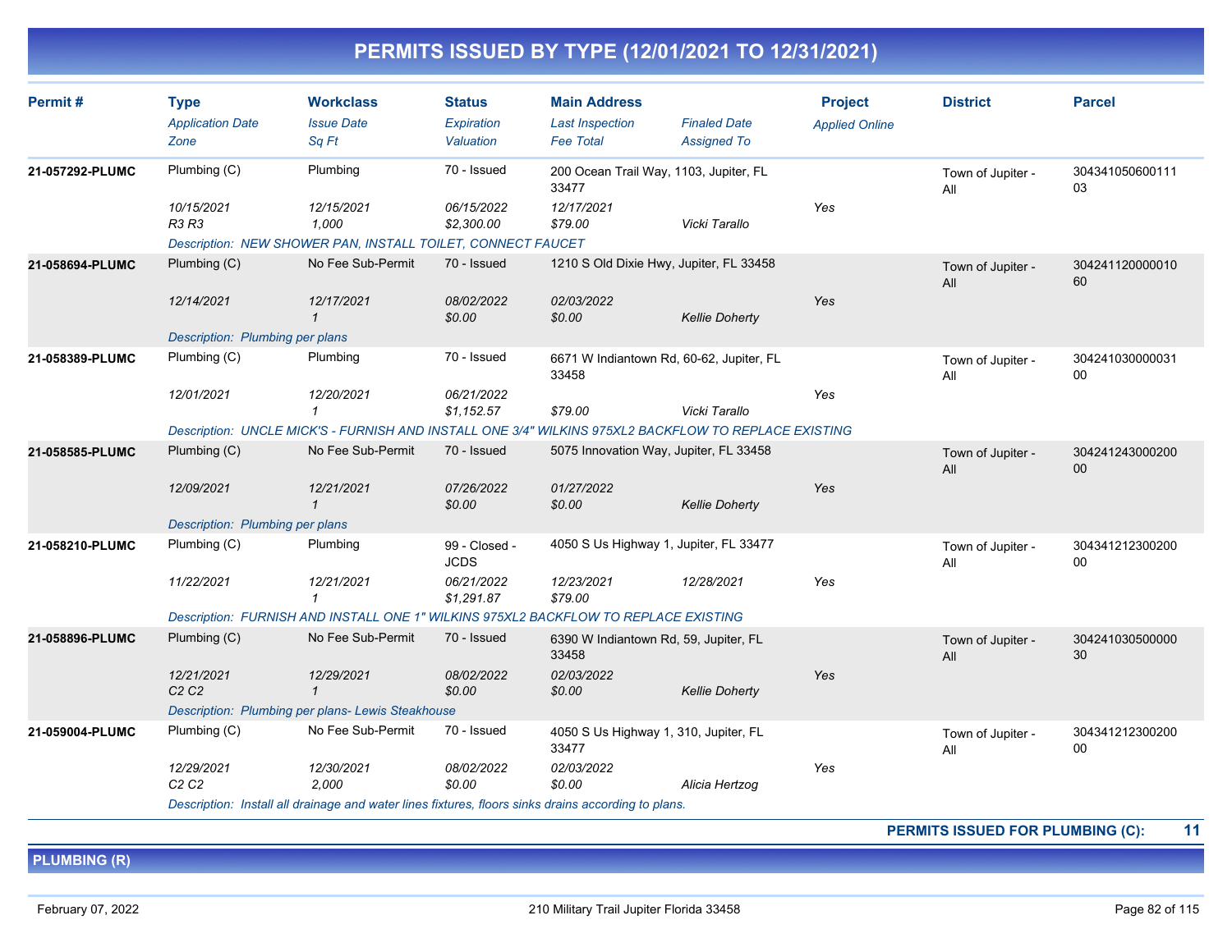# PERMITS ISSUED BY TYPE (12/01/2021 TO 12/31/2021)

| Permit # | Type / Application Date / Zone | Workclass / Issue Date / Sq Ft | Status / Expiration / Valuation | Main Address / Last Inspection / Fee Total | Finaled Date / Assigned To | Project / Applied Online | District | Parcel |
|---|---|---|---|---|---|---|---|---|
| 21-057292-PLUMC | Plumbing (C) | Plumbing | 70 - Issued | 200 Ocean Trail Way, 1103, Jupiter, FL 33477 | | | Town of Jupiter - All | 30434105060011103 |
| | 10/15/2021 | 12/15/2021 | 06/15/2022 | 12/17/2021 | | Yes | | |
| | R3 R3 | 1,000 | $2,300.00 | $79.00 | Vicki Tarallo | | | |
| | Description: NEW SHOWER PAN, INSTALL TOILET, CONNECT FAUCET | | | | | | | |
| 21-058694-PLUMC | Plumbing (C) | No Fee Sub-Permit | 70 - Issued | 1210 S Old Dixie Hwy, Jupiter, FL 33458 | | | Town of Jupiter - All | 30424112000001060 |
| | 12/14/2021 | 12/17/2021 | 08/02/2022 | 02/03/2022 | | Yes | | |
| | | 1 | $0.00 | $0.00 | Kellie Doherty | | | |
| | Description: Plumbing per plans | | | | | | | |
| 21-058389-PLUMC | Plumbing (C) | Plumbing | 70 - Issued | 6671 W Indiantown Rd, 60-62, Jupiter, FL 33458 | | | Town of Jupiter - All | 30424103000003100 |
| | 12/01/2021 | 12/20/2021 | 06/21/2022 | | | Yes | | |
| | | 1 | $1,152.57 | $79.00 | Vicki Tarallo | | | |
| | Description: UNCLE MICK'S - FURNISH AND INSTALL ONE 3/4" WILKINS 975XL2 BACKFLOW TO REPLACE EXISTING | | | | | | | |
| 21-058585-PLUMC | Plumbing (C) | No Fee Sub-Permit | 70 - Issued | 5075 Innovation Way, Jupiter, FL 33458 | | | Town of Jupiter - All | 30424124300020000 |
| | 12/09/2021 | 12/21/2021 | 07/26/2022 | 01/27/2022 | | Yes | | |
| | | 1 | $0.00 | $0.00 | Kellie Doherty | | | |
| | Description: Plumbing per plans | | | | | | | |
| 21-058210-PLUMC | Plumbing (C) | Plumbing | 99 - Closed - JCDS | 4050 S Us Highway 1, Jupiter, FL 33477 | | | Town of Jupiter - All | 30434121230020000 |
| | 11/22/2021 | 12/21/2021 | 06/21/2022 | 12/23/2021 | 12/28/2021 | Yes | | |
| | | 1 | $1,291.87 | $79.00 | | | | |
| | Description: FURNISH AND INSTALL ONE 1" WILKINS 975XL2 BACKFLOW TO REPLACE EXISTING | | | | | | | |
| 21-058896-PLUMC | Plumbing (C) | No Fee Sub-Permit | 70 - Issued | 6390 W Indiantown Rd, 59, Jupiter, FL 33458 | | | Town of Jupiter - All | 30424103050000030 |
| | 12/21/2021 | 12/29/2021 | 08/02/2022 | 02/03/2022 | | Yes | | |
| | C2 C2 | 1 | $0.00 | $0.00 | Kellie Doherty | | | |
| | Description: Plumbing per plans- Lewis Steakhouse | | | | | | | |
| 21-059004-PLUMC | Plumbing (C) | No Fee Sub-Permit | 70 - Issued | 4050 S Us Highway 1, 310, Jupiter, FL 33477 | | | Town of Jupiter - All | 30434121230020000 |
| | 12/29/2021 | 12/30/2021 | 08/02/2022 | 02/03/2022 | | Yes | | |
| | C2 C2 | 2,000 | $0.00 | $0.00 | Alicia Hertzog | | | |
| | Description: Install all drainage and water lines fixtures, floors sinks drains according to plans. | | | | | | | |

**PERMITS ISSUED FOR PLUMBING (C): 11**

## PLUMBING (R)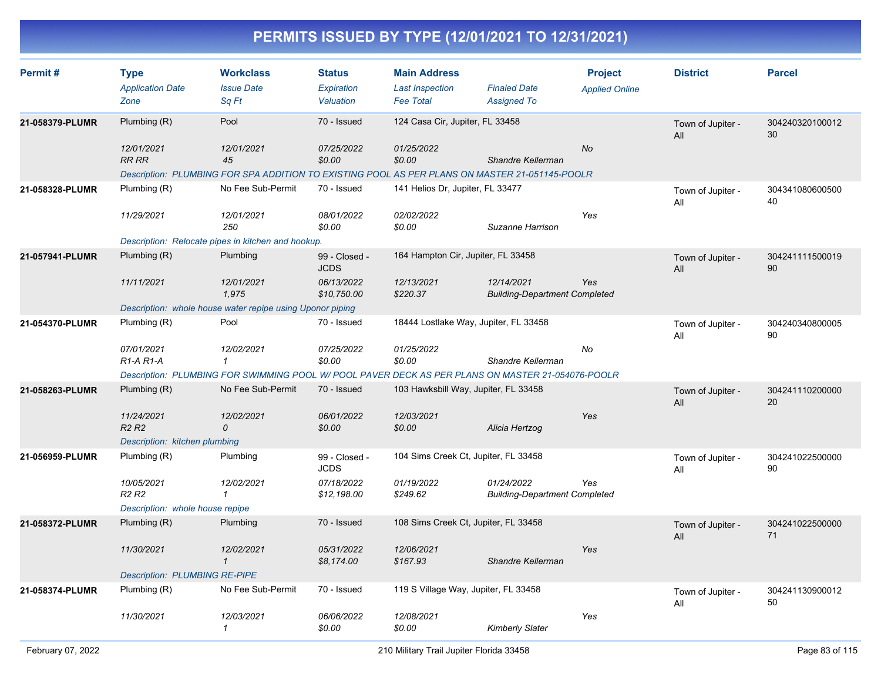# PERMITS ISSUED BY TYPE (12/01/2021 TO 12/31/2021)

| Permit # | Type<br>*Application Date*<br>*Zone* | Workclass<br>*Issue Date*<br>*Sq Ft* | Status<br>*Expiration*<br>*Valuation* | Main Address<br>*Last Inspection*<br>*Fee Total* | *Finaled Date*<br>*Assigned To* | Project<br>*Applied Online* | District | Parcel |
|---|---|---|---|---|---|---|---|---|
| 21-058379-PLUMR | Plumbing (R)<br>*12/01/2021*<br>*RR RR* | Pool<br>*12/01/2021*<br>*45* | 70 - Issued<br>*07/25/2022*<br>*$0.00* | 124 Casa Cir, Jupiter, FL 33458<br>*01/25/2022*<br>*$0.00* | <br><br>*Shandre Kellerman* | <br>*No* | Town of Jupiter - All | 30424032010001230 |
| | *Description: PLUMBING FOR SPA ADDITION TO EXISTING POOL AS PER PLANS ON MASTER 21-051145-POOLR* | | | | | | | |
| 21-058328-PLUMR | Plumbing (R)<br>*11/29/2021* | No Fee Sub-Permit<br>*12/01/2021*<br>*250* | 70 - Issued<br>*08/01/2022*<br>*$0.00* | 141 Helios Dr, Jupiter, FL 33477<br>*02/02/2022*<br>*$0.00* | <br><br>*Suzanne Harrison* | <br>*Yes* | Town of Jupiter - All | 30434108060050040 |
| | *Description: Relocate pipes in kitchen and hookup.* | | | | | | | |
| 21-057941-PLUMR | Plumbing (R)<br>*11/11/2021* | Plumbing<br>*12/01/2021*<br>*1,975* | 99 - Closed - JCDS<br>*06/13/2022*<br>*$10,750.00* | 164 Hampton Cir, Jupiter, FL 33458<br>*12/13/2021*<br>*$220.37* | *12/14/2021*<br>*Building-Department Completed* | <br>*Yes* | Town of Jupiter - All | 30424111150001990 |
| | *Description: whole house water repipe using Uponor piping* | | | | | | | |
| 21-054370-PLUMR | Plumbing (R)<br>*07/01/2021*<br>*R1-A R1-A* | Pool<br>*12/02/2021*<br>*1* | 70 - Issued<br>*07/25/2022*<br>*$0.00* | 18444 Lostlake Way, Jupiter, FL 33458<br>*01/25/2022*<br>*$0.00* | <br><br>*Shandre Kellerman* | <br>*No* | Town of Jupiter - All | 30424034080000590 |
| | *Description: PLUMBING FOR SWIMMING POOL W/ POOL PAVER DECK AS PER PLANS ON MASTER 21-054076-POOLR* | | | | | | | |
| 21-058263-PLUMR | Plumbing (R)<br>*11/24/2021*<br>*R2 R2* | No Fee Sub-Permit<br>*12/02/2021*<br>*0* | 70 - Issued<br>*06/01/2022*<br>*$0.00* | 103 Hawksbill Way, Jupiter, FL 33458<br>*12/03/2021*<br>*$0.00* | <br><br>*Alicia Hertzog* | <br>*Yes* | Town of Jupiter - All | 30424111020000020 |
| | *Description: kitchen plumbing* | | | | | | | |
| 21-056959-PLUMR | Plumbing (R)<br>*10/05/2021*<br>*R2 R2* | Plumbing<br>*12/02/2021*<br>*1* | 99 - Closed - JCDS<br>*07/18/2022*<br>*$12,198.00* | 104 Sims Creek Ct, Jupiter, FL 33458<br>*01/19/2022*<br>*$249.62* | *01/24/2022*<br>*Building-Department Completed* | <br>*Yes* | Town of Jupiter - All | 30424102250000090 |
| | *Description: whole house repipe* | | | | | | | |
| 21-058372-PLUMR | Plumbing (R)<br>*11/30/2021* | Plumbing<br>*12/02/2021*<br>*1* | 70 - Issued<br>*05/31/2022*<br>*$8,174.00* | 108 Sims Creek Ct, Jupiter, FL 33458<br>*12/06/2021*<br>*$167.93* | <br><br>*Shandre Kellerman* | <br>*Yes* | Town of Jupiter - All | 30424102250000071 |
| | *Description: PLUMBING RE-PIPE* | | | | | | | |
| 21-058374-PLUMR | Plumbing (R)<br>*11/30/2021* | No Fee Sub-Permit<br>*12/03/2021*<br>*1* | 70 - Issued<br>*06/06/2022*<br>*$0.00* | 119 S Village Way, Jupiter, FL 33458<br>*12/08/2021*<br>*$0.00* | <br><br>*Kimberly Slater* | <br>*Yes* | Town of Jupiter - All | 30424113090001250 |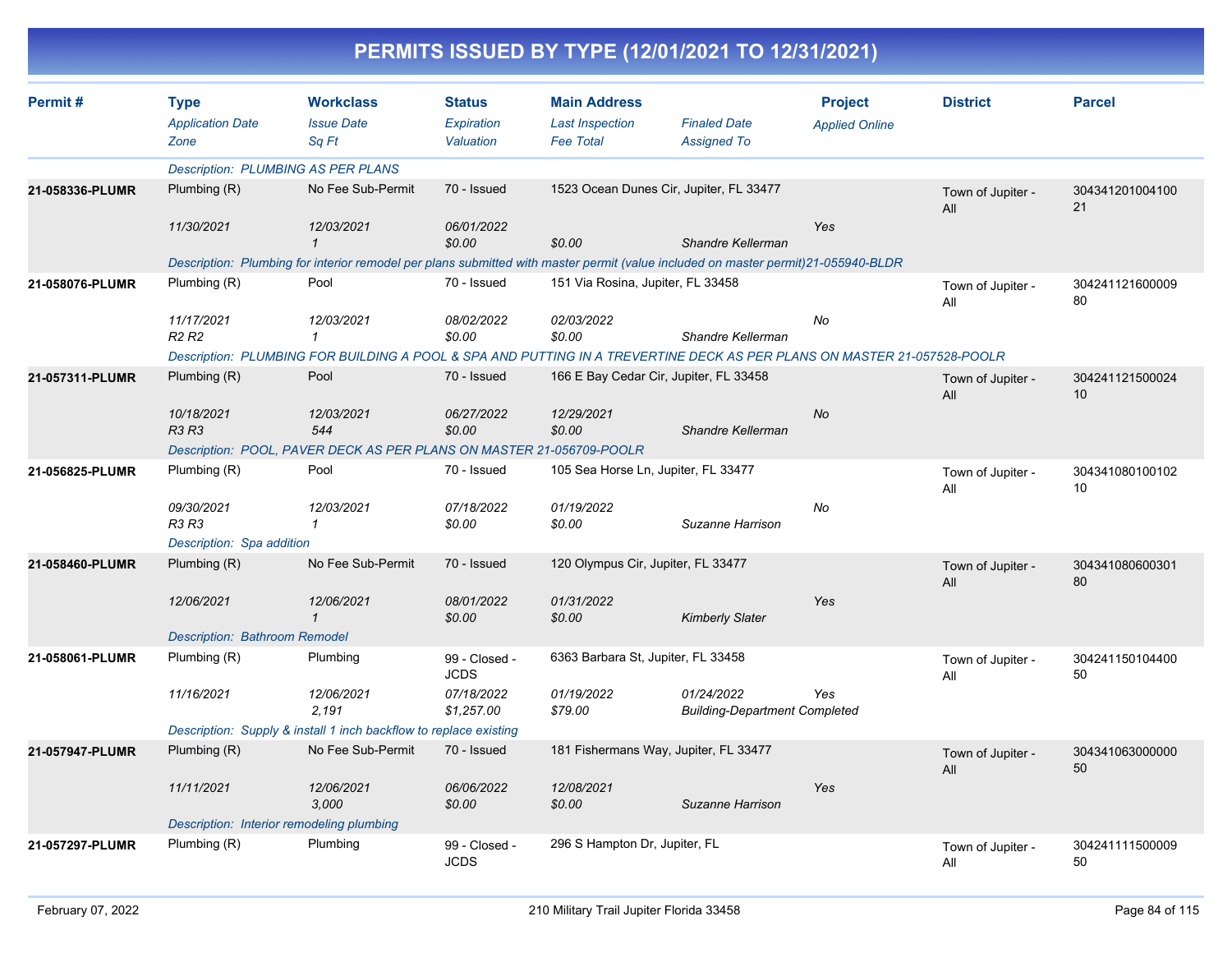# PERMITS ISSUED BY TYPE (12/01/2021 TO 12/31/2021)

| Permit # | Type / *Application Date* / *Zone* | Workclass / *Issue Date* / *Sq Ft* | Status / *Expiration* / *Valuation* | Main Address / *Last Inspection* / *Fee Total* | *Finaled Date* / *Assigned To* | Project / *Applied Online* | District | Parcel |
|---|---|---|---|---|---|---|---|---|
| | *Description: PLUMBING AS PER PLANS* | | | | | | | |
| **21-058336-PLUMR** | Plumbing (R) | No Fee Sub-Permit | 70 - Issued | 1523 Ocean Dunes Cir, Jupiter, FL 33477 | | | Town of Jupiter - All | 30434120100410021 |
| | *11/30/2021* | *12/03/2021* | *06/01/2022* | | | *Yes* | | |
| | | *1* | *$0.00* | *$0.00* | *Shandre Kellerman* | | | |
| | *Description: Plumbing for interior remodel per plans submitted with master permit (value included on master permit)21-055940-BLDR* | | | | | | | |
| **21-058076-PLUMR** | Plumbing (R) | Pool | 70 - Issued | 151 Via Rosina, Jupiter, FL 33458 | | | Town of Jupiter - All | 30424112160000980 |
| | *11/17/2021* | *12/03/2021* | *08/02/2022* | *02/03/2022* | | *No* | | |
| | *R2 R2* | *1* | *$0.00* | *$0.00* | *Shandre Kellerman* | | | |
| | *Description: PLUMBING FOR BUILDING A POOL & SPA AND PUTTING IN A TREVERTINE DECK AS PER PLANS ON MASTER 21-057528-POOLR* | | | | | | | |
| **21-057311-PLUMR** | Plumbing (R) | Pool | 70 - Issued | 166 E Bay Cedar Cir, Jupiter, FL 33458 | | | Town of Jupiter - All | 30424112150002410 |
| | *10/18/2021* | *12/03/2021* | *06/27/2022* | *12/29/2021* | | *No* | | |
| | *R3 R3* | *544* | *$0.00* | *$0.00* | *Shandre Kellerman* | | | |
| | *Description: POOL, PAVER DECK AS PER PLANS ON MASTER 21-056709-POOLR* | | | | | | | |
| **21-056825-PLUMR** | Plumbing (R) | Pool | 70 - Issued | 105 Sea Horse Ln, Jupiter, FL 33477 | | | Town of Jupiter - All | 30434108010010210 |
| | *09/30/2021* | *12/03/2021* | *07/18/2022* | *01/19/2022* | | *No* | | |
| | *R3 R3* | *1* | *$0.00* | *$0.00* | *Suzanne Harrison* | | | |
| | *Description: Spa addition* | | | | | | | |
| **21-058460-PLUMR** | Plumbing (R) | No Fee Sub-Permit | 70 - Issued | 120 Olympus Cir, Jupiter, FL 33477 | | | Town of Jupiter - All | 30434108060030180 |
| | *12/06/2021* | *12/06/2021* | *08/01/2022* | *01/31/2022* | | *Yes* | | |
| | | *1* | *$0.00* | *$0.00* | *Kimberly Slater* | | | |
| | *Description: Bathroom Remodel* | | | | | | | |
| **21-058061-PLUMR** | Plumbing (R) | Plumbing | 99 - Closed - JCDS | 6363 Barbara St, Jupiter, FL 33458 | | | Town of Jupiter - All | 30424115010440050 |
| | *11/16/2021* | *12/06/2021* | *07/18/2022* | *01/19/2022* | *01/24/2022* | *Yes* | | |
| | | *2,191* | *$1,257.00* | *$79.00* | *Building-Department Completed* | | | |
| | *Description: Supply & install 1 inch backflow to replace existing* | | | | | | | |
| **21-057947-PLUMR** | Plumbing (R) | No Fee Sub-Permit | 70 - Issued | 181 Fishermans Way, Jupiter, FL 33477 | | | Town of Jupiter - All | 30434106300000050 |
| | *11/11/2021* | *12/06/2021* | *06/06/2022* | *12/08/2021* | | *Yes* | | |
| | | *3,000* | *$0.00* | *$0.00* | *Suzanne Harrison* | | | |
| | *Description: Interior remodeling plumbing* | | | | | | | |
| **21-057297-PLUMR** | Plumbing (R) | Plumbing | 99 - Closed - JCDS | 296 S Hampton Dr, Jupiter, FL | | | Town of Jupiter - All | 30424111150000950 |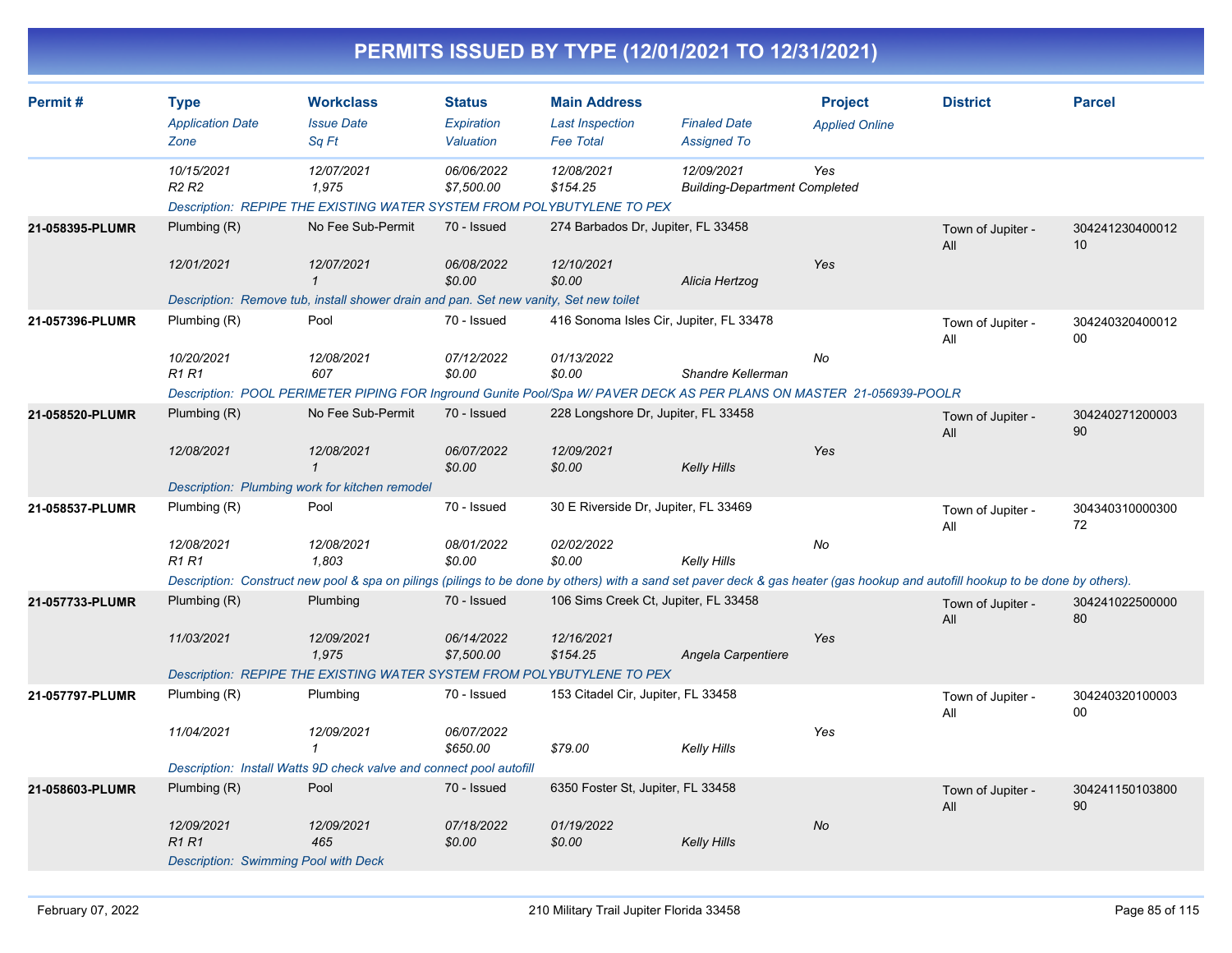# PERMITS ISSUED BY TYPE (12/01/2021 TO 12/31/2021)

| Permit # | Type / Application Date / Zone | Workclass / Issue Date / Sq Ft | Status / Expiration / Valuation | Main Address / Last Inspection / Fee Total | Finaled Date / Assigned To | Project / Applied Online | District | Parcel |
|---|---|---|---|---|---|---|---|---|
| | 10/15/2021<br>R2 R2 | 12/07/2021<br>1,975 | 06/06/2022<br>$7,500.00 | 12/08/2021<br>$154.25 | 12/09/2021<br>Building-Department Completed | Yes | | |
| | Description: REPIPE THE EXISTING WATER SYSTEM FROM POLYBUTYLENE TO PEX | | | | | | | |
| 21-058395-PLUMR | Plumbing (R)<br>12/01/2021 | No Fee Sub-Permit<br>12/07/2021<br>1 | 70 - Issued<br>06/08/2022<br>$0.00 | 274 Barbados Dr, Jupiter, FL 33458<br>12/10/2021<br>$0.00 | Alicia Hertzog | Yes | Town of Jupiter - All | 30424123040001210 |
| | Description: Remove tub, install shower drain and pan. Set new vanity, Set new toilet | | | | | | | |
| 21-057396-PLUMR | Plumbing (R)<br>10/20/2021<br>R1 R1 | Pool<br>12/08/2021<br>607 | 70 - Issued<br>07/12/2022<br>$0.00 | 416 Sonoma Isles Cir, Jupiter, FL 33478<br>01/13/2022<br>$0.00 | Shandre Kellerman | No | Town of Jupiter - All | 30424032040001200 |
| | Description: POOL PERIMETER PIPING FOR Inground Gunite Pool/Spa W/ PAVER DECK AS PER PLANS ON MASTER 21-056939-POOLR | | | | | | | |
| 21-058520-PLUMR | Plumbing (R)<br>12/08/2021 | No Fee Sub-Permit<br>12/08/2021<br>1 | 70 - Issued<br>06/07/2022<br>$0.00 | 228 Longshore Dr, Jupiter, FL 33458<br>12/09/2021<br>$0.00 | Kelly Hills | Yes | Town of Jupiter - All | 30424027120000390 |
| | Description: Plumbing work for kitchen remodel | | | | | | | |
| 21-058537-PLUMR | Plumbing (R)<br>12/08/2021<br>R1 R1 | Pool<br>12/08/2021<br>1,803 | 70 - Issued<br>08/01/2022<br>$0.00 | 30 E Riverside Dr, Jupiter, FL 33469<br>02/02/2022<br>$0.00 | Kelly Hills | No | Town of Jupiter - All | 30434031000030072 |
| | Description: Construct new pool & spa on pilings (pilings to be done by others) with a sand set paver deck & gas heater (gas hookup and autofill hookup to be done by others). | | | | | | | |
| 21-057733-PLUMR | Plumbing (R)<br>11/03/2021 | Plumbing<br>12/09/2021<br>1,975 | 70 - Issued<br>06/14/2022<br>$7,500.00 | 106 Sims Creek Ct, Jupiter, FL 33458<br>12/16/2021<br>$154.25 | Angela Carpentiere | Yes | Town of Jupiter - All | 30424102250000080 |
| | Description: REPIPE THE EXISTING WATER SYSTEM FROM POLYBUTYLENE TO PEX | | | | | | | |
| 21-057797-PLUMR | Plumbing (R)<br>11/04/2021 | Plumbing<br>12/09/2021<br>1 | 70 - Issued<br>06/07/2022<br>$650.00 | 153 Citadel Cir, Jupiter, FL 33458<br><br>$79.00 | Kelly Hills | Yes | Town of Jupiter - All | 30424032010000300 |
| | Description: Install Watts 9D check valve and connect pool autofill | | | | | | | |
| 21-058603-PLUMR | Plumbing (R)<br>12/09/2021<br>R1 R1 | Pool<br>12/09/2021<br>465 | 70 - Issued<br>07/18/2022<br>$0.00 | 6350 Foster St, Jupiter, FL 33458<br>01/19/2022<br>$0.00 | Kelly Hills | No | Town of Jupiter - All | 30424115010380090 |
| | Description: Swimming Pool with Deck | | | | | | | |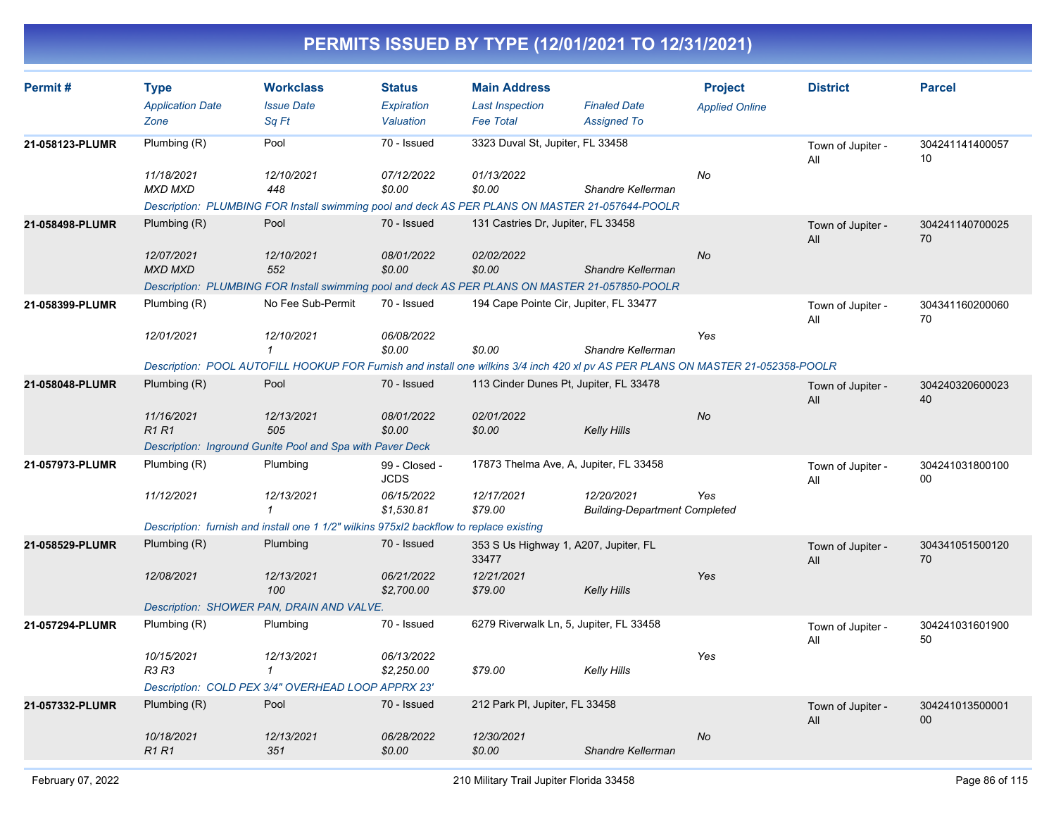# PERMITS ISSUED BY TYPE (12/01/2021 TO 12/31/2021)

| Permit # | Type / Application Date / Zone | Workclass / Issue Date / Sq Ft | Status / Expiration / Valuation | Main Address / Last Inspection / Fee Total | Finaled Date / Assigned To | Project / Applied Online | District | Parcel |
|---|---|---|---|---|---|---|---|---|
| 21-058123-PLUMR | Plumbing (R) | Pool | 70 - Issued | 3323 Duval St, Jupiter, FL 33458 | | | Town of Jupiter - All | 30424114140005710 |
| | 11/18/2021 | 12/10/2021 | 07/12/2022 | 01/13/2022 | | No | | |
| | MXD MXD | 448 | $0.00 | $0.00 | Shandre Kellerman | | | |
| | Description: PLUMBING FOR Install swimming pool and deck AS PER PLANS ON MASTER 21-057644-POOLR | | | | | | | |
| 21-058498-PLUMR | Plumbing (R) | Pool | 70 - Issued | 131 Castries Dr, Jupiter, FL 33458 | | | Town of Jupiter - All | 30424114070002570 |
| | 12/07/2021 | 12/10/2021 | 08/01/2022 | 02/02/2022 | | No | | |
| | MXD MXD | 552 | $0.00 | $0.00 | Shandre Kellerman | | | |
| | Description: PLUMBING FOR Install swimming pool and deck AS PER PLANS ON MASTER 21-057850-POOLR | | | | | | | |
| 21-058399-PLUMR | Plumbing (R) | No Fee Sub-Permit | 70 - Issued | 194 Cape Pointe Cir, Jupiter, FL 33477 | | | Town of Jupiter - All | 30434116020006070 |
| | 12/01/2021 | 12/10/2021 | 06/08/2022 | | | Yes | | |
| | | 1 | $0.00 | $0.00 | Shandre Kellerman | | | |
| | Description: POOL AUTOFILL HOOKUP FOR Furnish and install one wilkins 3/4 inch 420 xl pv AS PER PLANS ON MASTER 21-052358-POOLR | | | | | | | |
| 21-058048-PLUMR | Plumbing (R) | Pool | 70 - Issued | 113 Cinder Dunes Pt, Jupiter, FL 33478 | | | Town of Jupiter - All | 30424032060002340 |
| | 11/16/2021 | 12/13/2021 | 08/01/2022 | 02/01/2022 | | No | | |
| | R1 R1 | 505 | $0.00 | $0.00 | Kelly Hills | | | |
| | Description: Inground Gunite Pool and Spa with Paver Deck | | | | | | | |
| 21-057973-PLUMR | Plumbing (R) | Plumbing | 99 - Closed - JCDS | 17873 Thelma Ave, A, Jupiter, FL 33458 | | | Town of Jupiter - All | 30424103180010000 |
| | 11/12/2021 | 12/13/2021 | 06/15/2022 | 12/17/2021 | 12/20/2021 | Yes | | |
| | | 1 | $1,530.81 | $79.00 | Building-Department Completed | | | |
| | Description: furnish and install one 1 1/2" wilkins 975xl2 backflow to replace existing | | | | | | | |
| 21-058529-PLUMR | Plumbing (R) | Plumbing | 70 - Issued | 353 S Us Highway 1, A207, Jupiter, FL 33477 | | | Town of Jupiter - All | 30434105150012070 |
| | 12/08/2021 | 12/13/2021 | 06/21/2022 | 12/21/2021 | | Yes | | |
| | | 100 | $2,700.00 | $79.00 | Kelly Hills | | | |
| | Description: SHOWER PAN, DRAIN AND VALVE. | | | | | | | |
| 21-057294-PLUMR | Plumbing (R) | Plumbing | 70 - Issued | 6279 Riverwalk Ln, 5, Jupiter, FL 33458 | | | Town of Jupiter - All | 30424103160190050 |
| | 10/15/2021 | 12/13/2021 | 06/13/2022 | | | Yes | | |
| | R3 R3 | 1 | $2,250.00 | $79.00 | Kelly Hills | | | |
| | Description: COLD PEX 3/4" OVERHEAD LOOP APPRX 23' | | | | | | | |
| 21-057332-PLUMR | Plumbing (R) | Pool | 70 - Issued | 212 Park Pl, Jupiter, FL 33458 | | | Town of Jupiter - All | 30424101350000100 |
| | 10/18/2021 | 12/13/2021 | 06/28/2022 | 12/30/2021 | | No | | |
| | R1 R1 | 351 | $0.00 | $0.00 | Shandre Kellerman | | | |

February 07, 2022 — 210 Military Trail Jupiter Florida 33458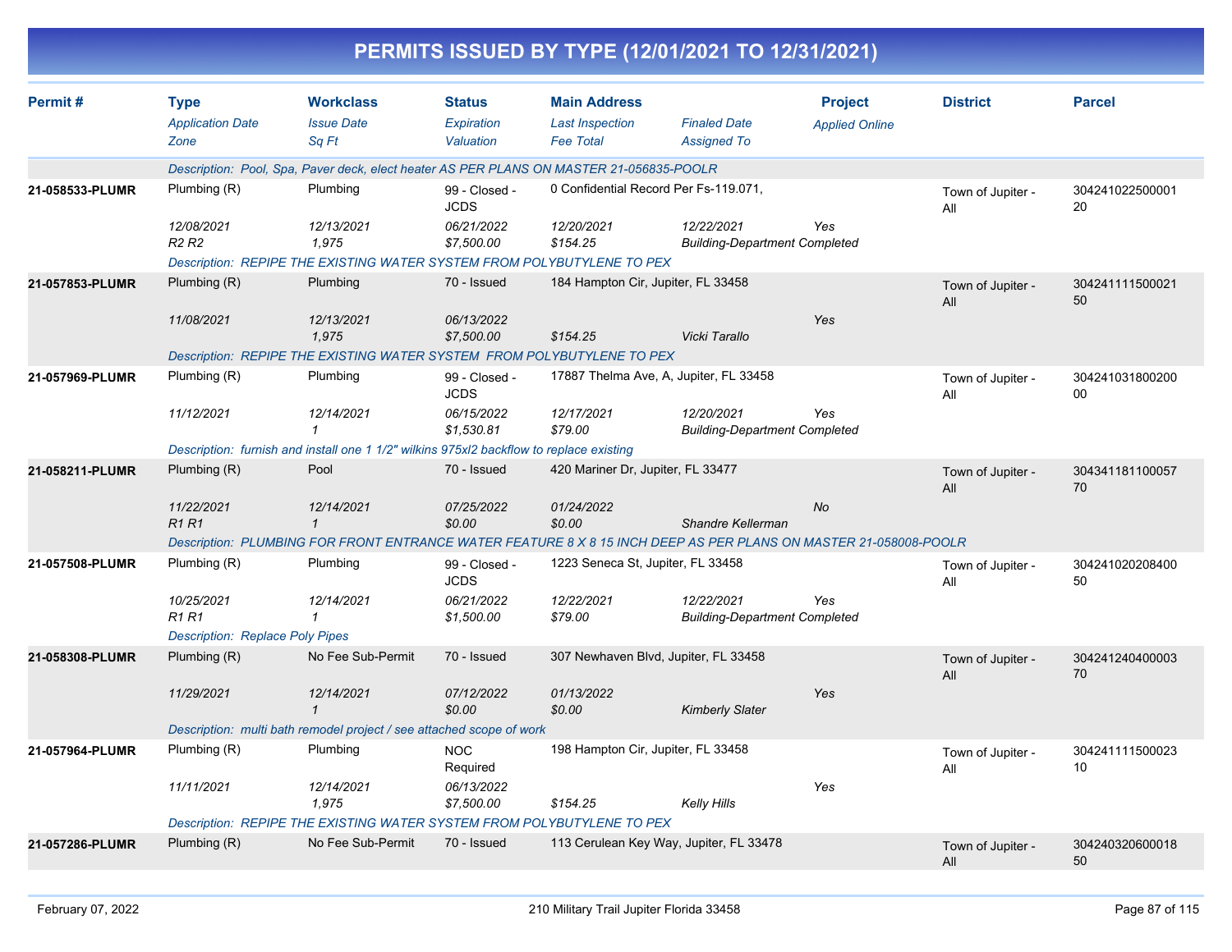# PERMITS ISSUED BY TYPE (12/01/2021 TO 12/31/2021)

| Permit # | Type<br>*Application Date*<br>*Zone* | Workclass<br>*Issue Date*<br>*Sq Ft* | Status<br>*Expiration*<br>*Valuation* | Main Address<br>*Last Inspection*<br>*Fee Total* | *Finaled Date*<br>*Assigned To* | Project<br>*Applied Online* | District | Parcel |
|---|---|---|---|---|---|---|---|---|
| | *Description: Pool, Spa, Paver deck, elect heater AS PER PLANS ON MASTER 21-056835-POOLR* | | | | | | | |
| **21-058533-PLUMR** | Plumbing (R)<br>*12/08/2021*<br>*R2 R2* | Plumbing<br>*12/13/2021*<br>*1,975* | 99 - Closed - JCDS<br>*06/21/2022*<br>*$7,500.00* | 0 Confidential Record Per Fs-119.071,<br>*12/20/2021*<br>*$154.25* | *12/22/2021*<br>*Building-Department Completed* | *Yes* | Town of Jupiter - All | 30424102250000120 |
| | *Description: REPIPE THE EXISTING WATER SYSTEM FROM POLYBUTYLENE TO PEX* | | | | | | | |
| **21-057853-PLUMR** | Plumbing (R)<br>*11/08/2021* | Plumbing<br>*12/13/2021*<br>*1,975* | 70 - Issued<br>*06/13/2022*<br>*$7,500.00* | 184 Hampton Cir, Jupiter, FL 33458<br><br>*$154.25* | <br>*Vicki Tarallo* | *Yes* | Town of Jupiter - All | 30424111150002150 |
| | *Description: REPIPE THE EXISTING WATER SYSTEM FROM POLYBUTYLENE TO PEX* | | | | | | | |
| **21-057969-PLUMR** | Plumbing (R)<br>*11/12/2021* | Plumbing<br>*12/14/2021*<br>*1* | 99 - Closed - JCDS<br>*06/15/2022*<br>*$1,530.81* | 17887 Thelma Ave, A, Jupiter, FL 33458<br>*12/17/2021*<br>*$79.00* | *12/20/2021*<br>*Building-Department Completed* | *Yes* | Town of Jupiter - All | 30424103180020000 |
| | *Description: furnish and install one 1 1/2" wilkins 975xl2 backflow to replace existing* | | | | | | | |
| **21-058211-PLUMR** | Plumbing (R)<br>*11/22/2021*<br>*R1 R1* | Pool<br>*12/14/2021*<br>*1* | 70 - Issued<br>*07/25/2022*<br>*$0.00* | 420 Mariner Dr, Jupiter, FL 33477<br>*01/24/2022*<br>*$0.00* | <br>*Shandre Kellerman* | *No* | Town of Jupiter - All | 30434118110005770 |
| | *Description: PLUMBING FOR FRONT ENTRANCE WATER FEATURE 8 X 8 15 INCH DEEP AS PER PLANS ON MASTER 21-058008-POOLR* | | | | | | | |
| **21-057508-PLUMR** | Plumbing (R)<br>*10/25/2021*<br>*R1 R1* | Plumbing<br>*12/14/2021*<br>*1* | 99 - Closed - JCDS<br>*06/21/2022*<br>*$1,500.00* | 1223 Seneca St, Jupiter, FL 33458<br>*12/22/2021*<br>*$79.00* | *12/22/2021*<br>*Building-Department Completed* | *Yes* | Town of Jupiter - All | 30424102020840050 |
| | *Description: Replace Poly Pipes* | | | | | | | |
| **21-058308-PLUMR** | Plumbing (R)<br>*11/29/2021* | No Fee Sub-Permit<br>*12/14/2021*<br>*1* | 70 - Issued<br>*07/12/2022*<br>*$0.00* | 307 Newhaven Blvd, Jupiter, FL 33458<br>*01/13/2022*<br>*$0.00* | <br>*Kimberly Slater* | *Yes* | Town of Jupiter - All | 30424124040000370 |
| | *Description: multi bath remodel project / see attached scope of work* | | | | | | | |
| **21-057964-PLUMR** | Plumbing (R)<br>*11/11/2021* | Plumbing<br>*12/14/2021*<br>*1,975* | NOC Required<br>*06/13/2022*<br>*$7,500.00* | 198 Hampton Cir, Jupiter, FL 33458<br><br>*$154.25* | <br>*Kelly Hills* | *Yes* | Town of Jupiter - All | 30424111150002310 |
| | *Description: REPIPE THE EXISTING WATER SYSTEM FROM POLYBUTYLENE TO PEX* | | | | | | | |
| **21-057286-PLUMR** | Plumbing (R) | No Fee Sub-Permit | 70 - Issued | 113 Cerulean Key Way, Jupiter, FL 33478 | | | Town of Jupiter - All | 30424032060001850 |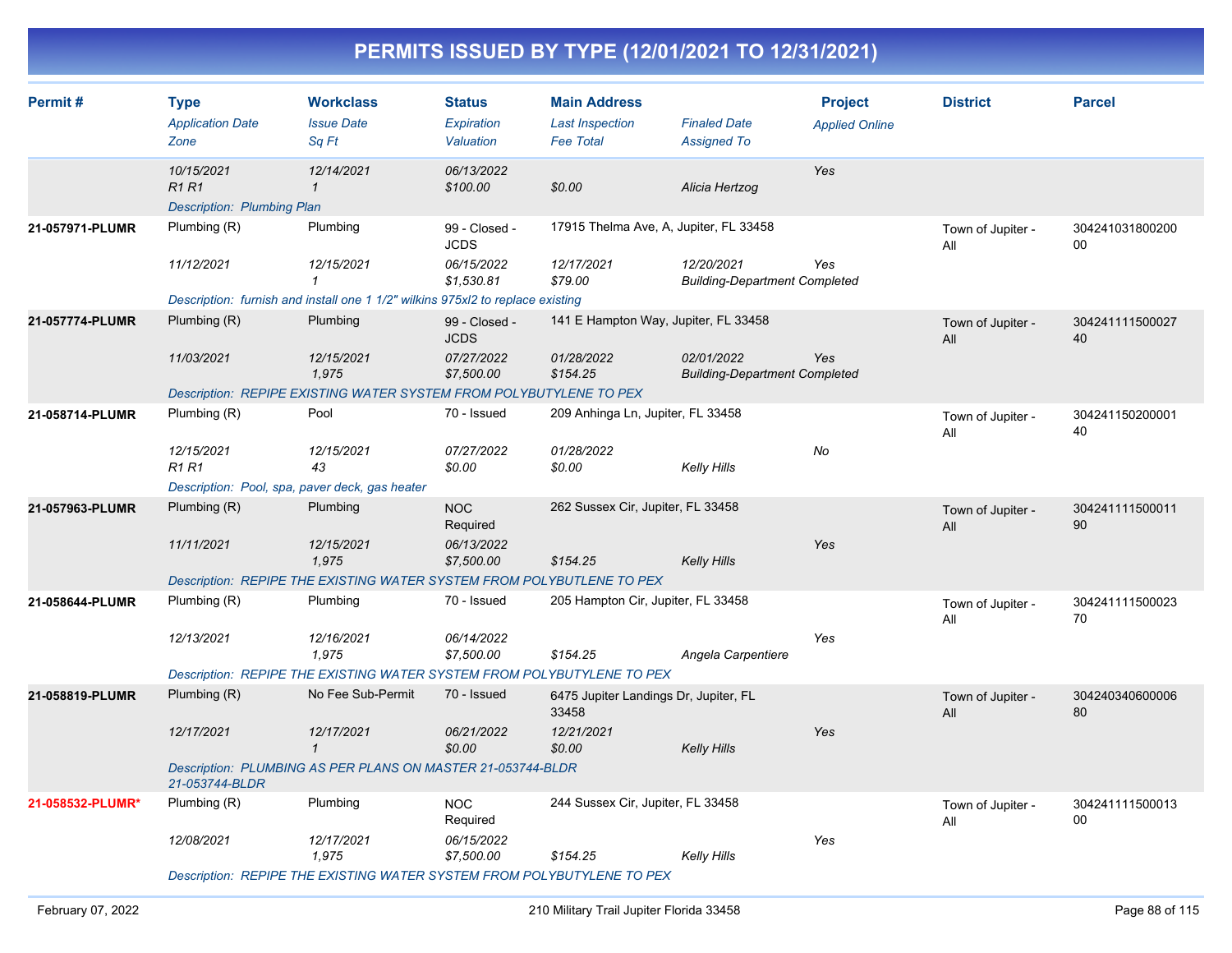# PERMITS ISSUED BY TYPE (12/01/2021 TO 12/31/2021)

| Permit # | Type<br>*Application Date*<br>*Zone* | Workclass<br>*Issue Date*<br>*Sq Ft* | Status<br>*Expiration*<br>*Valuation* | Main Address<br>*Last Inspection*<br>*Fee Total* | *Finaled Date*<br>*Assigned To* | Project<br>*Applied Online* | District | Parcel |
|---|---|---|---|---|---|---|---|---|
| | *10/15/2021*<br>*R1 R1* | *12/14/2021*<br>*1* | *06/13/2022*<br>*$100.00* | <br>*$0.00* | <br>*Alicia Hertzog* | *Yes* | | |
| | *Description: Plumbing Plan* | | | | | | | |
| **21-057971-PLUMR** | Plumbing (R)<br>*11/12/2021* | Plumbing<br>*12/15/2021*<br>*1* | 99 - Closed - JCDS<br>*06/15/2022*<br>*$1,530.81* | 17915 Thelma Ave, A, Jupiter, FL 33458<br>*12/17/2021*<br>*$79.00* | <br>*12/20/2021*<br>*Building-Department Completed* | <br>*Yes* | Town of Jupiter - All | 30424103180020000 |
| | *Description: furnish and install one 1 1/2" wilkins 975xl2 to replace existing* | | | | | | | |
| **21-057774-PLUMR** | Plumbing (R)<br>*11/03/2021* | Plumbing<br>*12/15/2021*<br>*1,975* | 99 - Closed - JCDS<br>*07/27/2022*<br>*$7,500.00* | 141 E Hampton Way, Jupiter, FL 33458<br>*01/28/2022*<br>*$154.25* | <br>*02/01/2022*<br>*Building-Department Completed* | <br>*Yes* | Town of Jupiter - All | 30424111150002740 |
| | *Description: REPIPE EXISTING WATER SYSTEM FROM POLYBUTYLENE TO PEX* | | | | | | | |
| **21-058714-PLUMR** | Plumbing (R)<br>*12/15/2021*<br>*R1 R1* | Pool<br>*12/15/2021*<br>*43* | 70 - Issued<br>*07/27/2022*<br>*$0.00* | 209 Anhinga Ln, Jupiter, FL 33458<br>*01/28/2022*<br>*$0.00* | <br><br>*Kelly Hills* | <br>*No* | Town of Jupiter - All | 30424115020000140 |
| | *Description: Pool, spa, paver deck, gas heater* | | | | | | | |
| **21-057963-PLUMR** | Plumbing (R)<br>*11/11/2021* | Plumbing<br>*12/15/2021*<br>*1,975* | NOC Required<br>*06/13/2022*<br>*$7,500.00* | 262 Sussex Cir, Jupiter, FL 33458<br><br>*$154.25* | <br><br>*Kelly Hills* | <br>*Yes* | Town of Jupiter - All | 30424111150001190 |
| | *Description: REPIPE THE EXISTING WATER SYSTEM FROM POLYBUTLENE TO PEX* | | | | | | | |
| **21-058644-PLUMR** | Plumbing (R)<br>*12/13/2021* | Plumbing<br>*12/16/2021*<br>*1,975* | 70 - Issued<br>*06/14/2022*<br>*$7,500.00* | 205 Hampton Cir, Jupiter, FL 33458<br><br>*$154.25* | <br><br>*Angela Carpentiere* | <br>*Yes* | Town of Jupiter - All | 30424111150002370 |
| | *Description: REPIPE THE EXISTING WATER SYSTEM FROM POLYBUTYLENE TO PEX* | | | | | | | |
| **21-058819-PLUMR** | Plumbing (R)<br>*12/17/2021* | No Fee Sub-Permit<br>*12/17/2021*<br>*1* | 70 - Issued<br>*06/21/2022*<br>*$0.00* | 6475 Jupiter Landings Dr, Jupiter, FL 33458<br>*12/21/2021*<br>*$0.00* | <br><br>*Kelly Hills* | <br>*Yes* | Town of Jupiter - All | 30424034060000680 |
| | *Description: PLUMBING AS PER PLANS ON MASTER 21-053744-BLDR 21-053744-BLDR* | | | | | | | |
| **21-058532-PLUMR*** | Plumbing (R)<br>*12/08/2021* | Plumbing<br>*12/17/2021*<br>*1,975* | NOC Required<br>*06/15/2022*<br>*$7,500.00* | 244 Sussex Cir, Jupiter, FL 33458<br><br>*$154.25* | <br><br>*Kelly Hills* | <br>*Yes* | Town of Jupiter - All | 30424111150001300 |
| | *Description: REPIPE THE EXISTING WATER SYSTEM FROM POLYBUTYLENE TO PEX* | | | | | | | |

February 07, 2022 — 210 Military Trail Jupiter Florida 33458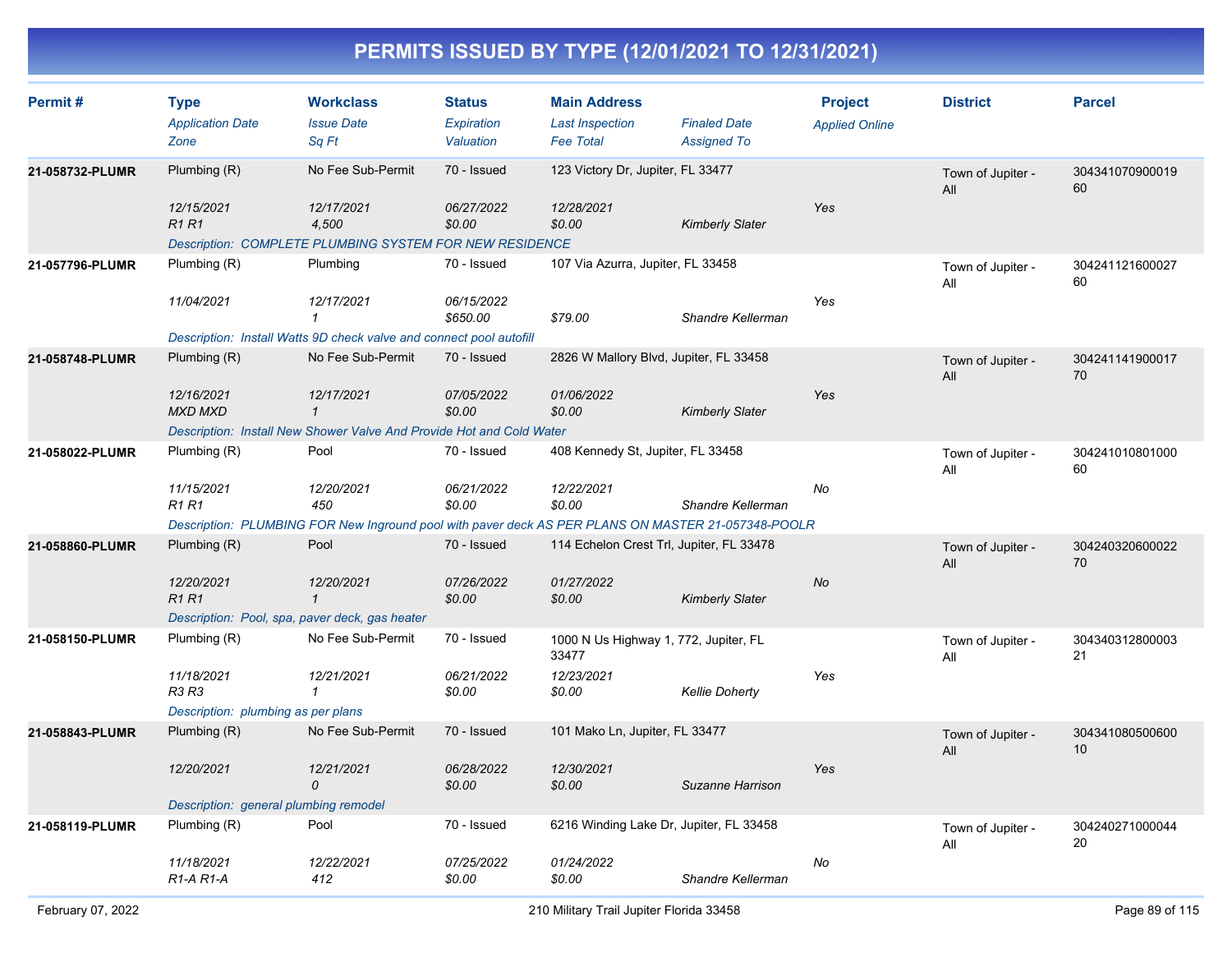# PERMITS ISSUED BY TYPE (12/01/2021 TO 12/31/2021)

| Permit # | Type<br>*Application Date*<br>*Zone* | Workclass<br>*Issue Date*<br>*Sq Ft* | Status<br>*Expiration*<br>*Valuation* | Main Address<br>*Last Inspection*<br>*Fee Total* | *Finaled Date*<br>*Assigned To* | Project<br>*Applied Online* | District | Parcel |
|---|---|---|---|---|---|---|---|---|
| **21-058732-PLUMR** | Plumbing (R)<br>*12/15/2021*<br>*R1 R1* | No Fee Sub-Permit<br>*12/17/2021*<br>*4,500* | 70 - Issued<br>*06/27/2022*<br>*$0.00* | 123 Victory Dr, Jupiter, FL 33477<br>*12/28/2021*<br>*$0.00* | *Kimberly Slater* | *Yes* | Town of Jupiter - All | 30434107090001960 |
| | *Description: COMPLETE PLUMBING SYSTEM FOR NEW RESIDENCE* | | | | | | | |
| **21-057796-PLUMR** | Plumbing (R)<br>*11/04/2021* | Plumbing<br>*12/17/2021*<br>*1* | 70 - Issued<br>*06/15/2022*<br>*$650.00* | 107 Via Azurra, Jupiter, FL 33458<br><br>*$79.00* | *Shandre Kellerman* | *Yes* | Town of Jupiter - All | 30424112160002760 |
| | *Description: Install Watts 9D check valve and connect pool autofill* | | | | | | | |
| **21-058748-PLUMR** | Plumbing (R)<br>*12/16/2021*<br>*MXD MXD* | No Fee Sub-Permit<br>*12/17/2021*<br>*1* | 70 - Issued<br>*07/05/2022*<br>*$0.00* | 2826 W Mallory Blvd, Jupiter, FL 33458<br>*01/06/2022*<br>*$0.00* | *Kimberly Slater* | *Yes* | Town of Jupiter - All | 30424114190001770 |
| | *Description: Install New Shower Valve And Provide Hot and Cold Water* | | | | | | | |
| **21-058022-PLUMR** | Plumbing (R)<br>*11/15/2021*<br>*R1 R1* | Pool<br>*12/20/2021*<br>*450* | 70 - Issued<br>*06/21/2022*<br>*$0.00* | 408 Kennedy St, Jupiter, FL 33458<br>*12/22/2021*<br>*$0.00* | *Shandre Kellerman* | *No* | Town of Jupiter - All | 30424101080100060 |
| | *Description: PLUMBING FOR New Inground pool with paver deck AS PER PLANS ON MASTER 21-057348-POOLR* | | | | | | | |
| **21-058860-PLUMR** | Plumbing (R)<br>*12/20/2021*<br>*R1 R1* | Pool<br>*12/20/2021*<br>*1* | 70 - Issued<br>*07/26/2022*<br>*$0.00* | 114 Echelon Crest Trl, Jupiter, FL 33478<br>*01/27/2022*<br>*$0.00* | *Kimberly Slater* | *No* | Town of Jupiter - All | 30424032060002270 |
| | *Description: Pool, spa, paver deck, gas heater* | | | | | | | |
| **21-058150-PLUMR** | Plumbing (R)<br>*11/18/2021*<br>*R3 R3* | No Fee Sub-Permit<br>*12/21/2021*<br>*1* | 70 - Issued<br>*06/21/2022*<br>*$0.00* | 1000 N Us Highway 1, 772, Jupiter, FL 33477<br>*12/23/2021*<br>*$0.00* | *Kellie Doherty* | *Yes* | Town of Jupiter - All | 30434031280000321 |
| | *Description: plumbing as per plans* | | | | | | | |
| **21-058843-PLUMR** | Plumbing (R)<br>*12/20/2021* | No Fee Sub-Permit<br>*12/21/2021*<br>*0* | 70 - Issued<br>*06/28/2022*<br>*$0.00* | 101 Mako Ln, Jupiter, FL 33477<br>*12/30/2021*<br>*$0.00* | *Suzanne Harrison* | *Yes* | Town of Jupiter - All | 30434108050060010 |
| | *Description: general plumbing remodel* | | | | | | | |
| **21-058119-PLUMR** | Plumbing (R)<br>*11/18/2021*<br>*R1-A R1-A* | Pool<br>*12/22/2021*<br>*412* | 70 - Issued<br>*07/25/2022*<br>*$0.00* | 6216 Winding Lake Dr, Jupiter, FL 33458<br>*01/24/2022*<br>*$0.00* | *Shandre Kellerman* | *No* | Town of Jupiter - All | 30424027100004420 |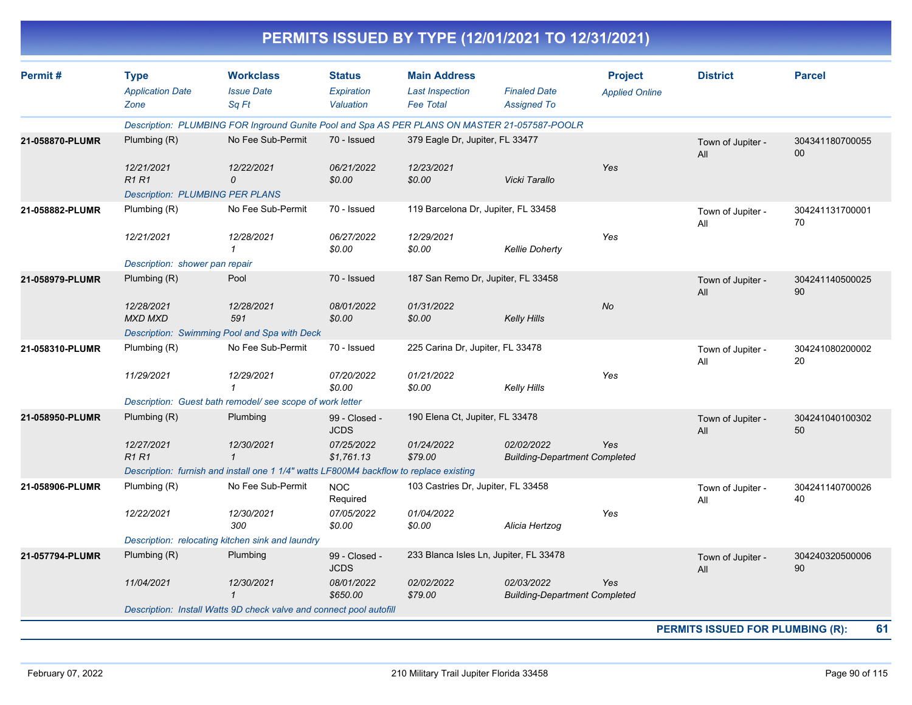# PERMITS ISSUED BY TYPE (12/01/2021 TO 12/31/2021)

| Permit # | Type / Application Date / Zone | Workclass / Issue Date / Sq Ft | Status / Expiration / Valuation | Main Address / Last Inspection / Fee Total | Finaled Date / Assigned To | Project / Applied Online | District | Parcel |
|---|---|---|---|---|---|---|---|---|
| | *Description: PLUMBING FOR Inground Gunite Pool and Spa AS PER PLANS ON MASTER 21-057587-POOLR* | | | | | | | |
| **21-058870-PLUMR** | Plumbing (R) | No Fee Sub-Permit | 70 - Issued | 379 Eagle Dr, Jupiter, FL 33477 | | | Town of Jupiter - All | 30434118070005500 |
| | *12/21/2021* | *12/22/2021* | *06/21/2022* | *12/23/2021* | | *Yes* | | |
| | *R1 R1* | *0* | *$0.00* | *$0.00* | *Vicki Tarallo* | | | |
| | *Description: PLUMBING PER PLANS* | | | | | | | |
| **21-058882-PLUMR** | Plumbing (R) | No Fee Sub-Permit | 70 - Issued | 119 Barcelona Dr, Jupiter, FL 33458 | | | Town of Jupiter - All | 30424113170000170 |
| | *12/21/2021* | *12/28/2021* | *06/27/2022* | *12/29/2021* | | *Yes* | | |
| | | *1* | *$0.00* | *$0.00* | *Kellie Doherty* | | | |
| | *Description: shower pan repair* | | | | | | | |
| **21-058979-PLUMR** | Plumbing (R) | Pool | 70 - Issued | 187 San Remo Dr, Jupiter, FL 33458 | | | Town of Jupiter - All | 30424114050002590 |
| | *12/28/2021* | *12/28/2021* | *08/01/2022* | *01/31/2022* | | *No* | | |
| | *MXD MXD* | *591* | *$0.00* | *$0.00* | *Kelly Hills* | | | |
| | *Description: Swimming Pool and Spa with Deck* | | | | | | | |
| **21-058310-PLUMR** | Plumbing (R) | No Fee Sub-Permit | 70 - Issued | 225 Carina Dr, Jupiter, FL 33478 | | | Town of Jupiter - All | 30424108020000220 |
| | *11/29/2021* | *12/29/2021* | *07/20/2022* | *01/21/2022* | | *Yes* | | |
| | | *1* | *$0.00* | *$0.00* | *Kelly Hills* | | | |
| | *Description: Guest bath remodel/ see scope of work letter* | | | | | | | |
| **21-058950-PLUMR** | Plumbing (R) | Plumbing | 99 - Closed - JCDS | 190 Elena Ct, Jupiter, FL 33478 | | | Town of Jupiter - All | 30424104010030250 |
| | *12/27/2021* | *12/30/2021* | *07/25/2022* | *01/24/2022* | *02/02/2022* | *Yes* | | |
| | *R1 R1* | *1* | *$1,761.13* | *$79.00* | *Building-Department Completed* | | | |
| | *Description: furnish and install one 1 1/4" watts LF800M4 backflow to replace existing* | | | | | | | |
| **21-058906-PLUMR** | Plumbing (R) | No Fee Sub-Permit | NOC Required | 103 Castries Dr, Jupiter, FL 33458 | | | Town of Jupiter - All | 30424114070002640 |
| | *12/22/2021* | *12/30/2021* | *07/05/2022* | *01/04/2022* | | *Yes* | | |
| | | *300* | *$0.00* | *$0.00* | *Alicia Hertzog* | | | |
| | *Description: relocating kitchen sink and laundry* | | | | | | | |
| **21-057794-PLUMR** | Plumbing (R) | Plumbing | 99 - Closed - JCDS | 233 Blanca Isles Ln, Jupiter, FL 33478 | | | Town of Jupiter - All | 30424032050000690 |
| | *11/04/2021* | *12/30/2021* | *08/01/2022* | *02/02/2022* | *02/03/2022* | *Yes* | | |
| | | *1* | *$650.00* | *$79.00* | *Building-Department Completed* | | | |
| | *Description: Install Watts 9D check valve and connect pool autofill* | | | | | | | |

**PERMITS ISSUED FOR PLUMBING (R): 61**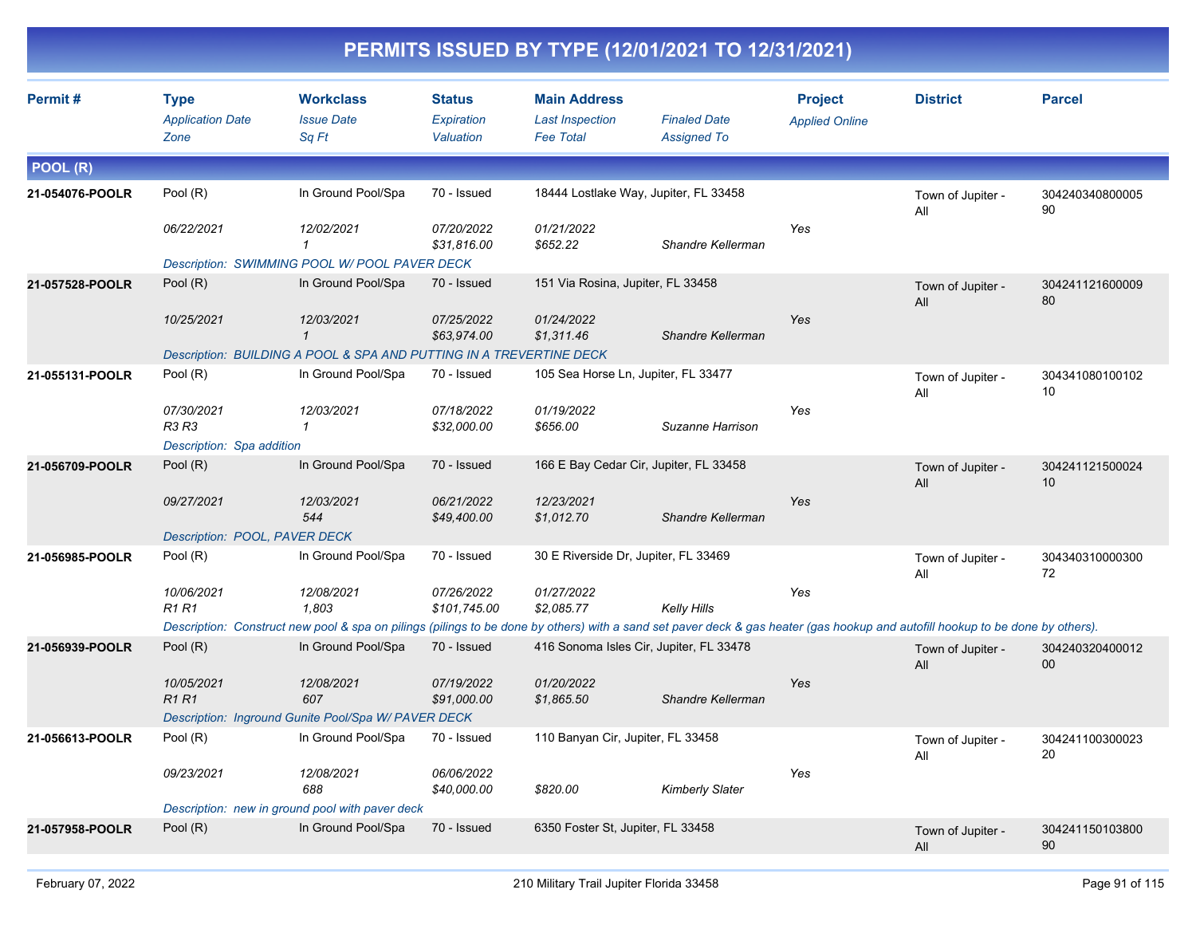# PERMITS ISSUED BY TYPE (12/01/2021 TO 12/31/2021)

| Permit # | Type / Application Date / Zone | Workclass / Issue Date / Sq Ft | Status / Expiration / Valuation | Main Address / Last Inspection / Fee Total | Finaled Date / Assigned To | Project / Applied Online | District | Parcel |
|---|---|---|---|---|---|---|---|---|

## POOL (R)

| Permit # | Type | Workclass | Status | Main Address | | Project | District | Parcel |
|---|---|---|---|---|---|---|---|---|
| 21-054076-POOLR | Pool (R) | In Ground Pool/Spa | 70 - Issued | 18444 Lostlake Way, Jupiter, FL 33458 | | | Town of Jupiter - All | 30424034080000590 |
| | 06/22/2021 | 12/02/2021 | 07/20/2022 | 01/21/2022 | | Yes | | |
| | | 1 | $31,816.00 | $652.22 | Shandre Kellerman | | | |
| | Description: SWIMMING POOL W/ POOL PAVER DECK | | | | | | | |
| 21-057528-POOLR | Pool (R) | In Ground Pool/Spa | 70 - Issued | 151 Via Rosina, Jupiter, FL 33458 | | | Town of Jupiter - All | 30424112160000980 |
| | 10/25/2021 | 12/03/2021 | 07/25/2022 | 01/24/2022 | | Yes | | |
| | | 1 | $63,974.00 | $1,311.46 | Shandre Kellerman | | | |
| | Description: BUILDING A POOL & SPA AND PUTTING IN A TREVERTINE DECK | | | | | | | |
| 21-055131-POOLR | Pool (R) | In Ground Pool/Spa | 70 - Issued | 105 Sea Horse Ln, Jupiter, FL 33477 | | | Town of Jupiter - All | 30434108010010210 |
| | 07/30/2021 | 12/03/2021 | 07/18/2022 | 01/19/2022 | | Yes | | |
| | R3 R3 | 1 | $32,000.00 | $656.00 | Suzanne Harrison | | | |
| | Description: Spa addition | | | | | | | |
| 21-056709-POOLR | Pool (R) | In Ground Pool/Spa | 70 - Issued | 166 E Bay Cedar Cir, Jupiter, FL 33458 | | | Town of Jupiter - All | 30424112150002410 |
| | 09/27/2021 | 12/03/2021 | 06/21/2022 | 12/23/2021 | | Yes | | |
| | | 544 | $49,400.00 | $1,012.70 | Shandre Kellerman | | | |
| | Description: POOL, PAVER DECK | | | | | | | |
| 21-056985-POOLR | Pool (R) | In Ground Pool/Spa | 70 - Issued | 30 E Riverside Dr, Jupiter, FL 33469 | | | Town of Jupiter - All | 30434031000030072 |
| | 10/06/2021 | 12/08/2021 | 07/26/2022 | 01/27/2022 | | Yes | | |
| | R1 R1 | 1,803 | $101,745.00 | $2,085.77 | Kelly Hills | | | |
| | Description: Construct new pool & spa on pilings (pilings to be done by others) with a sand set paver deck & gas heater (gas hookup and autofill hookup to be done by others). | | | | | | | |
| 21-056939-POOLR | Pool (R) | In Ground Pool/Spa | 70 - Issued | 416 Sonoma Isles Cir, Jupiter, FL 33478 | | | Town of Jupiter - All | 30424032040001200 |
| | 10/05/2021 | 12/08/2021 | 07/19/2022 | 01/20/2022 | | Yes | | |
| | R1 R1 | 607 | $91,000.00 | $1,865.50 | Shandre Kellerman | | | |
| | Description: Inground Gunite Pool/Spa W/ PAVER DECK | | | | | | | |
| 21-056613-POOLR | Pool (R) | In Ground Pool/Spa | 70 - Issued | 110 Banyan Cir, Jupiter, FL 33458 | | | Town of Jupiter - All | 30424110030002320 |
| | 09/23/2021 | 12/08/2021 | 06/06/2022 | | | Yes | | |
| | | 688 | $40,000.00 | $820.00 | Kimberly Slater | | | |
| | Description: new in ground pool with paver deck | | | | | | | |
| 21-057958-POOLR | Pool (R) | In Ground Pool/Spa | 70 - Issued | 6350 Foster St, Jupiter, FL 33458 | | | Town of Jupiter - All | 30424115010380090 |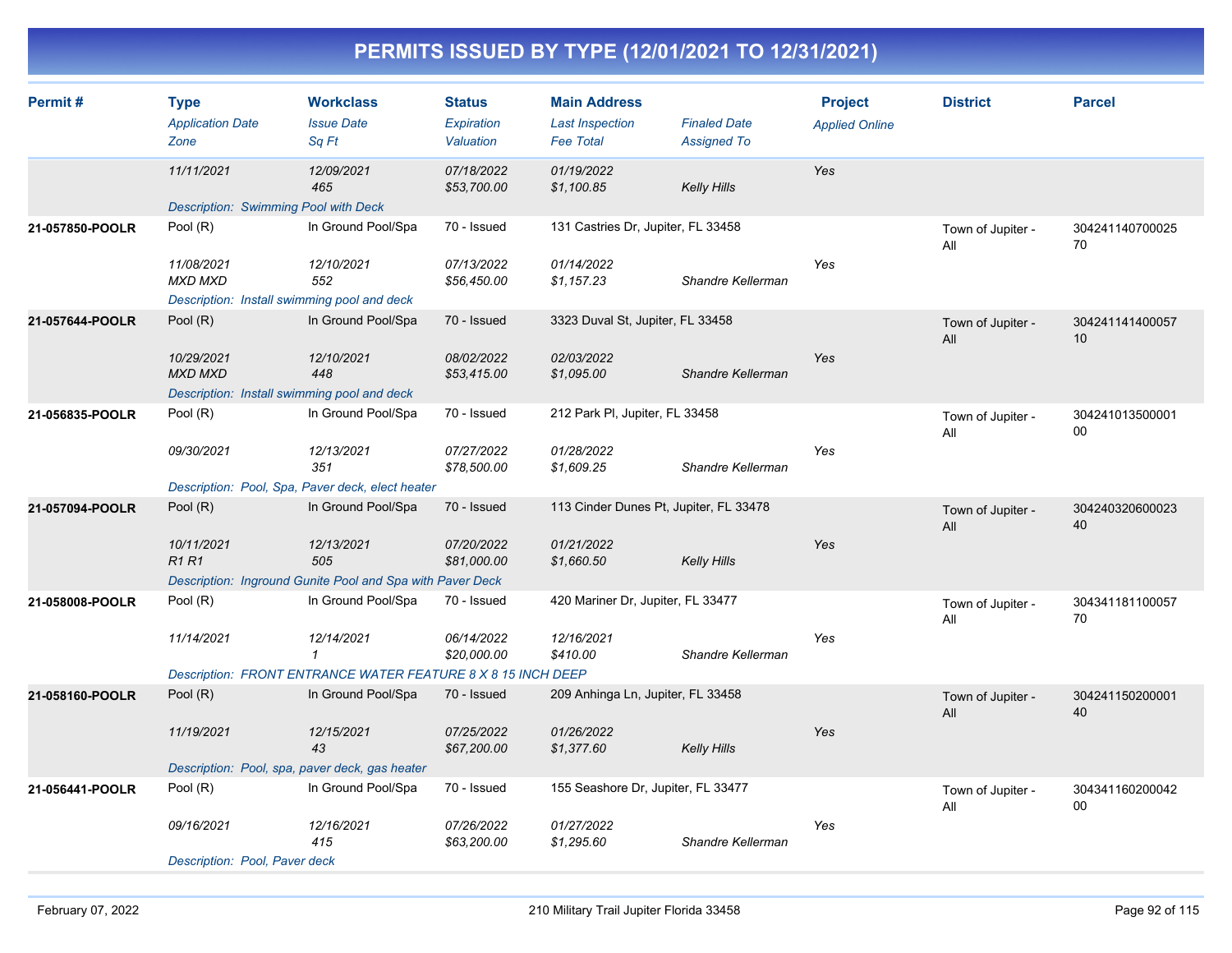# PERMITS ISSUED BY TYPE (12/01/2021 TO 12/31/2021)

| Permit # | Type / Application Date / Zone | Workclass / Issue Date / Sq Ft | Status / Expiration / Valuation | Main Address / Last Inspection / Fee Total | Finaled Date / Assigned To | Project / Applied Online | District | Parcel |
|---|---|---|---|---|---|---|---|---|
| | 11/11/2021 | 12/09/2021<br>465 | 07/18/2022<br>$53,700.00 | 01/19/2022<br>$1,100.85 | Kelly Hills | Yes | | |
| | Description: Swimming Pool with Deck | | | | | | | |
| 21-057850-POOLR | Pool (R)<br>11/08/2021<br>MXD MXD | In Ground Pool/Spa<br>12/10/2021<br>552 | 70 - Issued<br>07/13/2022<br>$56,450.00 | 131 Castries Dr, Jupiter, FL 33458<br>01/14/2022<br>$1,157.23 | Shandre Kellerman | Yes | Town of Jupiter - All | 30424114070002570 |
| | Description: Install swimming pool and deck | | | | | | | |
| 21-057644-POOLR | Pool (R)<br>10/29/2021<br>MXD MXD | In Ground Pool/Spa<br>12/10/2021<br>448 | 70 - Issued<br>08/02/2022<br>$53,415.00 | 3323 Duval St, Jupiter, FL 33458<br>02/03/2022<br>$1,095.00 | Shandre Kellerman | Yes | Town of Jupiter - All | 30424114140005710 |
| | Description: Install swimming pool and deck | | | | | | | |
| 21-056835-POOLR | Pool (R)<br>09/30/2021 | In Ground Pool/Spa<br>12/13/2021<br>351 | 70 - Issued<br>07/27/2022<br>$78,500.00 | 212 Park Pl, Jupiter, FL 33458<br>01/28/2022<br>$1,609.25 | Shandre Kellerman | Yes | Town of Jupiter - All | 30424101350000100 |
| | Description: Pool, Spa, Paver deck, elect heater | | | | | | | |
| 21-057094-POOLR | Pool (R)<br>10/11/2021<br>R1 R1 | In Ground Pool/Spa<br>12/13/2021<br>505 | 70 - Issued<br>07/20/2022<br>$81,000.00 | 113 Cinder Dunes Pt, Jupiter, FL 33478<br>01/21/2022<br>$1,660.50 | Kelly Hills | Yes | Town of Jupiter - All | 30424032060002340 |
| | Description: Inground Gunite Pool and Spa with Paver Deck | | | | | | | |
| 21-058008-POOLR | Pool (R)<br>11/14/2021 | In Ground Pool/Spa<br>12/14/2021<br>1 | 70 - Issued<br>06/14/2022<br>$20,000.00 | 420 Mariner Dr, Jupiter, FL 33477<br>12/16/2021<br>$410.00 | Shandre Kellerman | Yes | Town of Jupiter - All | 30434118110005770 |
| | Description: FRONT ENTRANCE WATER FEATURE 8 X 8 15 INCH DEEP | | | | | | | |
| 21-058160-POOLR | Pool (R)<br>11/19/2021 | In Ground Pool/Spa<br>12/15/2021<br>43 | 70 - Issued<br>07/25/2022<br>$67,200.00 | 209 Anhinga Ln, Jupiter, FL 33458<br>01/26/2022<br>$1,377.60 | Kelly Hills | Yes | Town of Jupiter - All | 30424115020000140 |
| | Description: Pool, spa, paver deck, gas heater | | | | | | | |
| 21-056441-POOLR | Pool (R)<br>09/16/2021 | In Ground Pool/Spa<br>12/16/2021<br>415 | 70 - Issued<br>07/26/2022<br>$63,200.00 | 155 Seashore Dr, Jupiter, FL 33477<br>01/27/2022<br>$1,295.60 | Shandre Kellerman | Yes | Town of Jupiter - All | 30434116020004200 |
| | Description: Pool, Paver deck | | | | | | | |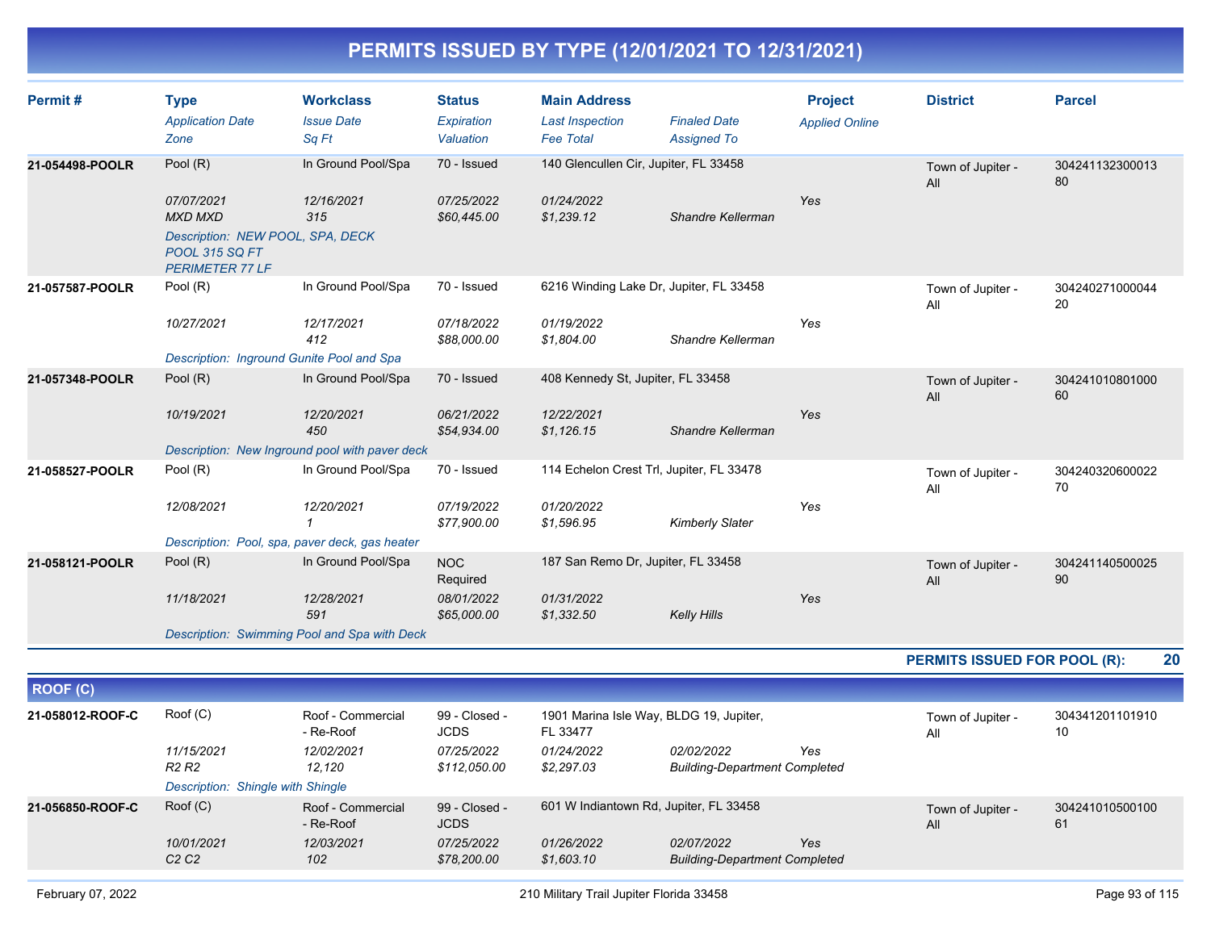# PERMITS ISSUED BY TYPE (12/01/2021 TO 12/31/2021)

| Permit # | Type<br>*Application Date*<br>*Zone* | Workclass<br>*Issue Date*<br>*Sq Ft* | Status<br>*Expiration*<br>*Valuation* | Main Address<br>*Last Inspection*<br>*Fee Total* | *Finaled Date*<br>*Assigned To* | Project<br>*Applied Online* | District | Parcel |
|---|---|---|---|---|---|---|---|---|
| **21-054498-POOLR** | Pool (R)<br>*07/07/2021*<br>*MXD MXD* | In Ground Pool/Spa<br>*12/16/2021*<br>*315* | 70 - Issued<br>*07/25/2022*<br>*$60,445.00* | 140 Glencullen Cir, Jupiter, FL 33458<br>*01/24/2022*<br>*$1,239.12* | *Shandre Kellerman* | *Yes* | Town of Jupiter - All | 30424113230001380 |
| | *Description: NEW POOL, SPA, DECK POOL 315 SQ FT PERIMETER 77 LF* | | | | | | | |
| **21-057587-POOLR** | Pool (R)<br>*10/27/2021* | In Ground Pool/Spa<br>*12/17/2021*<br>*412* | 70 - Issued<br>*07/18/2022*<br>*$88,000.00* | 6216 Winding Lake Dr, Jupiter, FL 33458<br>*01/19/2022*<br>*$1,804.00* | *Shandre Kellerman* | *Yes* | Town of Jupiter - All | 30424027100004420 |
| | *Description: Inground Gunite Pool and Spa* | | | | | | | |
| **21-057348-POOLR** | Pool (R)<br>*10/19/2021* | In Ground Pool/Spa<br>*12/20/2021*<br>*450* | 70 - Issued<br>*06/21/2022*<br>*$54,934.00* | 408 Kennedy St, Jupiter, FL 33458<br>*12/22/2021*<br>*$1,126.15* | *Shandre Kellerman* | *Yes* | Town of Jupiter - All | 30424101080100060 |
| | *Description: New Inground pool with paver deck* | | | | | | | |
| **21-058527-POOLR** | Pool (R)<br>*12/08/2021* | In Ground Pool/Spa<br>*12/20/2021*<br>*1* | 70 - Issued<br>*07/19/2022*<br>*$77,900.00* | 114 Echelon Crest Trl, Jupiter, FL 33478<br>*01/20/2022*<br>*$1,596.95* | *Kimberly Slater* | *Yes* | Town of Jupiter - All | 30424032060002270 |
| | *Description: Pool, spa, paver deck, gas heater* | | | | | | | |
| **21-058121-POOLR** | Pool (R)<br>*11/18/2021* | In Ground Pool/Spa<br>*12/28/2021*<br>*591* | NOC Required<br>*08/01/2022*<br>*$65,000.00* | 187 San Remo Dr, Jupiter, FL 33458<br>*01/31/2022*<br>*$1,332.50* | *Kelly Hills* | *Yes* | Town of Jupiter - All | 30424114050002590 |
| | *Description: Swimming Pool and Spa with Deck* | | | | | | | |

**PERMITS ISSUED FOR POOL (R): 20**

## ROOF (C)

| Permit # | Type<br>*Application Date*<br>*Zone* | Workclass<br>*Issue Date*<br>*Sq Ft* | Status<br>*Expiration*<br>*Valuation* | Main Address<br>*Last Inspection*<br>*Fee Total* | *Finaled Date*<br>*Assigned To* | Project<br>*Applied Online* | District | Parcel |
|---|---|---|---|---|---|---|---|---|
| **21-058012-ROOF-C** | Roof (C)<br>*11/15/2021*<br>*R2 R2* | Roof - Commercial - Re-Roof<br>*12/02/2021*<br>*12,120* | 99 - Closed - JCDS<br>*07/25/2022*<br>*$112,050.00* | 1901 Marina Isle Way, BLDG 19, Jupiter, FL 33477<br>*01/24/2022*<br>*$2,297.03* | *02/02/2022*<br>*Building-Department Completed* | *Yes* | Town of Jupiter - All | 30434120110191010 |
| | *Description: Shingle with Shingle* | | | | | | | |
| **21-056850-ROOF-C** | Roof (C)<br>*10/01/2021*<br>*C2 C2* | Roof - Commercial - Re-Roof<br>*12/03/2021*<br>*102* | 99 - Closed - JCDS<br>*07/25/2022*<br>*$78,200.00* | 601 W Indiantown Rd, Jupiter, FL 33458<br>*01/26/2022*<br>*$1,603.10* | *02/07/2022*<br>*Building-Department Completed* | *Yes* | Town of Jupiter - All | 30424101050010061 |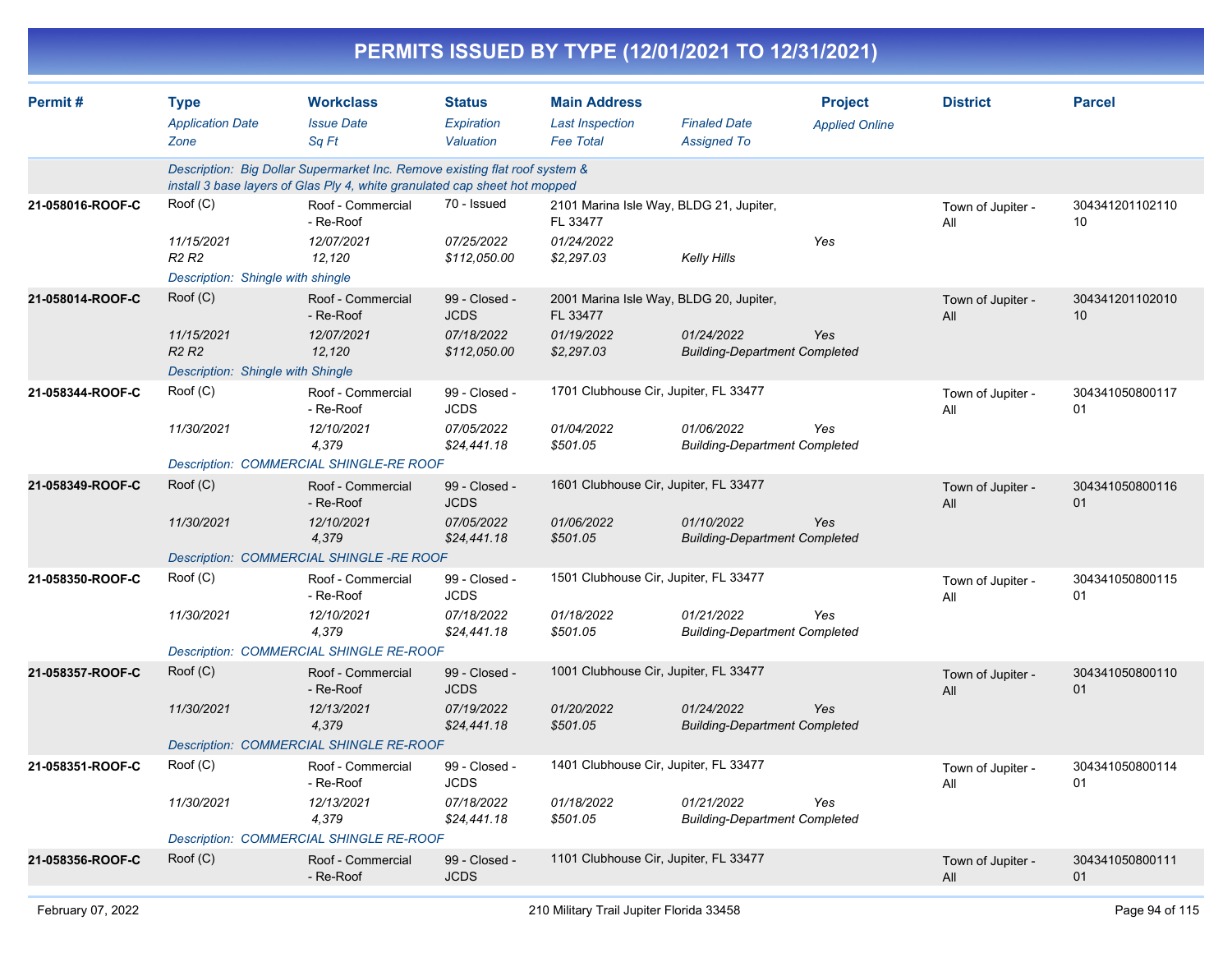# PERMITS ISSUED BY TYPE (12/01/2021 TO 12/31/2021)

| Permit # | Type / Application Date / Zone | Workclass / Issue Date / Sq Ft | Status / Expiration / Valuation | Main Address / Last Inspection / Fee Total | Finaled Date / Assigned To | Project / Applied Online | District | Parcel |
|---|---|---|---|---|---|---|---|---|
| | Description: Big Dollar Supermarket Inc. Remove existing flat roof system & install 3 base layers of Glas Ply 4, white granulated cap sheet hot mopped | | | | | | | |
| 21-058016-ROOF-C | Roof (C) | Roof - Commercial - Re-Roof | 70 - Issued | 2101 Marina Isle Way, BLDG 21, Jupiter, FL 33477 | | | Town of Jupiter - All | 30434120110211010 |
| | 11/15/2021 | 12/07/2021 | 07/25/2022 | 01/24/2022 | | Yes | | |
| | R2 R2 | 12,120 | $112,050.00 | $2,297.03 | Kelly Hills | | | |
| | Description: Shingle with shingle | | | | | | | |
| 21-058014-ROOF-C | Roof (C) | Roof - Commercial - Re-Roof | 99 - Closed - JCDS | 2001 Marina Isle Way, BLDG 20, Jupiter, FL 33477 | | | Town of Jupiter - All | 30434120110201010 |
| | 11/15/2021 | 12/07/2021 | 07/18/2022 | 01/19/2022 | 01/24/2022 | Yes | | |
| | R2 R2 | 12,120 | $112,050.00 | $2,297.03 | Building-Department Completed | | | |
| | Description: Shingle with Shingle | | | | | | | |
| 21-058344-ROOF-C | Roof (C) | Roof - Commercial - Re-Roof | 99 - Closed - JCDS | 1701 Clubhouse Cir, Jupiter, FL 33477 | | | Town of Jupiter - All | 30434105080011701 |
| | 11/30/2021 | 12/10/2021 | 07/05/2022 | 01/04/2022 | 01/06/2022 | Yes | | |
| | | 4,379 | $24,441.18 | $501.05 | Building-Department Completed | | | |
| | Description: COMMERCIAL SHINGLE-RE ROOF | | | | | | | |
| 21-058349-ROOF-C | Roof (C) | Roof - Commercial - Re-Roof | 99 - Closed - JCDS | 1601 Clubhouse Cir, Jupiter, FL 33477 | | | Town of Jupiter - All | 30434105080011601 |
| | 11/30/2021 | 12/10/2021 | 07/05/2022 | 01/06/2022 | 01/10/2022 | Yes | | |
| | | 4,379 | $24,441.18 | $501.05 | Building-Department Completed | | | |
| | Description: COMMERCIAL SHINGLE -RE ROOF | | | | | | | |
| 21-058350-ROOF-C | Roof (C) | Roof - Commercial - Re-Roof | 99 - Closed - JCDS | 1501 Clubhouse Cir, Jupiter, FL 33477 | | | Town of Jupiter - All | 30434105080011501 |
| | 11/30/2021 | 12/10/2021 | 07/18/2022 | 01/18/2022 | 01/21/2022 | Yes | | |
| | | 4,379 | $24,441.18 | $501.05 | Building-Department Completed | | | |
| | Description: COMMERCIAL SHINGLE RE-ROOF | | | | | | | |
| 21-058357-ROOF-C | Roof (C) | Roof - Commercial - Re-Roof | 99 - Closed - JCDS | 1001 Clubhouse Cir, Jupiter, FL 33477 | | | Town of Jupiter - All | 30434105080011001 |
| | 11/30/2021 | 12/13/2021 | 07/19/2022 | 01/20/2022 | 01/24/2022 | Yes | | |
| | | 4,379 | $24,441.18 | $501.05 | Building-Department Completed | | | |
| | Description: COMMERCIAL SHINGLE RE-ROOF | | | | | | | |
| 21-058351-ROOF-C | Roof (C) | Roof - Commercial - Re-Roof | 99 - Closed - JCDS | 1401 Clubhouse Cir, Jupiter, FL 33477 | | | Town of Jupiter - All | 30434105080011401 |
| | 11/30/2021 | 12/13/2021 | 07/18/2022 | 01/18/2022 | 01/21/2022 | Yes | | |
| | | 4,379 | $24,441.18 | $501.05 | Building-Department Completed | | | |
| | Description: COMMERCIAL SHINGLE RE-ROOF | | | | | | | |
| 21-058356-ROOF-C | Roof (C) | Roof - Commercial - Re-Roof | 99 - Closed - JCDS | 1101 Clubhouse Cir, Jupiter, FL 33477 | | | Town of Jupiter - All | 30434105080011101 |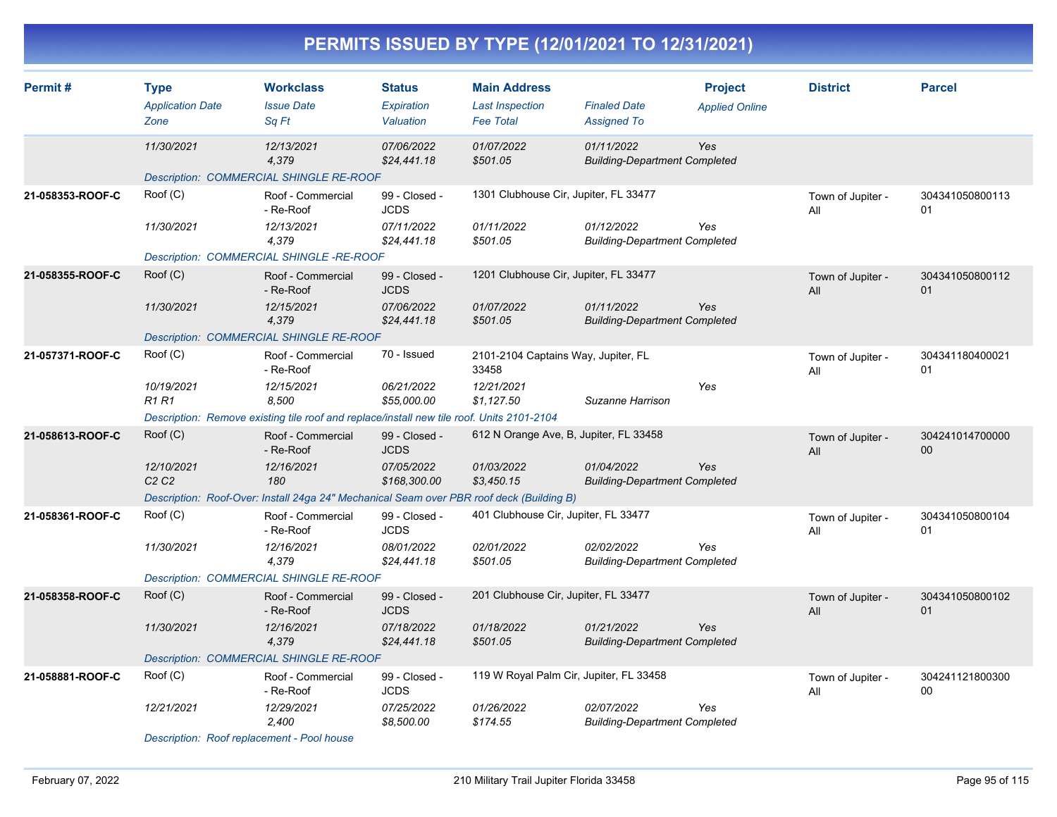# PERMITS ISSUED BY TYPE (12/01/2021 TO 12/31/2021)

| Permit # | Type<br>*Application Date*<br>*Zone* | Workclass<br>*Issue Date*<br>*Sq Ft* | Status<br>*Expiration*<br>*Valuation* | Main Address<br>*Last Inspection*<br>*Fee Total* | *Finaled Date*<br>*Assigned To* | Project<br>*Applied Online* | District | Parcel |
|---|---|---|---|---|---|---|---|---|
| | *11/30/2021* | *12/13/2021*<br>*4,379* | *07/06/2022*<br>*$24,441.18* | *01/07/2022*<br>*$501.05* | *01/11/2022*<br>*Building-Department Completed* | *Yes* | | |
| | *Description: COMMERCIAL SHINGLE RE-ROOF* | | | | | | | |
| **21-058353-ROOF-C** | Roof (C)<br>*11/30/2021* | Roof - Commercial - Re-Roof<br>*12/13/2021*<br>*4,379* | 99 - Closed - JCDS<br>*07/11/2022*<br>*$24,441.18* | 1301 Clubhouse Cir, Jupiter, FL 33477<br>*01/11/2022*<br>*$501.05* | *01/12/2022*<br>*Building-Department Completed* | *Yes* | Town of Jupiter - All | 30434105080011301 |
| | *Description: COMMERCIAL SHINGLE -RE-ROOF* | | | | | | | |
| **21-058355-ROOF-C** | Roof (C)<br>*11/30/2021* | Roof - Commercial - Re-Roof<br>*12/15/2021*<br>*4,379* | 99 - Closed - JCDS<br>*07/06/2022*<br>*$24,441.18* | 1201 Clubhouse Cir, Jupiter, FL 33477<br>*01/07/2022*<br>*$501.05* | *01/11/2022*<br>*Building-Department Completed* | *Yes* | Town of Jupiter - All | 30434105080011201 |
| | *Description: COMMERCIAL SHINGLE RE-ROOF* | | | | | | | |
| **21-057371-ROOF-C** | Roof (C)<br>*10/19/2021*<br>*R1 R1* | Roof - Commercial - Re-Roof<br>*12/15/2021*<br>*8,500* | 70 - Issued<br>*06/21/2022*<br>*$55,000.00* | 2101-2104 Captains Way, Jupiter, FL 33458<br>*12/21/2021*<br>*$1,127.50* | *Suzanne Harrison* | *Yes* | Town of Jupiter - All | 30434118040002101 |
| | *Description: Remove existing tile roof and replace/install new tile roof. Units 2101-2104* | | | | | | | |
| **21-058613-ROOF-C** | Roof (C)<br>*12/10/2021*<br>*C2 C2* | Roof - Commercial - Re-Roof<br>*12/16/2021*<br>*180* | 99 - Closed - JCDS<br>*07/05/2022*<br>*$168,300.00* | 612 N Orange Ave, B, Jupiter, FL 33458<br>*01/03/2022*<br>*$3,450.15* | *01/04/2022*<br>*Building-Department Completed* | *Yes* | Town of Jupiter - All | 30424101470000000 |
| | *Description: Roof-Over: Install 24ga 24" Mechanical Seam over PBR roof deck (Building B)* | | | | | | | |
| **21-058361-ROOF-C** | Roof (C)<br>*11/30/2021* | Roof - Commercial - Re-Roof<br>*12/16/2021*<br>*4,379* | 99 - Closed - JCDS<br>*08/01/2022*<br>*$24,441.18* | 401 Clubhouse Cir, Jupiter, FL 33477<br>*02/01/2022*<br>*$501.05* | *02/02/2022*<br>*Building-Department Completed* | *Yes* | Town of Jupiter - All | 30434105080010401 |
| | *Description: COMMERCIAL SHINGLE RE-ROOF* | | | | | | | |
| **21-058358-ROOF-C** | Roof (C)<br>*11/30/2021* | Roof - Commercial - Re-Roof<br>*12/16/2021*<br>*4,379* | 99 - Closed - JCDS<br>*07/18/2022*<br>*$24,441.18* | 201 Clubhouse Cir, Jupiter, FL 33477<br>*01/18/2022*<br>*$501.05* | *01/21/2022*<br>*Building-Department Completed* | *Yes* | Town of Jupiter - All | 30434105080010201 |
| | *Description: COMMERCIAL SHINGLE RE-ROOF* | | | | | | | |
| **21-058881-ROOF-C** | Roof (C)<br>*12/21/2021* | Roof - Commercial - Re-Roof<br>*12/29/2021*<br>*2,400* | 99 - Closed - JCDS<br>*07/25/2022*<br>*$8,500.00* | 119 W Royal Palm Cir, Jupiter, FL 33458<br>*01/26/2022*<br>*$174.55* | *02/07/2022*<br>*Building-Department Completed* | *Yes* | Town of Jupiter - All | 30424112180030000 |
| | *Description: Roof replacement - Pool house* | | | | | | | |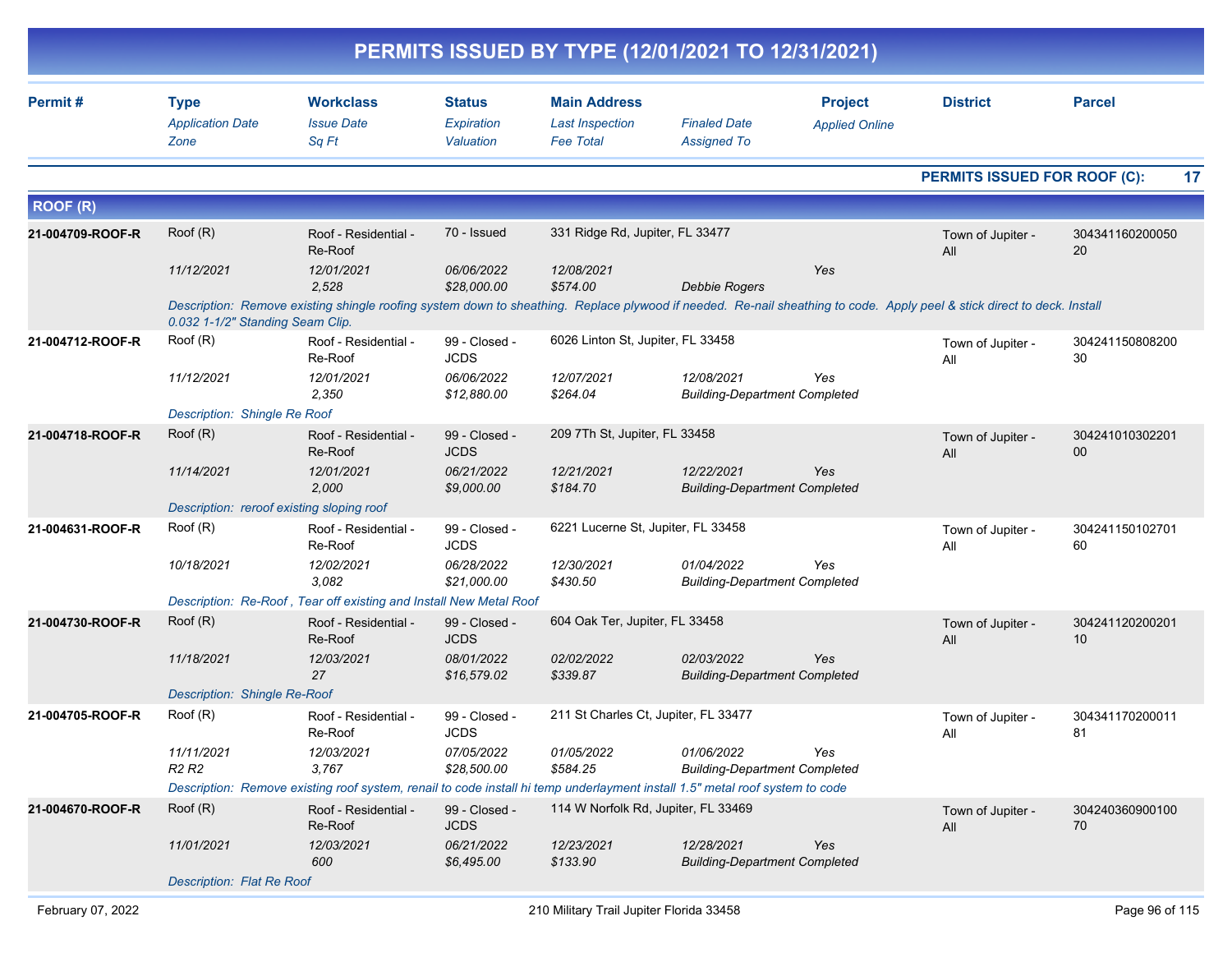# PERMITS ISSUED BY TYPE (12/01/2021 TO 12/31/2021)

| Permit # | Type<br>*Application Date*<br>*Zone* | Workclass<br>*Issue Date*<br>*Sq Ft* | Status<br>*Expiration*<br>*Valuation* | Main Address<br>*Last Inspection*<br>*Fee Total* | *Finaled Date*<br>*Assigned To* | Project<br>*Applied Online* | District | Parcel |
|---|---|---|---|---|---|---|---|---|

**PERMITS ISSUED FOR ROOF (C): 17**

## ROOF (R)

| Permit # | Type | Workclass | Status | Main Address | | Project | District | Parcel |
|---|---|---|---|---|---|---|---|---|
| 21-004709-ROOF-R | Roof (R) | Roof - Residential - Re-Roof | 70 - Issued | 331 Ridge Rd, Jupiter, FL 33477 | | | Town of Jupiter - All | 30434116020005020 |
| | *11/12/2021* | *12/01/2021* | *06/06/2022* | *12/08/2021* | | *Yes* | | |
| | | *2,528* | *$28,000.00* | *$574.00* | *Debbie Rogers* | | | |
| | *Description: Remove existing shingle roofing system down to sheathing. Replace plywood if needed. Re-nail sheathing to code. Apply peel & stick direct to deck. Install 0.032 1-1/2" Standing Seam Clip.* | | | | | | | |
| 21-004712-ROOF-R | Roof (R) | Roof - Residential - Re-Roof | 99 - Closed - JCDS | 6026 Linton St, Jupiter, FL 33458 | | | Town of Jupiter - All | 30424115080820030 |
| | *11/12/2021* | *12/01/2021* | *06/06/2022* | *12/07/2021* | *12/08/2021* | *Yes* | | |
| | | *2,350* | *$12,880.00* | *$264.04* | *Building-Department Completed* | | | |
| | *Description: Shingle Re Roof* | | | | | | | |
| 21-004718-ROOF-R | Roof (R) | Roof - Residential - Re-Roof | 99 - Closed - JCDS | 209 7Th St, Jupiter, FL 33458 | | | Town of Jupiter - All | 30424101030220100 |
| | *11/14/2021* | *12/01/2021* | *06/21/2022* | *12/21/2021* | *12/22/2021* | *Yes* | | |
| | | *2,000* | *$9,000.00* | *$184.70* | *Building-Department Completed* | | | |
| | *Description: reroof existing sloping roof* | | | | | | | |
| 21-004631-ROOF-R | Roof (R) | Roof - Residential - Re-Roof | 99 - Closed - JCDS | 6221 Lucerne St, Jupiter, FL 33458 | | | Town of Jupiter - All | 30424115010270160 |
| | *10/18/2021* | *12/02/2021* | *06/28/2022* | *12/30/2021* | *01/04/2022* | *Yes* | | |
| | | *3,082* | *$21,000.00* | *$430.50* | *Building-Department Completed* | | | |
| | *Description: Re-Roof , Tear off existing and Install New Metal Roof* | | | | | | | |
| 21-004730-ROOF-R | Roof (R) | Roof - Residential - Re-Roof | 99 - Closed - JCDS | 604 Oak Ter, Jupiter, FL 33458 | | | Town of Jupiter - All | 30424112020020110 |
| | *11/18/2021* | *12/03/2021* | *08/01/2022* | *02/02/2022* | *02/03/2022* | *Yes* | | |
| | | *27* | *$16,579.02* | *$339.87* | *Building-Department Completed* | | | |
| | *Description: Shingle Re-Roof* | | | | | | | |
| 21-004705-ROOF-R | Roof (R) | Roof - Residential - Re-Roof | 99 - Closed - JCDS | 211 St Charles Ct, Jupiter, FL 33477 | | | Town of Jupiter - All | 30434117020001181 |
| | *11/11/2021* | *12/03/2021* | *07/05/2022* | *01/05/2022* | *01/06/2022* | *Yes* | | |
| | *R2 R2* | *3,767* | *$28,500.00* | *$584.25* | *Building-Department Completed* | | | |
| | *Description: Remove existing roof system, renail to code install hi temp underlayment install 1.5" metal roof system to code* | | | | | | | |
| 21-004670-ROOF-R | Roof (R) | Roof - Residential - Re-Roof | 99 - Closed - JCDS | 114 W Norfolk Rd, Jupiter, FL 33469 | | | Town of Jupiter - All | 30424036090010070 |
| | *11/01/2021* | *12/03/2021* | *06/21/2022* | *12/23/2021* | *12/28/2021* | *Yes* | | |
| | | *600* | *$6,495.00* | *$133.90* | *Building-Department Completed* | | | |
| | *Description: Flat Re Roof* | | | | | | | |

February 07, 2022 — 210 Military Trail Jupiter Florida 33458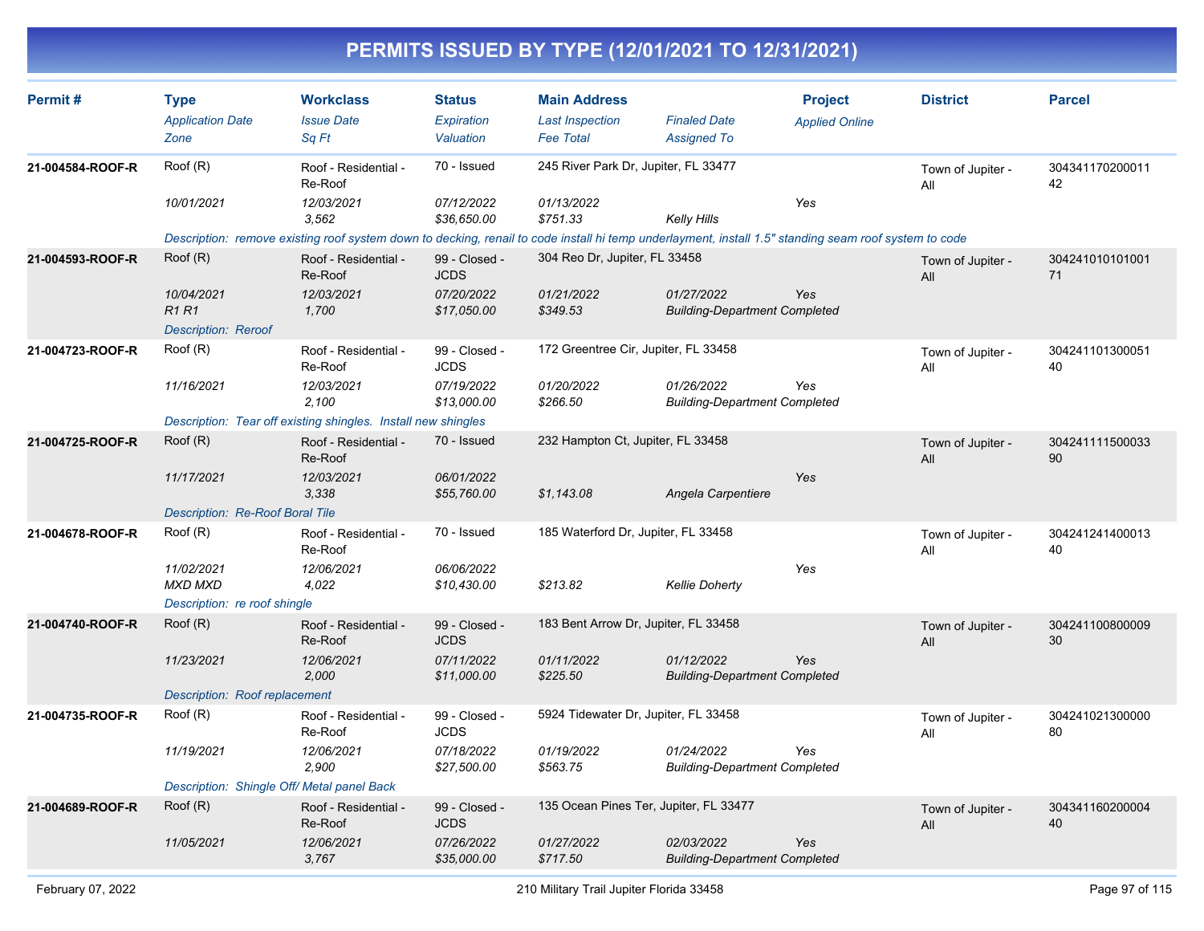# PERMITS ISSUED BY TYPE (12/01/2021 TO 12/31/2021)

| Permit # | Type | Workclass | Status | Main Address | | Project | District | Parcel |
|---|---|---|---|---|---|---|---|---|
| | Application Date | Issue Date | Expiration | Last Inspection | Finaled Date | Applied Online | | |
| | Zone | Sq Ft | Valuation | Fee Total | Assigned To | | | |
| 21-004584-ROOF-R | Roof (R) | Roof - Residential - Re-Roof | 70 - Issued | 245 River Park Dr, Jupiter, FL 33477 | | | Town of Jupiter - All | 30434117020001142 |
| | 10/01/2021 | 12/03/2021 | 07/12/2022 | 01/13/2022 | | Yes | | |
| | | 3,562 | $36,650.00 | $751.33 | Kelly Hills | | | |
| | Description: remove existing roof system down to decking, renail to code install hi temp underlayment, install 1.5" standing seam roof system to code | | | | | | | |
| 21-004593-ROOF-R | Roof (R) | Roof - Residential - Re-Roof | 99 - Closed - JCDS | 304 Reo Dr, Jupiter, FL 33458 | | | Town of Jupiter - All | 30424101010100171 |
| | 10/04/2021 | 12/03/2021 | 07/20/2022 | 01/21/2022 | 01/27/2022 | Yes | | |
| | R1 R1 | 1,700 | $17,050.00 | $349.53 | Building-Department Completed | | | |
| | Description: Reroof | | | | | | | |
| 21-004723-ROOF-R | Roof (R) | Roof - Residential - Re-Roof | 99 - Closed - JCDS | 172 Greentree Cir, Jupiter, FL 33458 | | | Town of Jupiter - All | 30424110130005140 |
| | 11/16/2021 | 12/03/2021 | 07/19/2022 | 01/20/2022 | 01/26/2022 | Yes | | |
| | | 2,100 | $13,000.00 | $266.50 | Building-Department Completed | | | |
| | Description: Tear off existing shingles. Install new shingles | | | | | | | |
| 21-004725-ROOF-R | Roof (R) | Roof - Residential - Re-Roof | 70 - Issued | 232 Hampton Ct, Jupiter, FL 33458 | | | Town of Jupiter - All | 30424111150003390 |
| | 11/17/2021 | 12/03/2021 | 06/01/2022 | | | Yes | | |
| | | 3,338 | $55,760.00 | $1,143.08 | Angela Carpentiere | | | |
| | Description: Re-Roof Boral Tile | | | | | | | |
| 21-004678-ROOF-R | Roof (R) | Roof - Residential - Re-Roof | 70 - Issued | 185 Waterford Dr, Jupiter, FL 33458 | | | Town of Jupiter - All | 30424124140001340 |
| | 11/02/2021 | 12/06/2021 | 06/06/2022 | | | Yes | | |
| | MXD MXD | 4,022 | $10,430.00 | $213.82 | Kellie Doherty | | | |
| | Description: re roof shingle | | | | | | | |
| 21-004740-ROOF-R | Roof (R) | Roof - Residential - Re-Roof | 99 - Closed - JCDS | 183 Bent Arrow Dr, Jupiter, FL 33458 | | | Town of Jupiter - All | 30424110080000930 |
| | 11/23/2021 | 12/06/2021 | 07/11/2022 | 01/11/2022 | 01/12/2022 | Yes | | |
| | | 2,000 | $11,000.00 | $225.50 | Building-Department Completed | | | |
| | Description: Roof replacement | | | | | | | |
| 21-004735-ROOF-R | Roof (R) | Roof - Residential - Re-Roof | 99 - Closed - JCDS | 5924 Tidewater Dr, Jupiter, FL 33458 | | | Town of Jupiter - All | 30424102130000080 |
| | 11/19/2021 | 12/06/2021 | 07/18/2022 | 01/19/2022 | 01/24/2022 | Yes | | |
| | | 2,900 | $27,500.00 | $563.75 | Building-Department Completed | | | |
| | Description: Shingle Off/ Metal panel Back | | | | | | | |
| 21-004689-ROOF-R | Roof (R) | Roof - Residential - Re-Roof | 99 - Closed - JCDS | 135 Ocean Pines Ter, Jupiter, FL 33477 | | | Town of Jupiter - All | 30434116020000440 |
| | 11/05/2021 | 12/06/2021 | 07/26/2022 | 01/27/2022 | 02/03/2022 | Yes | | |
| | | 3,767 | $35,000.00 | $717.50 | Building-Department Completed | | | |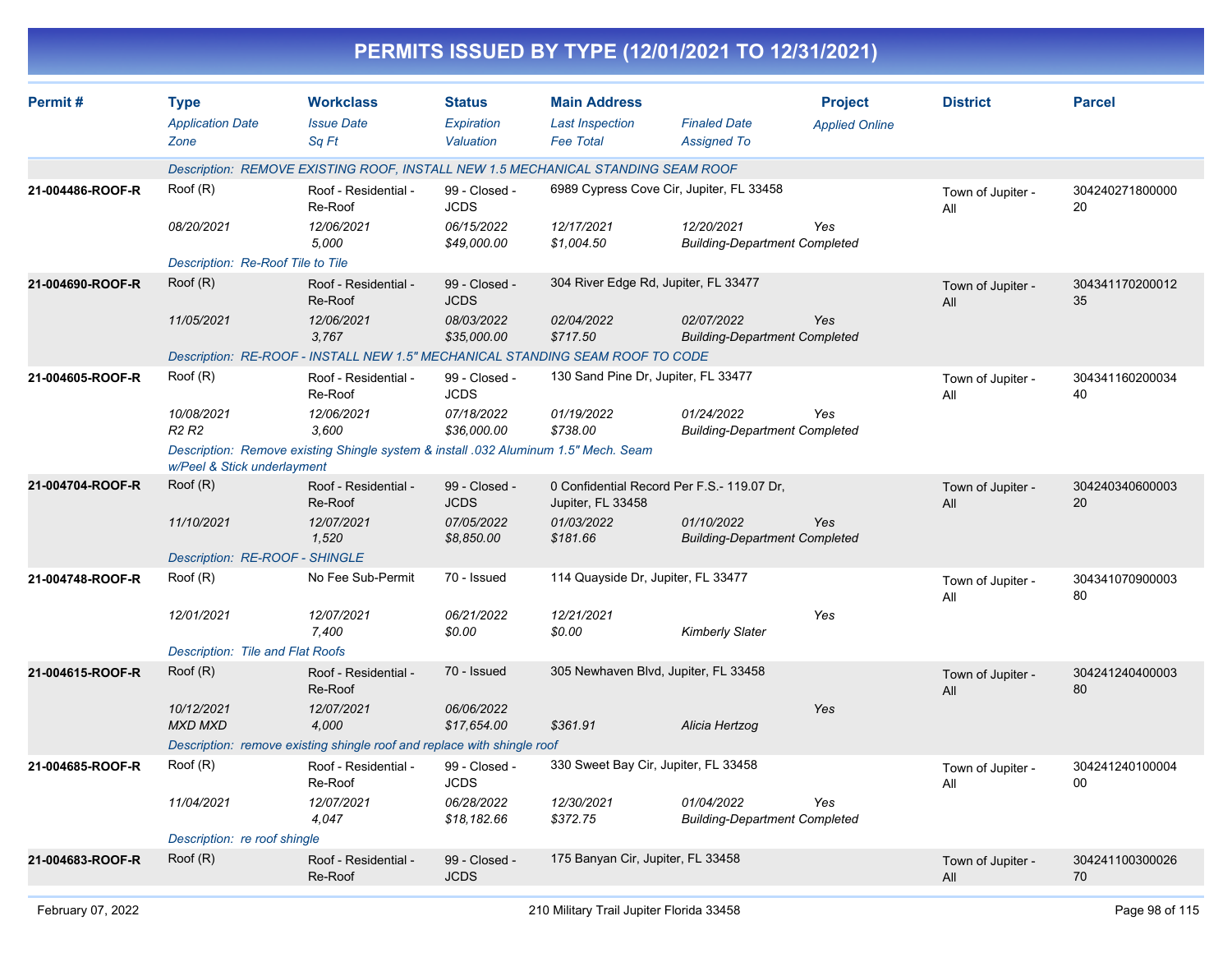# PERMITS ISSUED BY TYPE (12/01/2021 TO 12/31/2021)

| Permit # | Type<br>*Application Date*<br>*Zone* | Workclass<br>*Issue Date*<br>*Sq Ft* | Status<br>*Expiration*<br>*Valuation* | Main Address<br>*Last Inspection*<br>*Fee Total* | <br>*Finaled Date*<br>*Assigned To* | Project<br>*Applied Online* | District | Parcel |
|---|---|---|---|---|---|---|---|---|
| | *Description: REMOVE EXISTING ROOF, INSTALL NEW 1.5 MECHANICAL STANDING SEAM ROOF* | | | | | | | |
| **21-004486-ROOF-R** | Roof (R)<br>*08/20/2021* | Roof - Residential - Re-Roof<br>*12/06/2021*<br>*5,000* | 99 - Closed - JCDS<br>*06/15/2022*<br>*$49,000.00* | 6989 Cypress Cove Cir, Jupiter, FL 33458<br>*12/17/2021*<br>*$1,004.50* | *12/20/2021*<br>*Building-Department Completed* | *Yes* | Town of Jupiter - All | 30424027180000020 |
| | *Description: Re-Roof Tile to Tile* | | | | | | | |
| **21-004690-ROOF-R** | Roof (R)<br>*11/05/2021* | Roof - Residential - Re-Roof<br>*12/06/2021*<br>*3,767* | 99 - Closed - JCDS<br>*08/03/2022*<br>*$35,000.00* | 304 River Edge Rd, Jupiter, FL 33477<br>*02/04/2022*<br>*$717.50* | *02/07/2022*<br>*Building-Department Completed* | *Yes* | Town of Jupiter - All | 30434117020001235 |
| | *Description: RE-ROOF - INSTALL NEW 1.5" MECHANICAL STANDING SEAM ROOF TO CODE* | | | | | | | |
| **21-004605-ROOF-R** | Roof (R)<br>*10/08/2021*<br>*R2 R2* | Roof - Residential - Re-Roof<br>*12/06/2021*<br>*3,600* | 99 - Closed - JCDS<br>*07/18/2022*<br>*$36,000.00* | 130 Sand Pine Dr, Jupiter, FL 33477<br>*01/19/2022*<br>*$738.00* | *01/24/2022*<br>*Building-Department Completed* | *Yes* | Town of Jupiter - All | 30434116020003440 |
| | *Description: Remove existing Shingle system & install .032 Aluminum 1.5" Mech. Seam w/Peel & Stick underlayment* | | | | | | | |
| **21-004704-ROOF-R** | Roof (R)<br>*11/10/2021* | Roof - Residential - Re-Roof<br>*12/07/2021*<br>*1,520* | 99 - Closed - JCDS<br>*07/05/2022*<br>*$8,850.00* | 0 Confidential Record Per F.S.- 119.07 Dr, Jupiter, FL 33458<br>*01/03/2022*<br>*$181.66* | *01/10/2022*<br>*Building-Department Completed* | *Yes* | Town of Jupiter - All | 30424034060000320 |
| | *Description: RE-ROOF - SHINGLE* | | | | | | | |
| **21-004748-ROOF-R** | Roof (R)<br>*12/01/2021* | No Fee Sub-Permit<br>*12/07/2021*<br>*7,400* | 70 - Issued<br>*06/21/2022*<br>*$0.00* | 114 Quayside Dr, Jupiter, FL 33477<br>*12/21/2021*<br>*$0.00* | <br>*Kimberly Slater* | *Yes* | Town of Jupiter - All | 30434107090000380 |
| | *Description: Tile and Flat Roofs* | | | | | | | |
| **21-004615-ROOF-R** | Roof (R)<br>*10/12/2021*<br>*MXD MXD* | Roof - Residential - Re-Roof<br>*12/07/2021*<br>*4,000* | 70 - Issued<br>*06/06/2022*<br>*$17,654.00* | 305 Newhaven Blvd, Jupiter, FL 33458<br><br>*$361.91* | <br>*Alicia Hertzog* | *Yes* | Town of Jupiter - All | 30424124040000380 |
| | *Description: remove existing shingle roof and replace with shingle roof* | | | | | | | |
| **21-004685-ROOF-R** | Roof (R)<br>*11/04/2021* | Roof - Residential - Re-Roof<br>*12/07/2021*<br>*4,047* | 99 - Closed - JCDS<br>*06/28/2022*<br>*$18,182.66* | 330 Sweet Bay Cir, Jupiter, FL 33458<br>*12/30/2021*<br>*$372.75* | *01/04/2022*<br>*Building-Department Completed* | *Yes* | Town of Jupiter - All | 30424124010000400 |
| | *Description: re roof shingle* | | | | | | | |
| **21-004683-ROOF-R** | Roof (R) | Roof - Residential - Re-Roof | 99 - Closed - JCDS | 175 Banyan Cir, Jupiter, FL 33458 | | | Town of Jupiter - All | 30424110030002670 |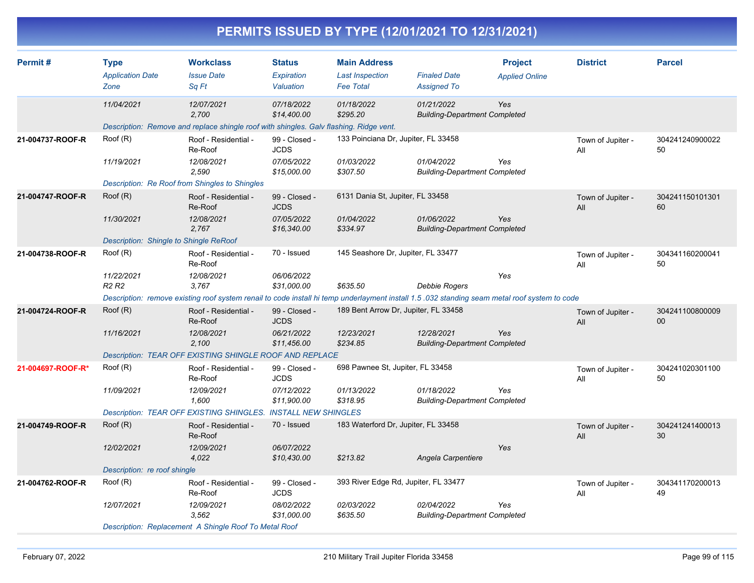# PERMITS ISSUED BY TYPE (12/01/2021 TO 12/31/2021)

| Permit # | Type / Application Date / Zone | Workclass / Issue Date / Sq Ft | Status / Expiration / Valuation | Main Address / Last Inspection / Fee Total | Finaled Date / Assigned To | Project / Applied Online | District | Parcel |
|---|---|---|---|---|---|---|---|---|
| | 11/04/2021 | 12/07/2021<br>2,700 | 07/18/2022<br>$14,400.00 | 01/18/2022<br>$295.20 | 01/21/2022<br>Building-Department Completed | Yes | | |
| | Description: Remove and replace shingle roof with shingles. Galv flashing. Ridge vent. | | | | | | | |
| 21-004737-ROOF-R | Roof (R)<br>11/19/2021 | Roof - Residential - Re-Roof<br>12/08/2021<br>2,590 | 99 - Closed - JCDS<br>07/05/2022<br>$15,000.00 | 133 Poinciana Dr, Jupiter, FL 33458<br>01/03/2022<br>$307.50 | 01/04/2022<br>Building-Department Completed | Yes | Town of Jupiter - All | 30424124090002250 |
| | Description: Re Roof from Shingles to Shingles | | | | | | | |
| 21-004747-ROOF-R | Roof (R)<br>11/30/2021 | Roof - Residential - Re-Roof<br>12/08/2021<br>2,767 | 99 - Closed - JCDS<br>07/05/2022<br>$16,340.00 | 6131 Dania St, Jupiter, FL 33458<br>01/04/2022<br>$334.97 | 01/06/2022<br>Building-Department Completed | Yes | Town of Jupiter - All | 30424115010130160 |
| | Description: Shingle to Shingle ReRoof | | | | | | | |
| 21-004738-ROOF-R | Roof (R)<br>11/22/2021<br>R2 R2 | Roof - Residential - Re-Roof<br>12/08/2021<br>3,767 | 70 - Issued<br>06/06/2022<br>$31,000.00 | 145 Seashore Dr, Jupiter, FL 33477<br><br>$635.50 | <br>Debbie Rogers | Yes | Town of Jupiter - All | 30434116020004150 |
| | Description: remove existing roof system renail to code install hi temp underlayment install 1.5 .032 standing seam metal roof system to code | | | | | | | |
| 21-004724-ROOF-R | Roof (R)<br>11/16/2021 | Roof - Residential - Re-Roof<br>12/08/2021<br>2,100 | 99 - Closed - JCDS<br>06/21/2022<br>$11,456.00 | 189 Bent Arrow Dr, Jupiter, FL 33458<br>12/23/2021<br>$234.85 | 12/28/2021<br>Building-Department Completed | Yes | Town of Jupiter - All | 30424110080000900 |
| | Description: TEAR OFF EXISTING SHINGLE ROOF AND REPLACE | | | | | | | |
| 21-004697-ROOF-R* | Roof (R)<br>11/09/2021 | Roof - Residential - Re-Roof<br>12/09/2021<br>1,600 | 99 - Closed - JCDS<br>07/12/2022<br>$11,900.00 | 698 Pawnee St, Jupiter, FL 33458<br>01/13/2022<br>$318.95 | 01/18/2022<br>Building-Department Completed | Yes | Town of Jupiter - All | 30424102030110050 |
| | Description: TEAR OFF EXISTING SHINGLES. INSTALL NEW SHINGLES | | | | | | | |
| 21-004749-ROOF-R | Roof (R)<br>12/02/2021 | Roof - Residential - Re-Roof<br>12/09/2021<br>4,022 | 70 - Issued<br>06/07/2022<br>$10,430.00 | 183 Waterford Dr, Jupiter, FL 33458<br><br>$213.82 | <br>Angela Carpentiere | Yes | Town of Jupiter - All | 30424124140001330 |
| | Description: re roof shingle | | | | | | | |
| 21-004762-ROOF-R | Roof (R)<br>12/07/2021 | Roof - Residential - Re-Roof<br>12/09/2021<br>3,562 | 99 - Closed - JCDS<br>08/02/2022<br>$31,000.00 | 393 River Edge Rd, Jupiter, FL 33477<br>02/03/2022<br>$635.50 | 02/04/2022<br>Building-Department Completed | Yes | Town of Jupiter - All | 30434117020001349 |
| | Description: Replacement A Shingle Roof To Metal Roof | | | | | | | |

February 07, 2022 — 210 Military Trail Jupiter Florida 33458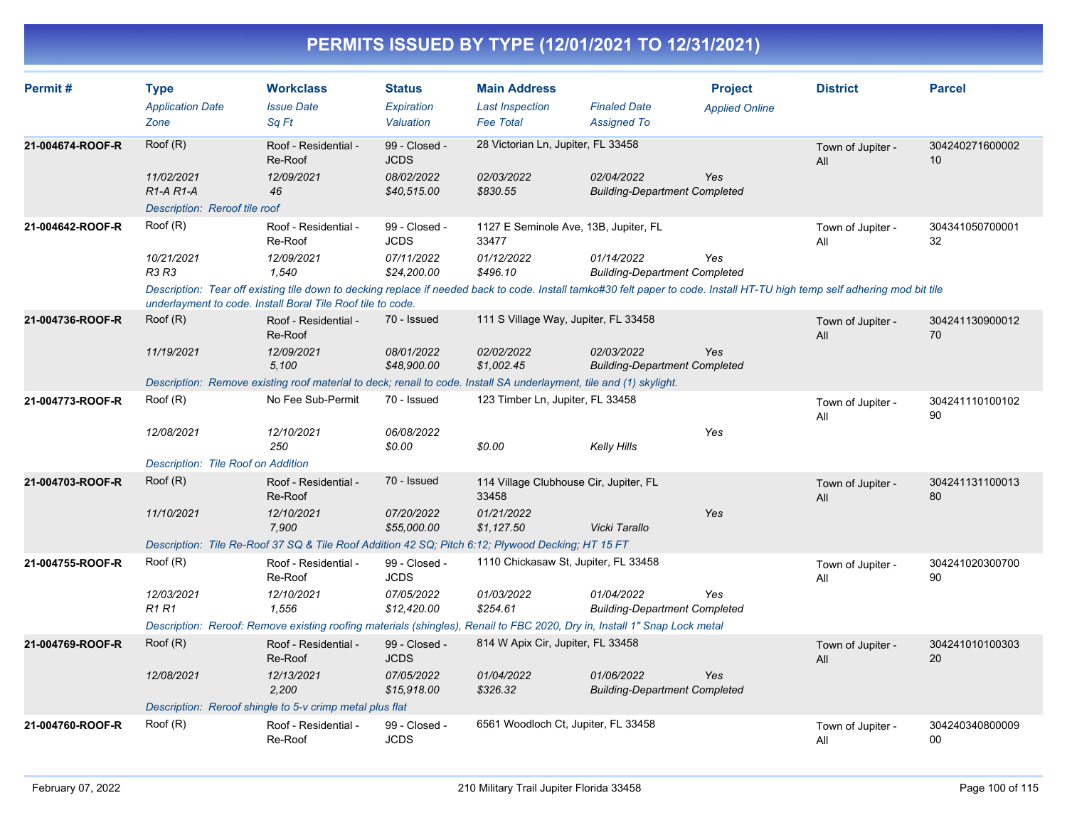# PERMITS ISSUED BY TYPE (12/01/2021 TO 12/31/2021)

| Permit # | Type | Workclass | Status | Main Address | | Project | District | Parcel |
|---|---|---|---|---|---|---|---|---|
| | *Application Date* | *Issue Date* | *Expiration* | *Last Inspection* | *Finaled Date* | *Applied Online* | | |
| | *Zone* | *Sq Ft* | *Valuation* | *Fee Total* | *Assigned To* | | | |
| **21-004674-ROOF-R** | Roof (R) | Roof - Residential - Re-Roof | 99 - Closed - JCDS | 28 Victorian Ln, Jupiter, FL 33458 | | | Town of Jupiter - All | 30424027160000210 |
| | *11/02/2021* | *12/09/2021* | *08/02/2022* | *02/03/2022* | *02/04/2022* | *Yes* | | |
| | *R1-A R1-A* | *46* | *$40,515.00* | *$830.55* | *Building-Department Completed* | | | |
| | *Description: Reroof tile roof* | | | | | | | |
| **21-004642-ROOF-R** | Roof (R) | Roof - Residential - Re-Roof | 99 - Closed - JCDS | 1127 E Seminole Ave, 13B, Jupiter, FL 33477 | | | Town of Jupiter - All | 30434105070000132 |
| | *10/21/2021* | *12/09/2021* | *07/11/2022* | *01/12/2022* | *01/14/2022* | *Yes* | | |
| | *R3 R3* | *1,540* | *$24,200.00* | *$496.10* | *Building-Department Completed* | | | |
| | *Description: Tear off existing tile down to decking replace if needed back to code. Install tamko#30 felt paper to code. Install HT-TU high temp self adhering mod bit tile underlayment to code. Install Boral Tile Roof tile to code.* | | | | | | | |
| **21-004736-ROOF-R** | Roof (R) | Roof - Residential - Re-Roof | 70 - Issued | 111 S Village Way, Jupiter, FL 33458 | | | Town of Jupiter - All | 30424113090001270 |
| | *11/19/2021* | *12/09/2021* | *08/01/2022* | *02/02/2022* | *02/03/2022* | *Yes* | | |
| | | *5,100* | *$48,900.00* | *$1,002.45* | *Building-Department Completed* | | | |
| | *Description: Remove existing roof material to deck; renail to code. Install SA underlayment, tile and (1) skylight.* | | | | | | | |
| **21-004773-ROOF-R** | Roof (R) | No Fee Sub-Permit | 70 - Issued | 123 Timber Ln, Jupiter, FL 33458 | | | Town of Jupiter - All | 30424111010010290 |
| | *12/08/2021* | *12/10/2021* | *06/08/2022* | | | *Yes* | | |
| | | *250* | *$0.00* | *$0.00* | *Kelly Hills* | | | |
| | *Description: Tile Roof on Addition* | | | | | | | |
| **21-004703-ROOF-R** | Roof (R) | Roof - Residential - Re-Roof | 70 - Issued | 114 Village Clubhouse Cir, Jupiter, FL 33458 | | | Town of Jupiter - All | 30424113110001380 |
| | *11/10/2021* | *12/10/2021* | *07/20/2022* | *01/21/2022* | | *Yes* | | |
| | | *7,900* | *$55,000.00* | *$1,127.50* | *Vicki Tarallo* | | | |
| | *Description: Tile Re-Roof 37 SQ & Tile Roof Addition 42 SQ; Pitch 6:12; Plywood Decking; HT 15 FT* | | | | | | | |
| **21-004755-ROOF-R** | Roof (R) | Roof - Residential - Re-Roof | 99 - Closed - JCDS | 1110 Chickasaw St, Jupiter, FL 33458 | | | Town of Jupiter - All | 30424102030070090 |
| | *12/03/2021* | *12/10/2021* | *07/05/2022* | *01/03/2022* | *01/04/2022* | *Yes* | | |
| | *R1 R1* | *1,556* | *$12,420.00* | *$254.61* | *Building-Department Completed* | | | |
| | *Description: Reroof: Remove existing roofing materials (shingles), Renail to FBC 2020, Dry in, Install 1" Snap Lock metal* | | | | | | | |
| **21-004769-ROOF-R** | Roof (R) | Roof - Residential - Re-Roof | 99 - Closed - JCDS | 814 W Apix Cir, Jupiter, FL 33458 | | | Town of Jupiter - All | 30424101010030320 |
| | *12/08/2021* | *12/13/2021* | *07/05/2022* | *01/04/2022* | *01/06/2022* | *Yes* | | |
| | | *2,200* | *$15,918.00* | *$326.32* | *Building-Department Completed* | | | |
| | *Description: Reroof shingle to 5-v crimp metal plus flat* | | | | | | | |
| **21-004760-ROOF-R** | Roof (R) | Roof - Residential - Re-Roof | 99 - Closed - JCDS | 6561 Woodloch Ct, Jupiter, FL 33458 | | | Town of Jupiter - All | 30424034080000900 |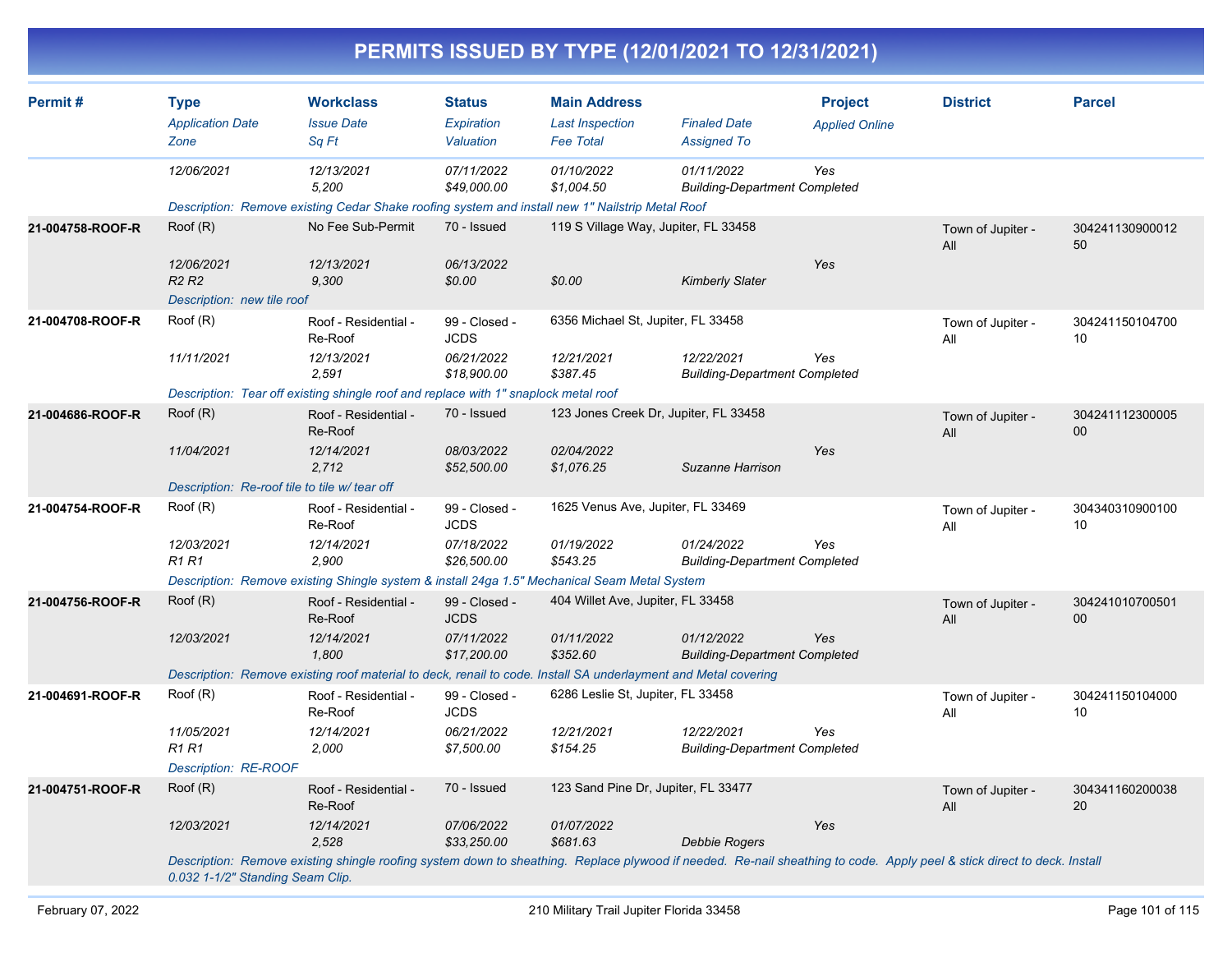# PERMITS ISSUED BY TYPE (12/01/2021 TO 12/31/2021)

| Permit # | Type | Workclass | Status | Main Address | | Project | District | Parcel |
|---|---|---|---|---|---|---|---|---|
| | *Application Date* | *Issue Date* | *Expiration* | *Last Inspection* | *Finaled Date* | *Applied Online* | | |
| | *Zone* | *Sq Ft* | *Valuation* | *Fee Total* | *Assigned To* | | | |
| | *12/06/2021* | *12/13/2021* | *07/11/2022* | *01/10/2022* | *01/11/2022* | *Yes* | | |
| | | *5,200* | *$49,000.00* | *$1,004.50* | *Building-Department Completed* | | | |
| | *Description: Remove existing Cedar Shake roofing system and install new 1" Nailstrip Metal Roof* | | | | | | | |
| **21-004758-ROOF-R** | Roof (R) | No Fee Sub-Permit | 70 - Issued | 119 S Village Way, Jupiter, FL 33458 | | | Town of Jupiter - All | 30424113090001250 |
| | *12/06/2021* | *12/13/2021* | *06/13/2022* | | | *Yes* | | |
| | *R2 R2* | *9,300* | *$0.00* | *$0.00* | *Kimberly Slater* | | | |
| | *Description: new tile roof* | | | | | | | |
| **21-004708-ROOF-R** | Roof (R) | Roof - Residential - Re-Roof | 99 - Closed - JCDS | 6356 Michael St, Jupiter, FL 33458 | | | Town of Jupiter - All | 30424115010470010 |
| | *11/11/2021* | *12/13/2021* | *06/21/2022* | *12/21/2021* | *12/22/2021* | *Yes* | | |
| | | *2,591* | *$18,900.00* | *$387.45* | *Building-Department Completed* | | | |
| | *Description: Tear off existing shingle roof and replace with 1" snaplock metal roof* | | | | | | | |
| **21-004686-ROOF-R** | Roof (R) | Roof - Residential - Re-Roof | 70 - Issued | 123 Jones Creek Dr, Jupiter, FL 33458 | | | Town of Jupiter - All | 30424111230000500 |
| | *11/04/2021* | *12/14/2021* | *08/03/2022* | *02/04/2022* | | *Yes* | | |
| | | *2,712* | *$52,500.00* | *$1,076.25* | *Suzanne Harrison* | | | |
| | *Description: Re-roof tile to tile w/ tear off* | | | | | | | |
| **21-004754-ROOF-R** | Roof (R) | Roof - Residential - Re-Roof | 99 - Closed - JCDS | 1625 Venus Ave, Jupiter, FL 33469 | | | Town of Jupiter - All | 30434031090010010 |
| | *12/03/2021* | *12/14/2021* | *07/18/2022* | *01/19/2022* | *01/24/2022* | *Yes* | | |
| | *R1 R1* | *2,900* | *$26,500.00* | *$543.25* | *Building-Department Completed* | | | |
| | *Description: Remove existing Shingle system & install 24ga 1.5" Mechanical Seam Metal System* | | | | | | | |
| **21-004756-ROOF-R** | Roof (R) | Roof - Residential - Re-Roof | 99 - Closed - JCDS | 404 Willet Ave, Jupiter, FL 33458 | | | Town of Jupiter - All | 30424101070050100 |
| | *12/03/2021* | *12/14/2021* | *07/11/2022* | *01/11/2022* | *01/12/2022* | *Yes* | | |
| | | *1,800* | *$17,200.00* | *$352.60* | *Building-Department Completed* | | | |
| | *Description: Remove existing roof material to deck, renail to code. Install SA underlayment and Metal covering* | | | | | | | |
| **21-004691-ROOF-R** | Roof (R) | Roof - Residential - Re-Roof | 99 - Closed - JCDS | 6286 Leslie St, Jupiter, FL 33458 | | | Town of Jupiter - All | 30424115010400010 |
| | *11/05/2021* | *12/14/2021* | *06/21/2022* | *12/21/2021* | *12/22/2021* | *Yes* | | |
| | *R1 R1* | *2,000* | *$7,500.00* | *$154.25* | *Building-Department Completed* | | | |
| | *Description: RE-ROOF* | | | | | | | |
| **21-004751-ROOF-R** | Roof (R) | Roof - Residential - Re-Roof | 70 - Issued | 123 Sand Pine Dr, Jupiter, FL 33477 | | | Town of Jupiter - All | 30434116020003820 |
| | *12/03/2021* | *12/14/2021* | *07/06/2022* | *01/07/2022* | | *Yes* | | |
| | | *2,528* | *$33,250.00* | *$681.63* | *Debbie Rogers* | | | |
| | *Description: Remove existing shingle roofing system down to sheathing. Replace plywood if needed. Re-nail sheathing to code. Apply peel & stick direct to deck. Install 0.032 1-1/2" Standing Seam Clip.* | | | | | | | |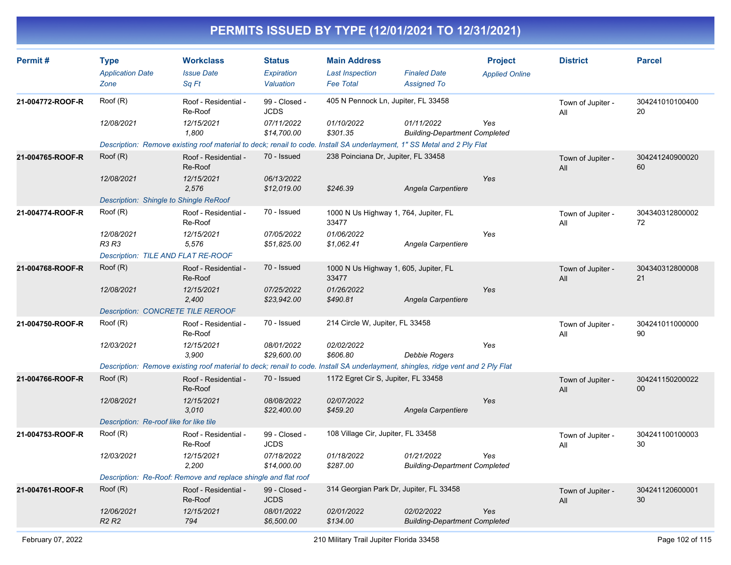# PERMITS ISSUED BY TYPE (12/01/2021 TO 12/31/2021)

| Permit # | Type<br>*Application Date*<br>*Zone* | Workclass<br>*Issue Date*<br>*Sq Ft* | Status<br>*Expiration*<br>*Valuation* | Main Address<br>*Last Inspection*<br>*Fee Total* | *Finaled Date*<br>*Assigned To* | Project<br>*Applied Online* | District | Parcel |
|---|---|---|---|---|---|---|---|---|
| 21-004772-ROOF-R | Roof (R)<br>*12/08/2021* | Roof - Residential - Re-Roof<br>*12/15/2021*<br>*1,800* | 99 - Closed - JCDS<br>*07/11/2022*<br>*$14,700.00* | 405 N Pennock Ln, Jupiter, FL 33458<br>*01/10/2022*<br>*$301.35* | *01/11/2022*<br>*Building-Department Completed* | *Yes* | Town of Jupiter - All | 30424101010040020 |
| | *Description: Remove existing roof material to deck; renail to code. Install SA underlayment, 1" SS Metal and 2 Ply Flat* | | | | | | | |
| 21-004765-ROOF-R | Roof (R)<br>*12/08/2021* | Roof - Residential - Re-Roof<br>*12/15/2021*<br>*2,576* | 70 - Issued<br>*06/13/2022*<br>*$12,019.00* | 238 Poinciana Dr, Jupiter, FL 33458<br><br>*$246.39* | <br>*Angela Carpentiere* | *Yes* | Town of Jupiter - All | 30424124090002060 |
| | *Description: Shingle to Shingle ReRoof* | | | | | | | |
| 21-004774-ROOF-R | Roof (R)<br>*12/08/2021*<br>*R3 R3* | Roof - Residential - Re-Roof<br>*12/15/2021*<br>*5,576* | 70 - Issued<br>*07/05/2022*<br>*$51,825.00* | 1000 N Us Highway 1, 764, Jupiter, FL 33477<br>*01/06/2022*<br>*$1,062.41* | <br>*Angela Carpentiere* | *Yes* | Town of Jupiter - All | 30434031280000272 |
| | *Description: TILE AND FLAT RE-ROOF* | | | | | | | |
| 21-004768-ROOF-R | Roof (R)<br>*12/08/2021* | Roof - Residential - Re-Roof<br>*12/15/2021*<br>*2,400* | 70 - Issued<br>*07/25/2022*<br>*$23,942.00* | 1000 N Us Highway 1, 605, Jupiter, FL 33477<br>*01/26/2022*<br>*$490.81* | <br>*Angela Carpentiere* | *Yes* | Town of Jupiter - All | 30434031280000821 |
| | *Description: CONCRETE TILE REROOF* | | | | | | | |
| 21-004750-ROOF-R | Roof (R)<br>*12/03/2021* | Roof - Residential - Re-Roof<br>*12/15/2021*<br>*3,900* | 70 - Issued<br>*08/01/2022*<br>*$29,600.00* | 214 Circle W, Jupiter, FL 33458<br>*02/02/2022*<br>*$606.80* | <br>*Debbie Rogers* | *Yes* | Town of Jupiter - All | 30424101100000090 |
| | *Description: Remove existing roof material to deck; renail to code. Install SA underlayment, shingles, ridge vent and 2 Ply Flat* | | | | | | | |
| 21-004766-ROOF-R | Roof (R)<br>*12/08/2021* | Roof - Residential - Re-Roof<br>*12/15/2021*<br>*3,010* | 70 - Issued<br>*08/08/2022*<br>*$22,400.00* | 1172 Egret Cir S, Jupiter, FL 33458<br>*02/07/2022*<br>*$459.20* | <br>*Angela Carpentiere* | *Yes* | Town of Jupiter - All | 30424115020002200 |
| | *Description: Re-roof like for like tile* | | | | | | | |
| 21-004753-ROOF-R | Roof (R)<br>*12/03/2021* | Roof - Residential - Re-Roof<br>*12/15/2021*<br>*2,200* | 99 - Closed - JCDS<br>*07/18/2022*<br>*$14,000.00* | 108 Village Cir, Jupiter, FL 33458<br>*01/18/2022*<br>*$287.00* | *01/21/2022*<br>*Building-Department Completed* | *Yes* | Town of Jupiter - All | 30424110010000330 |
| | *Description: Re-Roof: Remove and replace shingle and flat roof* | | | | | | | |
| 21-004761-ROOF-R | Roof (R)<br>*12/06/2021*<br>*R2 R2* | Roof - Residential - Re-Roof<br>*12/15/2021*<br>*794* | 99 - Closed - JCDS<br>*08/01/2022*<br>*$6,500.00* | 314 Georgian Park Dr, Jupiter, FL 33458<br>*02/01/2022*<br>*$134.00* | *02/02/2022*<br>*Building-Department Completed* | *Yes* | Town of Jupiter - All | 30424112060000130 |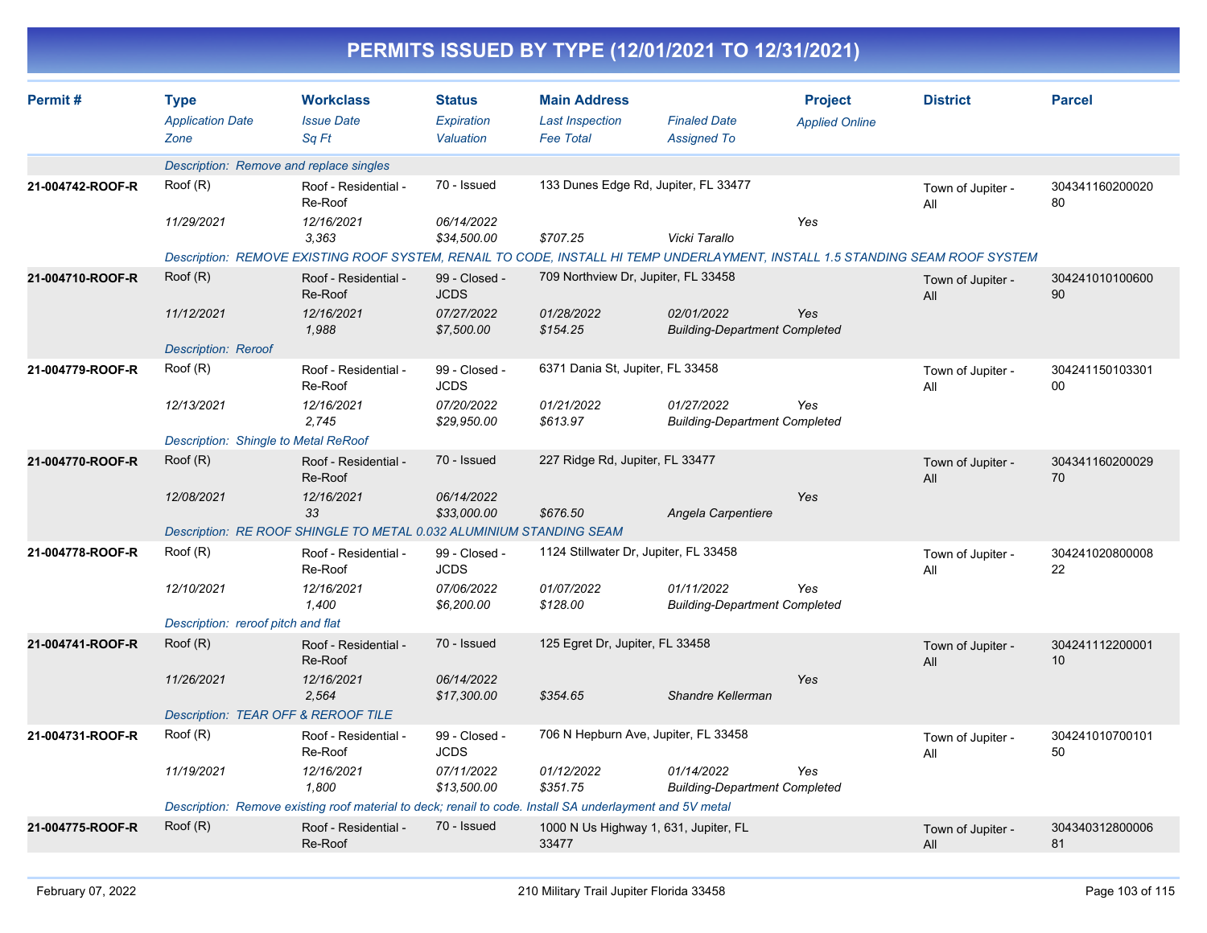# PERMITS ISSUED BY TYPE (12/01/2021 TO 12/31/2021)

| Permit # | Type<br>*Application Date*<br>*Zone* | Workclass<br>*Issue Date*<br>*Sq Ft* | Status<br>*Expiration*<br>*Valuation* | Main Address<br>*Last Inspection*<br>*Fee Total* | <br>*Finaled Date*<br>*Assigned To* | Project<br>*Applied Online* | District | Parcel |
|---|---|---|---|---|---|---|---|---|
| | *Description: Remove and replace singles* | | | | | | | |
| **21-004742-ROOF-R** | Roof (R)<br>*11/29/2021* | Roof - Residential - Re-Roof<br>*12/16/2021*<br>*3,363* | 70 - Issued<br>*06/14/2022*<br>*$34,500.00* | 133 Dunes Edge Rd, Jupiter, FL 33477<br><br>*$707.25* | <br><br>*Vicki Tarallo* | <br>*Yes* | Town of Jupiter - All | 30434116020002080 |
| | *Description: REMOVE EXISTING ROOF SYSTEM, RENAIL TO CODE, INSTALL HI TEMP UNDERLAYMENT, INSTALL 1.5 STANDING SEAM ROOF SYSTEM* | | | | | | | |
| **21-004710-ROOF-R** | Roof (R)<br>*11/12/2021* | Roof - Residential - Re-Roof<br>*12/16/2021*<br>*1,988* | 99 - Closed - JCDS<br>*07/27/2022*<br>*$7,500.00* | 709 Northview Dr, Jupiter, FL 33458<br>*01/28/2022*<br>*$154.25* | <br>*02/01/2022*<br>*Building-Department Completed* | <br>*Yes* | Town of Jupiter - All | 30424101010060090 |
| | *Description: Reroof* | | | | | | | |
| **21-004779-ROOF-R** | Roof (R)<br>*12/13/2021* | Roof - Residential - Re-Roof<br>*12/16/2021*<br>*2,745* | 99 - Closed - JCDS<br>*07/20/2022*<br>*$29,950.00* | 6371 Dania St, Jupiter, FL 33458<br>*01/21/2022*<br>*$613.97* | <br>*01/27/2022*<br>*Building-Department Completed* | <br>*Yes* | Town of Jupiter - All | 30424115010330100 |
| | *Description: Shingle to Metal ReRoof* | | | | | | | |
| **21-004770-ROOF-R** | Roof (R)<br>*12/08/2021* | Roof - Residential - Re-Roof<br>*12/16/2021*<br>*33* | 70 - Issued<br>*06/14/2022*<br>*$33,000.00* | 227 Ridge Rd, Jupiter, FL 33477<br><br>*$676.50* | <br><br>*Angela Carpentiere* | <br>*Yes* | Town of Jupiter - All | 30434116020002970 |
| | *Description: RE ROOF SHINGLE TO METAL 0.032 ALUMINIUM STANDING SEAM* | | | | | | | |
| **21-004778-ROOF-R** | Roof (R)<br>*12/10/2021* | Roof - Residential - Re-Roof<br>*12/16/2021*<br>*1,400* | 99 - Closed - JCDS<br>*07/06/2022*<br>*$6,200.00* | 1124 Stillwater Dr, Jupiter, FL 33458<br>*01/07/2022*<br>*$128.00* | <br>*01/11/2022*<br>*Building-Department Completed* | <br>*Yes* | Town of Jupiter - All | 30424102080000822 |
| | *Description: reroof pitch and flat* | | | | | | | |
| **21-004741-ROOF-R** | Roof (R)<br>*11/26/2021* | Roof - Residential - Re-Roof<br>*12/16/2021*<br>*2,564* | 70 - Issued<br>*06/14/2022*<br>*$17,300.00* | 125 Egret Dr, Jupiter, FL 33458<br><br>*$354.65* | <br><br>*Shandre Kellerman* | <br>*Yes* | Town of Jupiter - All | 30424111220000110 |
| | *Description: TEAR OFF & REROOF TILE* | | | | | | | |
| **21-004731-ROOF-R** | Roof (R)<br>*11/19/2021* | Roof - Residential - Re-Roof<br>*12/16/2021*<br>*1,800* | 99 - Closed - JCDS<br>*07/11/2022*<br>*$13,500.00* | 706 N Hepburn Ave, Jupiter, FL 33458<br>*01/12/2022*<br>*$351.75* | <br>*01/14/2022*<br>*Building-Department Completed* | <br>*Yes* | Town of Jupiter - All | 30424101070010150 |
| | *Description: Remove existing roof material to deck; renail to code. Install SA underlayment and 5V metal* | | | | | | | |
| **21-004775-ROOF-R** | Roof (R) | Roof - Residential - Re-Roof | 70 - Issued | 1000 N Us Highway 1, 631, Jupiter, FL 33477 | | | Town of Jupiter - All | 30434031280000681 |

February 07, 2022 — 210 Military Trail Jupiter Florida 33458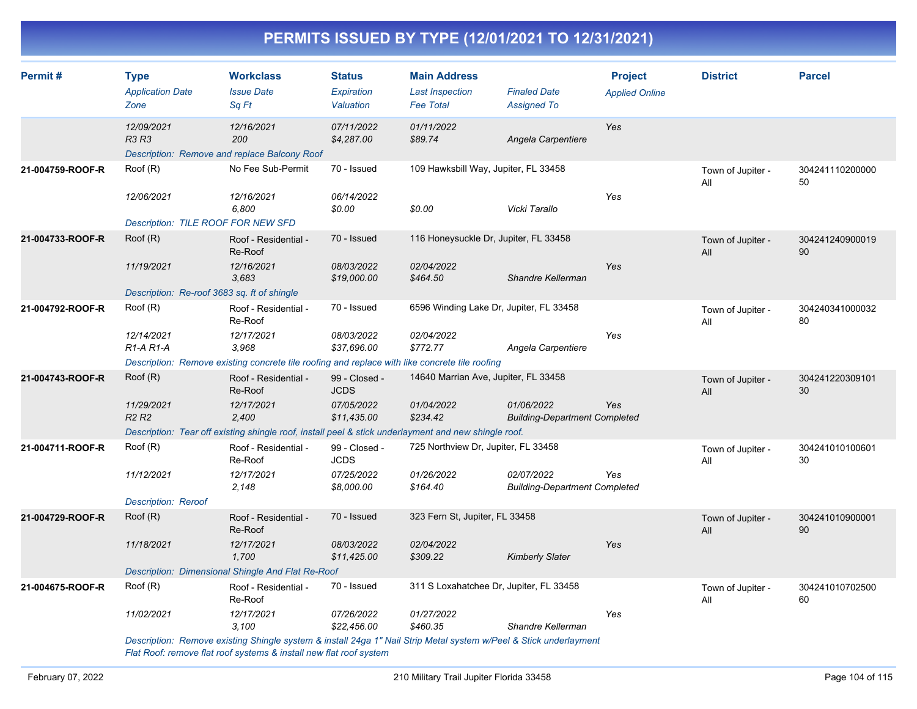# PERMITS ISSUED BY TYPE (12/01/2021 TO 12/31/2021)

| Permit # | Type<br>*Application Date*<br>*Zone* | Workclass<br>*Issue Date*<br>*Sq Ft* | Status<br>*Expiration*<br>*Valuation* | Main Address<br>*Last Inspection*<br>*Fee Total* | *Finaled Date*<br>*Assigned To* | Project<br>*Applied Online* | District | Parcel |
|---|---|---|---|---|---|---|---|---|
| | *12/09/2021*<br>*R3 R3* | *12/16/2021*<br>*200* | *07/11/2022*<br>*$4,287.00* | *01/11/2022*<br>*$89.74* | *Angela Carpentiere* | *Yes* | | |
| | *Description: Remove and replace Balcony Roof* | | | | | | | |
| **21-004759-ROOF-R** | Roof (R)<br>*12/06/2021* | No Fee Sub-Permit<br>*12/16/2021*<br>*6,800* | 70 - Issued<br>*06/14/2022*<br>*$0.00* | 109 Hawksbill Way, Jupiter, FL 33458<br><br>*$0.00* | *Vicki Tarallo* | *Yes* | Town of Jupiter - All | 30424111020000050 |
| | *Description: TILE ROOF FOR NEW SFD* | | | | | | | |
| **21-004733-ROOF-R** | Roof (R)<br>*11/19/2021* | Roof - Residential - Re-Roof<br>*12/16/2021*<br>*3,683* | 70 - Issued<br>*08/03/2022*<br>*$19,000.00* | 116 Honeysuckle Dr, Jupiter, FL 33458<br>*02/04/2022*<br>*$464.50* | *Shandre Kellerman* | *Yes* | Town of Jupiter - All | 30424124090001990 |
| | *Description: Re-roof 3683 sq. ft of shingle* | | | | | | | |
| **21-004792-ROOF-R** | Roof (R)<br>*12/14/2021*<br>*R1-A R1-A* | Roof - Residential - Re-Roof<br>*12/17/2021*<br>*3,968* | 70 - Issued<br>*08/03/2022*<br>*$37,696.00* | 6596 Winding Lake Dr, Jupiter, FL 33458<br>*02/04/2022*<br>*$772.77* | *Angela Carpentiere* | *Yes* | Town of Jupiter - All | 30424034100003280 |
| | *Description: Remove existing concrete tile roofing and replace with like concrete tile roofing* | | | | | | | |
| **21-004743-ROOF-R** | Roof (R)<br>*11/29/2021*<br>*R2 R2* | Roof - Residential - Re-Roof<br>*12/17/2021*<br>*2,400* | 99 - Closed - JCDS<br>*07/05/2022*<br>*$11,435.00* | 14640 Marrian Ave, Jupiter, FL 33458<br>*01/04/2022*<br>*$234.42* | *01/06/2022*<br>*Building-Department Completed* | *Yes* | Town of Jupiter - All | 30424122030910130 |
| | *Description: Tear off existing shingle roof, install peel & stick underlayment and new shingle roof.* | | | | | | | |
| **21-004711-ROOF-R** | Roof (R)<br>*11/12/2021* | Roof - Residential - Re-Roof<br>*12/17/2021*<br>*2,148* | 99 - Closed - JCDS<br>*07/25/2022*<br>*$8,000.00* | 725 Northview Dr, Jupiter, FL 33458<br>*01/26/2022*<br>*$164.40* | *02/07/2022*<br>*Building-Department Completed* | *Yes* | Town of Jupiter - All | 30424101010060130 |
| | *Description: Reroof* | | | | | | | |
| **21-004729-ROOF-R** | Roof (R)<br>*11/18/2021* | Roof - Residential - Re-Roof<br>*12/17/2021*<br>*1,700* | 70 - Issued<br>*08/03/2022*<br>*$11,425.00* | 323 Fern St, Jupiter, FL 33458<br>*02/04/2022*<br>*$309.22* | *Kimberly Slater* | *Yes* | Town of Jupiter - All | 30424101090000190 |
| | *Description: Dimensional Shingle And Flat Re-Roof* | | | | | | | |
| **21-004675-ROOF-R** | Roof (R)<br>*11/02/2021* | Roof - Residential - Re-Roof<br>*12/17/2021*<br>*3,100* | 70 - Issued<br>*07/26/2022*<br>*$22,456.00* | 311 S Loxahatchee Dr, Jupiter, FL 33458<br>*01/27/2022*<br>*$460.35* | *Shandre Kellerman* | *Yes* | Town of Jupiter - All | 30424101070250060 |
| | *Description: Remove existing Shingle system & install 24ga 1" Nail Strip Metal system w/Peel & Stick underlayment Flat Roof: remove flat roof systems & install new flat roof system* | | | | | | | |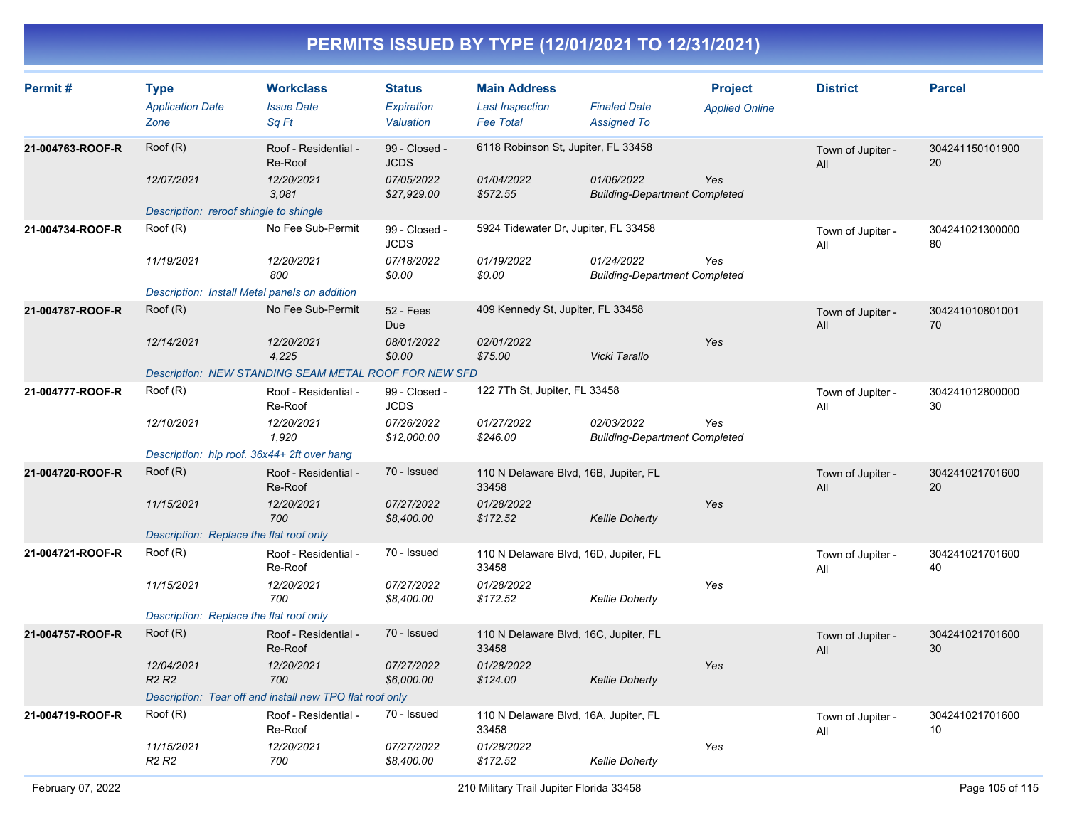# PERMITS ISSUED BY TYPE (12/01/2021 TO 12/31/2021)

| Permit # | Type | Workclass | Status | Main Address | | Project | District | Parcel |
|---|---|---|---|---|---|---|---|---|
| | *Application Date* | *Issue Date* | *Expiration* | *Last Inspection* | *Finaled Date* | *Applied Online* | | |
| | *Zone* | *Sq Ft* | *Valuation* | *Fee Total* | *Assigned To* | | | |
| **21-004763-ROOF-R** | Roof (R) | Roof - Residential - Re-Roof | 99 - Closed - JCDS | 6118 Robinson St, Jupiter, FL 33458 | | | Town of Jupiter - All | 30424115010190020 |
| | *12/07/2021* | *12/20/2021* | *07/05/2022* | *01/04/2022* | *01/06/2022* | *Yes* | | |
| | | *3,081* | *$27,929.00* | *$572.55* | *Building-Department Completed* | | | |
| | *Description: reroof shingle to shingle* | | | | | | | |
| **21-004734-ROOF-R** | Roof (R) | No Fee Sub-Permit | 99 - Closed - JCDS | 5924 Tidewater Dr, Jupiter, FL 33458 | | | Town of Jupiter - All | 30424102130000080 |
| | *11/19/2021* | *12/20/2021* | *07/18/2022* | *01/19/2022* | *01/24/2022* | *Yes* | | |
| | | *800* | *$0.00* | *$0.00* | *Building-Department Completed* | | | |
| | *Description: Install Metal panels on addition* | | | | | | | |
| **21-004787-ROOF-R** | Roof (R) | No Fee Sub-Permit | 52 - Fees Due | 409 Kennedy St, Jupiter, FL 33458 | | | Town of Jupiter - All | 30424101080100170 |
| | *12/14/2021* | *12/20/2021* | *08/01/2022* | *02/01/2022* | | *Yes* | | |
| | | *4,225* | *$0.00* | *$75.00* | *Vicki Tarallo* | | | |
| | *Description: NEW STANDING SEAM METAL ROOF FOR NEW SFD* | | | | | | | |
| **21-004777-ROOF-R** | Roof (R) | Roof - Residential - Re-Roof | 99 - Closed - JCDS | 122 7Th St, Jupiter, FL 33458 | | | Town of Jupiter - All | 30424101280000030 |
| | *12/10/2021* | *12/20/2021* | *07/26/2022* | *01/27/2022* | *02/03/2022* | *Yes* | | |
| | | *1,920* | *$12,000.00* | *$246.00* | *Building-Department Completed* | | | |
| | *Description: hip roof. 36x44+ 2ft over hang* | | | | | | | |
| **21-004720-ROOF-R** | Roof (R) | Roof - Residential - Re-Roof | 70 - Issued | 110 N Delaware Blvd, 16B, Jupiter, FL 33458 | | | Town of Jupiter - All | 30424102170160020 |
| | *11/15/2021* | *12/20/2021* | *07/27/2022* | *01/28/2022* | | *Yes* | | |
| | | *700* | *$8,400.00* | *$172.52* | *Kellie Doherty* | | | |
| | *Description: Replace the flat roof only* | | | | | | | |
| **21-004721-ROOF-R** | Roof (R) | Roof - Residential - Re-Roof | 70 - Issued | 110 N Delaware Blvd, 16D, Jupiter, FL 33458 | | | Town of Jupiter - All | 30424102170160040 |
| | *11/15/2021* | *12/20/2021* | *07/27/2022* | *01/28/2022* | | *Yes* | | |
| | | *700* | *$8,400.00* | *$172.52* | *Kellie Doherty* | | | |
| | *Description: Replace the flat roof only* | | | | | | | |
| **21-004757-ROOF-R** | Roof (R) | Roof - Residential - Re-Roof | 70 - Issued | 110 N Delaware Blvd, 16C, Jupiter, FL 33458 | | | Town of Jupiter - All | 30424102170160030 |
| | *12/04/2021* | *12/20/2021* | *07/27/2022* | *01/28/2022* | | *Yes* | | |
| | *R2 R2* | *700* | *$6,000.00* | *$124.00* | *Kellie Doherty* | | | |
| | *Description: Tear off and install new TPO flat roof only* | | | | | | | |
| **21-004719-ROOF-R** | Roof (R) | Roof - Residential - Re-Roof | 70 - Issued | 110 N Delaware Blvd, 16A, Jupiter, FL 33458 | | | Town of Jupiter - All | 30424102170160010 |
| | *11/15/2021* | *12/20/2021* | *07/27/2022* | *01/28/2022* | | *Yes* | | |
| | *R2 R2* | *700* | *$8,400.00* | *$172.52* | *Kellie Doherty* | | | |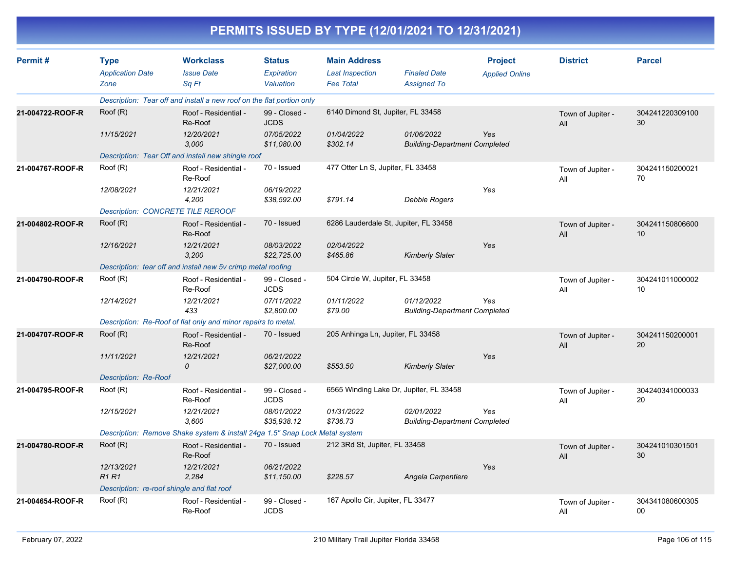# PERMITS ISSUED BY TYPE (12/01/2021 TO 12/31/2021)

| Permit # | Type<br>*Application Date*<br>*Zone* | Workclass<br>*Issue Date*<br>*Sq Ft* | Status<br>*Expiration*<br>*Valuation* | Main Address<br>*Last Inspection*<br>*Fee Total* | *Finaled Date*<br>*Assigned To* | Project<br>*Applied Online* | District | Parcel |
|---|---|---|---|---|---|---|---|---|
| | *Description: Tear off and install a new roof on the flat portion only* | | | | | | | |
| **21-004722-ROOF-R** | Roof (R)<br>*11/15/2021* | Roof - Residential - Re-Roof<br>*12/20/2021*<br>*3,000* | 99 - Closed - JCDS<br>*07/05/2022*<br>*$11,080.00* | 6140 Dimond St, Jupiter, FL 33458<br>*01/04/2022*<br>*$302.14* | *01/06/2022*<br>*Building-Department Completed* | *Yes* | Town of Jupiter - All | 30424122030910030 |
| | *Description: Tear Off and install new shingle roof* | | | | | | | |
| **21-004767-ROOF-R** | Roof (R)<br>*12/08/2021* | Roof - Residential - Re-Roof<br>*12/21/2021*<br>*4,200* | 70 - Issued<br>*06/19/2022*<br>*$38,592.00* | 477 Otter Ln S, Jupiter, FL 33458<br><br>*$791.14* | <br>*Debbie Rogers* | *Yes* | Town of Jupiter - All | 30424115020002170 |
| | *Description: CONCRETE TILE REROOF* | | | | | | | |
| **21-004802-ROOF-R** | Roof (R)<br>*12/16/2021* | Roof - Residential - Re-Roof<br>*12/21/2021*<br>*3,200* | 70 - Issued<br>*08/03/2022*<br>*$22,725.00* | 6286 Lauderdale St, Jupiter, FL 33458<br>*02/04/2022*<br>*$465.86* | <br>*Kimberly Slater* | *Yes* | Town of Jupiter - All | 30424115080660010 |
| | *Description: tear off and install new 5v crimp metal roofing* | | | | | | | |
| **21-004790-ROOF-R** | Roof (R)<br>*12/14/2021* | Roof - Residential - Re-Roof<br>*12/21/2021*<br>*433* | 99 - Closed - JCDS<br>*07/11/2022*<br>*$2,800.00* | 504 Circle W, Jupiter, FL 33458<br>*01/11/2022*<br>*$79.00* | *01/12/2022*<br>*Building-Department Completed* | *Yes* | Town of Jupiter - All | 30424101100000210 |
| | *Description: Re-Roof of flat only and minor repairs to metal.* | | | | | | | |
| **21-004707-ROOF-R** | Roof (R)<br>*11/11/2021* | Roof - Residential - Re-Roof<br>*12/21/2021*<br>*0* | 70 - Issued<br>*06/21/2022*<br>*$27,000.00* | 205 Anhinga Ln, Jupiter, FL 33458<br><br>*$553.50* | <br>*Kimberly Slater* | *Yes* | Town of Jupiter - All | 30424115020000120 |
| | *Description: Re-Roof* | | | | | | | |
| **21-004795-ROOF-R** | Roof (R)<br>*12/15/2021* | Roof - Residential - Re-Roof<br>*12/21/2021*<br>*3,600* | 99 - Closed - JCDS<br>*08/01/2022*<br>*$35,938.12* | 6565 Winding Lake Dr, Jupiter, FL 33458<br>*01/31/2022*<br>*$736.73* | *02/01/2022*<br>*Building-Department Completed* | *Yes* | Town of Jupiter - All | 30424034100003320 |
| | *Description: Remove Shake system & install 24ga 1.5" Snap Lock Metal system* | | | | | | | |
| **21-004780-ROOF-R** | Roof (R)<br>*12/13/2021*<br>*R1 R1* | Roof - Residential - Re-Roof<br>*12/21/2021*<br>*2,284* | 70 - Issued<br>*06/21/2022*<br>*$11,150.00* | 212 3Rd St, Jupiter, FL 33458<br><br>*$228.57* | <br>*Angela Carpentiere* | *Yes* | Town of Jupiter - All | 30424101030150130 |
| | *Description: re-roof shingle and flat roof* | | | | | | | |
| **21-004654-ROOF-R** | Roof (R) | Roof - Residential - Re-Roof | 99 - Closed - JCDS | 167 Apollo Cir, Jupiter, FL 33477 | | | Town of Jupiter - All | 30434108060030500 |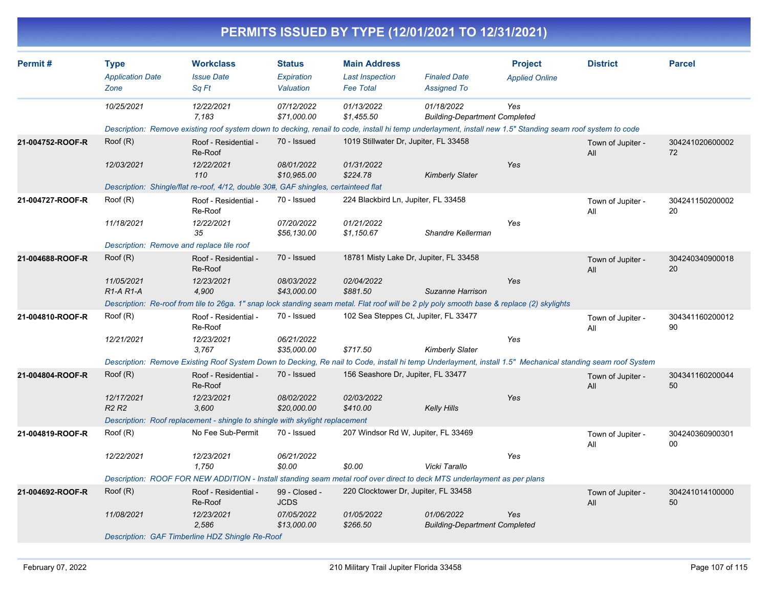# PERMITS ISSUED BY TYPE (12/01/2021 TO 12/31/2021)

| Permit # | Type / Application Date / Zone | Workclass / Issue Date / Sq Ft | Status / Expiration / Valuation | Main Address / Last Inspection / Fee Total | Finaled Date / Assigned To | Project / Applied Online | District | Parcel |
|---|---|---|---|---|---|---|---|---|
| | 10/25/2021 | 12/22/2021<br>7,183 | 07/12/2022<br>$71,000.00 | 01/13/2022<br>$1,455.50 | 01/18/2022<br>Building-Department Completed | Yes | | |
| | Description: Remove existing roof system down to decking, renail to code, install hi temp underlayment, install new 1.5" Standing seam roof system to code | | | | | | | |
| 21-004752-ROOF-R | Roof (R)<br>12/03/2021 | Roof - Residential - Re-Roof<br>12/22/2021<br>110 | 70 - Issued<br>08/01/2022<br>$10,965.00 | 1019 Stillwater Dr, Jupiter, FL 33458<br>01/31/2022<br>$224.78 | Kimberly Slater | Yes | Town of Jupiter - All | 30424102060000272 |
| | Description: Shingle/flat re-roof, 4/12, double 30#, GAF shingles, certainteed flat | | | | | | | |
| 21-004727-ROOF-R | Roof (R)<br>11/18/2021 | Roof - Residential - Re-Roof<br>12/22/2021<br>35 | 70 - Issued<br>07/20/2022<br>$56,130.00 | 224 Blackbird Ln, Jupiter, FL 33458<br>01/21/2022<br>$1,150.67 | Shandre Kellerman | Yes | Town of Jupiter - All | 30424115020000220 |
| | Description: Remove and replace tile roof | | | | | | | |
| 21-004688-ROOF-R | Roof (R)<br>11/05/2021<br>R1-A R1-A | Roof - Residential - Re-Roof<br>12/23/2021<br>4,900 | 70 - Issued<br>08/03/2022<br>$43,000.00 | 18781 Misty Lake Dr, Jupiter, FL 33458<br>02/04/2022<br>$881.50 | Suzanne Harrison | Yes | Town of Jupiter - All | 30424034090001820 |
| | Description: Re-roof from tile to 26ga. 1" snap lock standing seam metal. Flat roof will be 2 ply poly smooth base & replace (2) skylights | | | | | | | |
| 21-004810-ROOF-R | Roof (R)<br>12/21/2021 | Roof - Residential - Re-Roof<br>12/23/2021<br>3,767 | 70 - Issued<br>06/21/2022<br>$35,000.00 | 102 Sea Steppes Ct, Jupiter, FL 33477<br><br>$717.50 | Kimberly Slater | Yes | Town of Jupiter - All | 30434116020001290 |
| | Description: Remove Existing Roof System Down to Decking, Re nail to Code, install hi temp Underlayment, install 1.5" Mechanical standing seam roof System | | | | | | | |
| 21-004804-ROOF-R | Roof (R)<br>12/17/2021<br>R2 R2 | Roof - Residential - Re-Roof<br>12/23/2021<br>3,600 | 70 - Issued<br>08/02/2022<br>$20,000.00 | 156 Seashore Dr, Jupiter, FL 33477<br>02/03/2022<br>$410.00 | Kelly Hills | Yes | Town of Jupiter - All | 30434116020004450 |
| | Description: Roof replacement - shingle to shingle with skylight replacement | | | | | | | |
| 21-004819-ROOF-R | Roof (R)<br>12/22/2021 | No Fee Sub-Permit<br>12/23/2021<br>1,750 | 70 - Issued<br>06/21/2022<br>$0.00 | 207 Windsor Rd W, Jupiter, FL 33469<br><br>$0.00 | Vicki Tarallo | Yes | Town of Jupiter - All | 30424036090030100 |
| | Description: ROOF FOR NEW ADDITION - Install standing seam metal roof over direct to deck MTS underlayment as per plans | | | | | | | |
| 21-004692-ROOF-R | Roof (R)<br>11/08/2021 | Roof - Residential - Re-Roof<br>12/23/2021<br>2,586 | 99 - Closed - JCDS<br>07/05/2022<br>$13,000.00 | 220 Clocktower Dr, Jupiter, FL 33458<br>01/05/2022<br>$266.50 | 01/06/2022<br>Building-Department Completed | Yes | Town of Jupiter - All | 30424101410000050 |
| | Description: GAF Timberline HDZ Shingle Re-Roof | | | | | | | |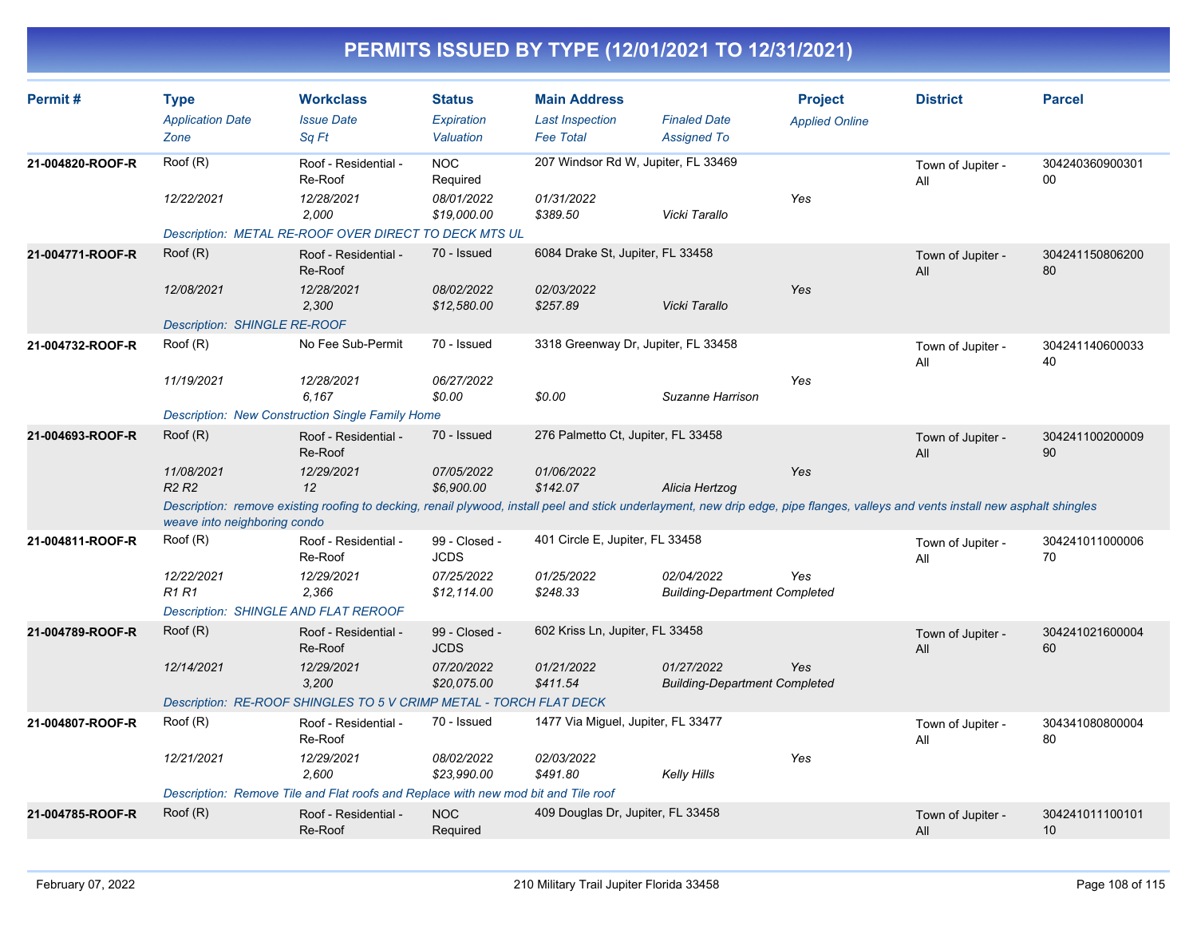# PERMITS ISSUED BY TYPE (12/01/2021 TO 12/31/2021)

| Permit # | Type | Workclass | Status | Main Address | | Project | District | Parcel |
|---|---|---|---|---|---|---|---|---|
| | *Application Date* | *Issue Date* | *Expiration* | *Last Inspection* | *Finaled Date* | *Applied Online* | | |
| | *Zone* | *Sq Ft* | *Valuation* | *Fee Total* | *Assigned To* | | | |
| **21-004820-ROOF-R** | Roof (R) | Roof - Residential - Re-Roof | NOC Required | 207 Windsor Rd W, Jupiter, FL 33469 | | | Town of Jupiter - All | 30424036090030100 |
| | *12/22/2021* | *12/28/2021* | *08/01/2022* | *01/31/2022* | | *Yes* | | |
| | | *2,000* | *$19,000.00* | *$389.50* | *Vicki Tarallo* | | | |
| | *Description: METAL RE-ROOF OVER DIRECT TO DECK MTS UL* | | | | | | | |
| **21-004771-ROOF-R** | Roof (R) | Roof - Residential - Re-Roof | 70 - Issued | 6084 Drake St, Jupiter, FL 33458 | | | Town of Jupiter - All | 30424115080620080 |
| | *12/08/2021* | *12/28/2021* | *08/02/2022* | *02/03/2022* | | *Yes* | | |
| | | *2,300* | *$12,580.00* | *$257.89* | *Vicki Tarallo* | | | |
| | *Description: SHINGLE RE-ROOF* | | | | | | | |
| **21-004732-ROOF-R** | Roof (R) | No Fee Sub-Permit | 70 - Issued | 3318 Greenway Dr, Jupiter, FL 33458 | | | Town of Jupiter - All | 30424114060003340 |
| | *11/19/2021* | *12/28/2021* | *06/27/2022* | | | *Yes* | | |
| | | *6,167* | *$0.00* | *$0.00* | *Suzanne Harrison* | | | |
| | *Description: New Construction Single Family Home* | | | | | | | |
| **21-004693-ROOF-R** | Roof (R) | Roof - Residential - Re-Roof | 70 - Issued | 276 Palmetto Ct, Jupiter, FL 33458 | | | Town of Jupiter - All | 30424110020000990 |
| | *11/08/2021* | *12/29/2021* | *07/05/2022* | *01/06/2022* | | *Yes* | | |
| | *R2 R2* | *12* | *$6,900.00* | *$142.07* | *Alicia Hertzog* | | | |
| | *Description: remove existing roofing to decking, renail plywood, install peel and stick underlayment, new drip edge, pipe flanges, valleys and vents install new asphalt shingles weave into neighboring condo* | | | | | | | |
| **21-004811-ROOF-R** | Roof (R) | Roof - Residential - Re-Roof | 99 - Closed - JCDS | 401 Circle E, Jupiter, FL 33458 | | | Town of Jupiter - All | 30424101100000670 |
| | *12/22/2021* | *12/29/2021* | *07/25/2022* | *01/25/2022* | *02/04/2022* | *Yes* | | |
| | *R1 R1* | *2,366* | *$12,114.00* | *$248.33* | *Building-Department Completed* | | | |
| | *Description: SHINGLE AND FLAT REROOF* | | | | | | | |
| **21-004789-ROOF-R** | Roof (R) | Roof - Residential - Re-Roof | 99 - Closed - JCDS | 602 Kriss Ln, Jupiter, FL 33458 | | | Town of Jupiter - All | 30424102160000460 |
| | *12/14/2021* | *12/29/2021* | *07/20/2022* | *01/21/2022* | *01/27/2022* | *Yes* | | |
| | | *3,200* | *$20,075.00* | *$411.54* | *Building-Department Completed* | | | |
| | *Description: RE-ROOF SHINGLES TO 5 V CRIMP METAL - TORCH FLAT DECK* | | | | | | | |
| **21-004807-ROOF-R** | Roof (R) | Roof - Residential - Re-Roof | 70 - Issued | 1477 Via Miguel, Jupiter, FL 33477 | | | Town of Jupiter - All | 30434108080000480 |
| | *12/21/2021* | *12/29/2021* | *08/02/2022* | *02/03/2022* | | *Yes* | | |
| | | *2,600* | *$23,990.00* | *$491.80* | *Kelly Hills* | | | |
| | *Description: Remove Tile and Flat roofs and Replace with new mod bit and Tile roof* | | | | | | | |
| **21-004785-ROOF-R** | Roof (R) | Roof - Residential - Re-Roof | NOC Required | 409 Douglas Dr, Jupiter, FL 33458 | | | Town of Jupiter - All | 30424101110010110 |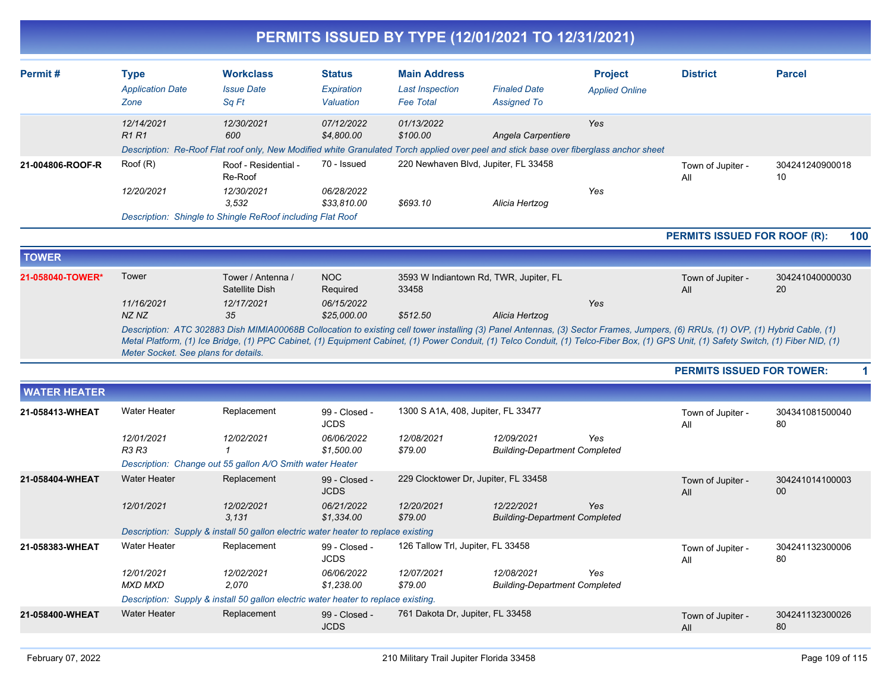# PERMITS ISSUED BY TYPE (12/01/2021 TO 12/31/2021)

| Permit # | Type / *Application Date* / *Zone* | Workclass / *Issue Date* / *Sq Ft* | Status / *Expiration* / *Valuation* | Main Address / *Last Inspection* / *Fee Total* | *Finaled Date* / *Assigned To* | Project / *Applied Online* | District | Parcel |
|---|---|---|---|---|---|---|---|---|
| | *12/14/2021* *R1 R1* | *12/30/2021* *600* | *07/12/2022* *$4,800.00* | *01/13/2022* *$100.00* | *Angela Carpentiere* | *Yes* | | |
| | *Description: Re-Roof Flat roof only, New Modified white Granulated Torch applied over peel and stick base over fiberglass anchor sheet* | | | | | | | |
| **21-004806-ROOF-R** | Roof (R) *12/20/2021* | Roof - Residential - Re-Roof *12/30/2021* *3,532* | 70 - Issued *06/28/2022* *$33,810.00* | 220 Newhaven Blvd, Jupiter, FL 33458 *$693.10* | *Alicia Hertzog* | *Yes* | Town of Jupiter - All | 30424124090001810 |
| | *Description: Shingle to Shingle ReRoof including Flat Roof* | | | | | | | |

**PERMITS ISSUED FOR ROOF (R): 100**

## TOWER

| Permit # | Type / *Application Date* / *Zone* | Workclass / *Issue Date* / *Sq Ft* | Status / *Expiration* / *Valuation* | Main Address / *Last Inspection* / *Fee Total* | *Finaled Date* / *Assigned To* | Project / *Applied Online* | District | Parcel |
|---|---|---|---|---|---|---|---|---|
| **21-058040-TOWER*** | Tower *11/16/2021* *NZ NZ* | Tower / Antenna / Satellite Dish *12/17/2021* *35* | NOC Required *06/15/2022* *$25,000.00* | 3593 W Indiantown Rd, TWR, Jupiter, FL 33458 *$512.50* | *Alicia Hertzog* | *Yes* | Town of Jupiter - All | 30424104000003020 |
| | *Description: ATC 302883 Dish MIMIA00068B Collocation to existing cell tower installing (3) Panel Antennas, (3) Sector Frames, Jumpers, (6) RRUs, (1) OVP, (1) Hybrid Cable, (1) Metal Platform, (1) Ice Bridge, (1) PPC Cabinet, (1) Equipment Cabinet, (1) Power Conduit, (1) Telco Conduit, (1) Telco-Fiber Box, (1) GPS Unit, (1) Safety Switch, (1) Fiber NID, (1) Meter Socket. See plans for details.* | | | | | | | |

**PERMITS ISSUED FOR TOWER: 1**

## WATER HEATER

| Permit # | Type / *Application Date* / *Zone* | Workclass / *Issue Date* / *Sq Ft* | Status / *Expiration* / *Valuation* | Main Address / *Last Inspection* / *Fee Total* | *Finaled Date* / *Assigned To* | Project / *Applied Online* | District | Parcel |
|---|---|---|---|---|---|---|---|---|
| **21-058413-WHEAT** | Water Heater *12/01/2021* *R3 R3* | Replacement *12/02/2021* *1* | 99 - Closed - JCDS *06/06/2022* *$1,500.00* | 1300 S A1A, 408, Jupiter, FL 33477 *12/08/2021* *$79.00* | *12/09/2021* *Building-Department Completed* | *Yes* | Town of Jupiter - All | 30434108150004080 |
| | *Description: Change out 55 gallon A/O Smith water Heater* | | | | | | | |
| **21-058404-WHEAT** | Water Heater *12/01/2021* | Replacement *12/02/2021* *3,131* | 99 - Closed - JCDS *06/21/2022* *$1,334.00* | 229 Clocktower Dr, Jupiter, FL 33458 *12/20/2021* *$79.00* | *12/22/2021* *Building-Department Completed* | *Yes* | Town of Jupiter - All | 30424101410000300 |
| | *Description: Supply & install 50 gallon electric water heater to replace existing* | | | | | | | |
| **21-058383-WHEAT** | Water Heater *12/01/2021* *MXD MXD* | Replacement *12/02/2021* *2,070* | 99 - Closed - JCDS *06/06/2022* *$1,238.00* | 126 Tallow Trl, Jupiter, FL 33458 *12/07/2021* *$79.00* | *12/08/2021* *Building-Department Completed* | *Yes* | Town of Jupiter - All | 30424113230000680 |
| | *Description: Supply & install 50 gallon electric water heater to replace existing.* | | | | | | | |
| **21-058400-WHEAT** | Water Heater | Replacement | 99 - Closed - JCDS | 761 Dakota Dr, Jupiter, FL 33458 | | | Town of Jupiter - All | 30424113230002680 |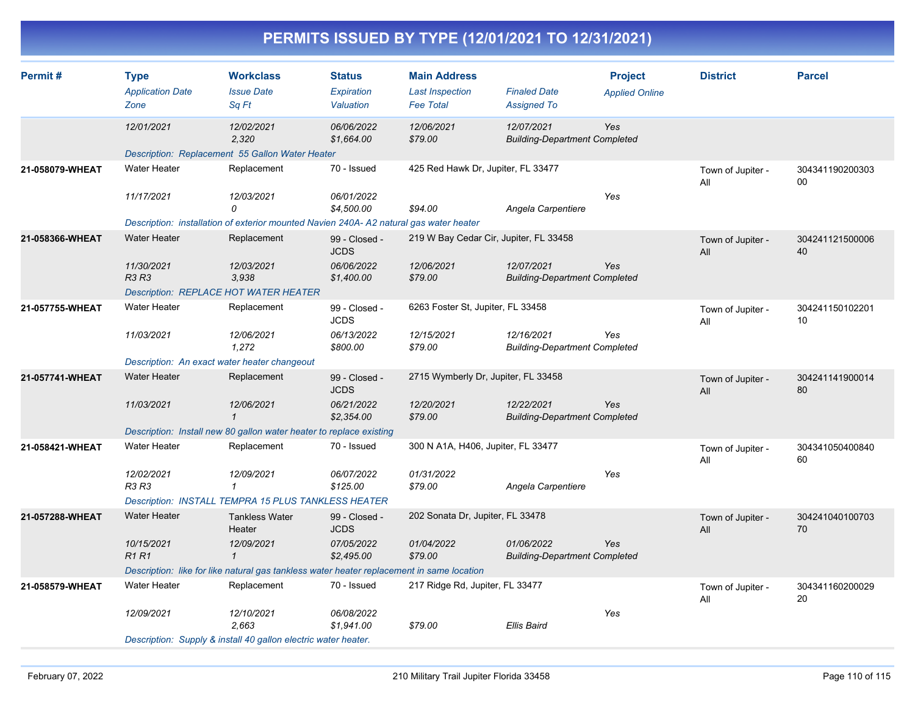# PERMITS ISSUED BY TYPE (12/01/2021 TO 12/31/2021)

| Permit # | Type<br>*Application Date*<br>*Zone* | Workclass<br>*Issue Date*<br>*Sq Ft* | Status<br>*Expiration*<br>*Valuation* | Main Address<br>*Last Inspection*<br>*Fee Total* | *Finaled Date*<br>*Assigned To* | Project<br>*Applied Online* | District | Parcel |
|---|---|---|---|---|---|---|---|---|
| | *12/01/2021* | *12/02/2021*<br>*2,320* | *06/06/2022*<br>*$1,664.00* | *12/06/2021*<br>*$79.00* | *12/07/2021*<br>*Building-Department Completed* | *Yes* | | |
| | *Description: Replacement 55 Gallon Water Heater* | | | | | | | |
| **21-058079-WHEAT** | Water Heater<br>*11/17/2021* | Replacement<br>*12/03/2021*<br>*0* | 70 - Issued<br>*06/01/2022*<br>*$4,500.00* | 425 Red Hawk Dr, Jupiter, FL 33477<br>*$94.00* | *Angela Carpentiere* | *Yes* | Town of Jupiter - All | 30434119020030300 |
| | *Description: installation of exterior mounted Navien 240A- A2 natural gas water heater* | | | | | | | |
| **21-058366-WHEAT** | Water Heater<br>*11/30/2021*<br>*R3 R3* | Replacement<br>*12/03/2021*<br>*3,938* | 99 - Closed - JCDS<br>*06/06/2022*<br>*$1,400.00* | 219 W Bay Cedar Cir, Jupiter, FL 33458<br>*12/06/2021*<br>*$79.00* | *12/07/2021*<br>*Building-Department Completed* | *Yes* | Town of Jupiter - All | 30424112150000640 |
| | *Description: REPLACE HOT WATER HEATER* | | | | | | | |
| **21-057755-WHEAT** | Water Heater<br>*11/03/2021* | Replacement<br>*12/06/2021*<br>*1,272* | 99 - Closed - JCDS<br>*06/13/2022*<br>*$800.00* | 6263 Foster St, Jupiter, FL 33458<br>*12/15/2021*<br>*$79.00* | *12/16/2021*<br>*Building-Department Completed* | *Yes* | Town of Jupiter - All | 30424115010220110 |
| | *Description: An exact water heater changeout* | | | | | | | |
| **21-057741-WHEAT** | Water Heater<br>*11/03/2021* | Replacement<br>*12/06/2021*<br>*1* | 99 - Closed - JCDS<br>*06/21/2022*<br>*$2,354.00* | 2715 Wymberly Dr, Jupiter, FL 33458<br>*12/20/2021*<br>*$79.00* | *12/22/2021*<br>*Building-Department Completed* | *Yes* | Town of Jupiter - All | 30424114190001480 |
| | *Description: Install new 80 gallon water heater to replace existing* | | | | | | | |
| **21-058421-WHEAT** | Water Heater<br>*12/02/2021*<br>*R3 R3* | Replacement<br>*12/09/2021*<br>*1* | 70 - Issued<br>*06/07/2022*<br>*$125.00* | 300 N A1A, H406, Jupiter, FL 33477<br>*01/31/2022*<br>*$79.00* | *Angela Carpentiere* | *Yes* | Town of Jupiter - All | 30434105040084060 |
| | *Description: INSTALL TEMPRA 15 PLUS TANKLESS HEATER* | | | | | | | |
| **21-057288-WHEAT** | Water Heater<br>*10/15/2021*<br>*R1 R1* | Tankless Water Heater<br>*12/09/2021*<br>*1* | 99 - Closed - JCDS<br>*07/05/2022*<br>*$2,495.00* | 202 Sonata Dr, Jupiter, FL 33478<br>*01/04/2022*<br>*$79.00* | *01/06/2022*<br>*Building-Department Completed* | *Yes* | Town of Jupiter - All | 30424104010070370 |
| | *Description: like for like natural gas tankless water heater replacement in same location* | | | | | | | |
| **21-058579-WHEAT** | Water Heater<br>*12/09/2021* | Replacement<br>*12/10/2021*<br>*2,663* | 70 - Issued<br>*06/08/2022*<br>*$1,941.00* | 217 Ridge Rd, Jupiter, FL 33477<br>*$79.00* | *Ellis Baird* | *Yes* | Town of Jupiter - All | 30434116020002920 |
| | *Description: Supply & install 40 gallon electric water heater.* | | | | | | | |

February 07, 2022 — 210 Military Trail Jupiter Florida 33458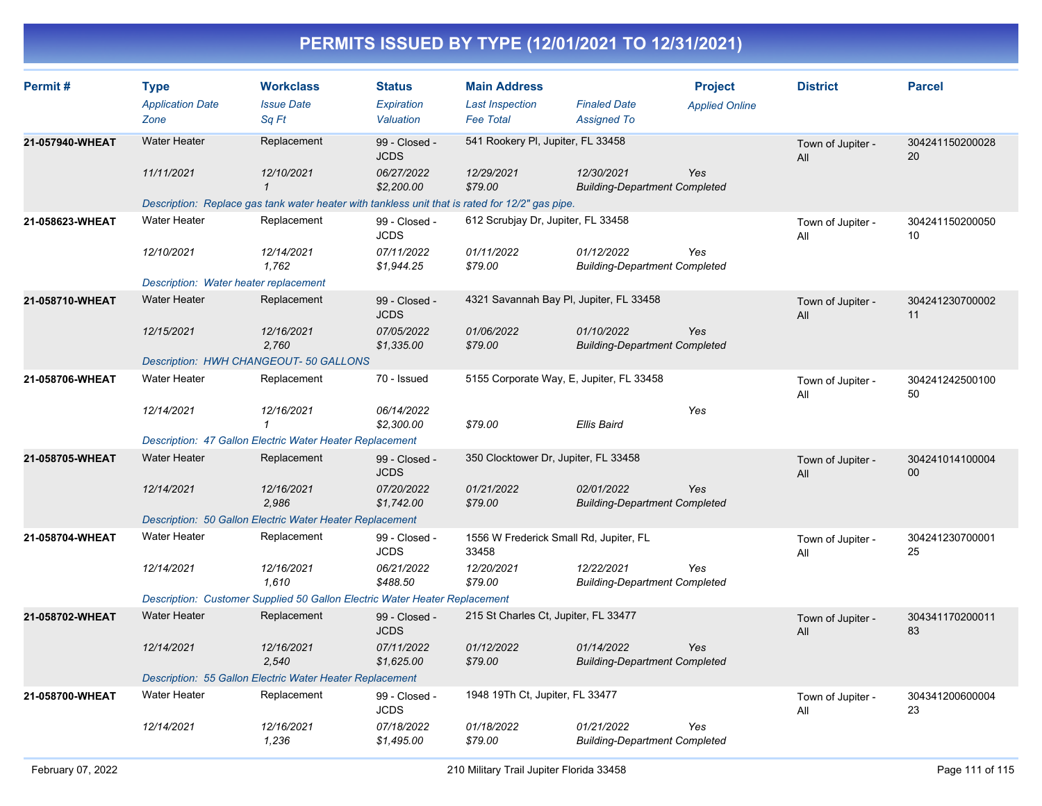# PERMITS ISSUED BY TYPE (12/01/2021 TO 12/31/2021)

| Permit # | Type | Workclass | Status | Main Address | | Project | District | Parcel |
|---|---|---|---|---|---|---|---|---|
| | *Application Date* | *Issue Date* | *Expiration* | *Last Inspection* | *Finaled Date* | *Applied Online* | | |
| | *Zone* | *Sq Ft* | *Valuation* | *Fee Total* | *Assigned To* | | | |
| **21-057940-WHEAT** | Water Heater | Replacement | 99 - Closed - JCDS | 541 Rookery Pl, Jupiter, FL 33458 | | | Town of Jupiter - All | 30424115020002820 |
| | *11/11/2021* | *12/10/2021* | *06/27/2022* | *12/29/2021* | *12/30/2021* | *Yes* | | |
| | | *1* | *$2,200.00* | *$79.00* | *Building-Department Completed* | | | |
| | *Description: Replace gas tank water heater with tankless unit that is rated for 12/2" gas pipe.* | | | | | | | |
| **21-058623-WHEAT** | Water Heater | Replacement | 99 - Closed - JCDS | 612 Scrubjay Dr, Jupiter, FL 33458 | | | Town of Jupiter - All | 30424115020005010 |
| | *12/10/2021* | *12/14/2021* | *07/11/2022* | *01/11/2022* | *01/12/2022* | *Yes* | | |
| | | *1,762* | *$1,944.25* | *$79.00* | *Building-Department Completed* | | | |
| | *Description: Water heater replacement* | | | | | | | |
| **21-058710-WHEAT** | Water Heater | Replacement | 99 - Closed - JCDS | 4321 Savannah Bay Pl, Jupiter, FL 33458 | | | Town of Jupiter - All | 30424123070000211 |
| | *12/15/2021* | *12/16/2021* | *07/05/2022* | *01/06/2022* | *01/10/2022* | *Yes* | | |
| | | *2,760* | *$1,335.00* | *$79.00* | *Building-Department Completed* | | | |
| | *Description: HWH CHANGEOUT- 50 GALLONS* | | | | | | | |
| **21-058706-WHEAT** | Water Heater | Replacement | 70 - Issued | 5155 Corporate Way, E, Jupiter, FL 33458 | | | Town of Jupiter - All | 30424124250010050 |
| | *12/14/2021* | *12/16/2021* | *06/14/2022* | | | *Yes* | | |
| | | *1* | *$2,300.00* | *$79.00* | *Ellis Baird* | | | |
| | *Description: 47 Gallon Electric Water Heater Replacement* | | | | | | | |
| **21-058705-WHEAT** | Water Heater | Replacement | 99 - Closed - JCDS | 350 Clocktower Dr, Jupiter, FL 33458 | | | Town of Jupiter - All | 30424101410000400 |
| | *12/14/2021* | *12/16/2021* | *07/20/2022* | *01/21/2022* | *02/01/2022* | *Yes* | | |
| | | *2,986* | *$1,742.00* | *$79.00* | *Building-Department Completed* | | | |
| | *Description: 50 Gallon Electric Water Heater Replacement* | | | | | | | |
| **21-058704-WHEAT** | Water Heater | Replacement | 99 - Closed - JCDS | 1556 W Frederick Small Rd, Jupiter, FL 33458 | | | Town of Jupiter - All | 30424123070000125 |
| | *12/14/2021* | *12/16/2021* | *06/21/2022* | *12/20/2021* | *12/22/2021* | *Yes* | | |
| | | *1,610* | *$488.50* | *$79.00* | *Building-Department Completed* | | | |
| | *Description: Customer Supplied 50 Gallon Electric Water Heater Replacement* | | | | | | | |
| **21-058702-WHEAT** | Water Heater | Replacement | 99 - Closed - JCDS | 215 St Charles Ct, Jupiter, FL 33477 | | | Town of Jupiter - All | 30434117020001183 |
| | *12/14/2021* | *12/16/2021* | *07/11/2022* | *01/12/2022* | *01/14/2022* | *Yes* | | |
| | | *2,540* | *$1,625.00* | *$79.00* | *Building-Department Completed* | | | |
| | *Description: 55 Gallon Electric Water Heater Replacement* | | | | | | | |
| **21-058700-WHEAT** | Water Heater | Replacement | 99 - Closed - JCDS | 1948 19Th Ct, Jupiter, FL 33477 | | | Town of Jupiter - All | 30434120060000423 |
| | *12/14/2021* | *12/16/2021* | *07/18/2022* | *01/18/2022* | *01/21/2022* | *Yes* | | |
| | | *1,236* | *$1,495.00* | *$79.00* | *Building-Department Completed* | | | |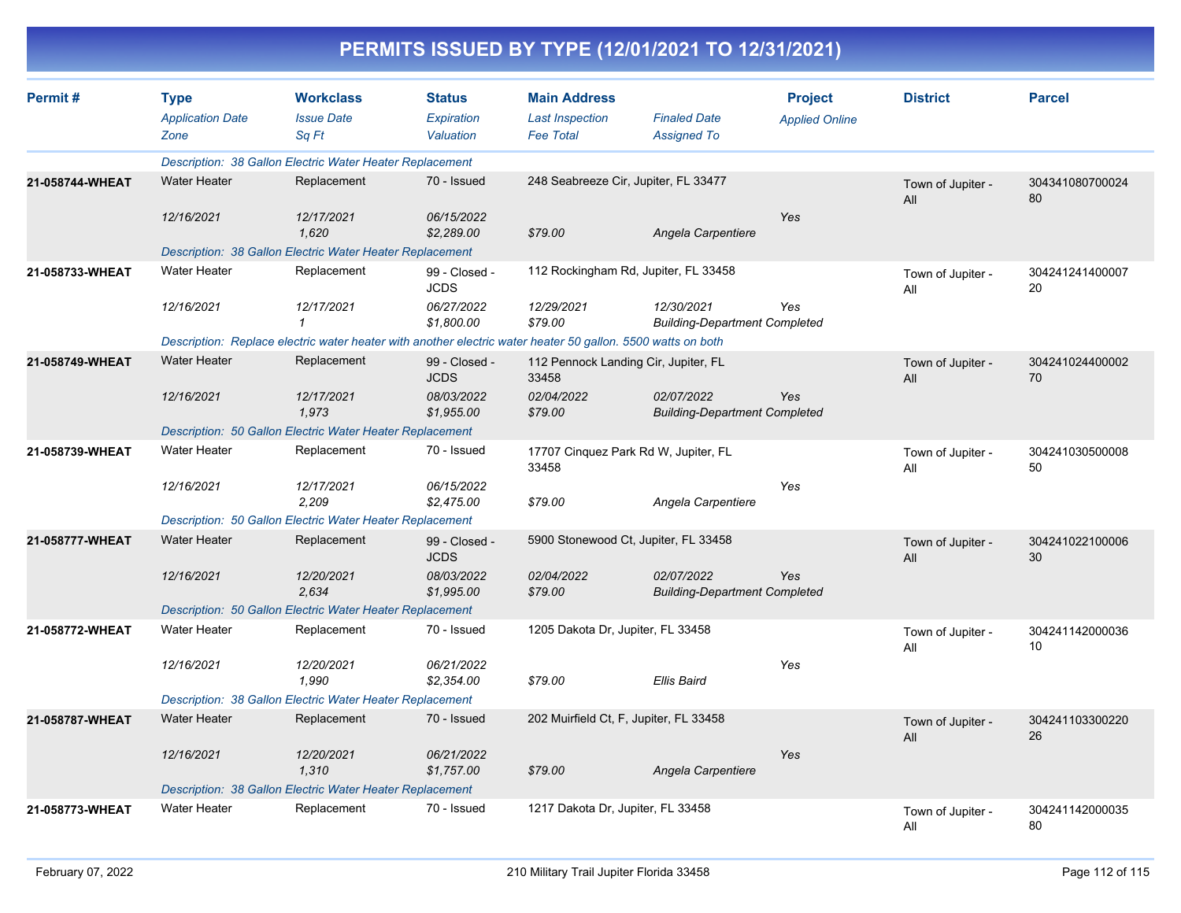# PERMITS ISSUED BY TYPE (12/01/2021 TO 12/31/2021)

| Permit # | Type / Application Date / Zone | Workclass / Issue Date / Sq Ft | Status / Expiration / Valuation | Main Address / Last Inspection / Fee Total | Finaled Date / Assigned To | Project / Applied Online | District | Parcel |
|---|---|---|---|---|---|---|---|---|
| | Description: 38 Gallon Electric Water Heater Replacement | | | | | | | |
| 21-058744-WHEAT | Water Heater | Replacement | 70 - Issued | 248 Seabreeze Cir, Jupiter, FL 33477 | | | Town of Jupiter - All | 30434108070002480 |
| | 12/16/2021 | 12/17/2021 | 06/15/2022 | | | Yes | | |
| | | 1,620 | $2,289.00 | $79.00 | Angela Carpentiere | | | |
| | Description: 38 Gallon Electric Water Heater Replacement | | | | | | | |
| 21-058733-WHEAT | Water Heater | Replacement | 99 - Closed - JCDS | 112 Rockingham Rd, Jupiter, FL 33458 | | | Town of Jupiter - All | 30424124140000720 |
| | 12/16/2021 | 12/17/2021 | 06/27/2022 | 12/29/2021 | 12/30/2021 | Yes | | |
| | | 1 | $1,800.00 | $79.00 | Building-Department Completed | | | |
| | Description: Replace electric water heater with another electric water heater 50 gallon. 5500 watts on both | | | | | | | |
| 21-058749-WHEAT | Water Heater | Replacement | 99 - Closed - JCDS | 112 Pennock Landing Cir, Jupiter, FL 33458 | | | Town of Jupiter - All | 30424102440000270 |
| | 12/16/2021 | 12/17/2021 | 08/03/2022 | 02/04/2022 | 02/07/2022 | Yes | | |
| | | 1,973 | $1,955.00 | $79.00 | Building-Department Completed | | | |
| | Description: 50 Gallon Electric Water Heater Replacement | | | | | | | |
| 21-058739-WHEAT | Water Heater | Replacement | 70 - Issued | 17707 Cinquez Park Rd W, Jupiter, FL 33458 | | | Town of Jupiter - All | 30424103050000850 |
| | 12/16/2021 | 12/17/2021 | 06/15/2022 | | | Yes | | |
| | | 2,209 | $2,475.00 | $79.00 | Angela Carpentiere | | | |
| | Description: 50 Gallon Electric Water Heater Replacement | | | | | | | |
| 21-058777-WHEAT | Water Heater | Replacement | 99 - Closed - JCDS | 5900 Stonewood Ct, Jupiter, FL 33458 | | | Town of Jupiter - All | 30424102210000630 |
| | 12/16/2021 | 12/20/2021 | 08/03/2022 | 02/04/2022 | 02/07/2022 | Yes | | |
| | | 2,634 | $1,995.00 | $79.00 | Building-Department Completed | | | |
| | Description: 50 Gallon Electric Water Heater Replacement | | | | | | | |
| 21-058772-WHEAT | Water Heater | Replacement | 70 - Issued | 1205 Dakota Dr, Jupiter, FL 33458 | | | Town of Jupiter - All | 30424114200003610 |
| | 12/16/2021 | 12/20/2021 | 06/21/2022 | | | Yes | | |
| | | 1,990 | $2,354.00 | $79.00 | Ellis Baird | | | |
| | Description: 38 Gallon Electric Water Heater Replacement | | | | | | | |
| 21-058787-WHEAT | Water Heater | Replacement | 70 - Issued | 202 Muirfield Ct, F, Jupiter, FL 33458 | | | Town of Jupiter - All | 30424110330022026 |
| | 12/16/2021 | 12/20/2021 | 06/21/2022 | | | Yes | | |
| | | 1,310 | $1,757.00 | $79.00 | Angela Carpentiere | | | |
| | Description: 38 Gallon Electric Water Heater Replacement | | | | | | | |
| 21-058773-WHEAT | Water Heater | Replacement | 70 - Issued | 1217 Dakota Dr, Jupiter, FL 33458 | | | Town of Jupiter - All | 30424114200003580 |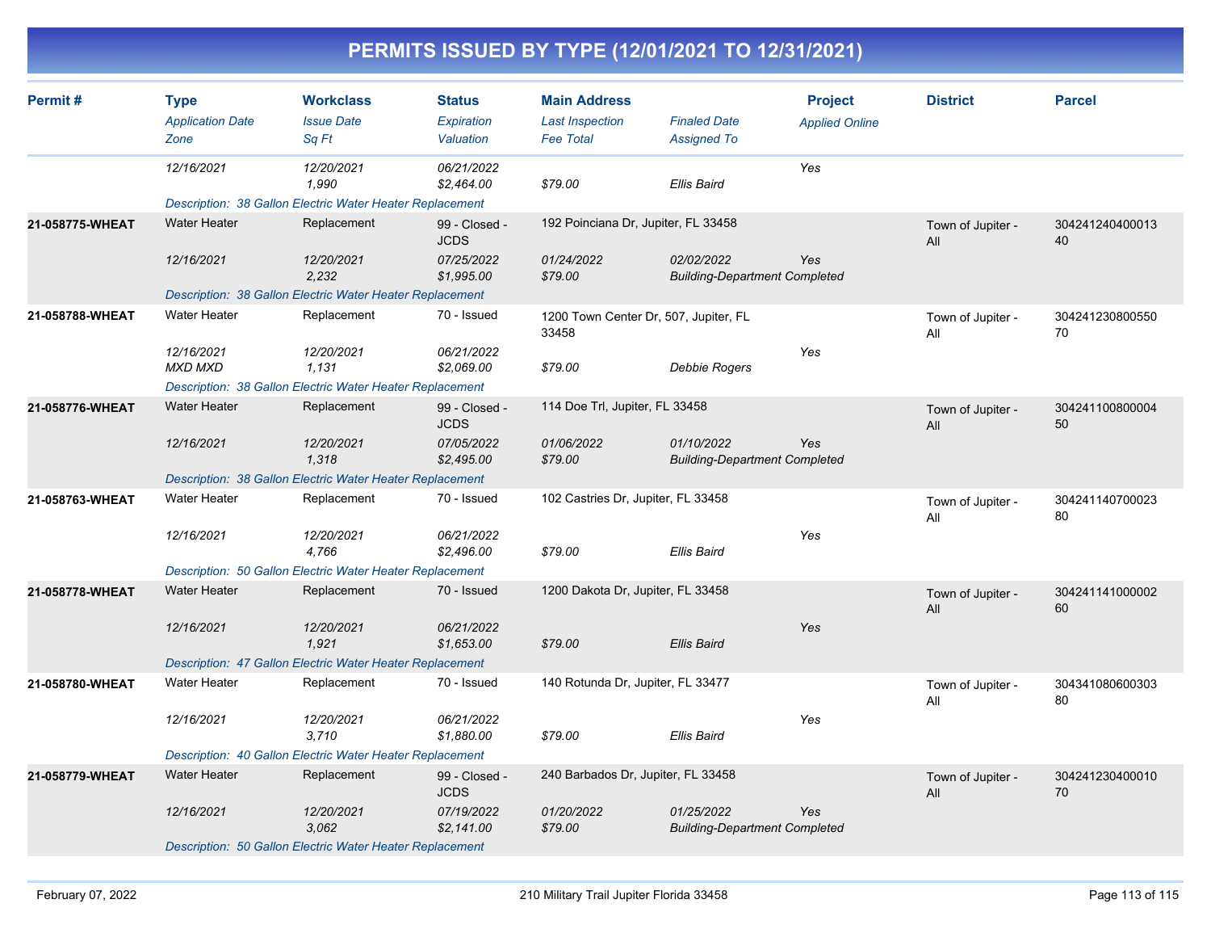# PERMITS ISSUED BY TYPE (12/01/2021 TO 12/31/2021)

| Permit # | Type<br>*Application Date*<br>*Zone* | Workclass<br>*Issue Date*<br>*Sq Ft* | Status<br>*Expiration*<br>*Valuation* | Main Address<br>*Last Inspection*<br>*Fee Total* | *Finaled Date*<br>*Assigned To* | Project<br>*Applied Online* | District | Parcel |
|---|---|---|---|---|---|---|---|---|
| | *12/16/2021* | *12/20/2021*<br>*1,990* | *06/21/2022*<br>*$2,464.00* | *$79.00* | *Ellis Baird* | *Yes* | | |
| | *Description: 38 Gallon Electric Water Heater Replacement* | | | | | | | |
| **21-058775-WHEAT** | Water Heater<br>*12/16/2021* | Replacement<br>*12/20/2021*<br>*2,232* | 99 - Closed - JCDS<br>*07/25/2022*<br>*$1,995.00* | 192 Poinciana Dr, Jupiter, FL 33458<br>*01/24/2022*<br>*$79.00* | *02/02/2022*<br>*Building-Department Completed* | *Yes* | Town of Jupiter - All | 30424124040001340 |
| | *Description: 38 Gallon Electric Water Heater Replacement* | | | | | | | |
| **21-058788-WHEAT** | Water Heater<br>*12/16/2021*<br>*MXD MXD* | Replacement<br>*12/20/2021*<br>*1,131* | 70 - Issued<br>*06/21/2022*<br>*$2,069.00* | 1200 Town Center Dr, 507, Jupiter, FL 33458<br>*$79.00* | *Debbie Rogers* | *Yes* | Town of Jupiter - All | 30424123080055070 |
| | *Description: 38 Gallon Electric Water Heater Replacement* | | | | | | | |
| **21-058776-WHEAT** | Water Heater<br>*12/16/2021* | Replacement<br>*12/20/2021*<br>*1,318* | 99 - Closed - JCDS<br>*07/05/2022*<br>*$2,495.00* | 114 Doe Trl, Jupiter, FL 33458<br>*01/06/2022*<br>*$79.00* | *01/10/2022*<br>*Building-Department Completed* | *Yes* | Town of Jupiter - All | 30424110080000450 |
| | *Description: 38 Gallon Electric Water Heater Replacement* | | | | | | | |
| **21-058763-WHEAT** | Water Heater<br>*12/16/2021* | Replacement<br>*12/20/2021*<br>*4,766* | 70 - Issued<br>*06/21/2022*<br>*$2,496.00* | 102 Castries Dr, Jupiter, FL 33458<br>*$79.00* | *Ellis Baird* | *Yes* | Town of Jupiter - All | 30424114070002380 |
| | *Description: 50 Gallon Electric Water Heater Replacement* | | | | | | | |
| **21-058778-WHEAT** | Water Heater<br>*12/16/2021* | Replacement<br>*12/20/2021*<br>*1,921* | 70 - Issued<br>*06/21/2022*<br>*$1,653.00* | 1200 Dakota Dr, Jupiter, FL 33458<br>*$79.00* | *Ellis Baird* | *Yes* | Town of Jupiter - All | 30424114100000260 |
| | *Description: 47 Gallon Electric Water Heater Replacement* | | | | | | | |
| **21-058780-WHEAT** | Water Heater<br>*12/16/2021* | Replacement<br>*12/20/2021*<br>*3,710* | 70 - Issued<br>*06/21/2022*<br>*$1,880.00* | 140 Rotunda Dr, Jupiter, FL 33477<br>*$79.00* | *Ellis Baird* | *Yes* | Town of Jupiter - All | 30434108060030380 |
| | *Description: 40 Gallon Electric Water Heater Replacement* | | | | | | | |
| **21-058779-WHEAT** | Water Heater<br>*12/16/2021* | Replacement<br>*12/20/2021*<br>*3,062* | 99 - Closed - JCDS<br>*07/19/2022*<br>*$2,141.00* | 240 Barbados Dr, Jupiter, FL 33458<br>*01/20/2022*<br>*$79.00* | *01/25/2022*<br>*Building-Department Completed* | *Yes* | Town of Jupiter - All | 30424123040001070 |
| | *Description: 50 Gallon Electric Water Heater Replacement* | | | | | | | |

February 07, 2022 — 210 Military Trail Jupiter Florida 33458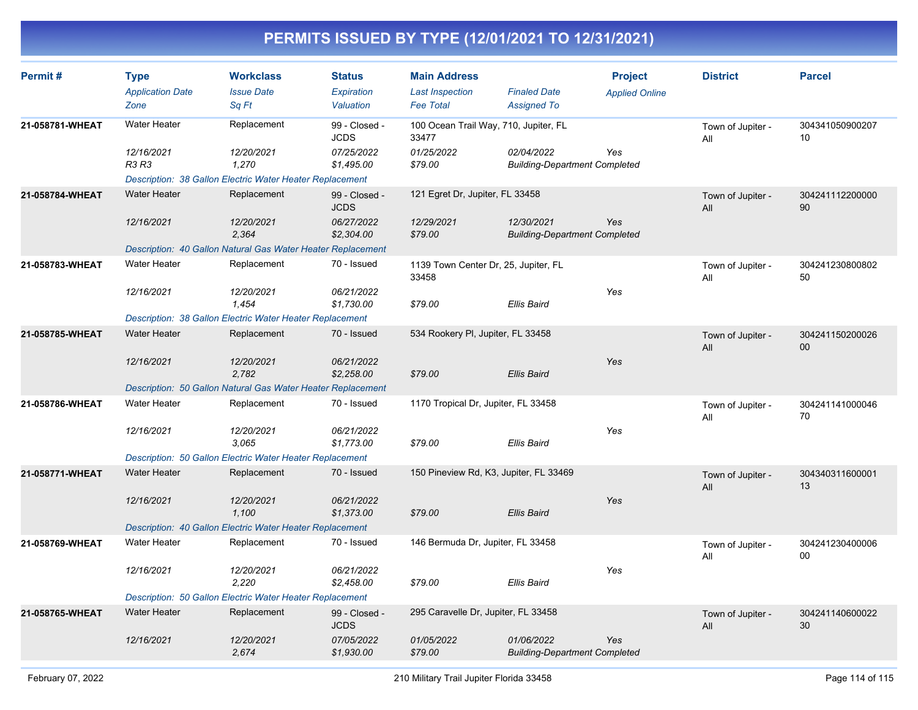# PERMITS ISSUED BY TYPE (12/01/2021 TO 12/31/2021)

| Permit # | Type<br>*Application Date*<br>*Zone* | Workclass<br>*Issue Date*<br>*Sq Ft* | Status<br>*Expiration*<br>*Valuation* | Main Address<br>*Last Inspection*<br>*Fee Total* | *Finaled Date*<br>*Assigned To* | Project<br>*Applied Online* | District | Parcel |
|---|---|---|---|---|---|---|---|---|
| **21-058781-WHEAT** | Water Heater<br>*12/16/2021*<br>*R3 R3* | Replacement<br>*12/20/2021*<br>*1,270* | 99 - Closed - JCDS<br>*07/25/2022*<br>*$1,495.00* | 100 Ocean Trail Way, 710, Jupiter, FL 33477<br>*01/25/2022*<br>*$79.00* | *02/04/2022*<br>*Building-Department Completed* | *Yes* | Town of Jupiter - All | 30434105090020710 |
| | *Description: 38 Gallon Electric Water Heater Replacement* | | | | | | | |
| **21-058784-WHEAT** | Water Heater<br>*12/16/2021* | Replacement<br>*12/20/2021*<br>*2,364* | 99 - Closed - JCDS<br>*06/27/2022*<br>*$2,304.00* | 121 Egret Dr, Jupiter, FL 33458<br>*12/29/2021*<br>*$79.00* | *12/30/2021*<br>*Building-Department Completed* | *Yes* | Town of Jupiter - All | 30424111220000090 |
| | *Description: 40 Gallon Natural Gas Water Heater Replacement* | | | | | | | |
| **21-058783-WHEAT** | Water Heater<br>*12/16/2021* | Replacement<br>*12/20/2021*<br>*1,454* | 70 - Issued<br>*06/21/2022*<br>*$1,730.00* | 1139 Town Center Dr, 25, Jupiter, FL 33458<br>*$79.00* | *Ellis Baird* | *Yes* | Town of Jupiter - All | 30424123080080250 |
| | *Description: 38 Gallon Electric Water Heater Replacement* | | | | | | | |
| **21-058785-WHEAT** | Water Heater<br>*12/16/2021* | Replacement<br>*12/20/2021*<br>*2,782* | 70 - Issued<br>*06/21/2022*<br>*$2,258.00* | 534 Rookery Pl, Jupiter, FL 33458<br>*$79.00* | *Ellis Baird* | *Yes* | Town of Jupiter - All | 30424115020002600 |
| | *Description: 50 Gallon Natural Gas Water Heater Replacement* | | | | | | | |
| **21-058786-WHEAT** | Water Heater<br>*12/16/2021* | Replacement<br>*12/20/2021*<br>*3,065* | 70 - Issued<br>*06/21/2022*<br>*$1,773.00* | 1170 Tropical Dr, Jupiter, FL 33458<br>*$79.00* | *Ellis Baird* | *Yes* | Town of Jupiter - All | 30424114100004670 |
| | *Description: 50 Gallon Electric Water Heater Replacement* | | | | | | | |
| **21-058771-WHEAT** | Water Heater<br>*12/16/2021* | Replacement<br>*12/20/2021*<br>*1,100* | 70 - Issued<br>*06/21/2022*<br>*$1,373.00* | 150 Pineview Rd, K3, Jupiter, FL 33469<br>*$79.00* | *Ellis Baird* | *Yes* | Town of Jupiter - All | 30434031160000113 |
| | *Description: 40 Gallon Electric Water Heater Replacement* | | | | | | | |
| **21-058769-WHEAT** | Water Heater<br>*12/16/2021* | Replacement<br>*12/20/2021*<br>*2,220* | 70 - Issued<br>*06/21/2022*<br>*$2,458.00* | 146 Bermuda Dr, Jupiter, FL 33458<br>*$79.00* | *Ellis Baird* | *Yes* | Town of Jupiter - All | 30424123040000600 |
| | *Description: 50 Gallon Electric Water Heater Replacement* | | | | | | | |
| **21-058765-WHEAT** | Water Heater<br>*12/16/2021* | Replacement<br>*12/20/2021*<br>*2,674* | 99 - Closed - JCDS<br>*07/05/2022*<br>*$1,930.00* | 295 Caravelle Dr, Jupiter, FL 33458<br>*01/05/2022*<br>*$79.00* | *01/06/2022*<br>*Building-Department Completed* | *Yes* | Town of Jupiter - All | 30424114060002230 |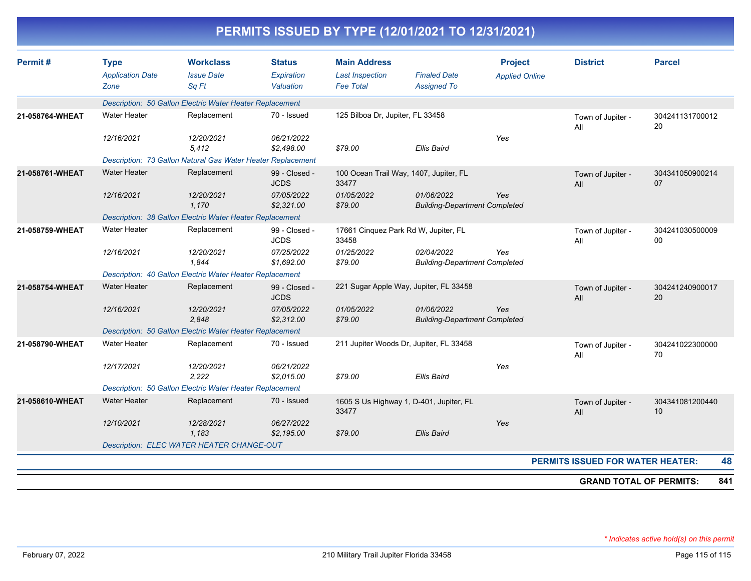# PERMITS ISSUED BY TYPE (12/01/2021 TO 12/31/2021)

| Permit # | Type / Application Date / Zone | Workclass / Issue Date / Sq Ft | Status / Expiration / Valuation | Main Address / Last Inspection / Fee Total | Finaled Date / Assigned To | Project / Applied Online | District | Parcel |
|---|---|---|---|---|---|---|---|---|
| | *Description: 50 Gallon Electric Water Heater Replacement* | | | | | | | |
| **21-058764-WHEAT** | Water Heater | Replacement | 70 - Issued | 125 Bilboa Dr, Jupiter, FL 33458 | | | Town of Jupiter - All | 30424113170001220 |
| | *12/16/2021* | *12/20/2021* | *06/21/2022* | | | *Yes* | | |
| | | *5,412* | *$2,498.00* | *$79.00* | *Ellis Baird* | | | |
| | *Description: 73 Gallon Natural Gas Water Heater Replacement* | | | | | | | |
| **21-058761-WHEAT** | Water Heater | Replacement | 99 - Closed - JCDS | 100 Ocean Trail Way, 1407, Jupiter, FL 33477 | | | Town of Jupiter - All | 30434105090021407 |
| | *12/16/2021* | *12/20/2021* | *07/05/2022* | *01/05/2022* | *01/06/2022* | *Yes* | | |
| | | *1,170* | *$2,321.00* | *$79.00* | *Building-Department Completed* | | | |
| | *Description: 38 Gallon Electric Water Heater Replacement* | | | | | | | |
| **21-058759-WHEAT** | Water Heater | Replacement | 99 - Closed - JCDS | 17661 Cinquez Park Rd W, Jupiter, FL 33458 | | | Town of Jupiter - All | 30424103050000900 |
| | *12/16/2021* | *12/20/2021* | *07/25/2022* | *01/25/2022* | *02/04/2022* | *Yes* | | |
| | | *1,844* | *$1,692.00* | *$79.00* | *Building-Department Completed* | | | |
| | *Description: 40 Gallon Electric Water Heater Replacement* | | | | | | | |
| **21-058754-WHEAT** | Water Heater | Replacement | 99 - Closed - JCDS | 221 Sugar Apple Way, Jupiter, FL 33458 | | | Town of Jupiter - All | 30424124090001720 |
| | *12/16/2021* | *12/20/2021* | *07/05/2022* | *01/05/2022* | *01/06/2022* | *Yes* | | |
| | | *2,848* | *$2,312.00* | *$79.00* | *Building-Department Completed* | | | |
| | *Description: 50 Gallon Electric Water Heater Replacement* | | | | | | | |
| **21-058790-WHEAT** | Water Heater | Replacement | 70 - Issued | 211 Jupiter Woods Dr, Jupiter, FL 33458 | | | Town of Jupiter - All | 30424102230000070 |
| | *12/17/2021* | *12/20/2021* | *06/21/2022* | | | *Yes* | | |
| | | *2,222* | *$2,015.00* | *$79.00* | *Ellis Baird* | | | |
| | *Description: 50 Gallon Electric Water Heater Replacement* | | | | | | | |
| **21-058610-WHEAT** | Water Heater | Replacement | 70 - Issued | 1605 S Us Highway 1, D-401, Jupiter, FL 33477 | | | Town of Jupiter - All | 30434108120044010 |
| | *12/10/2021* | *12/28/2021* | *06/27/2022* | | | *Yes* | | |
| | | *1,183* | *$2,195.00* | *$79.00* | *Ellis Baird* | | | |
| | *Description: ELEC WATER HEATER CHANGE-OUT* | | | | | | | |

**PERMITS ISSUED FOR WATER HEATER: 48**

**GRAND TOTAL OF PERMITS: 841**

*\* Indicates active hold(s) on this permit*

February 07, 2022 — 210 Military Trail Jupiter Florida 33458